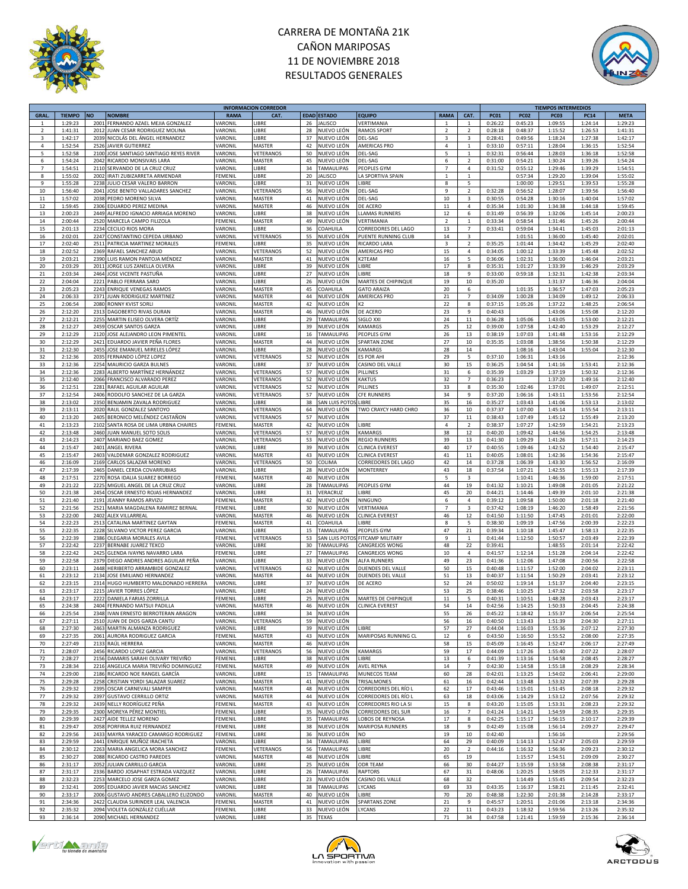# CARRERA DE MONTAÑA 21K
# CAÑON MARIPOSAS
# 11 DE NOVIEMBRE 2018
# RESULTADOS GENERALES

| | | INFORMACION CORREDOR | | | | | | | | | TIEMPOS INTERMEDIOS | | | | |
|---|---|---|---|---|---|---|---|---|---|---|---|---|---|---|---|
| GRAL. | TIEMPO | NO | NOMBRE | RAMA | CAT. | EDAD | ESTADO | EQUIPO | RAMA | CAT. | PC01 | PC02 | PC03 | PC14 | META |
| 1 | 1:29:23 | 2001 | FERNANDO AZAEL MEJIA GONZALEZ | VARONIL | LIBRE | 26 | JALISCO | VERTIMANIA | 1 | 1 | 0:26:22 | 0:45:23 | 1:09:55 | 1:24:14 | 1:29:23 |
| 2 | 1:41:31 | 2012 | JUAN CESAR RODRIGUEZ MOLINA | VARONIL | LIBRE | 28 | NUEVO LEÓN | RAMOS SPORT | 2 | 2 | 0:28:18 | 0:48:37 | 1:15:52 | 1:26:53 | 1:41:31 |
| 3 | 1:42:17 | 2039 | NICOLÁS DEL ÁNGEL HERNANDEZ | VARONIL | LIBRE | 37 | NUEVO LEÓN | DEL-SAG | 3 | 3 | 0:28:41 | 0:49:56 | 1:18:24 | 1:27:38 | 1:42:17 |
| 4 | 1:52:54 | 2526 | JAVIER GUTIERREZ | VARONIL | MASTER | 42 | NUEVO LEÓN | AMERICAS PRO | 4 | 1 | 0:33:10 | 0:57:11 | 1:28:04 | 1:36:15 | 1:52:54 |
| 5 | 1:52:58 | 2100 | JOSE SANTIAGO SANTIAGO REYES RIVER | VARONIL | VETERANOS | 50 | NUEVO LEÓN | DEL-SAG | 5 | 1 | 0:32:31 | 0:56:44 | 1:28:03 | 1:36:18 | 1:52:58 |
| 6 | 1:54:24 | 2042 | RICARDO MONSIVAIS LARA | VARONIL | MASTER | 45 | NUEVO LEÓN | DEL-SAG | 6 | 2 | 0:31:00 | 0:54:21 | 1:30:24 | 1:39:26 | 1:54:24 |
| 7 | 1:54:51 | 2110 | SERVANDO DE LA CRUZ CRUZ | VARONIL | LIBRE | 34 | TAMAULIPAS | PEOPLES GYM | 7 | 4 | 0:31:52 | 0:55:12 | 1:29:46 | 1:39:29 | 1:54:51 |
| 8 | 1:55:02 | 2002 | IRATI ZUBIZARRETA ARMENDAR | FEMENIL | LIBRE | 20 | JALISCO | LA SPORTIVA SPAIN | 1 | 1 | | 0:57:34 | 1:29:20 | 1:39:04 | 1:55:02 |
| 9 | 1:55:28 | 2238 | JULIO CESAR VALERO BARRON | VARONIL | LIBRE | 31 | NUEVO LEÓN | LIBRE | 8 | 5 | | 1:00:00 | 1:29:51 | 1:39:53 | 1:55:28 |
| 10 | 1:56:40 | 2041 | JOSE BENITO VALLADARES SANCHEZ | VARONIL | VETERANOS | 56 | NUEVO LEÓN | DEL-SAG | 9 | 2 | 0:32:28 | 0:56:52 | 1:28:07 | 1:39:56 | 1:56:40 |
| 11 | 1:57:02 | 2038 | PEDRO MORENO SILVA | VARONIL | MASTER | 41 | NUEVO LEÓN | DEL-SAG | 10 | 3 | 0:30:55 | 0:54:28 | 1:30:16 | 1:40:04 | 1:57:02 |
| 12 | 1:59:45 | 2306 | EDUARDO PEREZ MEDINA | VARONIL | MASTER | 46 | NUEVO LEÓN | DE ACERO | 11 | 4 | 0:35:34 | 1:01:30 | 1:34:38 | 1:44:18 | 1:59:45 |
| 13 | 2:00:23 | 2449 | ALFREDO IGNACIO ARRIAGA MORENO | VARONIL | LIBRE | 38 | NUEVO LEÓN | LLAMAS RUNNERS | 12 | 6 | 0:31:49 | 0:56:39 | 1:32:06 | 1:45:14 | 2:00:23 |
| 14 | 2:00:44 | 2520 | MARCELA CAMPO FILIZOLA | FEMENIL | MASTER | 49 | NUEVO LEÓN | VERTIMANIA | 2 | 1 | 0:33:34 | 0:58:54 | 1:31:46 | 1:45:26 | 2:00:44 |
| 15 | 2:01:13 | 2234 | CECILIO RIOS MORA | VARONIL | LIBRE | 36 | COAHUILA | CORREDORES DEL LAGO | 13 | 7 | 0:33:41 | 0:59:04 | 1:34:41 | 1:45:03 | 2:01:13 |
| 16 | 2:02:01 | 2247 | CONSTANTINO CEPEDA URBANO | VARONIL | VETERANOS | 55 | NUEVO LEÓN | PUENTE RUNNING CLUB | 14 | 3 | | 1:01:51 | 1:36:00 | 1:45:40 | 2:02:01 |
| 17 | 2:02:40 | 2511 | PATRICIA MARTINEZ MORALES | FEMENIL | LIBRE | 35 | NUEVO LEÓN | RICARDO LARA | 3 | 2 | 0:35:25 | 1:01:44 | 1:34:42 | 1:45:29 | 2:02:40 |
| 18 | 2:02:52 | 2369 | RAFAEL SANCHEZ ABUD | VARONIL | VETERANOS | 52 | NUEVO LEÓN | AMERICAS PRO | 15 | 4 | 0:34:05 | 1:00:12 | 1:33:39 | 1:45:48 | 2:02:52 |
| 19 | 2:03:21 | 2390 | LUIS RAMON PANTOJA MÉNDEZ | VARONIL | MASTER | 41 | NUEVO LEÓN | K2TEAM | 16 | 5 | 0:36:06 | 1:02:31 | 1:36:00 | 1:46:04 | 2:03:21 |
| 20 | 2:03:29 | 2011 | JORGE LUS ZANELLA OLVERA | VARONIL | LIBRE | 39 | NUEVO LEÓN | LIBRE | 17 | 8 | 0:35:31 | 1:01:27 | 1:33:39 | 1:46:29 | 2:03:29 |
| 21 | 2:03:34 | 2464 | JOSE VICENTE PASTUÑA | VARONIL | LIBRE | 27 | NUEVO LEÓN | LIBRE | 18 | 9 | 0:33:00 | 0:59:18 | 1:32:31 | 1:42:38 | 2:03:34 |
| 22 | 2:04:04 | 2221 | PABLO FERRARA SARO | VARONIL | LIBRE | 26 | NUEVO LEON | MARTES DE CHIPINQUE | 19 | 10 | 0:35:20 | | 1:31:37 | 1:46:36 | 2:04:04 |
| 23 | 2:05:23 | 2243 | ENRIQUE VENEGAS RAMOS | VARONIL | MASTER | 45 | COAHUILA | GATO ARAIZA | 20 | 6 | | 1:01:35 | 1:36:57 | 1:47:03 | 2:05:23 |
| 24 | 2:06:33 | 2371 | JUAN RODRIGUEZ MARTINEZ | VARONIL | MASTER | 44 | NUEVO LEÓN | AMERICAS PRO | 21 | 7 | 0:34:09 | 1:00:28 | 1:34:09 | 1:49:12 | 2:06:33 |
| 25 | 2:06:54 | 2080 | RONNY KVIST SORLI | VARONIL | MASTER | 42 | NUEVO LEÓN | K2 | 22 | 8 | 0:37:15 | 1:05:26 | 1:37:22 | 1:48:25 | 2:06:54 |
| 26 | 2:12:20 | 2313 | DAGOBERTO RIVAS DURAN | VARONIL | MASTER | 46 | NUEVO LEÓN | DE ACERO | 23 | 9 | 0:40:43 | | 1:43:06 | 1:55:08 | 2:12:20 |
| 27 | 2:12:21 | 2255 | MARTIN ELISEO OLVERA ORTÍZ | VARONIL | LIBRE | 29 | TAMAULIPAS | SIGLO XXI | 24 | 11 | 0:36:28 | 1:05:06 | 1:43:05 | 1:53:00 | 2:12:21 |
| 28 | 2:12:27 | 2459 | OSCAR SANTOS GARZA | VARONIL | LIBRE | 39 | NUEVO LEÓN | KAMARGS | 25 | 12 | 0:39:00 | 1:07:58 | 1:42:40 | 1:53:29 | 2:12:27 |
| 29 | 2:12:29 | 2120 | JOSE ALEJANDRO LEON PIMENTEL | VARONIL | LIBRE | 16 | TAMAULIPAS | PEOPLES GYM | 26 | 13 | 0:38:19 | 1:07:03 | 1:41:48 | 1:53:16 | 2:12:29 |
| 30 | 2:12:29 | 2421 | EDUARDO JAVIER PEÑA FLORES | VARONIL | MASTER | 44 | NUEVO LEÓN | SPARTAN ZONE | 27 | 10 | 0:35:35 | 1:03:08 | 1:38:56 | 1:50:38 | 2:12:29 |
| 31 | 2:12:30 | 2455 | JOSE EMANUEL MIRELES LÓPEZ | VARONIL | LIBRE | 28 | NUEVO LEÓN | KAMARGS | 28 | 14 | | 1:08:16 | 1:43:04 | 1:55:04 | 2:12:30 |
| 32 | 2:12:36 | 2035 | FERNANDO LÓPEZ LOPEZ | VARONIL | VETERANOS | 52 | NUEVO LEÓN | ES POR AHI | 29 | 5 | 0:37:10 | 1:06:31 | 1:43:16 | | 2:12:36 |
| 33 | 2:12:36 | 2254 | MAURICIO GARZA BULNES | VARONIL | LIBRE | 37 | NUEVO LEÓN | CASINO DEL VALLE | 30 | 15 | 0:36:25 | 1:04:54 | 1:41:16 | 1:53:41 | 2:12:36 |
| 34 | 2:12:36 | 2283 | ALBERTO MARTÍNEZ HERNÁNDEZ | VARONIL | VETERANOS | 57 | NUEVO LEÓN | PILLINES | 31 | 6 | 0:35:39 | 1:03:29 | 1:37:19 | 1:50:32 | 2:12:36 |
| 35 | 2:12:40 | 2066 | FRANCISCO ALVARADO PEREZ | VARONIL | VETERANOS | 52 | NUEVO LEÓN | KAKTUS | 32 | 7 | 0:36:23 | | 1:37:20 | 1:49:16 | 2:12:40 |
| 36 | 2:12:51 | 2281 | RAFAEL AGUILAR AGUILAR | VARONIL | VETERANOS | 52 | NUEVO LEÓN | PILLINES | 33 | 8 | 0:35:30 | 1:02:46 | 1:37:01 | 1:49:07 | 2:12:51 |
| 37 | 2:12:54 | 2406 | RODOLFO SANCHEZ DE LA GARZA | VARONIL | VETERANOS | 57 | NUEVO LEÓN | CFE RUNNERS | 34 | 9 | 0:37:20 | 1:06:16 | 1:43:11 | 1:53:56 | 2:12:54 |
| 38 | 2:13:02 | 2350 | BENJAMIN ZAVALA RODRIGUEZ | VARONIL | LIBRE | 38 | SAN LUIS POTOS | LIBRE | 35 | 16 | 0:35:27 | 1:03:43 | 1:41:06 | 1:53:13 | 2:13:02 |
| 39 | 2:13:11 | 2020 | RAUL GONZALEZ SANTOYO | VARONIL | VETERANOS | 64 | NUEVO LEÓN | TWO CRAYCY HARD CHRO | 36 | 10 | 0:37:37 | 1:07:00 | 1:45:14 | 1:55:54 | 2:13:11 |
| 40 | 2:13:20 | 2405 | BERONICO MELÉNDEZ CASTAÑON | VARONIL | VETERANOS | 57 | NUEVO LEÓN | | 37 | 11 | 0:38:43 | 1:07:49 | 1:45:12 | 1:55:49 | 2:13:20 |
| 41 | 2:13:23 | 2102 | SANTA ROSA DE LIMA URBNA CHAIRES | FEMENIL | MASTER | 42 | NUEVO LEÓN | LIBRE | 4 | 2 | 0:38:37 | 1:07:27 | 1:42:59 | 1:54:21 | 2:13:23 |
| 42 | 2:13:48 | 2460 | JUAN MANUEL SOTO SOLIS | VARONIL | VETERANOS | 57 | NUEVO LEÓN | KAMARGS | 38 | 12 | 0:40:20 | 1:09:42 | 1:44:56 | 1:54:25 | 2:13:48 |
| 43 | 2:14:23 | 2407 | MARIANO BAEZ GOMEZ | VARONIL | VETERANOS | 53 | NUEVO LEÓN | REGIO RUNNERS | 39 | 13 | 0:41:30 | 1:09:29 | 1:41:26 | 1:57:11 | 2:14:23 |
| 44 | 2:15:47 | 2401 | ANGEL RIVERA | VARONIL | LIBRE | 39 | NUEVO LEÓN | CLINICA EVEREST | 40 | 17 | 0:40:55 | 1:09:46 | 1:42:52 | 1:54:40 | 2:15:47 |
| 45 | 2:15:47 | 2403 | VALDEMAR GONZALEZ RODRIGUEZ | VARONIL | MASTER | 43 | NUEVO LEÓN | CLINICA EVEREST | 41 | 11 | 0:40:05 | 1:08:01 | 1:42:36 | 1:54:36 | 2:15:47 |
| 46 | 2:16:09 | 2169 | CARLOS SALAZAR MORENO | VARONIL | VETERANOS | 50 | COLIMA | CORREDORES DEL LAGO | 42 | 14 | 0:37:28 | 1:06:39 | 1:43:30 | 1:56:52 | 2:16:09 |
| 47 | 2:17:39 | 2465 | DANIEL CERDA COVARRUBIAS | VARONIL | LIBRE | 28 | NUEVO LEÓN | MONTERREY | 43 | 18 | 0:37:54 | 1:07:21 | 1:42:55 | 1:55:13 | 2:17:39 |
| 48 | 2:17:51 | 2270 | ROSA IDALIA SUAREZ BORREGO | FEMENIL | MASTER | 40 | NUEVO LEÓN | | 5 | 3 | | 1:10:41 | 1:46:36 | 1:59:00 | 2:17:51 |
| 49 | 2:21:22 | 2225 | MIGUEL ANGEL DE LA CRUZ CRUZ | VARONIL | LIBRE | 28 | TAMAULIPAS | PEOPLES GYM | 44 | 19 | 0:41:32 | 1:10:21 | 1:49:08 | 2:01:05 | 2:21:22 |
| 50 | 2:21:38 | 2454 | OSCAR ERNESTO ROJAS HERNANDEZ | VARONIL | LIBRE | 31 | VERACRUZ | LIBRE | 45 | 20 | 0:44:21 | 1:14:46 | 1:49:39 | 2:01:10 | 2:21:38 |
| 51 | 2:21:40 | 2191 | JEANNY RAMOS ARVIZU | FEMENIL | MASTER | 42 | NUEVO LEÓN | NINGUNO | 6 | 4 | 0:39:12 | 1:09:58 | 1:50:00 | 2:01:18 | 2:21:40 |
| 52 | 2:21:56 | 2521 | MARIA MAGDALENA RAMIREZ BERNAL | FEMENIL | LIBRE | 30 | NUEVO LEÓN | VERTIMANIA | 7 | 3 | 0:37:42 | 1:08:19 | 1:46:20 | 1:58:49 | 2:21:56 |
| 53 | 2:22:00 | 2402 | ALEX VILLARREAL | VARONIL | MASTER | 46 | NUEVO LEÓN | CLINICA EVEREST | 46 | 12 | 0:41:50 | 1:11:50 | 1:47:45 | 2:01:01 | 2:22:00 |
| 54 | 2:22:23 | 2513 | CATALINA MARTINEZ GAYTAN | FEMENIL | MASTER | 41 | COAHUILA | LIBRE | 8 | 5 | 0:38:30 | 1:09:19 | 1:47:56 | 2:00:39 | 2:22:23 |
| 55 | 2:22:35 | 2228 | SILVANO VICTOR PEREZ GARCIA | VARONIL | LIBRE | 15 | TAMAULIPAS | PEOPLES GYM | 47 | 21 | 0:39:34 | 1:10:18 | 1:45:47 | 1:58:13 | 2:22:35 |
| 56 | 2:22:39 | 2386 | OLEGARIA MORALES AVILA | FEMENIL | VETERANOS | 53 | SAN LUIS POTOS | FITCAMP MILITARY | 9 | 1 | 0:41:44 | 1:12:50 | 1:50:57 | 2:03:49 | 2:22:39 |
| 57 | 2:22:42 | 2237 | BERNABE JUAREZ TEXCO | VARONIL | LIBRE | 30 | TAMAULIPAS | CANGREJOS WONG | 48 | 22 | 0:39:41 | | 1:48:55 | 2:01:14 | 2:22:42 |
| 58 | 2:22:42 | 2425 | GLENDA IVAYNS NAVARRO LARA | FEMENIL | LIBRE | 27 | TAMAULIPAS | CANGREJOS WONG | 10 | 4 | 0:41:57 | 1:12:14 | 1:51:28 | 2:04:14 | 2:22:42 |
| 59 | 2:22:58 | 2379 | DIEGO ANDRES ANDRES AGUILAR PEÑA | VARONIL | LIBRE | 33 | NUEVO LEÓN | ALFA RUNNERS | 49 | 23 | 0:41:36 | 1:12:06 | 1:47:08 | 2:00:56 | 2:22:58 |
| 60 | 2:23:11 | 2448 | HERIBERTO ARRAMBIDE GONZALEZ | VARONIL | VETERANOS | 62 | NUEVO LEÓN | DUENDES DEL VALLE | 50 | 15 | 0:40:48 | 1:11:57 | 1:52:00 | 2:04:02 | 2:23:11 |
| 61 | 2:23:12 | 2134 | JOSE EMILIANO HERNANDEZ | VARONIL | MASTER | 44 | NUEVO LEÓN | DUENDES DEL VALLE | 51 | 13 | 0:40:37 | 1:11:54 | 1:50:29 | 2:03:41 | 2:23:12 |
| 62 | 2:23:15 | 2314 | HUGO HUMBERTO MALDONADO HERRERA | VARONIL | LIBRE | 37 | NUEVO LEÓN | DE ACERO | 52 | 24 | 0:50:02 | 1:19:14 | 1:51:37 | 2:04:40 | 2:23:15 |
| 63 | 2:23:17 | 2215 | JAVIER TORRES LÓPEZ | VARONIL | LIBRE | 24 | NUEVO LEÓN | | 53 | 25 | 0:38:46 | 1:10:25 | 1:47:32 | 2:03:58 | 2:23:17 |
| 64 | 2:23:17 | 2222 | DANIELA FARIAS ZORRILLA | FEMENIL | LIBRE | 25 | NUEVO LEÓN | MARTES DE CHIPINQUE | 11 | 5 | 0:40:31 | 1:10:51 | 1:48:28 | 2:03:43 | 2:23:17 |
| 65 | 2:24:38 | 2404 | FERNANDO MATSUI PADILLA | VARONIL | MASTER | 46 | NUEVO LEÓN | CLINICA EVEREST | 54 | 14 | 0:42:56 | 1:14:25 | 1:50:33 | 2:04:45 | 2:24:38 |
| 66 | 2:25:54 | 2348 | IVAN ERNESTO BERROTERAN ARAGON | VARONIL | LIBRE | 34 | NUEVO LEÓN | | 55 | 26 | 0:45:22 | 1:18:42 | 1:55:37 | 2:06:54 | 2:25:54 |
| 67 | 2:27:11 | 2510 | JUAN DE DIOS GARZA CANTU | VARONIL | VETERANOS | 59 | NUEVO LEÓN | | 56 | 16 | 0:40:50 | 1:13:43 | 1:51:39 | 2:04:30 | 2:27:11 |
| 68 | 2:27:30 | 2463 | MARTIN ALMANZA RODRIGUEZ | VARONIL | LIBRE | 39 | NUEVO LEÓN | LIBRE | 57 | 27 | 0:44:04 | 1:16:03 | 1:55:36 | 2:07:12 | 2:27:30 |
| 69 | 2:27:35 | 2061 | AURORA RODRIGUEZ GARCIA | FEMENIL | MASTER | 43 | NUEVO LEÓN | MARIPOSAS RUNNING CL | 12 | 6 | 0:43:50 | 1:16:50 | 1:55:52 | 2:08:00 | 2:27:35 |
| 70 | 2:27:49 | 2133 | RAÚL HERRERA | VARONIL | MASTER | 46 | NUEVO LEÓN | | 58 | 15 | 0:45:09 | 1:16:45 | 1:52:47 | 2:06:17 | 2:27:49 |
| 71 | 2:28:07 | 2456 | RICARDO LOPEZ GARCIA | VARONIL | VETERANOS | 56 | NUEVO LEÓN | KAMARGS | 59 | 17 | 0:44:09 | 1:17:26 | 1:55:40 | 2:07:22 | 2:28:07 |
| 72 | 2:28:27 | 2156 | DAMARIS SARAHI OLIVARY TREVIÑO | FEMENIL | LIBRE | 38 | NUEVO LEÓN | LIBRE | 13 | 6 | 0:41:39 | 1:13:16 | 1:54:58 | 2:08:45 | 2:28:27 |
| 73 | 2:28:34 | 2216 | ANGELICA MARIA TREVIÑO DOMINGUEZ | FEMENIL | MASTER | 49 | NUEVO LEÓN | AVEL REYNA | 14 | 7 | 0:42:30 | 1:14:58 | 1:55:18 | 2:08:29 | 2:28:34 |
| 74 | 2:29:00 | 2186 | RICARDO NOE RANGEL GARCÍA | VARONIL | LIBRE | 15 | TAMAULIPAS | MUNECOS TEAM | 60 | 28 | 0:42:01 | 1:13:25 | 1:54:02 | 2:06:41 | 2:29:00 |
| 75 | 2:29:28 | 2258 | CRISTIAN YORDI SALAZAR SUAREZ | VARONIL | MASTER | 41 | NUEVO LEÓN | TRISALMONES | 61 | 16 | 0:42:44 | 1:13:48 | 1:53:32 | 2:07:39 | 2:29:28 |
| 76 | 2:29:32 | 2395 | OSCAR CARNEVALI SAMPER | VARONIL | MASTER | 48 | NUEVO LEÓN | CORREDORES DEL RÍO L | 62 | 17 | 0:43:46 | 1:15:01 | 1:51:45 | 2:08:18 | 2:29:32 |
| 77 | 2:29:32 | 2397 | GUSTAVO CERRILLO ORTIZ | VARONIL | MASTER | 44 | NUEVO LEÓN | CORREDORES DEL RÍO L | 63 | 18 | 0:43:06 | 1:14:29 | 1:53:12 | 2:07:56 | 2:29:32 |
| 78 | 2:29:32 | 2439 | NELLY RODRÍGUEZ PEÑA | FEMENIL | MASTER | 43 | NUEVO LEÓN | CORREDORES RIO LA SI | 15 | 8 | 0:43:20 | 1:15:05 | 1:53:31 | 2:08:23 | 2:29:32 |
| 79 | 2:29:35 | 2300 | MOREYA PÉREZ MONTIEL | FEMENIL | LIBRE | 35 | NUEVO LEÓN | CORREDORES DEL SUR | 16 | 7 | 0:41:24 | 1:14:21 | 1:54:59 | 2:08:35 | 2:29:35 |
| 80 | 2:29:39 | 2427 | AIDE TELLEZ MORENO | FEMENIL | LIBRE | 35 | TAMAULIPAS | LOBOS DE REYNOSA | 17 | 8 | 0:42:25 | 1:15:17 | 1:56:15 | 2:10:17 | 2:29:39 |
| 81 | 2:29:47 | 2058 | PORFIRIA RUIZ FERNANDEZ | FEMENIL | LIBRE | 38 | NUEVO LEÓN | MARIPOSA RUNNERS | 18 | 9 | 0:42:49 | 1:15:08 | 1:56:14 | 2:09:27 | 2:29:47 |
| 82 | 2:29:56 | 2433 | MAYRA YARACED CAMARGO RODRIGUEZ | FEMENIL | LIBRE | 36 | NUEVO LEÓN | NO | 19 | 10 | 0:42:40 | | 1:56:16 | | 2:29:56 |
| 83 | 2:29:59 | 2441 | ENRIQUE MUÑOZ IRACHETA | VARONIL | LIBRE | 34 | TAMAULIPAS | LIBRE | 64 | 29 | 0:40:09 | 1:14:13 | 1:52:47 | 2:05:03 | 2:29:59 |
| 84 | 2:30:12 | 2263 | MARIA ANGELICA MORA SANCHEZ | FEMENIL | VETERANOS | 56 | TAMAULIPAS | LIBRE | 20 | 2 | 0:44:16 | 1:16:32 | 1:56:36 | 2:09:23 | 2:30:12 |
| 85 | 2:30:27 | 2088 | RICARDO CASTRO PAREDES | VARONIL | MASTER | 48 | NUEVO LEÓN | LIBRE | 65 | 19 | | 1:15:57 | 1:54:51 | 2:09:09 | 2:30:27 |
| 86 | 2:31:17 | 2052 | JULIAN CARRILLO GARCIA | VARONIL | LIBRE | 25 | NUEVO LEÓN | ODR TEAM | 66 | 30 | 0:44:27 | 1:15:59 | 1:53:58 | 2:08:38 | 2:31:17 |
| 87 | 2:31:17 | 2336 | BARDO JOSAPHAT ESTRADA VAZQUEZ | VARONIL | LIBRE | 26 | TAMAULIPAS | RAPTORS | 67 | 31 | 0:48:06 | 1:20:25 | 1:58:05 | 2:12:33 | 2:31:17 |
| 88 | 2:32:23 | 2253 | MARCELO JOSE GARZA GOMEZ | VARONIL | LIBRE | 23 | NUEVO LEÓN | CASINO DEL VALLE | 68 | 32 | | 1:14:49 | 1:55:45 | 2:09:54 | 2:32:23 |
| 89 | 2:32:41 | 2095 | EDUARDO JAVIER MACIAS SANCHEZ | VARONIL | LIBRE | 38 | TAMAULIPAS | LYCANS | 69 | 33 | 0:43:35 | 1:16:37 | 1:58:21 | 2:11:45 | 2:32:41 |
| 90 | 2:33:17 | 2006 | GUSTAVO ANDRES CABALLERO ELIZONDO | VARONIL | MASTER | 40 | NUEVO LEÓN | LIBRE | 70 | 20 | 0:48:38 | 1:22:30 | 2:01:38 | 2:14:28 | 2:33:17 |
| 91 | 2:34:36 | 2422 | CLAUDIA SURINDER LEAL VALENCIA | FEMENIL | MASTER | 41 | NUEVO LEÓN | SPARTANS ZONE | 21 | 9 | 0:45:57 | 1:20:51 | 2:01:06 | 2:13:18 | 2:34:36 |
| 92 | 2:35:32 | 2094 | VIOLETA GONZÁLEZ CUÉLLAR | FEMENIL | LIBRE | 33 | NUEVO LEÓN | LYCANS | 22 | 11 | 0:43:23 | 1:18:32 | 1:59:56 | 2:13:26 | 2:35:32 |
| 93 | 2:36:14 | 2090 | MICHAEL HERNANDEZ | VARONIL | LIBRE | 35 | TEXAS | | 71 | 34 | 0:47:58 | 1:21:41 | 1:59:59 | 2:15:36 | 2:36:14 |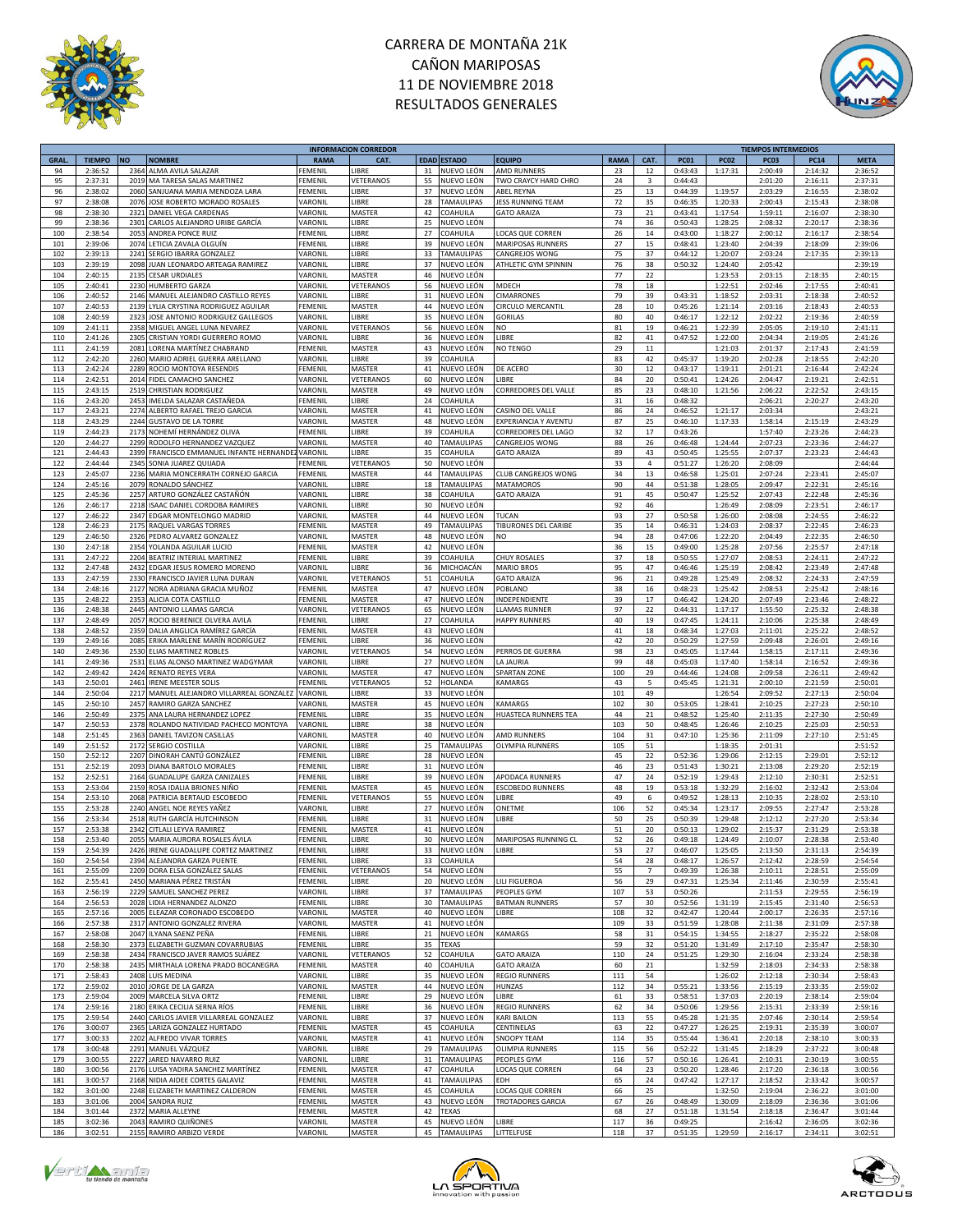# CARRERA DE MONTAÑA 21K
# CAÑON MARIPOSAS
# 11 DE NOVIEMBRE 2018
# RESULTADOS GENERALES

| INFORMACION CORREDOR | | | | | | | | | | TIEMPOS INTERMEDIOS | | | | | |
|---|---|---|---|---|---|---|---|---|---|---|---|---|---|---|---|
| GRAL. | TIEMPO | NO | NOMBRE | RAMA | CAT. | EDAD | ESTADO | EQUIPO | RAMA | CAT. | PC01 | PC02 | PC03 | PC14 | META |
| 94 | 2:36:52 | 2364 | ALMA AVILA SALAZAR | FEMENIL | LIBRE | 31 | NUEVO LEÓN | AMD RUNNERS | 23 | 12 | 0:43:43 | 1:17:31 | 2:00:49 | 2:14:32 | 2:36:52 |
| 95 | 2:37:31 | 2019 | MA TARESA SALAS MARTINEZ | FEMENIL | VETERANOS | 55 | NUEVO LEÓN | TWO CRAYCY HARD CHRO | 24 | 3 | 0:44:43 | | 2:01:20 | 2:16:11 | 2:37:31 |
| 96 | 2:38:02 | 2060 | SANJUANA MARIA MENDOZA LARA | FEMENIL | LIBRE | 37 | NUEVO LEÓN | ABEL REYNA | 25 | 13 | 0:44:39 | 1:19:57 | 2:03:29 | 2:16:55 | 2:38:02 |
| 97 | 2:38:08 | 2076 | JOSE ROBERTO MORADO ROSALES | VARONIL | LIBRE | 28 | TAMAULIPAS | JESS RUNNING TEAM | 72 | 35 | 0:46:35 | 1:20:33 | 2:00:43 | 2:15:43 | 2:38:08 |
| 98 | 2:38:30 | 2321 | DANIEL VEGA CARDENAS | VARONIL | MASTER | 42 | COAHUILA | GATO ARAIZA | 73 | 21 | 0:43:41 | 1:17:54 | 1:59:11 | 2:16:07 | 2:38:30 |
| 99 | 2:38:36 | 2301 | CARLOS ALBERTO URIBE GARCÍA | VARONIL | LIBRE | 25 | NUEVO LEÓN | | 74 | 36 | 0:50:43 | 1:28:25 | 2:08:32 | 2:20:17 | 2:38:36 |
| 100 | 2:38:54 | 2053 | ANDREA PONCE RUIZ | FEMENIL | LIBRE | 27 | COAHUILA | LOCAS QUE CORREN | 26 | 14 | 0:43:00 | 1:18:27 | 2:00:12 | 2:16:17 | 2:38:54 |
| 101 | 2:39:06 | 2074 | LETICIA ZAVALA OLGUÍN | FEMENIL | LIBRE | 39 | NUEVO LEÓN | MARIPOSAS RUNNERS | 27 | 15 | 0:48:41 | 1:23:40 | 2:04:39 | 2:18:09 | 2:39:06 |
| 102 | 2:39:13 | 2241 | SERGIO IBARRA GONZALEZ | VARONIL | LIBRE | 33 | TAMAULIPAS | CANGREJOS WONG | 75 | 37 | 0:44:12 | 1:20:07 | 2:03:24 | 2:17:35 | 2:39:13 |
| 103 | 2:39:19 | 2098 | JUAN LEONARDO ARTEAGA RAMIREZ | VARONIL | LIBRE | 37 | NUEVO LEÓN | ATHLETIC GYM SPINNIN | 76 | 38 | 0:50:32 | 1:24:40 | 2:05:42 | | 2:39:19 |
| 104 | 2:40:15 | 2135 | CESAR URDIALES | VARONIL | MASTER | 46 | NUEVO LEÓN | | 77 | 22 | | 1:23:53 | 2:03:15 | 2:18:35 | 2:40:15 |
| 105 | 2:40:41 | 2230 | HUMBERTO GARZA | VARONIL | VETERANOS | 56 | NUEVO LEÓN | MDECH | 78 | 18 | | 1:22:51 | 2:02:46 | 2:17:55 | 2:40:41 |
| 106 | 2:40:52 | 2146 | MANUEL ALEJANDRO CASTILLO REYES | VARONIL | LIBRE | 31 | NUEVO LEÓN | CIMARRONES | 79 | 39 | 0:43:31 | 1:18:52 | 2:03:31 | 2:18:38 | 2:40:52 |
| 107 | 2:40:53 | 2139 | LYLIA CRYSTINA RODRIGUEZ AGUILAR | FEMENIL | MASTER | 44 | NUEVO LEÓN | CIRCULO MERCANTIL | 28 | 10 | 0:45:26 | 1:21:14 | 2:03:16 | 2:18:43 | 2:40:53 |
| 108 | 2:40:59 | 2323 | JOSE ANTONIO RODRIGUEZ GALLEGOS | VARONIL | LIBRE | 35 | NUEVO LEÓN | GORILAS | 80 | 40 | 0:46:17 | 1:22:12 | 2:02:22 | 2:19:36 | 2:40:59 |
| 109 | 2:41:11 | 2358 | MIGUEL ANGEL LUNA NEVAREZ | VARONIL | VETERANOS | 56 | NUEVO LEÓN | NO | 81 | 19 | 0:46:21 | 1:22:39 | 2:05:05 | 2:19:10 | 2:41:11 |
| 110 | 2:41:26 | 2305 | CRISTIAN YORDI GUERRERO ROMO | VARONIL | LIBRE | 36 | NUEVO LEÓN | LIBRE | 82 | 41 | 0:47:52 | 1:22:00 | 2:04:34 | 2:19:05 | 2:41:26 |
| 111 | 2:41:59 | 2081 | LORENA MARTÍNEZ CHABRAND | FEMENIL | MASTER | 43 | NUEVO LEÓN | NO TENGO | 29 | 11 | | 1:21:03 | 2:01:37 | 2:17:43 | 2:41:59 |
| 112 | 2:42:20 | 2260 | MARIO ADRIEL GUERRA ARELLANO | VARONIL | LIBRE | 39 | COAHUILA | | 83 | 42 | 0:45:37 | 1:19:20 | 2:02:28 | 2:18:55 | 2:42:20 |
| 113 | 2:42:24 | 2289 | ROCIO MONTOYA RESENDIS | FEMENIL | MASTER | 41 | NUEVO LEÓN | DE ACERO | 30 | 12 | 0:43:17 | 1:19:11 | 2:01:21 | 2:16:44 | 2:42:24 |
| 114 | 2:42:51 | 2014 | FIDEL CAMACHO SANCHEZ | VARONIL | VETERANOS | 60 | NUEVO LEÓN | LIBRE | 84 | 20 | 0:50:41 | 1:24:26 | 2:04:47 | 2:19:21 | 2:42:51 |
| 115 | 2:43:15 | 2519 | CHRISTIAN RODRIGUEZ | VARONIL | MASTER | 49 | NUEVO LEÓN | CORREDORES DEL VALLE | 85 | 23 | 0:48:10 | 1:21:56 | 2:06:22 | 2:22:52 | 2:43:15 |
| 116 | 2:43:20 | 2453 | IMELDA SALAZAR CASTAÑEDA | FEMENIL | LIBRE | 24 | COAHUILA | | 31 | 16 | 0:48:32 | | 2:06:21 | 2:20:27 | 2:43:20 |
| 117 | 2:43:21 | 2274 | ALBERTO RAFAEL TREJO GARCIA | VARONIL | MASTER | 41 | NUEVO LEÓN | CASINO DEL VALLE | 86 | 24 | 0:46:52 | 1:21:17 | 2:03:34 | | 2:43:21 |
| 118 | 2:43:29 | 2244 | GUSTAVO DE LA TORRE | VARONIL | MASTER | 48 | NUEVO LEÓN | EXPERIANCIA Y AVENTU | 87 | 25 | 0:46:10 | 1:17:33 | 1:58:14 | 2:15:19 | 2:43:29 |
| 119 | 2:44:23 | 2173 | NOHEMÍ HERNÁNDEZ OLIVA | FEMENIL | LIBRE | 39 | COAHUILA | CORREDORES DEL LAGO | 32 | 17 | 0:43:26 | | 1:57:40 | 2:23:26 | 2:44:23 |
| 120 | 2:44:27 | 2299 | RODOLFO HERNANDEZ VAZQUEZ | VARONIL | MASTER | 40 | TAMAULIPAS | CANGREJOS WONG | 88 | 26 | 0:46:48 | 1:24:44 | 2:07:23 | 2:23:36 | 2:44:27 |
| 121 | 2:44:43 | 2399 | FRANCISCO EMMANUEL INFANTE HERNANDEZ | VARONIL | LIBRE | 35 | COAHUILA | GATO ARAIZA | 89 | 43 | 0:50:45 | 1:25:55 | 2:07:37 | 2:23:23 | 2:44:43 |
| 122 | 2:44:44 | 2345 | SONIA JUAREZ QUIJADA | FEMENIL | VETERANOS | 50 | NUEVO LEÓN | | 33 | 4 | 0:51:27 | 1:26:20 | 2:08:09 | | 2:44:44 |
| 123 | 2:45:07 | 2236 | MARIA MONCERRATH CORNEJO GARCIA | FEMENIL | MASTER | 44 | TAMAULIPAS | CLUB CANGREJOS WONG | 34 | 13 | 0:46:58 | 1:25:01 | 2:07:24 | 2:23:41 | 2:45:07 |
| 124 | 2:45:16 | 2079 | RONALDO SÁNCHEZ | VARONIL | LIBRE | 18 | TAMAULIPAS | MATAMOROS | 90 | 44 | 0:51:38 | 1:28:05 | 2:09:47 | 2:22:31 | 2:45:16 |
| 125 | 2:45:36 | 2257 | ARTURO GONZÁLEZ CASTAÑÓN | VARONIL | LIBRE | 38 | COAHUILA | GATO ARAIZA | 91 | 45 | 0:50:47 | 1:25:52 | 2:07:43 | 2:22:48 | 2:45:36 |
| 126 | 2:46:17 | 2218 | ISAAC DANIEL CORDOBA RAMIRES | VARONIL | LIBRE | 30 | NUEVO LEÓN | | 92 | 46 | | 1:26:49 | 2:08:09 | 2:23:51 | 2:46:17 |
| 127 | 2:46:22 | 2347 | EDGAR MONTELONGO MADRID | VARONIL | MASTER | 44 | NUEVO LEÓN | TUCAN | 93 | 27 | 0:50:58 | 1:26:00 | 2:08:08 | 2:24:55 | 2:46:22 |
| 128 | 2:46:23 | 2175 | RAQUEL VARGAS TORRES | FEMENIL | MASTER | 49 | TAMAULIPAS | TIBURONES DEL CARIBE | 35 | 14 | 0:46:31 | 1:24:03 | 2:08:37 | 2:22:45 | 2:46:23 |
| 129 | 2:46:50 | 2326 | PEDRO ALVAREZ GONZALEZ | VARONIL | MASTER | 48 | NUEVO LEÓN | NO | 94 | 28 | 0:47:06 | 1:22:20 | 2:04:49 | 2:22:35 | 2:46:50 |
| 130 | 2:47:18 | 2354 | YOLANDA AGUILAR LUCIO | FEMENIL | MASTER | 42 | NUEVO LEÓN | | 36 | 15 | 0:49:00 | 1:25:28 | 2:07:56 | 2:25:57 | 2:47:18 |
| 131 | 2:47:22 | 2204 | BEATRIZ INTERIAL MARTINEZ | FEMENIL | LIBRE | 39 | COAHUILA | CHUY ROSALES | 37 | 18 | 0:50:55 | 1:27:07 | 2:08:53 | 2:24:11 | 2:47:22 |
| 132 | 2:47:48 | 2432 | EDGAR JESUS ROMERO MORENO | VARONIL | LIBRE | 36 | MICHOACÁN | MARIO BROS | 95 | 47 | 0:46:46 | 1:25:19 | 2:08:42 | 2:23:49 | 2:47:48 |
| 133 | 2:47:59 | 2330 | FRANCISCO JAVIER LUNA DURAN | VARONIL | VETERANOS | 51 | COAHUILA | GATO ARAIZA | 96 | 21 | 0:49:28 | 1:25:49 | 2:08:32 | 2:24:33 | 2:47:59 |
| 134 | 2:48:16 | 2127 | NORA ADRIANA GRACIA MUÑOZ | FEMENIL | MASTER | 47 | NUEVO LEÓN | POBLANO | 38 | 16 | 0:48:23 | 1:25:42 | 2:08:53 | 2:25:42 | 2:48:16 |
| 135 | 2:48:22 | 2353 | ALICIA COTA CASTILLO | FEMENIL | MASTER | 47 | NUEVO LEÓN | INDEPENDIENTE | 39 | 17 | 0:46:42 | 1:24:20 | 2:07:49 | 2:23:46 | 2:48:22 |
| 136 | 2:48:38 | 2445 | ANTONIO LLAMAS GARCIA | VARONIL | VETERANOS | 65 | NUEVO LEÓN | LLAMAS RUNNER | 97 | 22 | 0:44:31 | 1:17:17 | 1:55:50 | 2:25:32 | 2:48:38 |
| 137 | 2:48:49 | 2057 | ROCIO BERENICE OLVERA AVILA | FEMENIL | LIBRE | 27 | COAHUILA | HAPPY RUNNERS | 40 | 19 | 0:47:45 | 1:24:11 | 2:10:06 | 2:25:38 | 2:48:49 |
| 138 | 2:48:52 | 2359 | DALIA ANGLICA RAMÍREZ GARCÍA | FEMENIL | MASTER | 43 | NUEVO LEÓN | | 41 | 18 | 0:48:34 | 1:27:03 | 2:11:01 | 2:25:22 | 2:48:52 |
| 139 | 2:49:16 | 2085 | ERIKA MARLENE MARÍN RODRÍGUEZ | FEMENIL | LIBRE | 36 | NUEVO LEÓN | | 42 | 20 | 0:50:29 | 1:27:59 | 2:09:48 | 2:26:01 | 2:49:16 |
| 140 | 2:49:36 | 2530 | ELIAS MARTINEZ ROBLES | VARONIL | VETERANOS | 54 | NUEVO LEÓN | PERROS DE GUERRA | 98 | 23 | 0:45:05 | 1:17:44 | 1:58:15 | 2:17:11 | 2:49:36 |
| 141 | 2:49:36 | 2531 | ELIAS ALONSO MARTINEZ WADGYMAR | VARONIL | LIBRE | 27 | NUEVO LEÓN | LA JAURIA | 99 | 48 | 0:45:03 | 1:17:40 | 1:58:14 | 2:16:52 | 2:49:36 |
| 142 | 2:49:42 | 2424 | RENATO REYES VERA | VARONIL | MASTER | 47 | NUEVO LEÓN | SPARTAN ZONE | 100 | 29 | 0:44:46 | 1:24:08 | 2:09:58 | 2:26:11 | 2:49:42 |
| 143 | 2:50:01 | 2461 | IRENE MEESTER SOLIS | FEMENIL | VETERANOS | 52 | HOLANDA | KAMARGS | 43 | 5 | 0:45:45 | 1:21:31 | 2:00:10 | 2:21:59 | 2:50:01 |
| 144 | 2:50:04 | 2217 | MANUEL ALEJANDRO VILLARREAL GONZALEZ | VARONIL | LIBRE | 33 | NUEVO LEÓN | | 101 | 49 | | 1:26:54 | 2:09:52 | 2:27:13 | 2:50:04 |
| 145 | 2:50:10 | 2457 | RAMIRO GARZA SANCHEZ | VARONIL | MASTER | 45 | NUEVO LEÓN | KAMARGS | 102 | 30 | 0:53:05 | 1:28:41 | 2:10:25 | 2:27:23 | 2:50:10 |
| 146 | 2:50:49 | 2375 | ANA LAURA HERNANDEZ LOPEZ | FEMENIL | LIBRE | 35 | NUEVO LEÓN | HUASTECA RUNNERS TEA | 44 | 21 | 0:48:52 | 1:25:40 | 2:11:35 | 2:27:30 | 2:50:49 |
| 147 | 2:50:53 | 2378 | ROLANDO NATIVIDAD PACHECO MONTOYA | VARONIL | LIBRE | 38 | NUEVO LEÓN | | 103 | 50 | 0:48:45 | 1:26:46 | 2:10:25 | 2:25:03 | 2:50:53 |
| 148 | 2:51:45 | 2363 | DANIEL TAVIZON CASILLAS | VARONIL | MASTER | 40 | NUEVO LEÓN | AMD RUNNERS | 104 | 31 | 0:47:10 | 1:25:36 | 2:11:09 | 2:27:10 | 2:51:45 |
| 149 | 2:51:52 | 2172 | SERGIO COSTILLA | VARONIL | LIBRE | 25 | TAMAULIPAS | OLYMPIA RUNNERS | 105 | 51 | | 1:18:35 | 2:01:31 | | 2:51:52 |
| 150 | 2:52:12 | 2207 | DINORAH CANTÚ GONZÁLEZ | FEMENIL | LIBRE | 28 | NUEVO LEÓN | | 45 | 22 | 0:52:36 | 1:29:06 | 2:12:15 | 2:29:01 | 2:52:12 |
| 151 | 2:52:19 | 2093 | DIANA BARTOLO MORALES | FEMENIL | LIBRE | 31 | NUEVO LEÓN | | 46 | 23 | 0:51:43 | 1:30:21 | 2:13:08 | 2:29:20 | 2:52:19 |
| 152 | 2:52:51 | 2164 | GUADALUPE GARZA CANIZALES | FEMENIL | LIBRE | 39 | NUEVO LEÓN | APODACA RUNNERS | 47 | 24 | 0:52:19 | 1:29:43 | 2:12:10 | 2:30:31 | 2:52:51 |
| 153 | 2:53:04 | 2159 | ROSA IDALIA BRIONES NIÑO | FEMENIL | MASTER | 45 | NUEVO LEÓN | ESCOBEDO RUNNERS | 48 | 19 | 0:53:18 | 1:32:29 | 2:16:02 | 2:32:42 | 2:53:04 |
| 154 | 2:53:10 | 2068 | PATRICIA BERTAUD ESCOBEDO | FEMENIL | VETERANOS | 55 | NUEVO LEÓN | LIBRE | 49 | 6 | 0:49:52 | 1:28:13 | 2:10:35 | 2:28:02 | 2:53:10 |
| 155 | 2:53:28 | 2240 | ANGEL NOE REYES YAÑEZ | VARONIL | LIBRE | 27 | NUEVO LEÓN | ONETME | 106 | 52 | 0:45:34 | 1:23:17 | 2:09:55 | 2:27:47 | 2:53:28 |
| 156 | 2:53:34 | 2518 | RUTH GARCÍA HUTCHINSON | FEMENIL | LIBRE | 31 | NUEVO LEÓN | LIBRE | 50 | 25 | 0:50:39 | 1:29:48 | 2:12:12 | 2:27:20 | 2:53:34 |
| 157 | 2:53:38 | 2342 | CITLALI LEYVA RAMIREZ | FEMENIL | MASTER | 41 | NUEVO LEÓN | | 51 | 20 | 0:50:13 | 1:29:02 | 2:15:37 | 2:31:29 | 2:53:38 |
| 158 | 2:53:40 | 2055 | MARIA AURORA ROSALES ÁVILA | FEMENIL | LIBRE | 30 | NUEVO LEÓN | MARIPOSAS RUNNING CL | 52 | 26 | 0:49:18 | 1:24:49 | 2:10:07 | 2:28:38 | 2:53:40 |
| 159 | 2:54:39 | 2426 | IRENE GUADALUPE CORTEZ MARTINEZ | FEMENIL | LIBRE | 33 | NUEVO LEÓN | LIBRE | 53 | 27 | 0:46:07 | 1:25:05 | 2:13:50 | 2:31:13 | 2:54:39 |
| 160 | 2:54:54 | 2394 | ALEJANDRA GARZA PUENTE | FEMENIL | LIBRE | 33 | COAHUILA | | 54 | 28 | 0:48:17 | 1:26:57 | 2:12:42 | 2:28:59 | 2:54:54 |
| 161 | 2:55:09 | 2209 | DORA ELSA GONZÁLEZ SALAS | FEMENIL | VETERANOS | 54 | NUEVO LEÓN | | 55 | 7 | 0:49:39 | 1:26:38 | 2:10:11 | 2:28:51 | 2:55:09 |
| 162 | 2:55:41 | 2450 | MARIANA PÉREZ TRISTÁN | FEMENIL | LIBRE | 20 | NUEVO LEÓN | LILI FIGUEROA | 56 | 29 | 0:47:31 | 1:25:34 | 2:11:46 | 2:30:59 | 2:55:41 |
| 163 | 2:56:19 | 2229 | SAMUEL SANCHEZ PEREZ | VARONIL | LIBRE | 37 | TAMAULIPAS | PEOPLES GYM | 107 | 53 | 0:50:26 | | 2:11:53 | 2:29:55 | 2:56:19 |
| 164 | 2:56:53 | 2028 | LIDIA HERNANDEZ ALONZO | FEMENIL | LIBRE | 30 | TAMAULIPAS | BATMAN RUNNERS | 57 | 30 | 0:52:56 | 1:31:19 | 2:15:45 | 2:31:40 | 2:56:53 |
| 165 | 2:57:16 | 2005 | ELEAZAR CORONADO ESCOBEDO | VARONIL | MASTER | 40 | NUEVO LEÓN | LIBRE | 108 | 32 | 0:42:47 | 1:20:44 | 2:00:17 | 2:26:35 | 2:57:16 |
| 166 | 2:57:38 | 2317 | ANTONIO GONZALEZ RIVERA | VARONIL | MASTER | 41 | NUEVO LEÓN | | 109 | 33 | 0:51:59 | 1:28:08 | 2:11:38 | 2:31:09 | 2:57:38 |
| 167 | 2:58:08 | 2047 | ILYANA SAENZ PEÑA | FEMENIL | LIBRE | 21 | NUEVO LEÓN | KAMARGS | 58 | 31 | 0:54:15 | 1:34:55 | 2:18:27 | 2:35:22 | 2:58:08 |
| 168 | 2:58:30 | 2373 | ELIZABETH GUZMAN COVARRUBIAS | FEMENIL | LIBRE | 35 | TEXAS | | 59 | 32 | 0:51:20 | 1:31:49 | 2:17:10 | 2:35:47 | 2:58:30 |
| 169 | 2:58:38 | 2434 | FRANCISCO JAVER RAMOS SUÁREZ | VARONIL | VETERANOS | 52 | COAHUILA | GATO ARAIZA | 110 | 24 | 0:51:25 | 1:29:30 | 2:16:04 | 2:33:24 | 2:58:38 |
| 170 | 2:58:38 | 2435 | MIRTHALA LORENA PRADO BOCANEGRA | FEMENIL | MASTER | 40 | COAHUILA | GATO ARAIZA | 60 | 21 | | 1:32:59 | 2:18:03 | 2:34:33 | 2:58:38 |
| 171 | 2:58:43 | 2408 | LUIS MEDINA | VARONIL | LIBRE | 35 | NUEVO LEÓN | REGIO RUNNERS | 111 | 54 | | 1:26:02 | 2:12:18 | 2:30:34 | 2:58:43 |
| 172 | 2:59:02 | 2010 | JORGE DE LA GARZA | VARONIL | MASTER | 44 | NUEVO LEÓN | HUNZAS | 112 | 34 | 0:55:21 | 1:33:56 | 2:15:19 | 2:33:35 | 2:59:02 |
| 173 | 2:59:04 | 2009 | MARCELA SILVA ORTZ | FEMENIL | LIBRE | 29 | NUEVO LEÓN | LIBRE | 61 | 33 | 0:58:51 | 1:37:03 | 2:20:19 | 2:38:14 | 2:59:04 |
| 174 | 2:59:16 | 2180 | ERIKA CECILIA SERNA RÍOS | FEMENIL | LIBRE | 36 | NUEVO LEÓN | REGIO RUNNERS | 62 | 34 | 0:50:06 | 1:29:56 | 2:15:31 | 2:33:39 | 2:59:16 |
| 175 | 2:59:54 | 2440 | CARLOS JAVIER VILLARREAL GONZALEZ | VARONIL | LIBRE | 37 | NUEVO LEÓN | KARI BAILON | 113 | 55 | 0:45:28 | 1:21:35 | 2:07:46 | 2:30:14 | 2:59:54 |
| 176 | 3:00:07 | 2365 | LARIZA GONZALEZ HURTADO | FEMENIL | MASTER | 45 | COAHUILA | CENTINELAS | 63 | 22 | 0:47:27 | 1:26:25 | 2:19:31 | 2:35:39 | 3:00:07 |
| 177 | 3:00:33 | 2202 | ALFREDO VIVAR TORRES | VARONIL | MASTER | 41 | NUEVO LEÓN | SNOOPY TEAM | 114 | 35 | 0:55:44 | 1:36:41 | 2:20:18 | 2:38:10 | 3:00:33 |
| 178 | 3:00:48 | 2291 | MANUEL VÁZQUEZ | VARONIL | LIBRE | 29 | TAMAULIPAS | OLIMPIA RUNNERS | 115 | 56 | 0:52:22 | 1:31:45 | 2:18:29 | 2:37:22 | 3:00:48 |
| 179 | 3:00:55 | 2227 | JARED NAVARRO RUIZ | VARONIL | LIBRE | 31 | TAMAULIPAS | PEOPLES GYM | 116 | 57 | 0:50:16 | 1:26:41 | 2:10:31 | 2:30:19 | 3:00:55 |
| 180 | 3:00:56 | 2176 | LUISA YADIRA SANCHEZ MARTÍNEZ | FEMENIL | MASTER | 47 | COAHUILA | LOCAS QUE CORREN | 64 | 23 | 0:50:20 | 1:28:46 | 2:17:20 | 2:36:18 | 3:00:56 |
| 181 | 3:00:57 | 2168 | NIDIA AIDEE CORTES GALAVIZ | FEMENIL | MASTER | 41 | TAMAULIPAS | EDH | 65 | 24 | 0:47:42 | 1:27:17 | 2:18:52 | 2:33:42 | 3:00:57 |
| 182 | 3:01:00 | 2248 | ELIZABETH MARTINEZ CALDERON | FEMENIL | MASTER | 45 | COAHUILA | LOCAS QUE CORREN | 66 | 25 | | 1:32:50 | 2:19:04 | 2:36:22 | 3:01:00 |
| 183 | 3:01:06 | 2004 | SANDRA RUIZ | FEMENIL | MASTER | 43 | NUEVO LEÓN | TROTADORES GARCIA | 67 | 26 | 0:48:49 | 1:30:09 | 2:18:09 | 2:36:36 | 3:01:06 |
| 184 | 3:01:44 | 2372 | MARIA ALLEYNE | FEMENIL | MASTER | 42 | TEXAS | | 68 | 27 | 0:51:18 | 1:31:54 | 2:18:18 | 2:36:47 | 3:01:44 |
| 185 | 3:02:36 | 2043 | RAMIRO QUIÑONES | VARONIL | MASTER | 45 | NUEVO LEÓN | LIBRE | 117 | 36 | 0:49:25 | | 2:16:42 | 2:36:05 | 3:02:36 |
| 186 | 3:02:51 | 2155 | RAMIRO ARBIZO VERDE | VARONIL | MASTER | 45 | TAMAULIPAS | LITTELFUSE | 118 | 37 | 0:51:35 | 1:29:59 | 2:16:17 | 2:34:11 | 3:02:51 |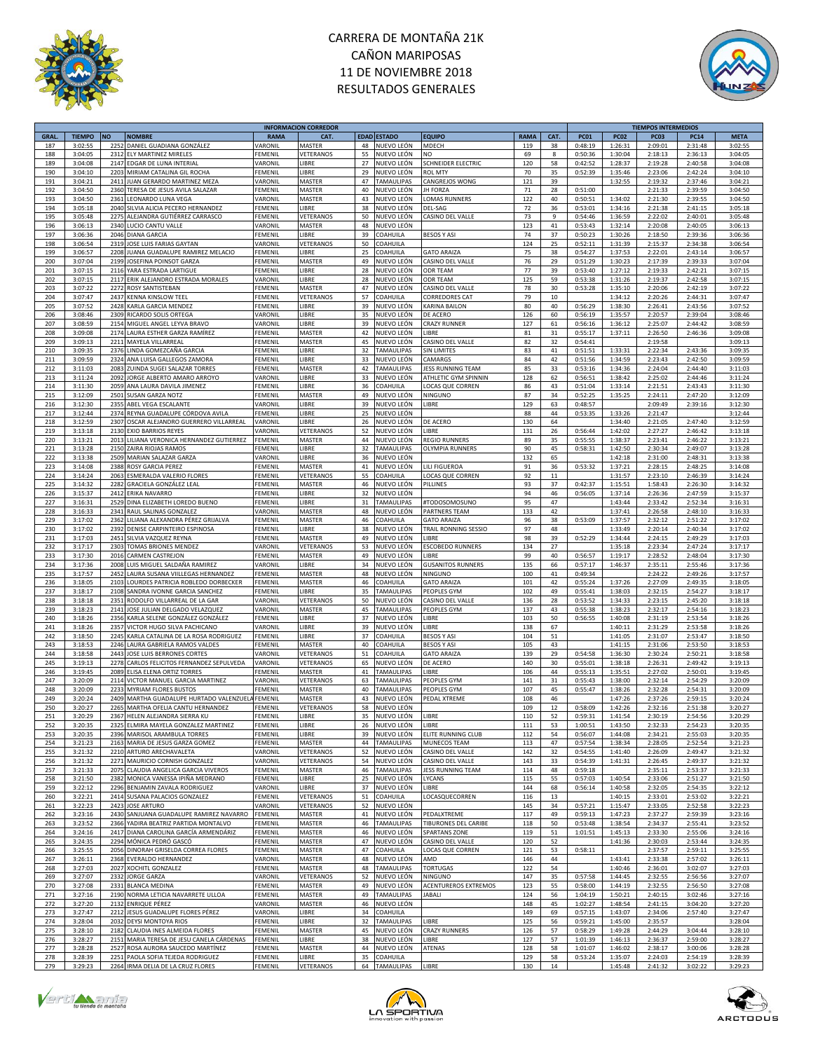# CARRERA DE MONTAÑA 21K
# CAÑON MARIPOSAS
# 11 DE NOVIEMBRE 2018
# RESULTADOS GENERALES

| INFORMACION CORREDOR | | | | | | | | | | | TIEMPOS INTERMEDIOS | | | | |
|---|---|---|---|---|---|---|---|---|---|---|---|---|---|---|---|
| GRAL. | TIEMPO | NO | NOMBRE | RAMA | CAT. | EDAD | ESTADO | EQUIPO | RAMA | CAT. | PC01 | PC02 | PC03 | PC14 | META |
| 187 | 3:02:55 | 2252 | DANIEL GUADIANA GONZÁLEZ | VARONIL | MASTER | 48 | NUEVO LEÓN | MDECH | 119 | 38 | 0:48:19 | 1:26:31 | 2:09:01 | 2:31:48 | 3:02:55 |
| 188 | 3:04:05 | 2312 | ELY MARTINEZ MIRELES | FEMENIL | VETERANOS | 55 | NUEVO LEÓN | NO | 69 | 8 | 0:50:36 | 1:30:04 | 2:18:13 | 2:36:13 | 3:04:05 |
| 189 | 3:04:08 | 2147 | EDGAR DE LUNA INTERIAL | VARONIL | LIBRE | 27 | NUEVO LEÓN | SCHNEIDER ELECTRIC | 120 | 58 | 0:42:52 | 1:28:37 | 2:19:28 | 2:40:58 | 3:04:08 |
| 190 | 3:04:10 | 2203 | MIRIAM CATALINA GIL ROCHA | FEMENIL | LIBRE | 29 | NUEVO LEÓN | ROL MTY | 70 | 35 | 0:52:39 | 1:35:46 | 2:23:06 | 2:42:24 | 3:04:10 |
| 191 | 3:04:21 | 2411 | JUAN GERARDO MARTINEZ MEZA | VARONIL | MASTER | 47 | TAMAULIPAS | CANGREJOS WONG | 121 | 39 | | 1:32:55 | 2:19:32 | 2:37:46 | 3:04:21 |
| 192 | 3:04:50 | 2360 | TERESA DE JESUS AVILA SALAZAR | FEMENIL | MASTER | 40 | NUEVO LEÓN | JH FORZA | 71 | 28 | 0:51:00 | | 2:21:33 | 2:39:59 | 3:04:50 |
| 193 | 3:04:50 | 2361 | LEONARDO LUNA VEGA | VARONIL | MASTER | 43 | NUEVO LEÓN | LOMAS RUNNERS | 122 | 40 | 0:50:51 | 1:34:02 | 2:21:30 | 2:39:55 | 3:04:50 |
| 194 | 3:05:18 | 2040 | SILVIA ALICIA PECORO HERNANDEZ | FEMENIL | LIBRE | 38 | NUEVO LEÓN | DEL-SAG | 72 | 36 | 0:53:01 | 1:34:16 | 2:21:38 | 2:41:15 | 3:05:18 |
| 195 | 3:05:48 | 2275 | ALEJANDRA GUTIÉRREZ CARRASCO | FEMENIL | VETERANOS | 50 | NUEVO LEÓN | CASINO DEL VALLE | 73 | 9 | 0:54:46 | 1:36:59 | 2:22:02 | 2:40:01 | 3:05:48 |
| 196 | 3:06:13 | 2340 | LUCIO CANTU VALLE | VARONIL | MASTER | 48 | NUEVO LEON | | 123 | 41 | 0:53:43 | 1:32:14 | 2:20:08 | 2:40:05 | 3:06:13 |
| 197 | 3:06:36 | 2046 | DIANA GARCIA | FEMENIL | LIBRE | 39 | COAHUILA | BESOS Y ASI | 74 | 37 | 0:50:23 | 1:30:26 | 2:18:50 | 2:39:36 | 3:06:36 |
| 198 | 3:06:54 | 2319 | JOSE LUIS FARIAS GAYTAN | VARONIL | VETERANOS | 50 | COAHUILA | | 124 | 25 | 0:52:11 | 1:31:39 | 2:15:37 | 2:34:38 | 3:06:54 |
| 199 | 3:06:57 | 2208 | JUANA GUADALUPE RAMIREZ MELACIO | FEMENIL | LIBRE | 25 | COAHUILA | GATO ARAIZA | 75 | 38 | 0:54:27 | 1:37:53 | 2:22:01 | 2:43:14 | 3:06:57 |
| 200 | 3:07:04 | 2199 | JOSEFINA POINSOT GARZA | FEMENIL | MASTER | 49 | NUEVO LEÓN | CASINO DEL VALLE | 76 | 29 | 0:51:29 | 1:30:23 | 2:17:39 | 2:39:33 | 3:07:04 |
| 201 | 3:07:15 | 2116 | YARA ESTRADA LARTIGUE | FEMENIL | LIBRE | 28 | NUEVO LEÓN | ODR TEAM | 77 | 39 | 0:53:40 | 1:27:12 | 2:19:33 | 2:42:21 | 3:07:15 |
| 202 | 3:07:15 | 2117 | ERIK ALEJANDRO ESTRADA MORALES | VARONIL | LIBRE | 28 | NUEVO LEÓN | ODR TEAM | 125 | 59 | 0:53:38 | 1:31:26 | 2:19:37 | 2:42:58 | 3:07:15 |
| 203 | 3:07:22 | 2272 | ROSY SANTISTEBAN | FEMENIL | MASTER | 47 | NUEVO LEÓN | CASINO DEL VALLE | 78 | 30 | 0:53:28 | 1:35:10 | 2:20:06 | 2:42:19 | 3:07:22 |
| 204 | 3:07:47 | 2437 | KENNA KINSLOW TEEL | FEMENIL | VETERANOS | 57 | COAHUILA | CORREDORES CAT | 79 | 10 | | 1:34:12 | 2:20:26 | 2:44:31 | 3:07:47 |
| 205 | 3:07:52 | 2428 | KARLA GARCIA MENDEZ | FEMENIL | LIBRE | 39 | NUEVO LEÓN | KARINA BAILON | 80 | 40 | 0:56:29 | 1:38:30 | 2:26:41 | 2:43:56 | 3:07:52 |
| 206 | 3:08:46 | 2309 | RICARDO SOLIS ORTEGA | VARONIL | LIBRE | 35 | NUEVO LEÓN | DE ACERO | 126 | 60 | 0:56:19 | 1:35:57 | 2:20:57 | 2:39:04 | 3:08:46 |
| 207 | 3:08:59 | 2154 | MIGUEL ANGEL LEYVA BRAVO | VARONIL | LIBRE | 39 | NUEVO LEÓN | CRAZY RUNNER | 127 | 61 | 0:56:16 | 1:36:12 | 2:25:07 | 2:44:42 | 3:08:59 |
| 208 | 3:09:08 | 2174 | LAURA ESTHER GARZA RAMÍREZ | FEMENIL | MASTER | 42 | NUEVO LEÓN | LIBRE | 81 | 31 | 0:55:17 | 1:37:11 | 2:26:50 | 2:46:36 | 3:09:08 |
| 209 | 3:09:13 | 2211 | MAYELA VILLARREAL | FEMENIL | MASTER | 45 | NUEVO LEÓN | CASINO DEL VALLE | 82 | 32 | 0:54:41 | | 2:19:58 | | 3:09:13 |
| 210 | 3:09:35 | 2376 | LINDA GOMEZCAÑA GARCIA | FEMENIL | LIBRE | 32 | TAMAULIPAS | SIN LIMITES | 83 | 41 | 0:51:51 | 1:33:31 | 2:22:34 | 2:43:36 | 3:09:35 |
| 211 | 3:09:59 | 2324 | ANA LUISA GALLEGOS ZAMORA | FEMENIL | LIBRE | 33 | NUEVO LEÓN | CAMARGS | 84 | 42 | 0:51:56 | 1:34:59 | 2:23:43 | 2:42:50 | 3:09:59 |
| 212 | 3:11:03 | 2083 | ZUINDA SUGEI SALAZAR TORRES | FEMENIL | MASTER | 42 | TAMAULIPAS | JESS RUNNING TEAM | 85 | 33 | 0:53:16 | 1:34:36 | 2:24:04 | 2:44:40 | 3:11:03 |
| 213 | 3:11:24 | 2092 | JORGE ALBERTO AMARO ARROYO | VARONIL | LIBRE | 33 | NUEVO LEÓN | ATHLETIC GYM SPINNIN | 128 | 62 | 0:56:51 | 1:38:42 | 2:25:02 | 2:44:46 | 3:11:24 |
| 214 | 3:11:30 | 2059 | ANA LAURA DAVILA JIMENEZ | FEMENIL | LIBRE | 36 | COAHUILA | LOCAS QUE CORREN | 86 | 43 | 0:51:04 | 1:33:14 | 2:21:51 | 2:43:43 | 3:11:30 |
| 215 | 3:12:09 | 2501 | SUSAN GARZA NOTZ | FEMENIL | MASTER | 49 | NUEVO LEÓN | NINGUNO | 87 | 34 | 0:52:25 | 1:35:25 | 2:24:11 | 2:47:20 | 3:12:09 |
| 216 | 3:12:30 | 2355 | ABEL VEGA ESCALANTE | VARONIL | LIBRE | 39 | NUEVO LEÓN | LIBRE | 129 | 63 | 0:48:57 | | 2:09:49 | 2:39:16 | 3:12:30 |
| 217 | 3:12:44 | 2374 | REYNA GUADALUPE CÓRDOVA AVILA | FEMENIL | LIBRE | 25 | NUEVO LEÓN | | 88 | 44 | 0:53:55 | 1:33:26 | 2:21:47 | | 3:12:44 |
| 218 | 3:12:59 | 2307 | OSCAR ALEJANDRO GUERRERO VILLARREAL | VARONIL | LIBRE | 26 | NUEVO LEÓN | DE ACERO | 130 | 64 | | 1:34:40 | 2:21:05 | 2:47:40 | 3:12:59 |
| 219 | 3:13:18 | 2330 | EXIO BARRIOS REYES | VARONIL | VETERANOS | 52 | NUEVO LEÓN | LIBRE | 131 | 26 | 0:56:44 | 1:42:02 | 2:27:27 | 2:46:42 | 3:13:18 |
| 220 | 3:13:21 | 2013 | LILIANA VERONICA HERNANDEZ GUTIERREZ | FEMENIL | MASTER | 44 | NUEVO LEÓN | REGIO RUNNERS | 89 | 35 | 0:55:55 | 1:38:37 | 2:23:41 | 2:46:22 | 3:13:21 |
| 221 | 3:13:28 | 2150 | ZAIRA RIOJAS RAMOS | FEMENIL | LIBRE | 32 | TAMAULIPAS | OLYMPIA RUNNERS | 90 | 45 | 0:58:31 | 1:42:50 | 2:30:34 | 2:49:07 | 3:13:28 |
| 222 | 3:13:38 | 2509 | MARIAN SALAZAR GARZA | VARONIL | LIBRE | 36 | NUEVO LEÓN | | 132 | 65 | | 1:42:18 | 2:31:00 | 2:48:31 | 3:13:38 |
| 223 | 3:14:08 | 2388 | ROSY GARCIA PEREZ | FEMENIL | MASTER | 41 | NUEVO LEÓN | LILI FIGUEROA | 91 | 36 | 0:53:32 | 1:37:21 | 2:28:15 | 2:48:25 | 3:14:08 |
| 224 | 3:14:24 | 2063 | ESMERALDA VALERIO FLORES | FEMENIL | VETERANOS | 55 | COAHUILA | LOCAS QUE CORREN | 92 | 11 | | 1:31:57 | 2:23:10 | 2:46:39 | 3:14:24 |
| 225 | 3:14:32 | 2282 | GRACIELA GONZÁLEZ LEAL | FEMENIL | MASTER | 46 | NUEVO LEÓN | PILLINES | 93 | 37 | 0:42:37 | 1:15:51 | 1:58:43 | 2:26:30 | 3:14:32 |
| 226 | 3:15:37 | 2412 | ERIKA NAVARRO | FEMENIL | LIBRE | 32 | NUEVO LEÓN | | 94 | 46 | 0:56:05 | 1:37:14 | 2:26:36 | 2:47:59 | 3:15:37 |
| 227 | 3:16:31 | 2529 | DINA ELIZABETH LOREDO BUENO | FEMENIL | LIBRE | 31 | TAMAULIPAS | #TODOSOMOSUNO | 95 | 47 | | 1:43:44 | 2:33:42 | 2:52:34 | 3:16:31 |
| 228 | 3:16:33 | 2341 | RAUL SALINAS GONZALEZ | VARONIL | MASTER | 48 | NUEVO LEÓN | PARTNERS TEAM | 133 | 42 | | 1:37:41 | 2:26:58 | 2:48:10 | 3:16:33 |
| 229 | 3:17:02 | 2362 | LILIANA ALEXANDRA PÉREZ GRIJALVA | FEMENIL | MASTER | 46 | COAHUILA | GATO ARAIZA | 96 | 38 | 0:53:09 | 1:37:57 | 2:32:12 | 2:51:22 | 3:17:02 |
| 230 | 3:17:02 | 2392 | DENISE CARPINTEIRO ESPINOSA | FEMENIL | LIBRE | 38 | NUEVO LEÓN | TRAIL RONNING SESSIO | 97 | 48 | | 1:33:49 | 2:20:14 | 2:40:34 | 3:17:02 |
| 231 | 3:17:03 | 2451 | SILVIA VAZQUEZ REYNA | FEMENIL | MASTER | 49 | NUEVO LEÓN | LIBRE | 98 | 39 | 0:52:29 | 1:34:44 | 2:24:15 | 2:49:29 | 3:17:03 |
| 232 | 3:17:17 | 2303 | TOMAS BRIONES MENDEZ | VARONIL | VETERANOS | 53 | NUEVO LEÓN | ESCOBEDO RUNNERS | 134 | 27 | | 1:35:18 | 2:23:34 | 2:47:24 | 3:17:17 |
| 233 | 3:17:30 | 2016 | CARMEN CASTREJON | FEMENIL | MASTER | 49 | NUEVO LEÓN | LIBRE | 99 | 40 | 0:56:57 | 1:19:17 | 2:28:52 | 2:48:04 | 3:17:30 |
| 234 | 3:17:36 | 2008 | LUIS MIGUEL SALDAÑA RAMIREZ | VARONIL | LIBRE | 34 | NUEVO LEÓN | GUSANITOS RUNNERS | 135 | 66 | 0:57:17 | 1:46:37 | 2:35:11 | 2:55:46 | 3:17:36 |
| 235 | 3:17:57 | 2452 | LAURA SUSANA VIILLEGAS HERNANDEZ | FEMENIL | MASTER | 48 | NUEVO LEÓN | NINGUNO | 100 | 41 | 0:49:34 | | 2:24:22 | 2:49:26 | 3:17:57 |
| 236 | 3:18:05 | 2103 | LOURDES PATRICIA ROBLEDO DORBECKER | FEMENIL | MASTER | 46 | COAHUILA | GATO ARAIZA | 101 | 42 | 0:55:24 | 1:37:26 | 2:27:09 | 2:49:35 | 3:18:05 |
| 237 | 3:18:17 | 2108 | SANDRA IVONNE GARCIA SANCHEZ | FEMENIL | LIBRE | 35 | TAMAULIPAS | PEOPLES GYM | 102 | 49 | 0:55:41 | 1:38:03 | 2:32:15 | 2:54:27 | 3:18:17 |
| 238 | 3:18:18 | 2351 | RODOLFO VILLARREAL DE LA GAR | VARONIL | VETERANOS | 50 | NUEVO LEÓN | CASINO DEL VALLE | 136 | 28 | 0:53:52 | 1:34:33 | 2:23:15 | 2:45:20 | 3:18:18 |
| 239 | 3:18:23 | 2141 | JOSE JULIAN DELGADO VELAZQUEZ | VARONIL | MASTER | 45 | TAMAULIPAS | PEOPLES GYM | 137 | 43 | 0:55:38 | 1:38:23 | 2:32:17 | 2:54:16 | 3:18:23 |
| 240 | 3:18:26 | 2356 | KARLA SELENE GONZÁLEZ GONZÁLEZ | FEMENIL | LIBRE | 37 | NUEVO LEÓN | LIBRE | 103 | 50 | 0:56:55 | 1:40:08 | 2:31:19 | 2:53:54 | 3:18:26 |
| 241 | 3:18:26 | 2357 | VICTOR HUGO SILVA PACHICANO | VARONIL | LIBRE | 39 | NUEVO LEÓN | LIBRE | 138 | 67 | | 1:40:11 | 2:31:29 | 2:53:58 | 3:18:26 |
| 242 | 3:18:50 | 2245 | KARLA CATALINA DE LA ROSA RODRIGUEZ | FEMENIL | LIBRE | 37 | COAHUILA | BESOS Y ASI | 104 | 51 | | 1:41:05 | 2:31:07 | 2:53:47 | 3:18:50 |
| 243 | 3:18:53 | 2246 | LAURA GABRIELA RAMOS VALDES | FEMENIL | MASTER | 40 | COAHUILA | BESOS Y ASI | 105 | 43 | | 1:41:15 | 2:31:06 | 2:53:50 | 3:18:53 |
| 244 | 3:18:58 | 2443 | JOSE LUIS BERRONES CORTES | VARONIL | VETERANOS | 51 | COAHUILA | GATO ARAIZA | 139 | 29 | 0:54:58 | 1:36:30 | 2:30:24 | 2:50:21 | 3:18:58 |
| 245 | 3:19:13 | 2278 | CARLOS FELICITOS FERNANDEZ SEPULVEDA | VARONIL | VETERANOS | 65 | NUEVO LEÓN | DE ACERO | 140 | 30 | 0:55:01 | 1:38:18 | 2:26:31 | 2:49:42 | 3:19:13 |
| 246 | 3:19:45 | 2089 | ELISA ELENA ORTIZ TORRES | FEMENIL | MASTER | 41 | TAMAULIPAS | LIBRE | 106 | 44 | 0:55:13 | 1:35:51 | 2:27:02 | 2:50:01 | 3:19:45 |
| 247 | 3:20:09 | 2114 | VICTOR MANUEL GARCIA MARTINEZ | VARONIL | VETERANOS | 63 | TAMAULIPAS | PEOPLES GYM | 141 | 31 | 0:55:43 | 1:38:00 | 2:32:14 | 2:54:29 | 3:20:09 |
| 248 | 3:20:09 | 2233 | MYRIAM FLORES BUSTOS | FEMENIL | MASTER | 40 | TAMAULIPAS | PEOPLES GYM | 107 | 45 | 0:55:47 | 1:38:26 | 2:32:28 | 2:54:31 | 3:20:09 |
| 249 | 3:20:24 | 2409 | MARTHA GUADALUPE HURTADO VALENZUELA | FEMENIL | MASTER | 43 | NUEVO LEÓN | PEDAL XTREME | 108 | 46 | | 1:47:26 | 2:37:26 | 2:59:15 | 3:20:24 |
| 250 | 3:20:27 | 2265 | MARTHA OFELIA CANTU HERNANDEZ | FEMENIL | VETERANOS | 58 | NUEVO LEÓN | | 109 | 12 | 0:58:09 | 1:42:26 | 2:32:16 | 2:51:38 | 3:20:27 |
| 251 | 3:20:29 | 2367 | HELEN ALEJANDRA SIERRA KU | FEMENIL | LIBRE | 35 | NUEVO LEÓN | LIBRE | 110 | 52 | 0:59:31 | 1:41:54 | 2:30:19 | 2:54:56 | 3:20:29 |
| 252 | 3:20:35 | 2325 | ELMIRA MAYELA GONZALEZ MARTINEZ | FEMENIL | LIBRE | 26 | NUEVO LEÓN | LIBRE | 111 | 53 | 1:00:51 | 1:43:50 | 2:32:33 | 2:54:23 | 3:20:35 |
| 253 | 3:20:35 | 2396 | MARISOL ARAMBULA TORRES | FEMENIL | LIBRE | 39 | NUEVO LEÓN | ELITE RUNNING CLUB | 112 | 54 | 0:56:07 | 1:44:08 | 2:34:21 | 2:55:03 | 3:20:35 |
| 254 | 3:21:23 | 2163 | MARIA DE JESUS GARZA GOMEZ | FEMENIL | MASTER | 44 | TAMAULIPAS | MUNECOS TEAM | 113 | 47 | 0:57:54 | 1:38:34 | 2:28:05 | 2:52:54 | 3:21:23 |
| 255 | 3:21:32 | 2210 | ARTURO ARECHAVALETA | VARONIL | VETERANOS | 52 | NUEVO LEÓN | CASINO DEL VALLE | 142 | 32 | 0:54:55 | 1:41:40 | 2:26:09 | 2:49:47 | 3:21:32 |
| 256 | 3:21:32 | 2271 | MAURICIO CORNISH GONZALEZ | VARONIL | VETERANOS | 54 | NUEVO LEÓN | CASINO DEL VALLE | 143 | 33 | 0:54:39 | 1:41:31 | 2:26:45 | 2:49:37 | 3:21:32 |
| 257 | 3:21:33 | 2075 | CLAUDIA ANGELICA GARCIA VIVEROS | FEMENIL | MASTER | 46 | TAMAULIPAS | JESS RUNNING TEAM | 114 | 48 | 0:59:18 | | 2:35:11 | 2:53:37 | 3:21:33 |
| 258 | 3:21:50 | 2382 | MONICA VANESSA IPIÑA MEDRANO | FEMENIL | LIBRE | 25 | NUEVO LEÓN | LYCANS | 115 | 55 | 0:57:03 | 1:40:54 | 2:33:06 | 2:51:27 | 3:21:50 |
| 259 | 3:22:12 | 2296 | BENJAMIN ZAVALA RODRIGUEZ | VARONIL | LIBRE | 37 | NUEVO LEÓN | LIBRE | 144 | 68 | 0:56:14 | 1:40:58 | 2:32:05 | 2:54:35 | 3:22:12 |
| 260 | 3:22:21 | 2414 | SUSANA PALACIOS GONZALEZ | FEMENIL | VETERANOS | 51 | COAHUILA | LOCASQUECORREN | 116 | 13 | | 1:40:15 | 2:33:01 | 2:53:02 | 3:22:21 |
| 261 | 3:22:23 | 2423 | JOSE ARTURO | VARONIL | VETERANOS | 52 | NUEVO LEÓN | | 145 | 34 | 0:57:21 | 1:15:47 | 2:33:05 | 2:52:58 | 3:22:23 |
| 262 | 3:23:16 | 2430 | SANJUANA GUADALUPE RAMIREZ NAVARRO | FEMENIL | MASTER | 41 | NUEVO LEÓN | PEDALXTREME | 117 | 49 | 0:59:13 | 1:47:23 | 2:37:27 | 2:59:39 | 3:23:16 |
| 263 | 3:23:52 | 2366 | YADIRA BEATRIZ PARTIDA MONTALVO | FEMENIL | MASTER | 46 | TAMAULIPAS | TIBURONES DEL CARIBE | 118 | 50 | 0:53:48 | 1:38:54 | 2:34:37 | 2:55:41 | 3:23:52 |
| 264 | 3:24:16 | 2417 | DIANA CAROLINA GARCÍA ARMENDÁRIZ | FEMENIL | MASTER | 46 | NUEVO LEÓN | SPARTANS ZONE | 119 | 51 | 1:01:51 | 1:45:13 | 2:33:30 | 2:55:06 | 3:24:16 |
| 265 | 3:24:35 | 2294 | MÓNICA PEDRÓ GASCÓ | FEMENIL | MASTER | 47 | NUEVO LEÓN | CASINO DEL VALLE | 120 | 52 | | 1:41:36 | 2:30:03 | 2:53:44 | 3:24:35 |
| 266 | 3:25:55 | 2056 | DINORAH GRISELDA CORREA FLORES | FEMENIL | MASTER | 47 | COAHUILA | LOCAS QUE CORREN | 121 | 53 | 0:58:11 | | 2:37:57 | 2:59:11 | 3:25:55 |
| 267 | 3:26:11 | 2368 | EVERALDO HERNANDEZ | VARONIL | MASTER | 48 | NUEVO LEÓN | AMD | 146 | 44 | | 1:43:41 | 2:33:38 | 2:57:02 | 3:26:11 |
| 268 | 3:27:03 | 2027 | XOCHITL GONZALEZ | FEMENIL | MASTER | 48 | TAMAULIPAS | TORTUGAS | 122 | 54 | | 1:40:46 | 2:36:01 | 3:02:07 | 3:27:03 |
| 269 | 3:27:07 | 2332 | JORGE GARZA | VARONIL | VETERANOS | 52 | NUEVO LEÓN | NINGUNO | 147 | 35 | 0:57:58 | 1:44:45 | 2:32:55 | 2:56:56 | 3:27:07 |
| 270 | 3:27:08 | 2331 | BLANCA MEDINA | FEMENIL | MASTER | 49 | NUEVO LEÓN | ACENTUREROS EXTREMOS | 123 | 55 | 0:58:00 | 1:44:19 | 2:32:55 | 2:56:50 | 3:27:08 |
| 271 | 3:27:16 | 2190 | NORMA LETICIA NAVARRETE ULLOA | FEMENIL | MASTER | 49 | TAMAULIPAS | JABALI | 124 | 56 | 1:04:19 | 1:50:21 | 2:40:15 | 3:02:46 | 3:27:16 |
| 272 | 3:27:20 | 2132 | ENRIQUE PÉREZ | VARONIL | MASTER | 46 | NUEVO LEÓN | | 148 | 45 | 1:02:27 | 1:48:54 | 2:41:15 | 3:04:20 | 3:27:20 |
| 273 | 3:27:47 | 2212 | JESUS GUADALUPE FLORES PÉREZ | VARONIL | LIBRE | 34 | COAHUILA | | 149 | 69 | 0:57:15 | 1:43:07 | 2:34:06 | 2:57:40 | 3:27:47 |
| 274 | 3:28:04 | 2032 | DEYSI MONTOYA RIOS | FEMENIL | LIBRE | 32 | TAMAULIPAS | LIBRE | 125 | 56 | 0:59:21 | 1:45:00 | 2:35:57 | | 3:28:04 |
| 275 | 3:28:10 | 2182 | CLAUDIA INES ALMEIDA FLORES | FEMENIL | MASTER | 45 | NUEVO LEÓN | CRAZY RUNNERS | 126 | 57 | 0:58:29 | 1:49:28 | 2:44:29 | 3:04:44 | 3:28:10 |
| 276 | 3:28:27 | 2151 | MARIA TERESA DE JESU CANELA CÁRDENAS | FEMENIL | LIBRE | 38 | NUEVO LEÓN | LIBRE | 127 | 57 | 1:01:39 | 1:46:13 | 2:36:37 | 2:59:00 | 3:28:27 |
| 277 | 3:28:28 | 2527 | ROSA AURORA SAUCEDO MARTÍNEZ | FEMENIL | MASTER | 44 | NUEVO LEÓN | ATENAS | 128 | 58 | 1:01:07 | 1:46:02 | 2:38:17 | 3:00:06 | 3:28:28 |
| 278 | 3:28:39 | 2251 | PAOLA SOFIA TEJEDA RODRIGUEZ | FEMENIL | LIBRE | 35 | COAHUILA | | 129 | 58 | 0:53:24 | 1:35:07 | 2:24:03 | 2:54:19 | 3:28:39 |
| 279 | 3:29:23 | 2264 | IRMA DELIA DE LA CRUZ FLORES | FEMENIL | VETERANOS | 64 | TAMAULIPAS | LIBRE | 130 | 14 | | 1:45:48 | 2:41:32 | 3:02:22 | 3:29:23 |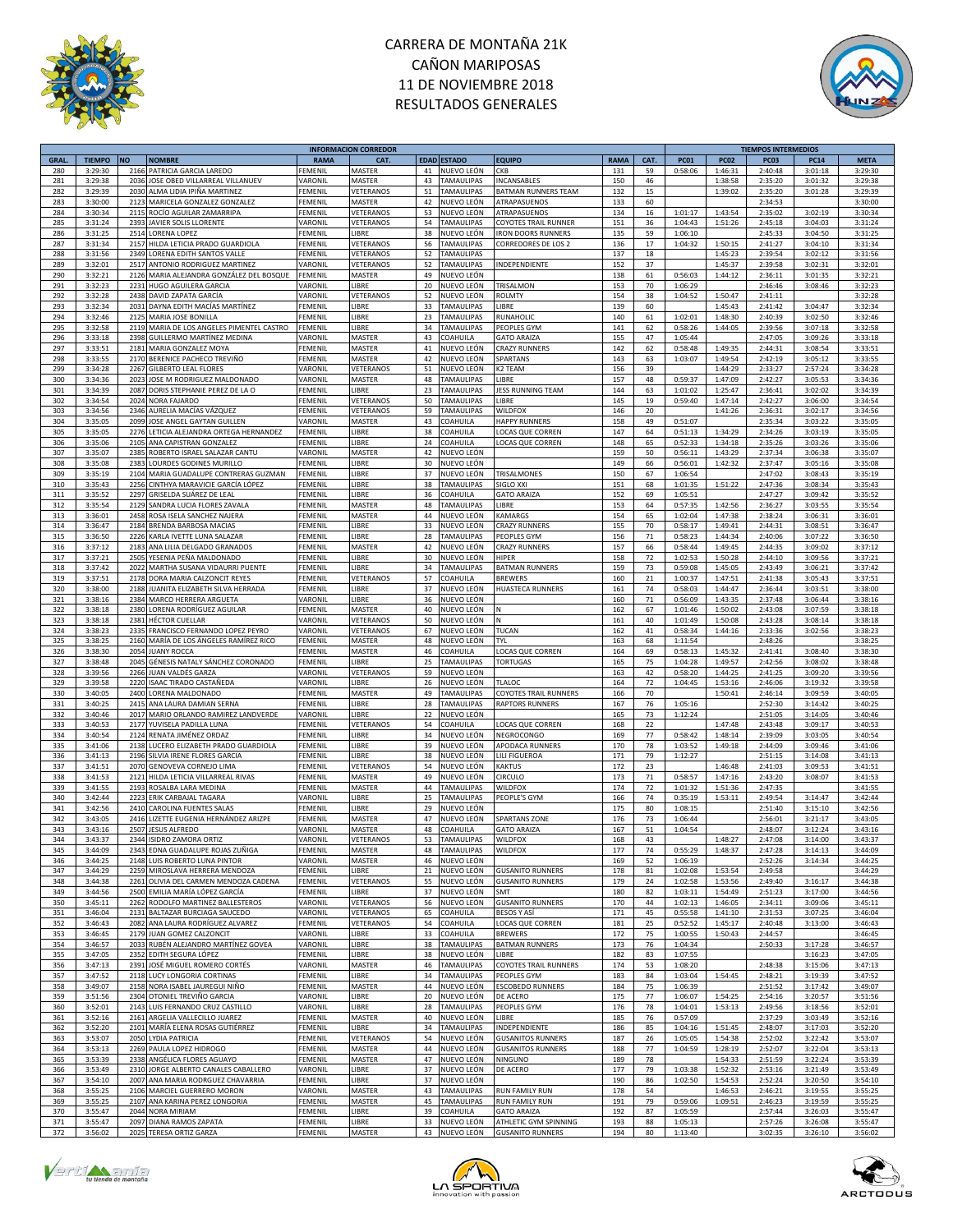# CARRERA DE MONTAÑA 21K
# CAÑON MARIPOSAS
# 11 DE NOVIEMBRE 2018
# RESULTADOS GENERALES

| INFORMACION CORREDOR | | | | | | | | | | | TIEMPOS INTERMEDIOS | | | | |
|---|---|---|---|---|---|---|---|---|---|---|---|---|---|---|---|
| GRAL. | TIEMPO | NO | NOMBRE | RAMA | CAT. | EDAD | ESTADO | EQUIPO | RAMA | CAT. | PC01 | PC02 | PC03 | PC14 | META |
| 280 | 3:29:30 | 2166 | PATRICIA GARCIA LAREDO | FEMENIL | MASTER | 41 | NUEVO LEÓN | CKB | 131 | 59 | 0:58:06 | 1:46:31 | 2:40:48 | 3:01:18 | 3:29:30 |
| 281 | 3:29:38 | 2036 | JOSE OBED VILLARREAL VILLANUEV | VARONIL | MASTER | 43 | TAMAULIPAS | INCANSABLES | 150 | 46 | | 1:38:58 | 2:35:20 | 3:01:32 | 3:29:38 |
| 282 | 3:29:39 | 2030 | ALMA LIDIA IPIÑA MARTINEZ | FEMENIL | VETERANOS | 51 | TAMAULIPAS | BATMAN RUNNERS TEAM | 132 | 15 | | 1:39:02 | 2:35:20 | 3:01:28 | 3:29:39 |
| 283 | 3:30:00 | 2123 | MARICELA GONZALEZ GONZALEZ | FEMENIL | MASTER | 42 | NUEVO LEÓN | ATRAPASUENOS | 133 | 60 | | | 2:34:53 | | 3:30:00 |
| 284 | 3:30:34 | 2115 | ROCÍO AGUILAR ZAMARRIPA | FEMENIL | VETERANOS | 53 | NUEVO LEÓN | ATRAPASUENOS | 134 | 16 | 1:01:17 | 1:43:54 | 2:35:02 | 3:02:19 | 3:30:34 |
| 285 | 3:31:24 | 2393 | JAVIER SOLIS LLORENTE | VARONIL | VETERANOS | 54 | TAMAULIPAS | COYOTES TRAIL RUNNER | 151 | 36 | 1:04:43 | 1:51:26 | 2:45:18 | 3:04:03 | 3:31:24 |
| 286 | 3:31:25 | 2514 | LORENA LOPEZ | FEMENIL | LIBRE | 38 | NUEVO LEÓN | IRON DOORS RUNNERS | 135 | 59 | 1:06:10 | | 2:45:33 | 3:04:50 | 3:31:25 |
| 287 | 3:31:34 | 2157 | HILDA LETICIA PRADO GUARDIOLA | FEMENIL | VETERANOS | 56 | TAMAULIPAS | CORREDORES DE LOS 2 | 136 | 17 | 1:04:32 | 1:50:15 | 2:41:27 | 3:04:10 | 3:31:34 |
| 288 | 3:31:56 | 2349 | LORENA EDITH SANTOS VALLE | FEMENIL | VETERANOS | 52 | TAMAULIPAS | | 137 | 18 | | 1:45:23 | 2:39:54 | 3:02:12 | 3:31:56 |
| 289 | 3:32:01 | 2517 | ANTONIO RODRIGUEZ MARTINEZ | VARONIL | VETERANOS | 52 | TAMAULIPAS | INDEPENDIENTE | 152 | 37 | | 1:45:37 | 2:39:58 | 3:02:31 | 3:32:01 |
| 290 | 3:32:21 | 2126 | MARIA ALEJANDRA GONZÁLEZ DEL BOSQUE | FEMENIL | MASTER | 49 | NUEVO LEÓN | | 138 | 61 | 0:56:03 | 1:44:12 | 2:36:11 | 3:01:35 | 3:32:21 |
| 291 | 3:32:23 | 2231 | HUGO AGUILERA GARCIA | VARONIL | LIBRE | 20 | NUEVO LEÓN | TRISALMON | 153 | 70 | 1:06:29 | | 2:46:46 | 3:08:46 | 3:32:23 |
| 292 | 3:32:28 | 2438 | DAVID ZAPATA GARCÍA | VARONIL | VETERANOS | 52 | NUEVO LEÓN | ROLMTY | 154 | 38 | 1:04:52 | 1:50:47 | 2:41:11 | | 3:32:28 |
| 293 | 3:32:34 | 2031 | DAYNA EDITH MACÍAS MARTÍNEZ | FEMENIL | LIBRE | 33 | TAMAULIPAS | LIBRE | 139 | 60 | | 1:45:43 | 2:41:42 | 3:04:47 | 3:32:34 |
| 294 | 3:32:46 | 2125 | MARIA JOSE BONILLA | FEMENIL | LIBRE | 23 | TAMAULIPAS | RUNAHOLIC | 140 | 61 | 1:02:01 | 1:48:30 | 2:40:39 | 3:02:50 | 3:32:46 |
| 295 | 3:32:58 | 2119 | MARIA DE LOS ANGELES PIMENTEL CASTRO | FEMENIL | LIBRE | 34 | TAMAULIPAS | PEOPLES GYM | 141 | 62 | 0:58:26 | 1:44:05 | 2:39:56 | 3:07:18 | 3:32:58 |
| 296 | 3:33:18 | 2398 | GUILLERMO MARTÍNEZ MEDINA | VARONIL | MASTER | 43 | COAHUILA | GATO ARAIZA | 155 | 47 | 1:05:44 | | 2:47:05 | 3:09:26 | 3:33:18 |
| 297 | 3:33:51 | 2181 | MARIA GONZALEZ MOYA | FEMENIL | MASTER | 41 | NUEVO LEÓN | CRAZY RUNNERS | 142 | 62 | 0:58:48 | 1:49:35 | 2:44:31 | 3:08:54 | 3:33:51 |
| 298 | 3:33:55 | 2170 | BERENICE PACHECO TREVIÑO | FEMENIL | MASTER | 42 | NUEVO LEÓN | SPARTANS | 143 | 63 | 1:03:07 | 1:49:54 | 2:42:19 | 3:05:12 | 3:33:55 |
| 299 | 3:34:28 | 2267 | GILBERTO LEAL FLORES | VARONIL | VETERANOS | 51 | NUEVO LEÓN | K2 TEAM | 156 | 39 | | 1:44:29 | 2:33:27 | 2:57:24 | 3:34:28 |
| 300 | 3:34:36 | 2023 | JOSE M RODRIGUEZ MALDONADO | VARONIL | MASTER | 48 | TAMAULIPAS | LIBRE | 157 | 48 | 0:59:37 | 1:47:09 | 2:42:27 | 3:05:53 | 3:34:36 |
| 301 | 3:34:39 | 2087 | DORIS STEPHANIE PEREZ DE LA O | FEMENIL | LIBRE | 23 | TAMAULIPAS | JESS RUNNING TEAM | 144 | 63 | 1:01:02 | 1:25:47 | 2:36:41 | 3:02:02 | 3:34:39 |
| 302 | 3:34:54 | 2024 | NORA FAJARDO | FEMENIL | VETERANOS | 50 | TAMAULIPAS | LIBRE | 145 | 19 | 0:59:40 | 1:47:14 | 2:42:27 | 3:06:00 | 3:34:54 |
| 303 | 3:34:56 | 2346 | AURELIA MACÍAS VÁZQUEZ | FEMENIL | VETERANOS | 59 | TAMAULIPAS | WILDFOX | 146 | 20 | | 1:41:26 | 2:36:31 | 3:02:17 | 3:34:56 |
| 304 | 3:35:05 | 2099 | JOSE ANGEL GAYTAN GUILLEN | VARONIL | MASTER | 43 | COAHUILA | HAPPY RUNNERS | 158 | 49 | 0:51:07 | | 2:35:34 | 3:03:22 | 3:35:05 |
| 305 | 3:35:05 | 2276 | LETICIA ALEJANDRA ORTEGA HERNANDEZ | FEMENIL | LIBRE | 38 | COAHUILA | LOCAS QUE CORREN | 147 | 64 | 0:51:13 | 1:34:29 | 2:34:26 | 3:03:19 | 3:35:05 |
| 306 | 3:35:06 | 2105 | ANA CAPISTRAN GONZALEZ | FEMENIL | LIBRE | 24 | COAHUILA | LOCAS QUE CORREN | 148 | 65 | 0:52:33 | 1:34:18 | 2:35:26 | 3:03:26 | 3:35:06 |
| 307 | 3:35:07 | 2385 | ROBERTO ISRAEL SALAZAR CANTU | VARONIL | MASTER | 42 | NUEVO LEÓN | | 159 | 50 | 0:56:11 | 1:43:29 | 2:37:34 | 3:06:38 | 3:35:07 |
| 308 | 3:35:08 | 2383 | LOURDES GODINES MURILLO | FEMENIL | LIBRE | 30 | NUEVO LEÓN | | 149 | 66 | 0:56:01 | 1:42:32 | 2:37:47 | 3:05:16 | 3:35:08 |
| 309 | 3:35:19 | 2104 | MARIA GUADALUPE CONTRERAS GUZMAN | FEMENIL | LIBRE | 37 | NUEVO LEÓN | TRISALMONES | 150 | 67 | 1:06:54 | | 2:47:02 | 3:08:43 | 3:35:19 |
| 310 | 3:35:43 | 2256 | CINTHYA MARAVICIE GARCÍA LÓPEZ | FEMENIL | LIBRE | 38 | TAMAULIPAS | SIGLO XXI | 151 | 68 | 1:01:35 | 1:51:22 | 2:47:36 | 3:08:34 | 3:35:43 |
| 311 | 3:35:52 | 2297 | GRISELDA SUÁREZ DE LEAL | FEMENIL | LIBRE | 36 | COAHUILA | GATO ARAIZA | 152 | 69 | 1:05:51 | | 2:47:27 | 3:09:42 | 3:35:52 |
| 312 | 3:35:54 | 2129 | SANDRA LUCIA FLORES ZAVALA | FEMENIL | MASTER | 48 | TAMAULIPAS | LIBRE | 153 | 64 | 0:57:35 | 1:42:56 | 2:36:27 | 3:03:55 | 3:35:54 |
| 313 | 3:36:01 | 2458 | ROSA ISELA SANCHEZ NAJERA | FEMENIL | MASTER | 44 | NUEVO LEÓN | KAMARGS | 154 | 65 | 1:02:04 | 1:47:38 | 2:38:24 | 3:06:31 | 3:36:01 |
| 314 | 3:36:47 | 2184 | BRENDA BARBOSA MACIAS | FEMENIL | LIBRE | 33 | NUEVO LEÓN | CRAZY RUNNERS | 155 | 70 | 0:58:17 | 1:49:41 | 2:44:31 | 3:08:51 | 3:36:47 |
| 315 | 3:36:50 | 2226 | KARLA IVETTE LUNA SALAZAR | FEMENIL | LIBRE | 28 | TAMAULIPAS | PEOPLES GYM | 156 | 71 | 0:58:23 | 1:44:34 | 2:40:06 | 3:07:22 | 3:36:50 |
| 316 | 3:37:12 | 2183 | ANA LILIA DELGADO GRANADOS | FEMENIL | MASTER | 42 | NUEVO LEÓN | CRAZY RUNNERS | 157 | 66 | 0:58:44 | 1:49:45 | 2:44:35 | 3:09:02 | 3:37:12 |
| 317 | 3:37:21 | 2505 | YESENIA PEÑA MALDONADO | FEMENIL | LIBRE | 30 | NUEVO LEÓN | HIPER | 158 | 72 | 1:02:53 | 1:50:28 | 2:44:10 | 3:09:56 | 3:37:21 |
| 318 | 3:37:42 | 2022 | MARTHA SUSANA VIDAURRI PUENTE | FEMENIL | LIBRE | 34 | TAMAULIPAS | BATMAN RUNNERS | 159 | 73 | 0:59:08 | 1:45:05 | 2:43:49 | 3:06:21 | 3:37:42 |
| 319 | 3:37:51 | 2178 | DORA MARIA CALZONCIT REYES | FEMENIL | VETERANOS | 57 | COAHUILA | BREWERS | 160 | 21 | 1:00:37 | 1:47:51 | 2:41:38 | 3:05:43 | 3:37:51 |
| 320 | 3:38:00 | 2188 | JUANITA ELIZABETH SILVA HERRADA | FEMENIL | LIBRE | 37 | NUEVO LEÓN | HUASTECA RUNNERS | 161 | 74 | 0:58:03 | 1:44:47 | 2:36:44 | 3:03:51 | 3:38:00 |
| 321 | 3:38:16 | 2384 | MARCO HERRERA ARGUETA | VARONIL | LIBRE | 36 | NUEVO LEÓN | | 160 | 71 | 0:56:09 | 1:43:35 | 2:37:48 | 3:06:44 | 3:38:16 |
| 322 | 3:38:18 | 2380 | LORENA RODRÍGUEZ AGUILAR | FEMENIL | MASTER | 40 | NUEVO LEÓN | N | 162 | 67 | 1:01:46 | 1:50:02 | 2:43:08 | 3:07:59 | 3:38:18 |
| 323 | 3:38:18 | 2381 | HÉCTOR CUELLAR | VARONIL | VETERANOS | 50 | NUEVO LEÓN | N | 161 | 40 | 1:01:49 | 1:50:08 | 2:43:28 | 3:08:14 | 3:38:18 |
| 324 | 3:38:23 | 2335 | FRANCISCO FERNANDO LOPEZ PEYRO | VARONIL | VETERANOS | 67 | NUEVO LEÓN | TUCAN | 162 | 41 | 0:58:34 | 1:44:16 | 2:33:36 | 3:02:56 | 3:38:23 |
| 325 | 3:38:25 | 2160 | MARÍA DE LOS ÁNGELES RAMÍREZ RICO | FEMENIL | MASTER | 48 | NUEVO LEÓN | TYL | 163 | 68 | 1:11:54 | | 2:48:26 | | 3:38:25 |
| 326 | 3:38:30 | 2054 | JUANY ROCCA | FEMENIL | MASTER | 46 | COAHUILA | LOCAS QUE CORREN | 164 | 69 | 0:58:13 | 1:45:32 | 2:41:41 | 3:08:40 | 3:38:30 |
| 327 | 3:38:48 | 2045 | GÉNESIS NATALY SÁNCHEZ CORONADO | FEMENIL | LIBRE | 25 | TAMAULIPAS | TORTUGAS | 165 | 75 | 1:04:28 | 1:49:57 | 2:42:56 | 3:08:02 | 3:38:48 |
| 328 | 3:39:56 | 2266 | JUAN VALDÉS GARZA | VARONIL | VETERANOS | 59 | NUEVO LEÓN | | 163 | 42 | 0:58:20 | 1:44:25 | 2:41:25 | 3:09:20 | 3:39:56 |
| 329 | 3:39:58 | 2220 | ISAAC TIRADO CASTAÑEDA | VARONIL | LIBRE | 26 | NUEVO LEÓN | TLALOC | 164 | 72 | 1:04:45 | 1:53:16 | 2:46:06 | 3:19:32 | 3:39:58 |
| 330 | 3:40:05 | 2400 | LORENA MALDONADO | FEMENIL | MASTER | 49 | TAMAULIPAS | COYOTES TRAIL RUNNERS | 166 | 70 | | 1:50:41 | 2:46:14 | 3:09:59 | 3:40:05 |
| 331 | 3:40:25 | 2415 | ANA LAURA DAMIAN SERNA | FEMENIL | LIBRE | 28 | TAMAULIPAS | RAPTORS RUNNERS | 167 | 76 | 1:05:16 | | 2:52:30 | 3:14:42 | 3:40:25 |
| 332 | 3:40:46 | 2017 | MARIO ORLANDO RAMIREZ LANDVERDE | VARONIL | LIBRE | 22 | NUEVO LEÓN | | 165 | 73 | 1:12:24 | | 2:51:05 | 3:14:05 | 3:40:46 |
| 333 | 3:40:53 | 2177 | YUVISELA PADILLA LUNA | FEMENIL | VETERANOS | 54 | COAHUILA | LOCAS QUE CORREN | 168 | 22 | | 1:47:48 | 2:43:48 | 3:09:17 | 3:40:53 |
| 334 | 3:40:54 | 2124 | RENATA JIMÉNEZ ORDAZ | FEMENIL | LIBRE | 34 | NUEVO LEÓN | NEGROCONGO | 169 | 77 | 0:58:42 | 1:48:14 | 2:39:09 | 3:03:05 | 3:40:54 |
| 335 | 3:41:06 | 2138 | LUCERO ELIZABETH PRADO GUARDIOLA | FEMENIL | LIBRE | 39 | NUEVO LEÓN | APODACA RUNNERS | 170 | 78 | 1:03:52 | 1:49:18 | 2:44:09 | 3:09:46 | 3:41:06 |
| 336 | 3:41:13 | 2196 | SILVIA IRENE FLORES GARCIA | FEMENIL | LIBRE | 38 | NUEVO LEÓN | LILI FIGUEROA | 171 | 79 | 1:12:27 | | 2:51:15 | 3:14:08 | 3:41:13 |
| 337 | 3:41:51 | 2070 | GENOVEVA CORNEJO LIMA | FEMENIL | VETERANOS | 54 | NUEVO LEÓN | KAKTUS | 172 | 23 | | 1:46:48 | 2:41:03 | 3:09:53 | 3:41:51 |
| 338 | 3:41:53 | 2121 | HILDA LETICIA VILLARREAL RIVAS | FEMENIL | MASTER | 49 | NUEVO LEÓN | CIRCULO | 173 | 71 | 0:58:57 | 1:47:16 | 2:43:20 | 3:08:07 | 3:41:53 |
| 339 | 3:41:55 | 2193 | ROSALBA LARA MEDINA | FEMENIL | MASTER | 44 | TAMAULIPAS | WILDFOX | 174 | 72 | 1:01:32 | 1:51:36 | 2:47:35 | | 3:41:55 |
| 340 | 3:42:44 | 2223 | ERIK CARBAJAL TAGARA | VARONIL | LIBRE | 25 | TAMAULIPAS | PEOPLE'S GYM | 166 | 74 | 0:35:19 | 1:53:11 | 2:49:54 | 3:14:47 | 3:42:44 |
| 341 | 3:42:56 | 2410 | CAROLINA FUENTES SALAS | FEMENIL | LIBRE | 29 | NUEVO LEÓN | | 175 | 80 | 1:08:15 | | 2:51:40 | 3:15:10 | 3:42:56 |
| 342 | 3:43:05 | 2416 | LIZETTE EUGENIA HERNÁNDEZ ARIZPE | FEMENIL | MASTER | 47 | NUEVO LEÓN | SPARTANS ZONE | 176 | 73 | 1:06:44 | | 2:56:01 | 3:21:17 | 3:43:05 |
| 343 | 3:43:16 | 2507 | JESUS ALFREDO | VARONIL | MASTER | 48 | COAHUILA | GATO ARAIZA | 167 | 51 | 1:04:54 | | 2:48:07 | 3:12:24 | 3:43:16 |
| 344 | 3:43:37 | 2344 | ISIDRO ZAMORA ORTIZ | VARONIL | VETERANOS | 53 | TAMAULIPAS | WILDFOX | 168 | 43 | | 1:48:27 | 2:47:08 | 3:14:00 | 3:43:37 |
| 345 | 3:44:09 | 2343 | EDNA GUADALUPE ROJAS ZUÑIGA | FEMENIL | MASTER | 48 | TAMAULIPAS | WILDFOX | 177 | 74 | 0:55:29 | 1:48:37 | 2:47:28 | 3:14:13 | 3:44:09 |
| 346 | 3:44:25 | 2148 | LUIS ROBERTO LUNA PINTOR | VARONIL | MASTER | 46 | NUEVO LEÓN | | 169 | 52 | 1:06:19 | | 2:52:26 | 3:14:34 | 3:44:25 |
| 347 | 3:44:29 | 2259 | MIROSLAVA HERRERA MENDOZA | FEMENIL | LIBRE | 21 | NUEVO LEÓN | GUSANITO RUNNERS | 178 | 81 | 1:02:08 | 1:53:54 | 2:49:58 | | 3:44:29 |
| 348 | 3:44:38 | 2261 | OLIVIA DEL CARMEN MENDOZA CADENA | FEMENIL | VETERANOS | 55 | NUEVO LEÓN | GUSANITO RUNNERS | 179 | 24 | 1:02:58 | 1:53:56 | 2:49:40 | 3:16:17 | 3:44:38 |
| 349 | 3:44:56 | 2500 | EMILIA MARÍA LÓPEZ GARCÍA | FEMENIL | LIBRE | 37 | NUEVO LEÓN | SMT | 180 | 82 | 1:03:11 | 1:54:49 | 2:51:23 | 3:17:00 | 3:44:56 |
| 350 | 3:45:11 | 2262 | RODOLFO MARTINEZ BALLESTEROS | VARONIL | VETERANOS | 56 | NUEVO LEÓN | GUSANITO RUNNERS | 170 | 44 | 1:02:13 | 1:46:05 | 2:34:11 | 3:09:06 | 3:45:11 |
| 351 | 3:46:04 | 2131 | BALTAZAR BURCIAGA SAUCEDO | VARONIL | VETERANOS | 65 | COAHUILA | BESOS Y ASÍ | 171 | 45 | 0:55:58 | 1:41:10 | 2:31:53 | 3:07:25 | 3:46:04 |
| 352 | 3:46:43 | 2082 | ANA LAURA RODRÍGUEZ ALVAREZ | FEMENIL | VETERANOS | 54 | COAHUILA | LOCAS QUE CORREN | 181 | 25 | 0:52:52 | 1:45:17 | 2:40:48 | 3:13:00 | 3:46:43 |
| 353 | 3:46:45 | 2179 | JUAN GOMEZ CALZONCIT | VARONIL | LIBRE | 33 | COAHUILA | BREWERS | 172 | 75 | 1:00:55 | 1:50:43 | 2:44:57 | | 3:46:45 |
| 354 | 3:46:57 | 2033 | RUBÉN ALEJANDRO MARTÍNEZ GOVEA | VARONIL | LIBRE | 38 | TAMAULIPAS | BATMAN RUNNERS | 173 | 76 | 1:04:34 | | 2:50:33 | 3:17:28 | 3:46:57 |
| 355 | 3:47:05 | 2352 | EDITH SEGURA LÓPEZ | FEMENIL | LIBRE | 38 | NUEVO LEÓN | LIBRE | 182 | 83 | 1:07:55 | | | 3:16:23 | 3:47:05 |
| 356 | 3:47:13 | 2391 | JOSÉ MIGUEL ROMERO CORTÉS | VARONIL | MASTER | 46 | TAMAULIPAS | COYOTES TRAIL RUNNERS | 174 | 53 | 1:08:20 | | 2:48:38 | 3:15:06 | 3:47:13 |
| 357 | 3:47:52 | 2118 | LUCY LONGORIA CORTINAS | FEMENIL | LIBRE | 34 | TAMAULIPAS | PEOPLES GYM | 183 | 84 | 1:03:04 | 1:54:45 | 2:48:21 | 3:19:39 | 3:47:52 |
| 358 | 3:49:07 | 2158 | NORA ISABEL JAUREGUI NIÑO | FEMENIL | MASTER | 44 | NUEVO LEÓN | ESCOBEDO RUNNERS | 184 | 75 | 1:06:39 | | 2:51:52 | 3:17:42 | 3:49:07 |
| 359 | 3:51:56 | 2304 | OTONIEL TREVIÑO GARCIA | VARONIL | LIBRE | 20 | NUEVO LEÓN | DE ACERO | 175 | 77 | 1:06:07 | 1:54:25 | 2:54:16 | 3:20:57 | 3:51:56 |
| 360 | 3:52:01 | 2143 | LUIS FERNANDO CRUZ CASTILLO | VARONIL | LIBRE | 28 | TAMAULIPAS | PEOPLES GYM | 176 | 78 | 1:04:01 | 1:53:13 | 2:49:56 | 3:18:56 | 3:52:01 |
| 361 | 3:52:16 | 2161 | ARGELIA VALLECILLO JUAREZ | FEMENIL | MASTER | 40 | NUEVO LEÓN | LIBRE | 185 | 76 | 0:57:09 | | 2:37:29 | 3:03:49 | 3:52:16 |
| 362 | 3:52:20 | 2101 | MARÍA ELENA ROSAS GUTIÉRREZ | FEMENIL | LIBRE | 34 | TAMAULIPAS | INDEPENDIENTE | 186 | 85 | 1:04:16 | 1:51:45 | 2:48:07 | 3:17:03 | 3:52:20 |
| 363 | 3:53:07 | 2050 | LYDIA PATRICIA | FEMENIL | VETERANOS | 54 | NUEVO LEÓN | GUSANITOS RUNNERS | 187 | 26 | 1:05:05 | 1:54:38 | 2:52:02 | 3:22:42 | 3:53:07 |
| 364 | 3:53:13 | 2269 | PAULA LOPEZ HIDROGO | FEMENIL | MASTER | 44 | NUEVO LEÓN | GUSANITOS RUNNERS | 188 | 77 | 1:04:59 | 1:28:19 | 2:52:07 | 3:22:04 | 3:53:13 |
| 365 | 3:53:39 | 2338 | ANGÉLICA FLORES AGUAYO | FEMENIL | MASTER | 47 | NUEVO LEÓN | NINGUNO | 189 | 78 | | 1:54:33 | 2:51:59 | 3:22:24 | 3:53:39 |
| 366 | 3:53:49 | 2310 | JORGE ALBERTO CANALES CABALLERO | VARONIL | LIBRE | 37 | NUEVO LEÓN | DE ACERO | 177 | 79 | 1:03:38 | 1:52:32 | 2:53:16 | 3:21:49 | 3:53:49 |
| 367 | 3:54:10 | 2007 | ANA MARIA RODRGUEZ CHAVARRIA | FEMENIL | LIBRE | 37 | NUEVO LEÓN | | 190 | 86 | 1:02:50 | 1:54:53 | 2:52:24 | 3:20:50 | 3:54:10 |
| 368 | 3:55:25 | 2106 | MARCIEL GUERRERO MORON | VARONIL | MASTER | 43 | TAMAULIPAS | RUN FAMILY RUN | 178 | 54 | | 1:46:53 | 2:46:21 | 3:19:55 | 3:55:25 |
| 369 | 3:55:25 | 2107 | ANA KARINA PEREZ LONGORIA | FEMENIL | MASTER | 45 | TAMAULIPAS | RUN FAMILY RUN | 191 | 79 | 0:59:06 | 1:09:51 | 2:46:23 | 3:19:59 | 3:55:25 |
| 370 | 3:55:47 | 2044 | NORA MIRIAM | FEMENIL | LIBRE | 39 | COAHUILA | GATO ARAIZA | 192 | 87 | 1:05:59 | | 2:57:44 | 3:26:03 | 3:55:47 |
| 371 | 3:55:47 | 2097 | DIANA RAMOS ZAPATA | FEMENIL | LIBRE | 33 | NUEVO LEÓN | ATHLETIC GYM SPINNING | 193 | 88 | 1:05:13 | | 2:57:26 | 3:26:08 | 3:55:47 |
| 372 | 3:56:02 | 2025 | TERESA ORTIZ GARZA | FEMENIL | MASTER | 43 | NUEVO LEÓN | GUSANITO RUNNERS | 194 | 80 | 1:13:40 | | 3:02:35 | 3:26:10 | 3:56:02 |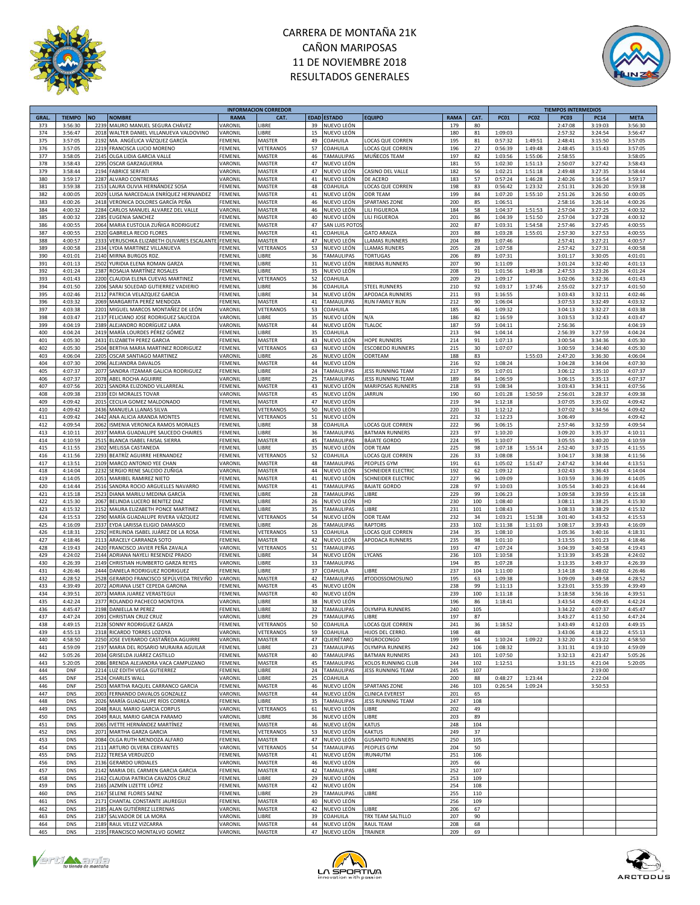# CARRERA DE MONTAÑA 21K
# CAÑON MARIPOSAS
# 11 DE NOVIEMBRE 2018
# RESULTADOS GENERALES

| INFORMACION CORREDOR | | | | | | | | | | | TIEMPOS INTERMEDIOS | | | | |
|---|---|---|---|---|---|---|---|---|---|---|---|---|---|---|---|
| GRAL. | TIEMPO | NO | NOMBRE | RAMA | CAT. | EDAD | ESTADO | EQUIPO | RAMA | CAT. | PC01 | PC02 | PC03 | PC14 | META |
| 373 | 3:56:30 | 2239 | MAURO MANUEL SEGURA CHÁVEZ | VARONIL | LIBRE | 39 | NUEVO LEÓN | | 179 | 80 | | | 2:47:08 | 3:19:03 | 3:56:30 |
| 374 | 3:56:47 | 2018 | WALTER DANIEL VILLANUEVA VALDOVINO | VARONIL | LIBRE | 15 | NUEVO LEÓN | | 180 | 81 | 1:09:03 | | 2:57:32 | 3:24:54 | 3:56:47 |
| 375 | 3:57:05 | 2192 | MA. ANGÉLICA VÁZQUEZ GARCÍA | FEMENIL | MASTER | 49 | COAHUILA | LOCAS QUE CORREN | 195 | 81 | 0:57:32 | 1:49:51 | 2:48:41 | 3:15:50 | 3:57:05 |
| 376 | 3:57:05 | 2219 | FRANCISCA LUCIO MORENO | FEMENIL | VETERANOS | 57 | COAHUILA | LOCAS QUE CORREN | 196 | 27 | 0:56:39 | 1:49:48 | 2:48:45 | 3:15:43 | 3:57:05 |
| 377 | 3:58:05 | 2145 | OLGA LIDIA GARCIA VALLE | FEMENIL | MASTER | 46 | TAMAULIPAS | MUÑECOS TEAM | 197 | 82 | 1:03:56 | 1:55:06 | 2:58:55 | | 3:58:05 |
| 378 | 3:58:43 | 2295 | OSCAR GARZAGUERRA | VARONIL | MASTER | 47 | NUEVO LEÓN | | 181 | 55 | 1:02:30 | 1:51:13 | 2:50:07 | 3:27:42 | 3:58:43 |
| 379 | 3:58:44 | 2194 | FABRICE SERFATI | VARONIL | MASTER | 47 | NUEVO LEÓN | CASINO DEL VALLE | 182 | 56 | 1:02:21 | 1:51:18 | 2:49:48 | 3:27:35 | 3:58:44 |
| 380 | 3:59:17 | 2287 | ALVARO CONTRERAS | VARONIL | MASTER | 41 | NUEVO LEÓN | DE ACERO | 183 | 57 | 0:57:24 | 1:46:28 | 2:40:26 | 3:16:54 | 3:59:17 |
| 381 | 3:59:38 | 2153 | LAURA OLIVIA HERNÁNDEZ SOSA | FEMENIL | MASTER | 48 | COAHUILA | LOCAS QUE CORREN | 198 | 83 | 0:56:42 | 1:23:32 | 2:51:31 | 3:26:20 | 3:59:38 |
| 382 | 4:00:05 | 2029 | LUISA NARCEDALIA ENRÍQUEZ HERNANDEZ | FEMENIL | MASTER | 41 | NUEVO LEÓN | ODR TEAM | 199 | 84 | 1:07:20 | 1:55:10 | 2:51:26 | 3:26:50 | 4:00:05 |
| 383 | 4:00:26 | 2418 | VERONICA DOLORES GARCÍA PEÑA | FEMENIL | MASTER | 46 | NUEVO LEÓN | SPARTANS ZONE | 200 | 85 | 1:06:51 | | 2:58:16 | 3:26:14 | 4:00:26 |
| 384 | 4:00:32 | 2284 | CARLOS MANUEL ALVAREZ DEL VALLE | VARONIL | MASTER | 46 | NUEVO LEÓN | LILI FIGUEROA | 184 | 58 | 1:04:37 | 1:51:53 | 2:57:04 | 3:27:25 | 4:00:32 |
| 385 | 4:00:32 | 2285 | EUGENIA SANCHEZ | FEMENIL | MASTER | 40 | NUEVO LEÓN | LILI FIGUEROA | 201 | 86 | 1:04:39 | 1:51:50 | 2:57:04 | 3:27:28 | 4:00:32 |
| 386 | 4:00:55 | 2064 | MARIA EUSTOLIA ZUÑIGA RODRIGUEZ | FEMENIL | MASTER | 47 | SAN LUIS POTOS | | 202 | 87 | 1:03:31 | 1:54:58 | 2:57:46 | 3:27:45 | 4:00:55 |
| 387 | 4:00:55 | 2320 | GABRIELA RECIO FLORES | FEMENIL | MASTER | 41 | COAHUILA | GATO ARAIZA | 203 | 88 | 1:03:28 | 1:55:01 | 2:57:30 | 3:27:53 | 4:00:55 |
| 388 | 4:00:57 | 2333 | VERUSCHKA ELIZABETH OLIVARES ESCALANTE | FEMENIL | MASTER | 47 | NUEVO LEÓN | LLAMAS RUNNERS | 204 | 89 | 1:07:46 | | 2:57:41 | 3:27:21 | 4:00:57 |
| 389 | 4:00:58 | 2334 | LYDIA MARTINEZ VILLANUEVA | FEMENIL | VETERANOS | 53 | NUEVO LEÓN | LLAMAS RUNERS | 205 | 28 | 1:07:58 | | 2:57:42 | 3:27:31 | 4:00:58 |
| 390 | 4:01:01 | 2140 | MIRNA BURGOS RDZ. | FEMENIL | LIBRE | 36 | TAMAULIPAS | TORTUGAS | 206 | 89 | 1:07:31 | | 3:01:17 | 3:30:05 | 4:01:01 |
| 391 | 4:01:13 | 2502 | YURIDIA ELENA ROMAN GARZA | FEMENIL | LIBRE | 31 | NUEVO LEÓN | RIBERAS RUNNERS | 207 | 90 | 1:11:09 | | 3:01:24 | 3:32:40 | 4:01:13 |
| 392 | 4:01:24 | 2387 | ROSALIA MARTÍNEZ ROSALES | FEMENIL | LIBRE | 35 | NUEVO LEÓN | | 208 | 91 | 1:01:56 | 1:49:38 | 2:47:53 | 3:23:26 | 4:01:24 |
| 393 | 4:01:43 | 2200 | CLAUDIA ELENA CUEVAS MARTINEZ | FEMENIL | VETERANOS | 52 | COAHUILA | | 209 | 29 | 1:09:17 | | 3:02:06 | 3:32:36 | 4:01:43 |
| 394 | 4:01:50 | 2206 | SARAI SOLEDAD GUTIERREZ VADIERIO | FEMENIL | LIBRE | 36 | COAHUILA | STEEL RUNNERS | 210 | 92 | 1:03:17 | 1:37:46 | 2:55:02 | 3:27:17 | 4:01:50 |
| 395 | 4:02:46 | 2112 | PATRICIA VELAZQUEZ GARCIA | FEMENIL | LIBRE | 34 | NUEVO LEÓN | APODACA RUNNERS | 211 | 93 | 1:16:55 | | 3:03:43 | 3:32:11 | 4:02:46 |
| 396 | 4:03:32 | 2069 | MARGARITA PERÉZ MENDOZA | FEMENIL | MASTER | 41 | TAMAULIPAS | RUN FAMILY RUN | 212 | 90 | 1:06:04 | | 3:07:53 | 3:32:49 | 4:03:32 |
| 397 | 4:03:38 | 2201 | MIGUEL MARCOS MONTAÑEZ DE LEÓN | VARONIL | VETERANOS | 53 | COAHUILA | | 185 | 46 | 1:09:32 | | 3:04:13 | 3:32:27 | 4:03:38 |
| 398 | 4:03:47 | 2137 | FELICIANO JOSE RODRIGUEZ SAUCEDA | VARONIL | LIBRE | 35 | NUEVO LEÓN | N/A | 186 | 82 | 1:16:59 | | 3:03:53 | 3:32:43 | 4:03:47 |
| 399 | 4:04:19 | 2389 | ALEJANDRO RODRÍGUEZ LARA | VARONIL | MASTER | 44 | NUEVO LEÓN | TLALOC | 187 | 59 | 1:04:11 | | 2:56:36 | | 4:04:19 |
| 400 | 4:04:24 | 2419 | MARÍA LOURDES PÉREZ GÓMEZ | FEMENIL | LIBRE | 35 | COAHUILA | | 213 | 94 | 1:04:14 | | 2:56:39 | 3:27:59 | 4:04:24 |
| 401 | 4:05:30 | 2431 | ELIZABETH PEREZ GARCIA | FEMENIL | MASTER | 43 | NUEVO LEÓN | HOPE RUNNERS | 214 | 91 | 1:07:13 | | 3:00:54 | 3:34:36 | 4:05:30 |
| 402 | 4:05:30 | 2504 | BERTHA MARIA MARTINEZ RODRIGUEZ | FEMENIL | VETERANOS | 63 | NUEVO LEÓN | ESCOBEDO RUNNERS | 215 | 30 | 1:07:07 | | 3:00:59 | 3:34:40 | 4:05:30 |
| 403 | 4:06:04 | 2205 | OSCAR SANTIAGO MARTINEZ | VARONIL | LIBRE | 26 | NUEVO LEÓN | ODRTEAM | 188 | 83 | | 1:55:03 | 2:47:20 | 3:36:30 | 4:06:04 |
| 404 | 4:07:30 | 2096 | ALEJANDRA DAVALOS | FEMENIL | MASTER | 44 | NUEVO LEÓN | | 216 | 92 | 1:08:24 | | 3:04:28 | 3:34:04 | 4:07:30 |
| 405 | 4:07:37 | 2077 | SANDRA ITZAMAR GALICIA RODRIGUEZ | FEMENIL | LIBRE | 24 | TAMAULIPAS | JESS RUNNING TEAM | 217 | 95 | 1:07:01 | | 3:06:12 | 3:35:10 | 4:07:37 |
| 406 | 4:07:37 | 2078 | ABEL ROCHA AGUIRRE | VARONIL | LIBRE | 25 | TAMAULIPAS | JESS RUNNING TEAM | 189 | 84 | 1:06:59 | | 3:06:15 | 3:35:13 | 4:07:37 |
| 407 | 4:07:56 | 2021 | SANDRA ELIZONDO VILLARREAL | FEMENIL | MASTER | 43 | NUEVO LEÓN | MARIPOSAS RUNNERS | 218 | 93 | 1:08:34 | | 3:03:43 | 3:34:11 | 4:07:56 |
| 408 | 4:09:38 | 2339 | EDI MORALES TOVAR | VARONIL | MASTER | 45 | NUEVO LEÓN | JARRUN | 190 | 60 | 1:01:28 | 1:50:59 | 2:56:01 | 3:28:37 | 4:09:38 |
| 409 | 4:09:42 | 2015 | CECILIA GOMEZ MALDONADO | FEMENIL | MASTER | 47 | NUEVO LEÓN | | 219 | 94 | 1:12:18 | | 3:07:05 | 3:35:02 | 4:09:42 |
| 410 | 4:09:42 | 2436 | MANUELA LLANAS SILVA | FEMENIL | VETERANOS | 50 | NUEVO LEÓN | | 220 | 31 | 1:12:12 | | 3:07:02 | 3:34:56 | 4:09:42 |
| 411 | 4:09:42 | 2442 | ANA ALICIA ARANDA MONTES | FEMENIL | VETERANOS | 51 | NUEVO LEÓN | | 221 | 32 | 1:12:23 | | 3:06:49 | | 4:09:42 |
| 412 | 4:09:54 | 2062 | ISMENIA VERONICA RAMOS MORALES | FEMENIL | LIBRE | 38 | COAHUILA | LOCAS QUE CORREN | 222 | 96 | 1:06:15 | | 2:57:46 | 3:32:59 | 4:09:54 |
| 413 | 4:10:11 | 2037 | MARIA GUADALUPE SAUCEDO CHAIRES | FEMENIL | LIBRE | 36 | TAMAULIPAS | BATMAN RUNNERS | 223 | 97 | 1:10:20 | | 3:09:20 | 3:35:37 | 4:10:11 |
| 414 | 4:10:59 | 2515 | BLANCA ISABEL FAISAL SIERRA | FEMENIL | MASTER | 45 | TAMAULIPAS | BÁJATE GORDO | 224 | 95 | 1:10:07 | | 3:05:55 | 3:40:20 | 4:10:59 |
| 415 | 4:11:55 | 2302 | MELISSA CASTANEDA | FEMENIL | LIBRE | 35 | NUEVO LEÓN | ODR TEAM | 225 | 98 | 1:07:18 | 1:55:14 | 2:52:40 | 3:37:15 | 4:11:55 |
| 416 | 4:11:56 | 2293 | BEATRÍZ AGUIRRE HERNANDEZ | FEMENIL | VETERANOS | 52 | COAHUILA | LOCAS QUE CORREN | 226 | 33 | 1:08:08 | | 3:04:17 | 3:38:38 | 4:11:56 |
| 417 | 4:13:51 | 2109 | MARCO ANTONIO YEE CHAN | VARONIL | MASTER | 48 | TAMAULIPAS | PEOPLES GYM | 191 | 61 | 1:05:02 | 1:51:47 | 2:47:42 | 3:34:44 | 4:13:51 |
| 418 | 4:14:04 | 2232 | SERGIO RENE SALCIDO ZUÑIGA | VARONIL | MASTER | 44 | NUEVO LEÓN | SCHNEIDER ELECTRIC | 192 | 62 | 1:09:12 | | 3:02:43 | 3:36:43 | 4:14:04 |
| 419 | 4:14:05 | 2051 | MARIBEL RAMIREZ NIETO | FEMENIL | MASTER | 41 | NUEVO LEÓN | SCHNEIDER ELECTRIC | 227 | 96 | 1:09:09 | | 3:03:59 | 3:36:39 | 4:14:05 |
| 420 | 4:14:44 | 2516 | SANDRA ROCIO ARGUELLES NAVARRO | FEMENIL | MASTER | 41 | TAMAULIPAS | BAJATE GORDO | 228 | 97 | 1:10:03 | | 3:05:54 | 3:40:23 | 4:14:44 |
| 421 | 4:15:18 | 2523 | DIANA MARILU MEDINA GARCÍA | FEMENIL | LIBRE | 28 | TAMAULIPAS | LIBRE | 229 | 99 | 1:06:23 | | 3:09:58 | 3:39:59 | 4:15:18 |
| 422 | 4:15:30 | 2067 | BELINDA LUCERO BENITEZ DIAZ | FEMENIL | LIBRE | 26 | NUEVO LEÓN | HD | 230 | 100 | 1:08:40 | | 3:08:11 | 3:38:25 | 4:15:30 |
| 423 | 4:15:32 | 2152 | MAURA ELIZABETH PONCE MARTINEZ | FEMENIL | LIBRE | 35 | TAMAULIPAS | LIBRE | 231 | 101 | 1:08:43 | | 3:08:33 | 3:38:29 | 4:15:32 |
| 424 | 4:15:53 | 2290 | MARÍA GUADALUPE RIVERA VÁZQUEZ | FEMENIL | VETERANOS | 54 | NUEVO LEÓN | ODR TEAM | 232 | 34 | 1:03:21 | 1:51:38 | 3:01:40 | 3:43:52 | 4:15:53 |
| 425 | 4:16:09 | 2337 | EYDA LARISSA ELIGIO DAMASCO | FEMENIL | LIBRE | 26 | TAMAULIPAS | RAPTORS | 233 | 102 | 1:11:38 | 1:11:03 | 3:08:17 | 3:39:43 | 4:16:09 |
| 426 | 4:18:31 | 2292 | HERLINDA ISABEL JUÁREZ DE LA ROSA | FEMENIL | VETERANOS | 53 | COAHUILA | LOCAS QUE CORREN | 234 | 35 | 1:08:10 | | 3:05:36 | 3:40:16 | 4:18:31 |
| 427 | 4:18:46 | 2113 | ARACELY CARRANZA SOTO | FEMENIL | MASTER | 42 | NUEVO LEÓN | APODACA RUNNERS | 235 | 98 | 1:01:10 | | 3:13:55 | 3:01:23 | 4:18:46 |
| 428 | 4:19:43 | 2420 | FRANCISCO JAVIER PEÑA ZAVALA | VARONIL | VETERANOS | 51 | TAMAULIPAS | | 193 | 47 | 1:07:24 | | 3:04:39 | 3:40:58 | 4:19:43 |
| 429 | 4:24:02 | 2144 | ADRIANA NAYELI RESENDIZ PRADO | FEMENIL | LIBRE | 34 | NUEVO LEÓN | LYCANS | 236 | 103 | 1:10:58 | | 3:13:39 | 3:45:28 | 4:24:02 |
| 430 | 4:26:39 | 2149 | CHRISTIAN HUMBERTO GARZA REYES | VARONIL | LIBRE | 33 | TAMAULIPAS | | 194 | 85 | 1:07:28 | | 3:13:35 | 3:49:37 | 4:26:39 |
| 431 | 4:26:46 | 2444 | DANIELA RODRIGUEZ RODRIGUEZ | FEMENIL | LIBRE | 37 | COAHUILA | LIBRE | 237 | 104 | 1:11:00 | | 3:14:18 | 3:48:02 | 4:26:46 |
| 432 | 4:28:52 | 2528 | GERARDO FRANCISCO SEPÚLVEDA TREVIÑO | VARONIL | MASTER | 42 | TAMAULIPAS | #TODOSSOMOSUNO | 195 | 63 | 1:09:38 | | 3:09:09 | 3:49:58 | 4:28:52 |
| 433 | 4:39:49 | 2072 | ADRIANA LISET CEPEDA GARONA | FEMENIL | MASTER | 45 | NUEVO LEÓN | | 238 | 99 | 1:11:13 | | 3:23:01 | 3:55:39 | 4:39:49 |
| 434 | 4:39:51 | 2073 | MARIA JUAREZ VERASTEGUI | FEMENIL | MASTER | 40 | NUEVO LEÓN | | 239 | 100 | 1:11:18 | | 3:18:58 | 3:56:16 | 4:39:51 |
| 435 | 4:42:24 | 2377 | ROLANDO PACHECO MONTOYA | VARONIL | LIBRE | 38 | NUEVO LEÓN | | 196 | 86 | 1:18:41 | | 3:43:54 | 4:09:45 | 4:42:24 |
| 436 | 4:45:47 | 2198 | DANIELLA M PEREZ | FEMENIL | LIBRE | 32 | TAMAULIPAS | OLYMPIA RUNNERS | 240 | 105 | | | 3:34:22 | 4:07:37 | 4:45:47 |
| 437 | 4:47:24 | 2091 | CHRISTIAN CRUZ CRUZ | VARONIL | LIBRE | 29 | TAMAULIPAS | LIBRE | 197 | 87 | | | 3:43:27 | 4:11:50 | 4:47:24 |
| 438 | 4:49:15 | 2128 | SONNY RODRIGUEZ GARZA | FEMENIL | VETERANOS | 50 | COAHUILA | LOCAS QUE CORREN | 241 | 36 | 1:18:52 | | 3:43:49 | 4:12:03 | 4:49:15 |
| 439 | 4:55:13 | 2318 | RICARDO TORRES LOZOYA | VARONIL | VETERANOS | 59 | COAHUILA | HIJOS DEL CERRO. | 198 | 48 | | | 3:43:06 | 4:18:22 | 4:55:13 |
| 440 | 4:58:50 | 2250 | JOSE EVERARDO CASTAÑEDA AGUIRRE | VARONIL | MASTER | 47 | QUERÉTARO | NEGROCONGO | 199 | 64 | 1:10:24 | 1:09:22 | 3:32:20 | 4:13:22 | 4:58:50 |
| 441 | 4:59:09 | 2197 | MARIA DEL ROSARIO MURAIRA AGUILAR | FEMENIL | LIBRE | 23 | TAMAULIPAS | OLYMPIA RUNNERS | 242 | 106 | 1:08:32 | | 3:31:31 | 4:19:10 | 4:59:09 |
| 442 | 5:05:26 | 2034 | GRISELDA JUÁREZ CASTILLO | FEMENIL | MASTER | 40 | TAMAULIPAS | BATMAN RUNNERS | 243 | 101 | 1:07:50 | | 3:32:13 | 4:21:47 | 5:05:26 |
| 443 | 5:20:05 | 2086 | BRENDA ALEJANDRA VACA CAMPUZANO | FEMENIL | MASTER | 45 | TAMAULIPAS | XOLOS RUNNING CLUB | 244 | 102 | 1:12:51 | | 3:31:15 | 4:21:04 | 5:20:05 |
| 444 | DNF | 2214 | LUZ EDITH VEGA GUTIERREZ | FEMENIL | LIBRE | 24 | TAMAULIPAS | JESS RUNNING TEAM | 245 | 107 | | | | 2:19:00 | |
| 445 | DNF | 2524 | CHARLES WALL | VARONIL | LIBRE | 25 | COAHUILA | | 200 | 88 | 0:48:27 | 1:23:44 | | 2:22:04 | |
| 446 | DNF | 2503 | MARTHA RAQUEL CARRANCO GARCIA | FEMENIL | MASTER | 46 | NUEVO LEÓN | SPARTANS ZONE | 246 | 103 | 0:26:54 | 1:09:24 | | 3:50:53 | |
| 447 | DNS | 2003 | FERNANDO DAVALOS GONZALEZ | VARONIL | MASTER | 44 | NUEVO LEÓN | CLINICA EVEREST | 201 | 65 | | | | | |
| 448 | DNS | 2026 | MARÍA GUADALUPE RÍOS CORREA | FEMENIL | LIBRE | 35 | TAMAULIPAS | JESS RUNNING TEAM | 247 | 108 | | | | | |
| 449 | DNS | 2048 | RAUL MARIO GARCIA CORPUS | VARONIL | VETERANOS | 61 | NUEVO LEÓN | LIBRE | 202 | 49 | | | | | |
| 450 | DNS | 2049 | RAUL MARIO GARCIA PARAMO | VARONIL | LIBRE | 36 | NUEVO LEÓN | LIBRE | 203 | 89 | | | | | |
| 451 | DNS | 2065 | IVETTE HERNÁNDEZ MARTÍNEZ | FEMENIL | MASTER | 46 | NUEVO LEÓN | KATUS | 248 | 104 | | | | | |
| 452 | DNS | 2071 | MARTHA GARZA GARCIA | FEMENIL | VETERANOS | 53 | NUEVO LEÓN | KAKTUS | 249 | 37 | | | | | |
| 453 | DNS | 2084 | OLGA RUTH MENDOZA ALFARO | FEMENIL | MASTER | 47 | NUEVO LEÓN | GUSANITO RUNNERS | 250 | 105 | | | | | |
| 454 | DNS | 2111 | ARTURO OLVERA CERVANTES | VARONIL | VETERANOS | 54 | TAMAULIPAS | PEOPLES GYM | 204 | 50 | | | | | |
| 455 | DNS | 2122 | TERESA VERDUZCO | FEMENIL | MASTER | 41 | NUEVO LEÓN | IRUN4UTM | 251 | 106 | | | | | |
| 456 | DNS | 2136 | GERARDO URDIALES | VARONIL | MASTER | 46 | NUEVO LEÓN | | 205 | 66 | | | | | |
| 457 | DNS | 2142 | MARIA DEL CARMEN GARCIA GARCIA | FEMENIL | MASTER | 42 | TAMAULIPAS | LIBRE | 252 | 107 | | | | | |
| 458 | DNS | 2162 | CLAUDIA PATRICIA CAVAZOS CRUZ | FEMENIL | LIBRE | 29 | NUEVO LEÓN | | 253 | 109 | | | | | |
| 459 | DNS | 2165 | JAZMÍN LIZETTE LÓPEZ | FEMENIL | MASTER | 42 | NUEVO LEÓN | | 254 | 108 | | | | | |
| 460 | DNS | 2167 | SELENE FLORES SAENZ | FEMENIL | LIBRE | 29 | TAMAULIPAS | LIBRE | 255 | 110 | | | | | |
| 461 | DNS | 2171 | CHANTAL CONSTANTE JAUREGUI | FEMENIL | MASTER | 40 | NUEVO LEÓN | | 256 | 109 | | | | | |
| 462 | DNS | 2185 | ALAN GUTIÉRREZ LLERENAS | VARONIL | MASTER | 42 | NUEVO LEÓN | LIBRE | 206 | 67 | | | | | |
| 463 | DNS | 2187 | SALVADOR DE LA MORA | VARONIL | LIBRE | 39 | COAHUILA | TRX TEAM SALTILLO | 207 | 90 | | | | | |
| 464 | DNS | 2189 | RAUL VELEZ VIZCARRA | VARONIL | MASTER | 44 | NUEVO LEÓN | RAUL TEAM | 208 | 68 | | | | | |
| 465 | DNS | 2195 | FRANCISCO MONTALVO GOMEZ | VARONIL | MASTER | 47 | NUEVO LEÓN | TRAINER | 209 | 69 | | | | | |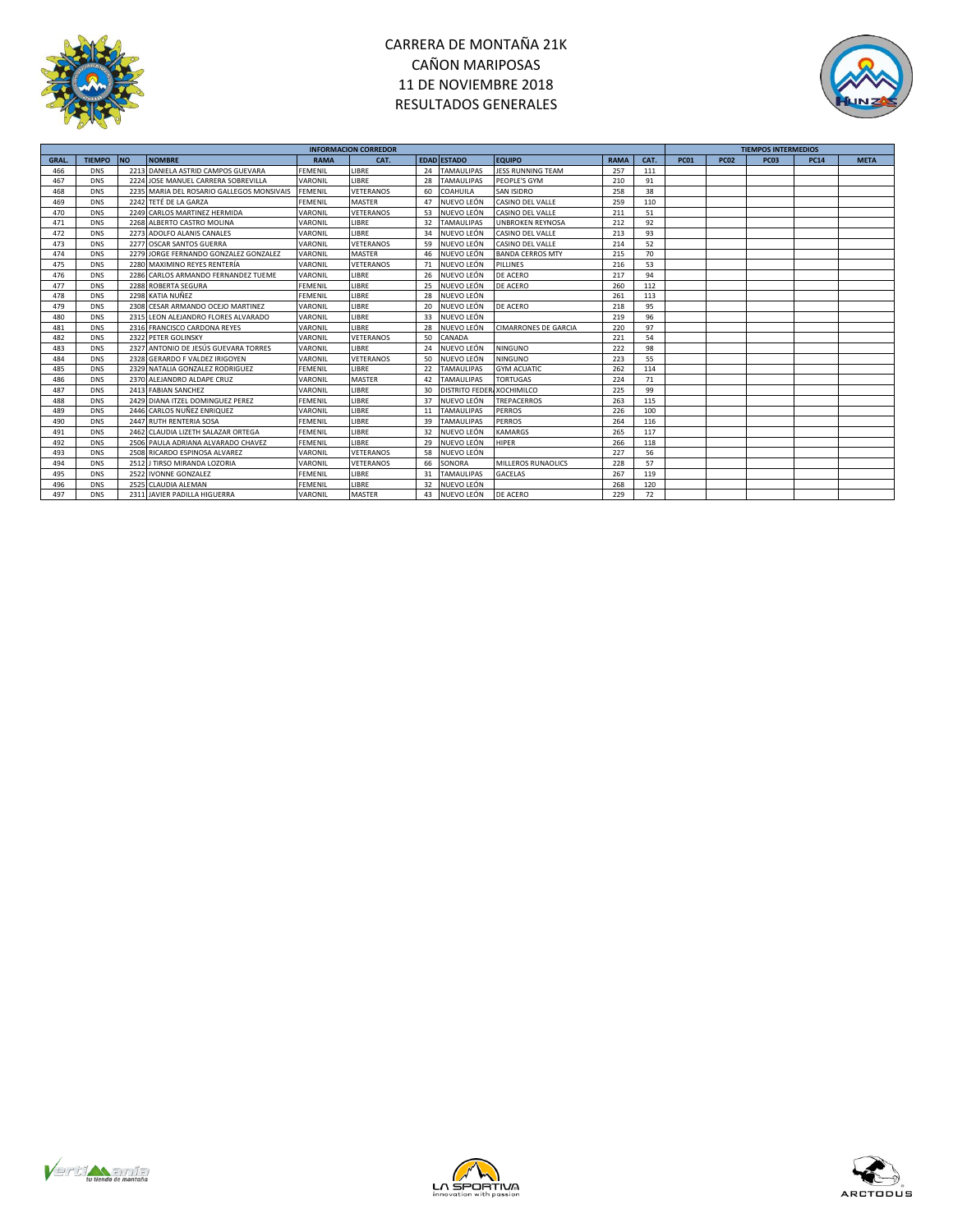# CARRERA DE MONTAÑA 21K
# CAÑON MARIPOSAS
# 11 DE NOVIEMBRE 2018
# RESULTADOS GENERALES

| INFORMACION CORREDOR | | | | | | | | | | | TIEMPOS INTERMEDIOS | | | | |
|---|---|---|---|---|---|---|---|---|---|---|---|---|---|---|---|
| GRAL. | TIEMPO | NO | NOMBRE | RAMA | CAT. | EDAD | ESTADO | EQUIPO | RAMA | CAT. | PC01 | PC02 | PC03 | PC14 | META |
| 466 | DNS | 2213 | DANIELA ASTRID CAMPOS GUEVARA | FEMENIL | LIBRE | 24 | TAMAULIPAS | JESS RUNNING TEAM | 257 | 111 | | | | | |
| 467 | DNS | 2224 | JOSE MANUEL CARRERA SOBREVILLA | VARONIL | LIBRE | 28 | TAMAULIPAS | PEOPLE'S GYM | 210 | 91 | | | | | |
| 468 | DNS | 2235 | MARIA DEL ROSARIO GALLEGOS MONSIVAIS | FEMENIL | VETERANOS | 60 | COAHUILA | SAN ISIDRO | 258 | 38 | | | | | |
| 469 | DNS | 2242 | TETÉ DE LA GARZA | FEMENIL | MASTER | 47 | NUEVO LEÓN | CASINO DEL VALLE | 259 | 110 | | | | | |
| 470 | DNS | 2249 | CARLOS MARTINEZ HERMIDA | VARONIL | VETERANOS | 53 | NUEVO LEÓN | CASINO DEL VALLE | 211 | 51 | | | | | |
| 471 | DNS | 2268 | ALBERTO CASTRO MOLINA | VARONIL | LIBRE | 32 | TAMAULIPAS | UNBROKEN REYNOSA | 212 | 92 | | | | | |
| 472 | DNS | 2273 | ADOLFO ALANIS CANALES | VARONIL | LIBRE | 34 | NUEVO LEÓN | CASINO DEL VALLE | 213 | 93 | | | | | |
| 473 | DNS | 2277 | OSCAR SANTOS GUERRA | VARONIL | VETERANOS | 59 | NUEVO LEÓN | CASINO DEL VALLE | 214 | 52 | | | | | |
| 474 | DNS | 2279 | JORGE FERNANDO GONZALEZ GONZALEZ | VARONIL | MASTER | 46 | NUEVO LEÓN | BANDA CERROS MTY | 215 | 70 | | | | | |
| 475 | DNS | 2280 | MAXIMINO REYES RENTERÍA | VARONIL | VETERANOS | 71 | NUEVO LEÓN | PILLINES | 216 | 53 | | | | | |
| 476 | DNS | 2286 | CARLOS ARMANDO FERNANDEZ TUEME | VARONIL | LIBRE | 26 | NUEVO LEÓN | DE ACERO | 217 | 94 | | | | | |
| 477 | DNS | 2288 | ROBERTA SEGURA | FEMENIL | LIBRE | 25 | NUEVO LEÓN | DE ACERO | 260 | 112 | | | | | |
| 478 | DNS | 2298 | KATIA NUÑEZ | FEMENIL | LIBRE | 28 | NUEVO LEÓN | | 261 | 113 | | | | | |
| 479 | DNS | 2308 | CESAR ARMANDO OCEJO MARTINEZ | VARONIL | LIBRE | 20 | NUEVO LEÓN | DE ACERO | 218 | 95 | | | | | |
| 480 | DNS | 2315 | LEON ALEJANDRO FLORES ALVARADO | VARONIL | LIBRE | 33 | NUEVO LEÓN | | 219 | 96 | | | | | |
| 481 | DNS | 2316 | FRANCISCO CARDONA REYES | VARONIL | LIBRE | 28 | NUEVO LEÓN | CIMARRONES DE GARCIA | 220 | 97 | | | | | |
| 482 | DNS | 2322 | PETER GOLINSKY | VARONIL | VETERANOS | 50 | CANADA | | 221 | 54 | | | | | |
| 483 | DNS | 2327 | ANTONIO DE JESÚS GUEVARA TORRES | VARONIL | LIBRE | 24 | NUEVO LEÓN | NINGUNO | 222 | 98 | | | | | |
| 484 | DNS | 2328 | GERARDO F VALDEZ IRIGOYEN | VARONIL | VETERANOS | 50 | NUEVO LEÓN | NINGUNO | 223 | 55 | | | | | |
| 485 | DNS | 2329 | NATALIA GONZALEZ RODRIGUEZ | FEMENIL | LIBRE | 22 | TAMAULIPAS | GYM ACUATIC | 262 | 114 | | | | | |
| 486 | DNS | 2370 | ALEJANDRO ALDAPE CRUZ | VARONIL | MASTER | 42 | TAMAULIPAS | TORTUGAS | 224 | 71 | | | | | |
| 487 | DNS | 2413 | FABIAN SANCHEZ | VARONIL | LIBRE | 30 | DISTRITO FEDERA | XOCHIMILCO | 225 | 99 | | | | | |
| 488 | DNS | 2429 | DIANA ITZEL DOMINGUEZ PEREZ | FEMENIL | LIBRE | 37 | NUEVO LEÓN | TREPACERROS | 263 | 115 | | | | | |
| 489 | DNS | 2446 | CARLOS NUÑEZ ENRIQUEZ | VARONIL | LIBRE | 11 | TAMAULIPAS | PERROS | 226 | 100 | | | | | |
| 490 | DNS | 2447 | RUTH RENTERIA SOSA | FEMENIL | LIBRE | 39 | TAMAULIPAS | PERROS | 264 | 116 | | | | | |
| 491 | DNS | 2462 | CLAUDIA LIZETH SALAZAR ORTEGA | FEMENIL | LIBRE | 32 | NUEVO LEÓN | KAMARGS | 265 | 117 | | | | | |
| 492 | DNS | 2506 | PAULA ADRIANA ALVARADO CHAVEZ | FEMENIL | LIBRE | 29 | NUEVO LEÓN | HIPER | 266 | 118 | | | | | |
| 493 | DNS | 2508 | RICARDO ESPINOSA ALVAREZ | VARONIL | VETERANOS | 58 | NUEVO LEÓN | | 227 | 56 | | | | | |
| 494 | DNS | 2512 | J TIRSO MIRANDA LOZORIA | VARONIL | VETERANOS | 66 | SONORA | MILLEROS RUNAOLICS | 228 | 57 | | | | | |
| 495 | DNS | 2522 | IVONNE GONZALEZ | FEMENIL | LIBRE | 31 | TAMAULIPAS | GACELAS | 267 | 119 | | | | | |
| 496 | DNS | 2525 | CLAUDIA ALEMAN | FEMENIL | LIBRE | 32 | NUEVO LEÓN | | 268 | 120 | | | | | |
| 497 | DNS | 2311 | JAVIER PADILLA HIGUERRA | VARONIL | MASTER | 43 | NUEVO LEÓN | DE ACERO | 229 | 72 | | | | | |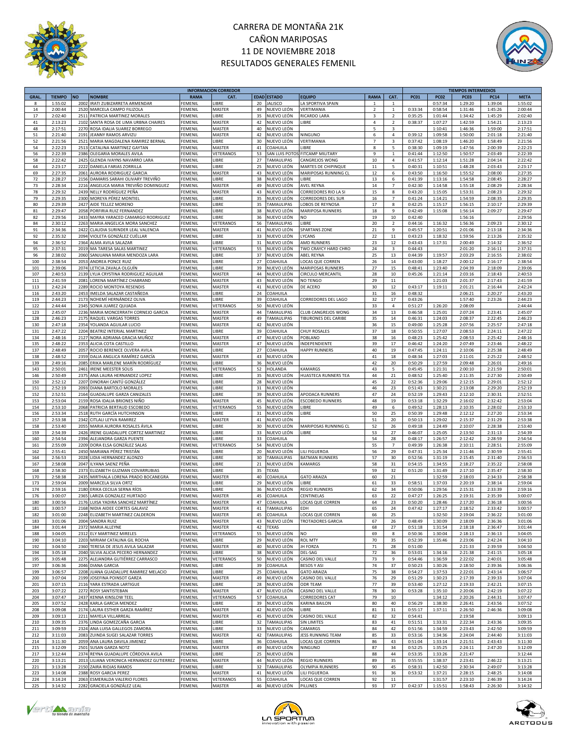# CARRERA DE MONTAÑA 21K
# CAÑON MARIPOSAS
# 11 DE NOVIEMBRE 2018
# RESULTADOS GENERALES FEMENIL

| INFORMACION CORREDOR | | | | | | | | | | | TIEMPOS INTERMEDIOS | | | | |
|---|---|---|---|---|---|---|---|---|---|---|---|---|---|---|---|
| GRAL. | TIEMPO | NO | NOMBRE | RAMA | CAT. | EDAD | ESTADO | EQUIPO | RAMA | CAT. | PC01 | PC02 | PC03 | PC14 | META |
| 8 | 1:55:02 | 2002 | IRATI ZUBIZARRETA ARMENDAR | FEMENIL | LIBRE | 20 | JALISCO | LA SPORTIVA SPAIN | 1 | 1 | | 0:57:34 | 1:29:20 | 1:39:04 | 1:55:02 |
| 14 | 2:00:44 | 2520 | MARCELA CAMPO FILIZOLA | FEMENIL | MASTER | 49 | NUEVO LEÓN | VERTIMANIA | 2 | 1 | 0:33:34 | 0:58:54 | 1:31:46 | 1:45:26 | 2:00:44 |
| 17 | 2:02:40 | 2511 | PATRICIA MARTINEZ MORALES | FEMENIL | LIBRE | 35 | NUEVO LEÓN | RICARDO LARA | 3 | 2 | 0:35:25 | 1:01:44 | 1:34:42 | 1:45:29 | 2:02:40 |
| 41 | 2:13:23 | 2102 | SANTA ROSA DE LIMA URBNA CHAIRES | FEMENIL | MASTER | 42 | NUEVO LEÓN | LIBRE | 4 | 2 | 0:38:37 | 1:07:27 | 1:42:59 | 1:54:21 | 2:13:23 |
| 48 | 2:17:51 | 2270 | ROSA IDALIA SUAREZ BORREGO | FEMENIL | MASTER | 40 | NUEVO LEÓN | | 5 | 3 | | 1:10:41 | 1:46:36 | 1:59:00 | 2:17:51 |
| 51 | 2:21:40 | 2191 | JEANNY RAMOS ARVIZU | FEMENIL | MASTER | 42 | NUEVO LEÓN | NINGUNO | 6 | 4 | 0:39:12 | 1:09:58 | 1:50:00 | 2:01:18 | 2:21:40 |
| 52 | 2:21:56 | 2521 | MARIA MAGDALENA RAMIREZ BERNAL | FEMENIL | LIBRE | 30 | NUEVO LEÓN | VERTIMANIA | 7 | 3 | 0:37:42 | 1:08:19 | 1:46:20 | 1:58:49 | 2:21:56 |
| 54 | 2:22:23 | 2513 | CATALINA MARTINEZ GAYTAN | FEMENIL | MASTER | 41 | COAHUILA | LIBRE | 8 | 5 | 0:38:30 | 1:09:19 | 1:47:56 | 2:00:39 | 2:22:23 |
| 56 | 2:22:39 | 2386 | OLEGARIA MORALES AVILA | FEMENIL | VETERANOS | 53 | SAN LUIS POTOS | FITCAMP MILITARY | 9 | 1 | 0:41:44 | 1:12:50 | 1:50:57 | 2:03:49 | 2:22:39 |
| 58 | 2:22:42 | 2425 | GLENDA IVAYNS NAVARRO LARA | FEMENIL | LIBRE | 27 | TAMAULIPAS | CANGREJOS WONG | 10 | 4 | 0:41:57 | 1:12:14 | 1:51:28 | 2:04:14 | 2:22:42 |
| 64 | 2:23:17 | 2222 | DANIELA FARIAS ZORRILLA | FEMENIL | LIBRE | 25 | NUEVO LEÓN | MARTES DE CHIPINQUE | 11 | 5 | 0:40:31 | 1:10:51 | 1:48:28 | 2:03:43 | 2:23:17 |
| 69 | 2:27:35 | 2061 | AURORA RODRIGUEZ GARCIA | FEMENIL | MASTER | 43 | NUEVO LEÓN | MARIPOSAS RUNNING CL | 12 | 6 | 0:43:50 | 1:16:50 | 1:55:52 | 2:08:00 | 2:27:35 |
| 72 | 2:28:27 | 2156 | DAMARIS SARAHI OLIVARY TREVIÑO | FEMENIL | LIBRE | 38 | NUEVO LEÓN | LIBRE | 13 | 6 | 0:41:39 | 1:13:16 | 1:54:58 | 2:08:45 | 2:28:27 |
| 73 | 2:28:34 | 2216 | ANGELICA MARIA TREVIÑO DOMINGUEZ | FEMENIL | MASTER | 49 | NUEVO LEÓN | AVEL REYNA | 14 | 7 | 0:42:30 | 1:14:58 | 1:55:18 | 2:08:29 | 2:28:34 |
| 78 | 2:29:32 | 2439 | NELLY RODRÍGUEZ PEÑA | FEMENIL | MASTER | 43 | NUEVO LEÓN | CORREDORES RIO LA SI | 15 | 8 | 0:43:20 | 1:15:05 | 1:53:31 | 2:08:23 | 2:29:32 |
| 79 | 2:29:35 | 2300 | MOREYA PÉREZ MONTIEL | FEMENIL | LIBRE | 35 | NUEVO LEÓN | CORREDORES DEL SUR | 16 | 7 | 0:41:24 | 1:14:21 | 1:54:59 | 2:08:35 | 2:29:35 |
| 80 | 2:29:39 | 2427 | AIDE TELLEZ MORENO | FEMENIL | LIBRE | 35 | TAMAULIPAS | LOBOS DE REYNOSA | 17 | 8 | 0:42:25 | 1:15:17 | 1:56:15 | 2:10:17 | 2:29:39 |
| 81 | 2:29:47 | 2058 | PORFIRIA RUIZ FERNANDEZ | FEMENIL | LIBRE | 38 | NUEVO LEÓN | MARIPOSA RUNNERS | 18 | 9 | 0:42:49 | 1:15:08 | 1:56:14 | 2:09:27 | 2:29:47 |
| 82 | 2:29:56 | 2433 | MAYRA YARACED CAMARGO RODRIGUEZ | FEMENIL | LIBRE | 36 | NUEVO LEÓN | NO | 19 | 10 | 0:42:40 | | 1:56:16 | | 2:29:56 |
| 84 | 2:30:12 | 2263 | MARIA ANGELICA MORA SANCHEZ | FEMENIL | VETERANOS | 56 | TAMAULIPAS | LIBRE | 20 | 2 | 0:44:16 | 1:16:32 | 1:56:36 | 2:09:23 | 2:30:12 |
| 91 | 2:34:36 | 2422 | CLAUDIA SURINDER LEAL VALENCIA | FEMENIL | MASTER | 41 | NUEVO LEÓN | SPARTANS ZONE | 21 | 9 | 0:45:57 | 1:20:51 | 2:01:06 | 2:13:18 | 2:34:36 |
| 92 | 2:35:32 | 2094 | VIOLETA GONZÁLEZ CUÉLLAR | FEMENIL | LIBRE | 33 | NUEVO LEÓN | LYCANS | 22 | 11 | 0:43:23 | 1:18:32 | 1:59:56 | 2:13:26 | 2:35:32 |
| 94 | 2:36:52 | 2364 | ALMA AVILA SALAZAR | FEMENIL | LIBRE | 31 | NUEVO LEÓN | AMD RUNNERS | 23 | 12 | 0:43:43 | 1:17:31 | 2:00:49 | 2:14:32 | 2:36:52 |
| 95 | 2:37:31 | 2019 | MA TERESA SALAS MARTINEZ | FEMENIL | VETERANOS | 55 | NUEVO LEÓN | TWO CRAYCY HARD CHRO | 24 | 3 | 0:44:43 | | 2:01:20 | 2:16:11 | 2:37:31 |
| 96 | 2:38:02 | 2060 | SANJUANA MARIA MENDOZA LARA | FEMENIL | LIBRE | 37 | NUEVO LEÓN | ABEL REYNA | 25 | 13 | 0:44:39 | 1:19:57 | 2:03:29 | 2:16:55 | 2:38:02 |
| 100 | 2:38:54 | 2053 | ANDREA PONCE RUIZ | FEMENIL | LIBRE | 27 | COAHUILA | LOCAS QUE CORREN | 26 | 14 | 0:43:00 | 1:18:27 | 2:00:12 | 2:16:17 | 2:38:54 |
| 101 | 2:39:06 | 2074 | LETICIA ZAVALA OLGUÍN | FEMENIL | LIBRE | 39 | NUEVO LEÓN | MARIPOSAS RUNNERS | 27 | 15 | 0:48:41 | 1:23:40 | 2:04:39 | 2:18:09 | 2:39:06 |
| 107 | 2:40:53 | 2139 | LYLIA CRYSTINA RODRIGUEZ AGUILAR | FEMENIL | MASTER | 44 | NUEVO LEÓN | CIRCULO MERCANTIL | 28 | 10 | 0:45:26 | 1:21:14 | 2:03:16 | 2:18:43 | 2:40:53 |
| 111 | 2:41:59 | 2081 | LORENA MARTÍNEZ CHABRAND | FEMENIL | MASTER | 43 | NUEVO LEÓN | NO TENGO | 29 | 11 | | 1:21:03 | 2:01:37 | 2:17:43 | 2:41:59 |
| 113 | 2:42:24 | 2289 | ROCIO MONTOYA RESENDIS | FEMENIL | MASTER | 41 | NUEVO LEÓN | DE ACERO | 30 | 12 | 0:43:17 | 1:19:11 | 2:01:21 | 2:16:44 | 2:42:24 |
| 116 | 2:43:20 | 2453 | IMELDA SALAZAR CASTAÑEDA | FEMENIL | LIBRE | 24 | COAHUILA | | 31 | 16 | 0:48:32 | | 2:06:21 | 2:20:27 | 2:43:20 |
| 119 | 2:44:23 | 2173 | NOHEMÍ HERNÁNDEZ OLIVA | FEMENIL | LIBRE | 39 | COAHUILA | CORREDORES DEL LAGO | 32 | 17 | 0:43:26 | | 1:57:40 | 2:23:26 | 2:44:23 |
| 122 | 2:44:44 | 2345 | SONIA JUAREZ QUIJADA | FEMENIL | VETERANOS | 50 | NUEVO LEÓN | | 33 | 4 | 0:51:27 | 1:26:20 | 2:08:09 | | 2:44:44 |
| 123 | 2:45:07 | 2236 | MARIA MONCERRATH CORNEJO GARCIA | FEMENIL | MASTER | 44 | TAMAULIPAS | CLUB CANGREJOS WONG | 34 | 13 | 0:46:58 | 1:25:01 | 2:07:24 | 2:23:41 | 2:45:07 |
| 128 | 2:46:23 | 2175 | RAQUEL VARGAS TORRES | FEMENIL | MASTER | 49 | TAMAULIPAS | TIBURONES DEL CARIBE | 35 | 14 | 0:46:31 | 1:24:03 | 2:08:37 | 2:22:45 | 2:46:23 |
| 130 | 2:47:18 | 2354 | YOLANDA AGUILAR LUCIO | FEMENIL | MASTER | 42 | NUEVO LEÓN | | 36 | 15 | 0:49:00 | 1:25:28 | 2:07:56 | 2:25:57 | 2:47:18 |
| 131 | 2:47:22 | 2204 | BEATRIZ INTERIAL MARTINEZ | FEMENIL | LIBRE | 39 | COAHUILA | CHUY ROSALES | 37 | 18 | 0:50:55 | 1:27:07 | 2:08:53 | 2:24:11 | 2:47:22 |
| 134 | 2:48:16 | 2127 | NORA ADRIANA GRACIA MUÑOZ | FEMENIL | MASTER | 47 | NUEVO LEÓN | POBLANO | 38 | 16 | 0:48:23 | 1:25:42 | 2:08:53 | 2:25:42 | 2:48:16 |
| 135 | 2:48:22 | 2353 | ALICIA COTA CASTILLO | FEMENIL | MASTER | 47 | NUEVO LEÓN | INDEPENDIENTE | 39 | 17 | 0:46:42 | 1:24:20 | 2:07:49 | 2:23:46 | 2:48:22 |
| 137 | 2:48:49 | 2057 | ROCIO BERENICE OLVERA AVILA | FEMENIL | LIBRE | 27 | COAHUILA | HAPPY RUNNERS | 40 | 19 | 0:47:45 | 1:24:11 | 2:10:06 | 2:25:38 | 2:48:49 |
| 138 | 2:48:52 | 2359 | DALIA ANGLICA RAMÍREZ GARCÍA | FEMENIL | MASTER | 43 | NUEVO LEÓN | | 41 | 18 | 0:48:34 | 1:27:03 | 2:11:01 | 2:25:22 | 2:48:52 |
| 139 | 2:49:16 | 2085 | ERIKA MARLENE MARÍN RODRÍGUEZ | FEMENIL | LIBRE | 36 | NUEVO LEÓN | | 42 | 20 | 0:50:29 | 1:27:59 | 2:09:48 | 2:26:01 | 2:49:16 |
| 143 | 2:50:01 | 2461 | IRENE MEESTER SOLIS | FEMENIL | VETERANOS | 52 | HOLANDA | KAMARGS | 43 | 5 | 0:45:45 | 1:21:31 | 2:00:10 | 2:21:59 | 2:50:01 |
| 146 | 2:50:49 | 2375 | ANA LAURA HERNANDEZ LOPEZ | FEMENIL | LIBRE | 35 | NUEVO LEÓN | HUASTECA RUNNERS TEA | 44 | 21 | 0:48:52 | 1:25:40 | 2:11:35 | 2:27:30 | 2:50:49 |
| 150 | 2:52:12 | 2207 | DINORAH CANTÚ GONZÁLEZ | FEMENIL | LIBRE | 28 | NUEVO LEÓN | | 45 | 22 | 0:52:36 | 1:29:06 | 2:12:15 | 2:29:01 | 2:52:12 |
| 151 | 2:52:19 | 2093 | DIANA BARTOLO MORALES | FEMENIL | LIBRE | 31 | NUEVO LEÓN | | 46 | 23 | 0:51:43 | 1:30:21 | 2:13:08 | 2:29:20 | 2:52:19 |
| 152 | 2:52:51 | 2164 | GUADALUPE GARZA CANIZALES | FEMENIL | LIBRE | 39 | NUEVO LEÓN | APODACA RUNNERS | 47 | 24 | 0:52:19 | 1:29:43 | 2:12:10 | 2:30:31 | 2:52:51 |
| 153 | 2:53:04 | 2159 | ROSA IDALIA BRIONES NIÑO | FEMENIL | MASTER | 45 | NUEVO LEÓN | ESCOBEDO RUNNERS | 48 | 19 | 0:53:18 | 1:32:29 | 2:16:02 | 2:32:42 | 2:53:04 |
| 154 | 2:53:10 | 2068 | PATRICIA BERTAUD ESCOBEDO | FEMENIL | VETERANOS | 55 | NUEVO LEÓN | LIBRE | 49 | 6 | 0:49:52 | 1:28:13 | 2:10:35 | 2:28:02 | 2:53:10 |
| 156 | 2:53:34 | 2518 | RUTH GARCÍA HUTCHINSON | FEMENIL | LIBRE | 31 | NUEVO LEÓN | LIBRE | 50 | 25 | 0:50:39 | 1:29:48 | 2:12:12 | 2:27:20 | 2:53:34 |
| 157 | 2:53:38 | 2342 | CITLALI LEYVA RAMIREZ | FEMENIL | MASTER | 41 | NUEVO LEÓN | | 51 | 20 | 0:50:13 | 1:29:02 | 2:15:37 | 2:31:29 | 2:53:38 |
| 158 | 2:53:40 | 2055 | MARIA AURORA ROSALES ÁVILA | FEMENIL | LIBRE | 30 | NUEVO LEÓN | MARIPOSAS RUNNING CL | 52 | 26 | 0:49:18 | 1:24:49 | 2:10:07 | 2:28:38 | 2:53:40 |
| 159 | 2:54:39 | 2426 | IRENE GUADALUPE CORTEZ MARTINEZ | FEMENIL | LIBRE | 33 | NUEVO LEÓN | LIBRE | 53 | 27 | 0:46:07 | 1:25:05 | 2:13:50 | 2:31:13 | 2:54:39 |
| 160 | 2:54:54 | 2394 | ALEJANDRA GARZA PUENTE | FEMENIL | LIBRE | 33 | COAHUILA | | 54 | 28 | 0:48:17 | 1:26:57 | 2:12:42 | 2:28:59 | 2:54:54 |
| 161 | 2:55:09 | 2209 | DORA ELSA GONZÁLEZ SALAS | FEMENIL | VETERANOS | 54 | NUEVO LEÓN | | 55 | 7 | 0:49:39 | 1:26:38 | 2:10:11 | 2:28:51 | 2:55:09 |
| 162 | 2:55:41 | 2450 | MARIANA PÉREZ TRISTÁN | FEMENIL | LIBRE | 20 | NUEVO LEÓN | LILI FIGUEROA | 56 | 29 | 0:47:31 | 1:25:34 | 2:11:46 | 2:30:59 | 2:55:41 |
| 164 | 2:56:53 | 2028 | LIDIA HERNANDEZ ALONZO | FEMENIL | LIBRE | 30 | TAMAULIPAS | BATMAN RUNNERS | 57 | 30 | 0:52:56 | 1:31:19 | 2:15:45 | 2:31:40 | 2:56:53 |
| 167 | 2:58:08 | 2047 | ILYANA SAENZ PEÑA | FEMENIL | LIBRE | 21 | NUEVO LEÓN | KAMARGS | 58 | 31 | 0:54:15 | 1:34:55 | 2:18:27 | 2:35:22 | 2:58:08 |
| 168 | 2:58:30 | 2373 | ELIZABETH GUZMAN COVARRUBIAS | FEMENIL | LIBRE | 35 | TEXAS | | 59 | 32 | 0:51:20 | 1:31:49 | 2:17:10 | 2:35:47 | 2:58:30 |
| 170 | 2:58:38 | 2435 | MIRTHALA LORENA PRADO BOCANEGRA | FEMENIL | MASTER | 40 | COAHUILA | GATO ARAIZA | 60 | 21 | | 1:32:59 | 2:18:03 | 2:34:33 | 2:58:38 |
| 173 | 2:59:04 | 2009 | MARCELA SILVA ORTZ | FEMENIL | LIBRE | 29 | NUEVO LEÓN | LIBRE | 61 | 33 | 0:58:51 | 1:37:03 | 2:20:19 | 2:38:14 | 2:59:04 |
| 174 | 2:59:16 | 2180 | ERIKA CECILIA SERNA RÍOS | FEMENIL | LIBRE | 36 | NUEVO LEÓN | REGIO RUNNERS | 62 | 34 | 0:50:06 | 1:29:56 | 2:15:31 | 2:33:39 | 2:59:16 |
| 176 | 3:00:07 | 2365 | LARIZA GONZALEZ HURTADO | FEMENIL | MASTER | 45 | COAHUILA | CENTINELAS | 63 | 22 | 0:47:27 | 1:26:25 | 2:19:31 | 2:35:39 | 3:00:07 |
| 180 | 3:00:56 | 2176 | LUISA YADIRA SANCHEZ MARTÍNEZ | FEMENIL | MASTER | 47 | COAHUILA | LOCAS QUE CORREN | 64 | 23 | 0:50:20 | 1:28:46 | 2:17:20 | 2:36:18 | 3:00:56 |
| 181 | 3:00:57 | 2168 | NIDIA AIDEE CORTES GALAVIZ | FEMENIL | MASTER | 41 | TAMAULIPAS | EDH | 65 | 24 | 0:47:42 | 1:27:17 | 2:18:52 | 2:33:42 | 3:00:57 |
| 182 | 3:01:00 | 2248 | ELIZABETH MARTINEZ CALDERON | FEMENIL | MASTER | 45 | COAHUILA | LOCAS QUE CORREN | 66 | 25 | | 1:32:50 | 2:19:04 | 2:36:22 | 3:01:00 |
| 183 | 3:01:06 | 2004 | SANDRA RUIZ | FEMENIL | MASTER | 43 | NUEVO LEÓN | TROTADORES GARCIA | 67 | 26 | 0:48:49 | 1:30:09 | 2:18:09 | 2:36:36 | 3:01:06 |
| 184 | 3:01:44 | 2372 | MARIA ALLEYNE | FEMENIL | MASTER | 42 | TEXAS | | 68 | 27 | 0:51:18 | 1:31:54 | 2:18:18 | 2:36:47 | 3:01:44 |
| 188 | 3:04:05 | 2312 | ELY MARTINEZ MIRELES | FEMENIL | VETERANOS | 55 | NUEVO LEÓN | NO | 69 | 8 | 0:50:36 | 1:30:04 | 2:18:13 | 2:36:13 | 3:04:05 |
| 190 | 3:04:10 | 2203 | MIRIAM CATALINA GIL ROCHA | FEMENIL | LIBRE | 29 | NUEVO LEÓN | ROL MTY | 70 | 35 | 0:52:39 | 1:35:46 | 2:23:06 | 2:42:24 | 3:04:10 |
| 192 | 3:04:50 | 2360 | TERESA DE JESUS AVILA SALAZAR | FEMENIL | MASTER | 40 | NUEVO LEÓN | JH FORZA | 71 | 28 | 0:51:00 | | 2:21:33 | 2:39:59 | 3:04:50 |
| 194 | 3:05:18 | 2040 | SILVIA ALICIA PECERO HERNANDEZ | FEMENIL | LIBRE | 38 | NUEVO LEÓN | DEL-SAG | 72 | 36 | 0:53:01 | 1:34:16 | 2:21:38 | 2:41:15 | 3:05:18 |
| 195 | 3:05:48 | 2275 | ALEJANDRA GUTIÉRREZ CARRASCO | FEMENIL | VETERANOS | 50 | NUEVO LEÓN | CASINO DEL VALLE | 73 | 9 | 0:54:46 | 1:36:59 | 2:22:02 | 2:40:01 | 3:05:48 |
| 197 | 3:06:36 | 2046 | DIANA GARCIA | FEMENIL | LIBRE | 39 | COAHUILA | BESOS Y ASI | 74 | 37 | 0:50:23 | 1:30:26 | 2:18:50 | 2:39:36 | 3:06:36 |
| 199 | 3:06:57 | 2208 | JUANA GUADALUPE RAMIREZ MELACIO | FEMENIL | LIBRE | 25 | COAHUILA | GATO ARAIZA | 75 | 38 | 0:54:27 | 1:37:53 | 2:22:01 | 2:43:14 | 3:06:57 |
| 200 | 3:07:04 | 2199 | JOSEFINA POINSOT GARZA | FEMENIL | MASTER | 49 | NUEVO LEÓN | CASINO DEL VALLE | 76 | 29 | 0:51:29 | 1:30:23 | 2:17:39 | 2:39:33 | 3:07:04 |
| 201 | 3:07:15 | 2116 | YARA ESTRADA LARTIGUE | FEMENIL | LIBRE | 28 | NUEVO LEÓN | ODR TEAM | 77 | 39 | 0:53:40 | 1:27:12 | 2:19:33 | 2:42:21 | 3:07:15 |
| 203 | 3:07:22 | 2272 | ROSY SANTISTEBAN | FEMENIL | MASTER | 47 | NUEVO LEÓN | CASINO DEL VALLE | 78 | 30 | 0:53:28 | 1:35:10 | 2:20:06 | 2:42:19 | 3:07:22 |
| 204 | 3:07:47 | 2437 | KENNA KINSLOW TEEL | FEMENIL | VETERANOS | 57 | COAHUILA | CORREDORES CAT | 79 | 10 | | 1:34:12 | 2:20:26 | 2:44:31 | 3:07:47 |
| 205 | 3:07:52 | 2428 | KARLA GARCIA MENDEZ | FEMENIL | LIBRE | 39 | NUEVO LEÓN | KARINA BAILON | 80 | 40 | 0:56:29 | 1:38:30 | 2:26:41 | 2:43:56 | 3:07:52 |
| 208 | 3:09:08 | 2174 | LAURA ESTHER GARZA RAMÍREZ | FEMENIL | MASTER | 42 | NUEVO LEÓN | LIBRE | 81 | 31 | 0:55:17 | 1:37:11 | 2:26:50 | 2:46:36 | 3:09:08 |
| 209 | 3:09:13 | 2211 | MAYELA VILLARREAL | FEMENIL | MASTER | 45 | NUEVO LEÓN | CASINO DEL VALLE | 82 | 32 | 0:54:41 | | 2:19:58 | | 3:09:13 |
| 210 | 3:09:35 | 2376 | LINDA GOMEZCAÑA GARCIA | FEMENIL | LIBRE | 32 | TAMAULIPAS | SIN LIMITES | 83 | 41 | 0:51:51 | 1:33:31 | 2:22:34 | 2:43:36 | 3:09:35 |
| 211 | 3:09:59 | 2324 | ANA LUISA GALLEGOS ZAMORA | FEMENIL | LIBRE | 33 | NUEVO LEÓN | CAMARGS | 84 | 42 | 0:51:56 | 1:34:59 | 2:23:43 | 2:42:50 | 3:09:59 |
| 212 | 3:11:03 | 2083 | ZUINDA SUGEI SALAZAR TORRES | FEMENIL | MASTER | 42 | TAMAULIPAS | JESS RUNNING TEAM | 85 | 33 | 0:53:16 | 1:34:36 | 2:24:04 | 2:44:40 | 3:11:03 |
| 214 | 3:11:30 | 2059 | ANA LAURA DAVILA JIMENEZ | FEMENIL | LIBRE | 36 | COAHUILA | LOCAS QUE CORREN | 86 | 43 | 0:51:04 | 1:33:14 | 2:21:51 | 2:43:43 | 3:11:30 |
| 215 | 3:12:09 | 2501 | SUSAN GARZA NOTZ | FEMENIL | MASTER | 49 | NUEVO LEÓN | NINGUNO | 87 | 34 | 0:52:25 | 1:35:25 | 2:24:11 | 2:47:20 | 3:12:09 |
| 217 | 3:12:44 | 2374 | REYNA GUADALUPE CÓRDOVA AVILA | FEMENIL | LIBRE | 25 | NUEVO LEÓN | | 88 | 44 | 0:53:35 | 1:33:26 | 2:21:47 | | 3:12:44 |
| 220 | 3:13:21 | 2013 | LILIANA VERONICA HERNANDEZ GUTIERREZ | FEMENIL | MASTER | 44 | NUEVO LEÓN | REGIO RUNNERS | 89 | 35 | 0:55:55 | 1:38:37 | 2:23:41 | 2:46:22 | 3:13:21 |
| 221 | 3:13:28 | 2150 | ZAIRA RIOJAS RAMOS | FEMENIL | LIBRE | 32 | TAMAULIPAS | OLYMPIA RUNNERS | 90 | 45 | 0:58:31 | 1:42:50 | 2:30:34 | 2:49:07 | 3:13:28 |
| 223 | 3:14:08 | 2388 | ROSY GARCIA PEREZ | FEMENIL | MASTER | 41 | NUEVO LEÓN | LILI FIGUEROA | 91 | 36 | 0:53:32 | 1:37:21 | 2:28:15 | 2:48:25 | 3:14:08 |
| 224 | 3:14:24 | 2063 | ESMERALDA VALERIO FLORES | FEMENIL | VETERANOS | 55 | COAHUILA | LOCAS QUE CORREN | 92 | 11 | | 1:31:57 | 2:23:10 | 2:46:39 | 3:14:24 |
| 225 | 3:14:32 | 2282 | GRACIELA GONZÁLEZ LEAL | FEMENIL | MASTER | 46 | NUEVO LEÓN | PILLINES | 93 | 37 | 0:42:37 | 1:15:51 | 1:58:43 | 2:26:30 | 3:14:32 |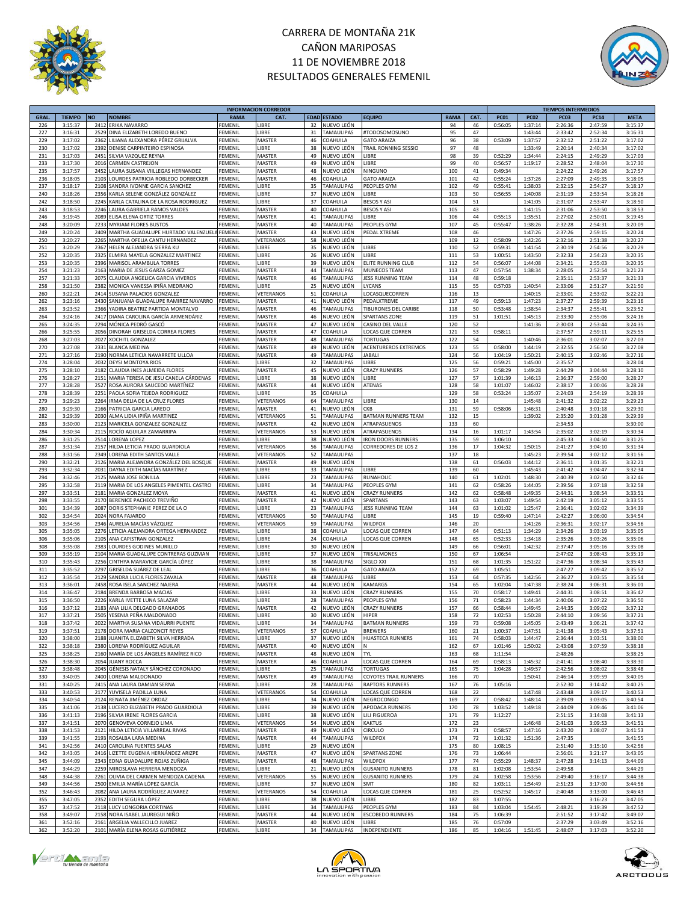# CARRERA DE MONTAÑA 21K
# CAÑON MARIPOSAS
# 11 DE NOVIEMBRE 2018
# RESULTADOS GENERALES FEMENIL

| INFORMACION CORREDOR | | | | | | | | | | | TIEMPOS INTERMEDIOS | | | | |
|---|---|---|---|---|---|---|---|---|---|---|---|---|---|---|---|
| GRAL. | TIEMPO | NO | NOMBRE | RAMA | CAT. | EDAD | ESTADO | EQUIPO | RAMA | CAT. | PC01 | PC02 | PC03 | PC14 | META |
| 226 | 3:15:37 | 2412 | ERIKA NAVARRO | FEMENIL | LIBRE | 32 | NUEVO LEÓN | | 94 | 46 | 0:56:05 | 1:37:14 | 2:26:36 | 2:47:59 | 3:15:37 |
| 227 | 3:16:31 | 2529 | DINA ELIZABETH LOREDO BUENO | FEMENIL | LIBRE | 31 | TAMAULIPAS | #TODOSOMOSUNO | 95 | 47 | | 1:43:44 | 2:33:42 | 2:52:34 | 3:16:31 |
| 229 | 3:17:02 | 2362 | LILIANA ALEXANDRA PÉREZ GRIJALVA | FEMENIL | MASTER | 46 | COAHUILA | GATO ARAIZA | 96 | 38 | 0:53:09 | 1:37:57 | 2:32:12 | 2:51:22 | 3:17:02 |
| 230 | 3:17:02 | 2392 | DENISE CARPINTEIRO ESPINOSA | FEMENIL | LIBRE | 38 | NUEVO LEÓN | TRAIL RONNING SESSIO | 97 | 48 | | 1:33:49 | 2:20:14 | 2:40:34 | 3:17:02 |
| 231 | 3:17:03 | 2451 | SILVIA VAZQUEZ REYNA | FEMENIL | MASTER | 49 | NUEVO LEÓN | LIBRE | 98 | 39 | 0:52:29 | 1:34:44 | 2:24:15 | 2:49:29 | 3:17:03 |
| 233 | 3:17:30 | 2016 | CARMEN CASTREJON | FEMENIL | MASTER | 49 | NUEVO LEÓN | LIBRE | 99 | 40 | 0:56:57 | 1:19:17 | 2:28:52 | 2:48:04 | 3:17:30 |
| 235 | 3:17:57 | 2452 | LAURA SUSANA VILLEGAS HERNANDEZ | FEMENIL | MASTER | 48 | NUEVO LEÓN | NINGUNO | 100 | 41 | 0:49:34 | | 2:24:22 | 2:49:26 | 3:17:57 |
| 236 | 3:18:05 | 2103 | LOURDES PATRICIA ROBLEDO DORBECKER | FEMENIL | MASTER | 46 | COAHUILA | GATO ARAIZA | 101 | 42 | 0:55:24 | 1:37:26 | 2:27:09 | 2:49:35 | 3:18:05 |
| 237 | 3:18:17 | 2108 | SANDRA IVONNE GARCIA SANCHEZ | FEMENIL | LIBRE | 35 | TAMAULIPAS | PEOPLES GYM | 102 | 49 | 0:55:41 | 1:38:03 | 2:32:15 | 2:54:27 | 3:18:17 |
| 240 | 3:18:26 | 2356 | KARLA SELENE GONZÁLEZ GONZÁLEZ | FEMENIL | LIBRE | 37 | NUEVO LEÓN | LIBRE | 103 | 50 | 0:56:55 | 1:40:08 | 2:31:19 | 2:53:54 | 3:18:26 |
| 242 | 3:18:50 | 2245 | KARLA CATALINA DE LA ROSA RODRIGUEZ | FEMENIL | LIBRE | 37 | COAHUILA | BESOS Y ASI | 104 | 51 | | 1:41:05 | 2:31:07 | 2:53:47 | 3:18:50 |
| 243 | 3:18:53 | 2246 | LAURA GABRIELA RAMOS VALDES | FEMENIL | MASTER | 40 | COAHUILA | BESOS Y ASI | 105 | 43 | | 1:41:15 | 2:31:06 | 2:53:50 | 3:18:53 |
| 246 | 3:19:45 | 2089 | ELISA ELENA ORTIZ TORRES | FEMENIL | MASTER | 41 | TAMAULIPAS | LIBRE | 106 | 44 | 0:55:13 | 1:35:51 | 2:27:02 | 2:50:01 | 3:19:45 |
| 248 | 3:20:09 | 2233 | MYRIAM FLORES BUSTOS | FEMENIL | MASTER | 40 | TAMAULIPAS | PEOPLES GYM | 107 | 45 | 0:55:47 | 1:38:26 | 2:32:28 | 2:54:31 | 3:20:09 |
| 249 | 3:20:24 | 2409 | MARTHA GUADALUPE HURTADO VALENZUELA | FEMENIL | MASTER | 43 | NUEVO LEÓN | PEDAL XTREME | 108 | 46 | | 1:47:26 | 2:37:26 | 2:59:15 | 3:20:24 |
| 250 | 3:20:27 | 2265 | MARTHA OFELIA CANTU HERNANDEZ | FEMENIL | VETERANOS | 58 | NUEVO LEÓN | | 109 | 12 | 0:58:09 | 1:42:26 | 2:32:16 | 2:51:38 | 3:20:27 |
| 251 | 3:20:29 | 2367 | HELEN ALEJANDRA SIERRA KU | FEMENIL | LIBRE | 35 | NUEVO LEÓN | LIBRE | 110 | 52 | 0:59:31 | 1:41:54 | 2:30:19 | 2:54:56 | 3:20:29 |
| 252 | 3:20:35 | 2325 | ELMIRA MAYELA GONZALEZ MARTINEZ | FEMENIL | LIBRE | 26 | NUEVO LEÓN | LIBRE | 111 | 53 | 1:00:51 | 1:43:50 | 2:32:33 | 2:54:23 | 3:20:35 |
| 253 | 3:20:35 | 2396 | MARISOL ARAMBULA TORRES | FEMENIL | LIBRE | 39 | NUEVO LEÓN | ELITE RUNNING CLUB | 112 | 54 | 0:56:07 | 1:44:08 | 2:34:21 | 2:55:03 | 3:20:35 |
| 254 | 3:21:23 | 2163 | MARIA DE JESUS GARZA GOMEZ | FEMENIL | MASTER | 44 | TAMAULIPAS | MUNECOS TEAM | 113 | 47 | 0:57:54 | 1:38:34 | 2:28:05 | 2:52:54 | 3:21:23 |
| 257 | 3:21:33 | 2075 | CLAUDIA ANGELICA GARCIA VIVEROS | FEMENIL | MASTER | 46 | TAMAULIPAS | JESS RUNNING TEAM | 114 | 48 | 0:59:18 | | 2:35:11 | 2:53:37 | 3:21:33 |
| 258 | 3:21:50 | 2382 | MONICA VANESSA IPIÑA MEDRANO | FEMENIL | LIBRE | 25 | NUEVO LEÓN | LYCANS | 115 | 55 | 0:57:03 | 1:40:54 | 2:33:06 | 2:51:27 | 3:21:50 |
| 260 | 3:22:21 | 2414 | SUSANA PALACIOS GONZALEZ | FEMENIL | VETERANOS | 51 | COAHUILA | LOCASQUECORREN | 116 | 13 | | 1:40:15 | 2:33:01 | 2:53:02 | 3:22:21 |
| 262 | 3:23:16 | 2430 | SANJUANA GUADALUPE RAMIREZ NAVARRO | FEMENIL | MASTER | 41 | NUEVO LEÓN | PEDALXTREME | 117 | 49 | 0:59:13 | 1:47:23 | 2:37:27 | 2:59:39 | 3:23:16 |
| 263 | 3:23:52 | 2366 | YADIRA BEATRIZ PARTIDA MONTALVO | FEMENIL | MASTER | 46 | TAMAULIPAS | TIBURONES DEL CARIBE | 118 | 50 | 0:53:48 | 1:38:54 | 2:34:37 | 2:55:41 | 3:23:52 |
| 264 | 3:24:16 | 2417 | DIANA CAROLINA GARCÍA ARMENDÁRIZ | FEMENIL | MASTER | 46 | NUEVO LEÓN | SPARTANS ZONE | 119 | 51 | 1:01:51 | 1:45:13 | 2:33:30 | 2:55:06 | 3:24:16 |
| 265 | 3:24:35 | 2294 | MÓNICA PEDRÓ GASCÓ | FEMENIL | MASTER | 47 | NUEVO LEÓN | CASINO DEL VALLE | 120 | 52 | | 1:41:36 | 2:30:03 | 2:53:44 | 3:24:35 |
| 266 | 3:25:55 | 2056 | DINORAH GRISELDA CORREA FLORES | FEMENIL | MASTER | 47 | COAHUILA | LOCAS QUE CORREN | 121 | 53 | 0:58:11 | | 2:37:57 | 2:59:11 | 3:25:55 |
| 268 | 3:27:03 | 2027 | XOCHITL GONZALEZ | FEMENIL | MASTER | 48 | TAMAULIPAS | TORTUGAS | 122 | 54 | | 1:40:46 | 2:36:01 | 3:02:07 | 3:27:03 |
| 270 | 3:27:08 | 2331 | BLANCA MEDINA | FEMENIL | MASTER | 49 | NUEVO LEÓN | ACENTUREROS EXTREMOS | 123 | 55 | 0:58:00 | 1:44:19 | 2:32:55 | 2:56:50 | 3:27:08 |
| 271 | 3:27:16 | 2190 | NORMA LETICIA NAVARRETE ULLOA | FEMENIL | MASTER | 49 | TAMAULIPAS | JABALI | 124 | 56 | 1:04:19 | 1:50:21 | 2:40:15 | 3:02:46 | 3:27:16 |
| 274 | 3:28:04 | 2032 | DEYSI MONTOYA RIOS | FEMENIL | LIBRE | 32 | TAMAULIPAS | LIBRE | 125 | 56 | 0:59:21 | 1:45:00 | 2:35:57 | | 3:28:04 |
| 275 | 3:28:10 | 2182 | CLAUDIA INES ALMEIDA FLORES | FEMENIL | MASTER | 45 | NUEVO LEÓN | CRAZY RUNNERS | 126 | 57 | 0:58:29 | 1:49:28 | 2:44:29 | 3:04:44 | 3:28:10 |
| 276 | 3:28:27 | 2151 | MARIA TERESA DE JESU CANELA CÁRDENAS | FEMENIL | LIBRE | 38 | NUEVO LEÓN | LIBRE | 127 | 57 | 1:01:39 | 1:46:13 | 2:36:37 | 2:59:00 | 3:28:27 |
| 277 | 3:28:28 | 2527 | ROSA AURORA SAUCEDO MARTÍNEZ | FEMENIL | MASTER | 44 | NUEVO LEÓN | ATENAS | 128 | 58 | 1:01:07 | 1:46:02 | 2:38:17 | 3:00:06 | 3:28:28 |
| 278 | 3:28:39 | 2251 | PAOLA SOFIA TEJEDA RODRIGUEZ | FEMENIL | LIBRE | 35 | COAHUILA | | 129 | 58 | 0:53:24 | 1:35:07 | 2:24:03 | 2:54:19 | 3:28:39 |
| 279 | 3:29:23 | 2264 | IRMA DELIA DE LA CRUZ FLORES | FEMENIL | VETERANOS | 64 | TAMAULIPAS | LIBRE | 130 | 14 | | 1:45:48 | 2:41:32 | 3:02:22 | 3:29:23 |
| 280 | 3:29:30 | 2166 | PATRICIA GARCIA LAREDO | FEMENIL | MASTER | 41 | NUEVO LEÓN | CKB | 131 | 59 | 0:58:06 | 1:46:31 | 2:40:48 | 3:01:18 | 3:29:30 |
| 282 | 3:29:39 | 2030 | ALMA LIDIA IPIÑA MARTINEZ | FEMENIL | VETERANOS | 51 | TAMAULIPAS | BATMAN RUNNERS TEAM | 132 | 15 | | 1:39:02 | 2:35:20 | 3:01:28 | 3:29:39 |
| 283 | 3:30:00 | 2123 | MARICELA GONZALEZ GONZALEZ | FEMENIL | MASTER | 42 | NUEVO LEÓN | ATRAPASUENOS | 133 | 60 | | | 2:34:53 | | 3:30:00 |
| 284 | 3:30:34 | 2115 | ROCÍO AGUILAR ZAMARRIPA | FEMENIL | VETERANOS | 53 | NUEVO LEÓN | ATRAPASUENOS | 134 | 16 | 1:01:17 | 1:43:54 | 2:35:02 | 3:02:19 | 3:30:34 |
| 286 | 3:31:25 | 2514 | LORENA LOPEZ | FEMENIL | LIBRE | 38 | NUEVO LEÓN | IRON DOORS RUNNERS | 135 | 59 | 1:06:10 | | 2:45:33 | 3:04:50 | 3:31:25 |
| 287 | 3:31:34 | 2157 | HILDA LETICIA PRADO GUARDIOLA | FEMENIL | VETERANOS | 56 | TAMAULIPAS | CORREDORES DE LOS 2 | 136 | 17 | 1:04:32 | 1:50:15 | 2:41:27 | 3:04:10 | 3:31:34 |
| 288 | 3:31:56 | 2349 | LORENA EDITH SANTOS VALLE | FEMENIL | VETERANOS | 52 | TAMAULIPAS | | 137 | 18 | | 1:45:23 | 2:39:54 | 3:02:12 | 3:31:56 |
| 290 | 3:32:21 | 2126 | MARIA ALEJANDRA GONZÁLEZ DEL BOSQUE | FEMENIL | MASTER | 49 | NUEVO LEÓN | | 138 | 61 | 0:56:03 | 1:44:12 | 2:36:11 | 3:01:35 | 3:32:21 |
| 293 | 3:32:34 | 2031 | DAYNA EDITH MACÍAS MARTÍNEZ | FEMENIL | LIBRE | 33 | TAMAULIPAS | LIBRE | 139 | 60 | | 1:45:43 | 2:41:42 | 3:04:47 | 3:32:34 |
| 294 | 3:32:46 | 2125 | MARIA JOSE BONILLA | FEMENIL | LIBRE | 23 | TAMAULIPAS | RUNAHOLIC | 140 | 61 | 1:02:01 | 1:48:30 | 2:40:39 | 3:02:50 | 3:32:46 |
| 295 | 3:32:58 | 2119 | MARIA DE LOS ANGELES PIMENTEL CASTRO | FEMENIL | LIBRE | 34 | TAMAULIPAS | PEOPLES GYM | 141 | 62 | 0:58:26 | 1:44:05 | 2:39:56 | 3:07:18 | 3:32:58 |
| 297 | 3:33:51 | 2181 | MARIA GONZALEZ MOYA | FEMENIL | MASTER | 41 | NUEVO LEÓN | CRAZY RUNNERS | 142 | 62 | 0:58:48 | 1:49:35 | 2:44:31 | 3:08:54 | 3:33:51 |
| 298 | 3:33:55 | 2170 | BERENICE PACHECO TREVIÑO | FEMENIL | MASTER | 42 | NUEVO LEÓN | SPARTANS | 143 | 63 | 1:03:07 | 1:49:54 | 2:42:19 | 3:05:12 | 3:33:55 |
| 301 | 3:34:39 | 2087 | DORIS STEPHANIE PEREZ DE LA O | FEMENIL | LIBRE | 23 | TAMAULIPAS | JESS RUNNING TEAM | 144 | 63 | 1:01:02 | 1:25:47 | 2:36:41 | 3:02:02 | 3:34:39 |
| 302 | 3:34:54 | 2024 | NORA FAJARDO | FEMENIL | VETERANOS | 50 | TAMAULIPAS | LIBRE | 145 | 19 | 0:59:40 | 1:47:14 | 2:42:27 | 3:06:00 | 3:34:54 |
| 303 | 3:34:56 | 2346 | AURELIA MACÍAS VÁZQUEZ | FEMENIL | VETERANOS | 59 | TAMAULIPAS | WILDFOX | 146 | 20 | | 1:41:26 | 2:36:31 | 3:02:17 | 3:34:56 |
| 305 | 3:35:05 | 2276 | LETICIA ALEJANDRA ORTEGA HERNANDEZ | FEMENIL | LIBRE | 38 | COAHUILA | LOCAS QUE CORREN | 147 | 64 | 0:51:13 | 1:34:29 | 2:34:26 | 3:03:19 | 3:35:05 |
| 306 | 3:35:06 | 2105 | ANA CAPISTRAN GONZALEZ | FEMENIL | LIBRE | 24 | COAHUILA | LOCAS QUE CORREN | 148 | 65 | 0:52:33 | 1:34:18 | 2:35:26 | 3:03:26 | 3:35:06 |
| 308 | 3:35:08 | 2383 | LOURDES GODINES MURILLO | FEMENIL | LIBRE | 30 | NUEVO LEÓN | | 149 | 66 | 0:56:01 | 1:42:32 | 2:37:47 | 3:05:16 | 3:35:08 |
| 309 | 3:35:19 | 2104 | MARIA GUADALUPE CONTRERAS GUZMAN | FEMENIL | LIBRE | 37 | NUEVO LEÓN | TRISALMONES | 150 | 67 | 1:06:54 | | 2:47:02 | 3:08:43 | 3:35:19 |
| 310 | 3:35:43 | 2256 | CINTHYA MARAVICIE GARCÍA LÓPEZ | FEMENIL | LIBRE | 38 | TAMAULIPAS | SIGLO XXI | 151 | 68 | 1:01:35 | 1:51:22 | 2:47:36 | 3:08:34 | 3:35:43 |
| 311 | 3:35:52 | 2297 | GRISELDA SUÁREZ DE LEAL | FEMENIL | LIBRE | 36 | COAHUILA | GATO ARAIZA | 152 | 69 | 1:05:51 | | 2:47:27 | 3:09:42 | 3:35:52 |
| 312 | 3:35:54 | 2129 | SANDRA LUCIA FLORES ZAVALA | FEMENIL | MASTER | 48 | TAMAULIPAS | LIBRE | 153 | 64 | 0:57:35 | 1:42:56 | 2:36:27 | 3:03:55 | 3:35:54 |
| 313 | 3:36:01 | 2458 | ROSA ISELA SANCHEZ NAJERA | FEMENIL | MASTER | 44 | NUEVO LEÓN | KAMARGS | 154 | 65 | 1:02:04 | 1:47:38 | 2:38:24 | 3:06:31 | 3:36:01 |
| 314 | 3:36:47 | 2184 | BRENDA BARBOSA MACIAS | FEMENIL | LIBRE | 33 | NUEVO LEÓN | CRAZY RUNNERS | 155 | 70 | 0:58:17 | 1:49:41 | 2:44:31 | 3:08:51 | 3:36:47 |
| 315 | 3:36:50 | 2226 | KARLA IVETTE LUNA SALAZAR | FEMENIL | LIBRE | 28 | TAMAULIPAS | PEOPLES GYM | 156 | 71 | 0:58:23 | 1:44:34 | 2:40:06 | 3:07:22 | 3:36:50 |
| 316 | 3:37:12 | 2183 | ANA LILIA DELGADO GRANADOS | FEMENIL | MASTER | 42 | NUEVO LEÓN | CRAZY RUNNERS | 157 | 66 | 0:58:44 | 1:49:45 | 2:44:35 | 3:09:02 | 3:37:12 |
| 317 | 3:37:21 | 2505 | YESENIA PEÑA MALDONADO | FEMENIL | LIBRE | 30 | NUEVO LEÓN | HIPER | 158 | 72 | 1:02:53 | 1:50:28 | 2:44:10 | 3:09:56 | 3:37:21 |
| 318 | 3:37:42 | 2022 | MARTHA SUSANA VIDAURRI PUENTE | FEMENIL | LIBRE | 34 | TAMAULIPAS | BATMAN RUNNERS | 159 | 73 | 0:59:08 | 1:45:05 | 2:43:49 | 3:06:21 | 3:37:42 |
| 319 | 3:37:51 | 2178 | DORA MARIA CALZONCIT REYES | FEMENIL | VETERANOS | 57 | COAHUILA | BREWERS | 160 | 21 | 1:00:37 | 1:47:51 | 2:41:38 | 3:05:43 | 3:37:51 |
| 320 | 3:38:00 | 2188 | JUANITA ELIZABETH SILVA HERRADA | FEMENIL | LIBRE | 37 | NUEVO LEÓN | HUASTECA RUNNERS | 161 | 74 | 0:58:03 | 1:44:47 | 2:36:44 | 3:03:51 | 3:38:00 |
| 322 | 3:38:18 | 2380 | LORENA RODRÍGUEZ AGUILAR | FEMENIL | MASTER | 40 | NUEVO LEÓN | N | 162 | 67 | 1:01:46 | 1:50:02 | 2:43:08 | 3:07:59 | 3:38:18 |
| 325 | 3:38:25 | 2160 | MARÍA DE LOS ÁNGELES RAMÍREZ RICO | FEMENIL | MASTER | 48 | NUEVO LEÓN | TYL | 163 | 68 | 1:11:54 | | 2:48:26 | | 3:38:25 |
| 326 | 3:38:30 | 2054 | JUANY ROCCA | FEMENIL | MASTER | 46 | COAHUILA | LOCAS QUE CORREN | 164 | 69 | 0:58:13 | 1:45:32 | 2:41:41 | 3:08:40 | 3:38:30 |
| 327 | 3:38:48 | 2045 | GÉNESIS NATALY SÁNCHEZ CORONADO | FEMENIL | LIBRE | 25 | TAMAULIPAS | TORTUGAS | 165 | 75 | 1:04:28 | 1:49:57 | 2:42:56 | 3:08:02 | 3:38:48 |
| 330 | 3:40:05 | 2400 | LORENA MALDONADO | FEMENIL | MASTER | 49 | TAMAULIPAS | COYOTES TRAIL RUNNERS | 166 | 70 | | 1:50:41 | 2:46:14 | 3:09:59 | 3:40:05 |
| 331 | 3:40:25 | 2415 | ANA LAURA DAMIAN SERNA | FEMENIL | LIBRE | 28 | TAMAULIPAS | RAPTORS RUNNERS | 167 | 76 | 1:05:16 | | 2:52:30 | 3:14:42 | 3:40:25 |
| 333 | 3:40:53 | 2177 | YUVISELA PADILLA LUNA | FEMENIL | VETERANOS | 54 | COAHUILA | LOCAS QUE CORREN | 168 | 22 | | 1:47:48 | 2:43:48 | 3:09:17 | 3:40:53 |
| 334 | 3:40:54 | 2124 | RENATA JIMÉNEZ ORDAZ | FEMENIL | LIBRE | 34 | NUEVO LEÓN | NEGROCONGO | 169 | 77 | 0:58:42 | 1:48:14 | 2:39:09 | 3:03:05 | 3:40:54 |
| 335 | 3:41:06 | 2138 | LUCERO ELIZABETH PRADO GUARDIOLA | FEMENIL | LIBRE | 39 | NUEVO LEÓN | APODACA RUNNERS | 170 | 78 | 1:03:52 | 1:49:18 | 2:44:09 | 3:09:46 | 3:41:06 |
| 336 | 3:41:13 | 2196 | SILVIA IRENE FLORES GARCIA | FEMENIL | LIBRE | 38 | NUEVO LEÓN | LILI FIGUEROA | 171 | 79 | 1:12:27 | | 2:51:15 | 3:14:08 | 3:41:13 |
| 337 | 3:41:51 | 2070 | GENOVEVA CORNEJO LIMA | FEMENIL | VETERANOS | 54 | NUEVO LEÓN | KAKTUS | 172 | 23 | | 1:46:48 | 2:41:03 | 3:09:53 | 3:41:51 |
| 338 | 3:41:53 | 2121 | HILDA LETICIA VILLARREAL RIVAS | FEMENIL | MASTER | 49 | NUEVO LEÓN | CIRCULO | 173 | 71 | 0:58:57 | 1:47:16 | 2:43:20 | 3:08:07 | 3:41:53 |
| 339 | 3:41:55 | 2193 | ROSALBA LARA MEDINA | FEMENIL | MASTER | 44 | TAMAULIPAS | WILDFOX | 174 | 72 | 1:01:32 | 1:51:36 | 2:47:35 | | 3:41:55 |
| 341 | 3:42:56 | 2410 | CAROLINA FUENTES SALAS | FEMENIL | LIBRE | 29 | NUEVO LEÓN | | 175 | 80 | 1:08:15 | | 2:51:40 | 3:15:10 | 3:42:56 |
| 342 | 3:43:05 | 2416 | LIZETTE EUGENIA HERNÁNDEZ ARIZPE | FEMENIL | MASTER | 47 | NUEVO LEÓN | SPARTANS ZONE | 176 | 73 | 1:06:44 | | 2:56:01 | 3:21:17 | 3:43:05 |
| 345 | 3:44:09 | 2343 | EDNA GUADALUPE ROJAS ZUÑIGA | FEMENIL | MASTER | 48 | TAMAULIPAS | WILDFOX | 177 | 74 | 0:55:29 | 1:48:37 | 2:47:28 | 3:14:13 | 3:44:09 |
| 347 | 3:44:29 | 2259 | MIROSLAVA HERRERA MENDOZA | FEMENIL | LIBRE | 21 | NUEVO LEÓN | GUSANITO RUNNERS | 178 | 81 | 1:02:08 | 1:53:54 | 2:49:58 | | 3:44:29 |
| 348 | 3:44:38 | 2261 | OLIVIA DEL CARMEN MENDOZA CADENA | FEMENIL | VETERANOS | 55 | NUEVO LEÓN | GUSANITO RUNNERS | 179 | 24 | 1:02:58 | 1:53:56 | 2:49:40 | 3:16:17 | 3:44:38 |
| 349 | 3:44:56 | 2500 | EMILIA MARÍA LÓPEZ GARCÍA | FEMENIL | LIBRE | 37 | NUEVO LEÓN | SMT | 180 | 82 | 1:03:11 | 1:54:49 | 2:51:23 | 3:17:00 | 3:44:56 |
| 352 | 3:46:43 | 2082 | ANA LAURA RODRÍGUEZ ALVAREZ | FEMENIL | VETERANOS | 54 | COAHUILA | LOCAS QUE CORREN | 181 | 25 | 0:52:52 | 1:45:17 | 2:40:48 | 3:13:00 | 3:46:43 |
| 355 | 3:47:05 | 2352 | EDITH SEGURA LÓPEZ | FEMENIL | LIBRE | 38 | NUEVO LEÓN | LIBRE | 182 | 83 | 1:07:55 | | | 3:16:23 | 3:47:05 |
| 357 | 3:47:52 | 2118 | LUCY LONGORIA CORTINAS | FEMENIL | LIBRE | 34 | TAMAULIPAS | PEOPLES GYM | 183 | 84 | 1:03:04 | 1:54:45 | 2:48:21 | 3:19:39 | 3:47:52 |
| 358 | 3:49:07 | 2158 | NORA ISABEL JAUREGUI NIÑO | FEMENIL | MASTER | 44 | NUEVO LEÓN | ESCOBEDO RUNNERS | 184 | 75 | 1:06:39 | | 2:51:52 | 3:17:42 | 3:49:07 |
| 361 | 3:52:16 | 2161 | ARGELIA VALLECILLO JUAREZ | FEMENIL | MASTER | 40 | NUEVO LEÓN | LIBRE | 185 | 76 | 0:57:09 | | 2:37:29 | 3:03:49 | 3:52:16 |
| 362 | 3:52:20 | 2101 | MARÍA ELENA ROSAS GUTIÉRREZ | FEMENIL | LIBRE | 34 | TAMAULIPAS | INDEPENDIENTE | 186 | 85 | 1:04:16 | 1:51:45 | 2:48:07 | 3:17:03 | 3:52:20 |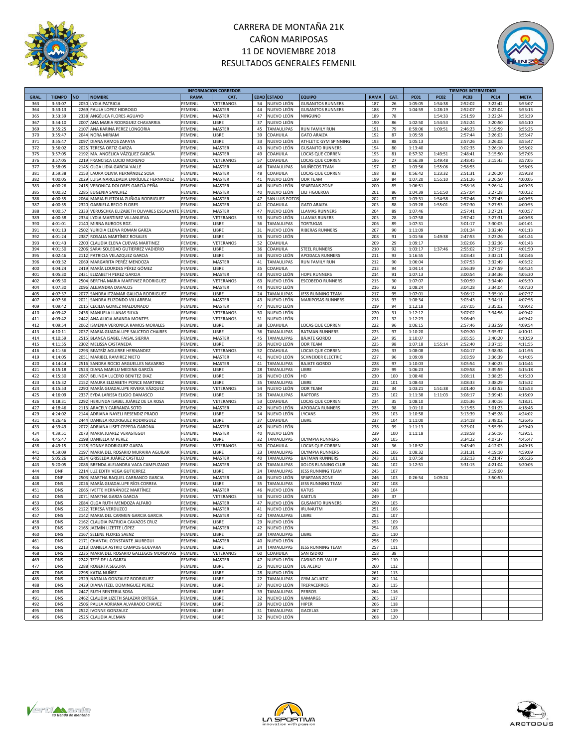# CARRERA DE MONTAÑA 21K
# CAÑON MARIPOSAS
# 11 DE NOVIEMBRE 2018
# RESULTADOS GENERALES FEMENIL

| INFORMACION CORREDOR | | | | | | | | | | | TIEMPOS INTERMEDIOS | | | | |
|---|---|---|---|---|---|---|---|---|---|---|---|---|---|---|---|
| GRAL. | TIEMPO | NO | NOMBRE | RAMA | CAT. | EDAD | ESTADO | EQUIPO | RAMA | CAT. | PC01 | PC02 | PC03 | PC14 | META |
| 363 | 3:53:07 | 2050 | LYDIA PATRICIA | FEMENIL | VETERANOS | 54 | NUEVO LEÓN | GUSANITOS RUNNERS | 187 | 26 | 1:05:05 | 1:54:38 | 2:52:02 | 3:22:42 | 3:53:07 |
| 364 | 3:53:13 | 2269 | PAULA LOPEZ HIDROGO | FEMENIL | MASTER | 44 | NUEVO LEÓN | GUSANITOS RUNNERS | 188 | 77 | 1:04:59 | 1:28:19 | 2:52:07 | 3:22:04 | 3:53:13 |
| 365 | 3:53:39 | 2338 | ANGÉLICA FLORES AGUAYO | FEMENIL | MASTER | 47 | NUEVO LEÓN | NINGUNO | 189 | 78 | | 1:54:33 | 2:51:59 | 3:22:24 | 3:53:39 |
| 367 | 3:54:10 | 2007 | ANA MARIA RODRGUEZ CHAVARRIA | FEMENIL | LIBRE | 37 | NUEVO LEÓN | | 190 | 86 | 1:02:50 | 1:54:53 | 2:52:24 | 3:20:50 | 3:54:10 |
| 369 | 3:55:25 | 2107 | ANA KARINA PEREZ LONGORIA | FEMENIL | MASTER | 45 | TAMAULIPAS | RUN FAMILY RUN | 191 | 79 | 0:59:06 | 1:09:51 | 2:46:23 | 3:19:59 | 3:55:25 |
| 370 | 3:55:47 | 2044 | NORA MIRIAM | FEMENIL | LIBRE | 39 | COAHUILA | GATO ARAIZA | 192 | 87 | 1:05:59 | | 2:57:44 | 3:26:03 | 3:55:47 |
| 371 | 3:55:47 | 2097 | DIANA RAMOS ZAPATA | FEMENIL | LIBRE | 33 | NUEVO LEÓN | ATHLETIC GYM SPINNING | 193 | 88 | 1:05:13 | | 2:57:26 | 3:26:08 | 3:55:47 |
| 372 | 3:56:02 | 2025 | TERESA ORTIZ GARZA | FEMENIL | MASTER | 43 | NUEVO LEÓN | GUSANITO RUNNERS | 194 | 80 | 1:13:40 | | 3:02:35 | 3:26:10 | 3:56:02 |
| 375 | 3:57:05 | 2192 | MA. ANGÉLICA VÁZQUEZ GARCÍA | FEMENIL | MASTER | 49 | COAHUILA | LOCAS QUE CORREN | 195 | 81 | 0:57:32 | 1:49:51 | 2:48:41 | 3:15:50 | 3:57:05 |
| 376 | 3:57:05 | 2219 | FRANCISCA LUCIO MORENO | FEMENIL | VETERANOS | 57 | COAHUILA | LOCAS QUE CORREN | 196 | 27 | 0:56:39 | 1:49:48 | 2:48:45 | 3:15:43 | 3:57:05 |
| 377 | 3:58:05 | 2145 | OLGA LIDIA GARCIA VALLE | FEMENIL | MASTER | 46 | TAMAULIPAS | MUÑECOS TEAM | 197 | 82 | 1:03:56 | 1:55:06 | 2:58:55 | | 3:58:05 |
| 381 | 3:59:38 | 2153 | LAURA OLIVIA HERNÁNDEZ SOSA | FEMENIL | MASTER | 48 | COAHUILA | LOCAS QUE CORREN | 198 | 83 | 0:56:42 | 1:23:32 | 2:51:31 | 3:26:20 | 3:59:38 |
| 382 | 4:00:05 | 2029 | LUISA NARCEDALIA ENRÍQUEZ HERNANDEZ | FEMENIL | MASTER | 41 | NUEVO LEÓN | ODR TEAM | 199 | 84 | 1:07:20 | 1:55:10 | 2:51:26 | 3:26:50 | 4:00:05 |
| 383 | 4:00:26 | 2418 | VERONICA DOLORES GARCÍA PEÑA | FEMENIL | MASTER | 46 | NUEVO LEÓN | SPARTANS ZONE | 200 | 85 | 1:06:51 | | 2:58:16 | 3:26:14 | 4:00:26 |
| 385 | 4:00:32 | 2285 | EUGENIA SANCHEZ | FEMENIL | MASTER | 40 | NUEVO LEÓN | LILI FIGUEROA | 201 | 86 | 1:04:39 | 1:51:50 | 2:57:04 | 3:27:28 | 4:00:32 |
| 386 | 4:00:55 | 2064 | MARIA EUSTOLIA ZUÑIGA RODRIGUEZ | FEMENIL | MASTER | 47 | SAN LUIS POTOS | | 202 | 87 | 1:03:31 | 1:54:58 | 2:57:46 | 3:27:45 | 4:00:55 |
| 387 | 4:00:55 | 2320 | GABRIELA RECIO FLORES | FEMENIL | MASTER | 41 | COAHUILA | GATO ARAIZA | 203 | 88 | 1:03:28 | 1:55:01 | 2:57:30 | 3:27:53 | 4:00:55 |
| 388 | 4:00:57 | 2333 | VERUSCHKA ELIZABETH OLIVARES ESCALANTE | FEMENIL | MASTER | 47 | NUEVO LEÓN | LLAMAS RUNNERS | 204 | 89 | 1:07:46 | | 2:57:41 | 3:27:21 | 4:00:57 |
| 389 | 4:00:58 | 2334 | LYDIA MARTINEZ VILLANUEVA | FEMENIL | VETERANOS | 53 | NUEVO LEÓN | LLAMAS RUNERS | 205 | 28 | 1:07:58 | | 2:57:42 | 3:27:31 | 4:00:58 |
| 390 | 4:01:01 | 2140 | MIRNA BURGOS RDZ. | FEMENIL | LIBRE | 36 | TAMAULIPAS | TORTUGAS | 206 | 89 | 1:07:31 | | 3:01:17 | 3:30:05 | 4:01:01 |
| 391 | 4:01:13 | 2502 | YURIDIA ELENA ROMAN GARZA | FEMENIL | LIBRE | 31 | NUEVO LEÓN | RIBERAS RUNNERS | 207 | 90 | 1:11:09 | | 3:01:24 | 3:32:40 | 4:01:13 |
| 392 | 4:01:24 | 2387 | ROSALIA MARTÍNEZ ROSALES | FEMENIL | LIBRE | 35 | NUEVO LEON | | 208 | 91 | 1:01:56 | 1:49:38 | 2:47:53 | 3:23:26 | 4:01:24 |
| 393 | 4:01:43 | 2200 | CLAUDIA ELENA CUEVAS MARTINEZ | FEMENIL | VETERANOS | 52 | COAHUILA | | 209 | 29 | 1:09:17 | | 3:02:06 | 3:32:36 | 4:01:43 |
| 394 | 4:01:50 | 2206 | SARAI SOLEDAD GUTIERREZ VADIERIO | FEMENIL | LIBRE | 36 | COAHUILA | STEEL RUNNERS | 210 | 92 | 1:03:17 | 1:37:46 | 2:55:02 | 3:27:17 | 4:01:50 |
| 395 | 4:02:46 | 2112 | PATRICIA VELAZQUEZ GARCIA | FEMENIL | LIBRE | 34 | NUEVO LEÓN | APODACA RUNNERS | 211 | 93 | 1:16:55 | | 3:03:43 | 3:32:11 | 4:02:46 |
| 396 | 4:03:32 | 2069 | MARGARITA PERÉZ MENDOZA | FEMENIL | MASTER | 41 | TAMAULIPAS | RUN FAMILY RUN | 212 | 90 | 1:06:04 | | 3:07:53 | 3:32:49 | 4:03:32 |
| 400 | 4:04:24 | 2419 | MARÍA LOURDES PÉREZ GÓMEZ | FEMENIL | LIBRE | 35 | COAHUILA | | 213 | 94 | 1:04:14 | | 2:56:39 | 3:27:59 | 4:04:24 |
| 401 | 4:05:30 | 2431 | ELIZABETH PEREZ GARCIA | FEMENIL | MASTER | 43 | NUEVO LEÓN | HOPE RUNNERS | 214 | 91 | 1:07:13 | | 3:00:54 | 3:34:36 | 4:05:30 |
| 402 | 4:05:30 | 2504 | BERTHA MARIA MARTINEZ RODRIGUEZ | FEMENIL | VETERANOS | 63 | NUEVO LEÓN | ESCOBEDO RUNNERS | 215 | 30 | 1:07:07 | | 3:00:59 | 3:34:40 | 4:05:30 |
| 404 | 4:07:30 | 2096 | ALEJANDRA DAVALOS | FEMENIL | MASTER | 44 | NUEVO LEÓN | | 216 | 92 | 1:08:24 | | 3:04:28 | 3:34:04 | 4:07:30 |
| 405 | 4:07:37 | 2077 | SANDRA ITZAMAR GALICIA RODRIGUEZ | FEMENIL | LIBRE | 24 | TAMAULIPAS | JESS RUNNING TEAM | 217 | 95 | 1:07:01 | | 3:06:12 | 3:35:10 | 4:07:37 |
| 407 | 4:07:56 | 2021 | SANDRA ELIZONDO VILLARREAL | FEMENIL | MASTER | 43 | NUEVO LEÓN | MARIPOSAS RUNNERS | 218 | 93 | 1:08:34 | | 3:03:43 | 3:34:11 | 4:07:56 |
| 409 | 4:09:42 | 2015 | CECILIA GOMEZ MALDONADO | FEMENIL | MASTER | 47 | NUEVO LEÓN | | 219 | 94 | 1:12:18 | | 3:07:05 | 3:35:02 | 4:09:42 |
| 410 | 4:09:42 | 2436 | MANUELA LLANAS SILVA | FEMENIL | VETERANOS | 50 | NUEVO LEÓN | | 220 | 31 | 1:12:12 | | 3:07:02 | 3:34:56 | 4:09:42 |
| 411 | 4:09:42 | 2442 | ANA ALICIA ARANDA MONTES | FEMENIL | VETERANOS | 51 | NUEVO LEÓN | | 221 | 32 | 1:12:23 | | 3:06:49 | | 4:09:42 |
| 412 | 4:09:54 | 2062 | ISMENIA VERONICA RAMOS MORALES | FEMENIL | LIBRE | 38 | COAHUILA | LOCAS QUE CORREN | 222 | 96 | 1:06:15 | | 2:57:46 | 3:32:59 | 4:09:54 |
| 413 | 4:10:11 | 2037 | MARIA GUADALUPE SAUCEDO CHAIRES | FEMENIL | LIBRE | 36 | TAMAULIPAS | BATMAN RUNNERS | 223 | 97 | 1:10:20 | | 3:09:20 | 3:35:37 | 4:10:11 |
| 414 | 4:10:59 | 2515 | BLANCA ISABEL FAISAL SIERRA | FEMENIL | MASTER | 45 | TAMAULIPAS | BÁJATE GORDO | 224 | 95 | 1:10:07 | | 3:05:55 | 3:40:20 | 4:10:59 |
| 415 | 4:11:55 | 2302 | MELISSA CASTANEDA | FEMENIL | LIBRE | 35 | NUEVO LEÓN | ODR TEAM | 225 | 98 | 1:07:18 | 1:55:14 | 2:52:40 | 3:37:15 | 4:11:55 |
| 416 | 4:11:56 | 2293 | BEATRÍZ AGUIRRE HERNANDEZ | FEMENIL | VETERANOS | 52 | COAHUILA | LOCAS QUE CORREN | 226 | 33 | 1:08:08 | | 3:04:17 | 3:38:38 | 4:11:56 |
| 419 | 4:14:05 | 2051 | MARIBEL RAMIREZ NIETO | FEMENIL | MASTER | 41 | NUEVO LEÓN | SCHNEIDER ELECTRIC | 227 | 96 | 1:09:09 | | 3:03:59 | 3:36:39 | 4:14:05 |
| 420 | 4:14:44 | 2516 | SANDRA ROCIO ARGUELLES NAVARRO | FEMENIL | MASTER | 41 | TAMAULIPAS | BAJATE GORDO | 228 | 97 | 1:10:03 | | 3:05:54 | 3:40:23 | 4:14:44 |
| 421 | 4:15:18 | 2523 | DIANA MARILU MEDINA GARCÍA | FEMENIL | LIBRE | 28 | TAMAULIPAS | LIBRE | 229 | 99 | 1:06:23 | | 3:09:58 | 3:39:59 | 4:15:18 |
| 422 | 4:15:30 | 2067 | BELINDA LUCERO BENITEZ DIAZ | FEMENIL | LIBRE | 26 | NUEVO LEÓN | HD | 230 | 100 | 1:08:40 | | 3:08:11 | 3:38:25 | 4:15:30 |
| 423 | 4:15:32 | 2152 | MAURA ELIZABETH PONCE MARTINEZ | FEMENIL | LIBRE | 35 | TAMAULIPAS | LIBRE | 231 | 101 | 1:08:43 | | 3:08:33 | 3:38:29 | 4:15:32 |
| 424 | 4:15:53 | 2290 | MARÍA GUADALUPE RIVERA VÁZQUEZ | FEMENIL | VETERANOS | 54 | NUEVO LEÓN | ODR TEAM | 232 | 34 | 1:03:21 | 1:51:38 | 3:01:40 | 3:43:52 | 4:15:53 |
| 425 | 4:16:09 | 2337 | EYDA LARISSA ELIGIO DAMASCO | FEMENIL | LIBRE | 26 | TAMAULIPAS | RAPTORS | 233 | 102 | 1:11:38 | 1:11:03 | 3:08:17 | 3:39:43 | 4:16:09 |
| 426 | 4:18:31 | 2292 | HERLINDA ISABEL JUÁREZ DE LA ROSA | FEMENIL | VETERANOS | 53 | COAHUILA | LOCAS QUE CORREN | 234 | 35 | 1:08:10 | | 3:05:36 | 3:40:16 | 4:18:31 |
| 427 | 4:18:46 | 2113 | ARACELY CARRANZA SOTO | FEMENIL | MASTER | 42 | NUEVO LEÓN | APODACA RUNNERS | 235 | 98 | 1:01:10 | | 3:13:55 | 3:01:23 | 4:18:46 |
| 429 | 4:24:02 | 2144 | ADRIANA NAYELI RESENDIZ PRADO | FEMENIL | LIBRE | 34 | NUEVO LEÓN | LYCANS | 236 | 103 | 1:10:58 | | 3:13:39 | 3:45:28 | 4:24:02 |
| 431 | 4:26:46 | 2444 | DANIELA RODRIGUEZ RODRIGUEZ | FEMENIL | LIBRE | 37 | COAHUILA | LIBRE | 237 | 104 | 1:11:00 | | 3:14:18 | 3:48:02 | 4:26:46 |
| 433 | 4:39:49 | 2072 | ADRIANA LISET CEPEDA GARONA | FEMENIL | MASTER | 45 | NUEVO LEÓN | | 238 | 99 | 1:11:13 | | 3:23:01 | 3:55:39 | 4:39:49 |
| 434 | 4:39:51 | 2073 | MARIA JUAREZ VERASTEGUI | FEMENIL | MASTER | 40 | NUEVO LEÓN | | 239 | 100 | 1:11:18 | | 3:18:58 | 3:56:16 | 4:39:51 |
| 436 | 4:45:47 | 2198 | DANIELLA M PEREZ | FEMENIL | LIBRE | 32 | TAMAULIPAS | OLYMPIA RUNNERS | 240 | 105 | | | 3:34:22 | 4:07:37 | 4:45:47 |
| 438 | 4:49:15 | 2128 | SONNY RODRIGUEZ GARZA | FEMENIL | VETERANOS | 50 | COAHUILA | LOCAS QUE CORREN | 241 | 36 | 1:18:52 | | 3:43:49 | 4:12:03 | 4:49:15 |
| 441 | 4:59:09 | 2197 | MARIA DEL ROSARIO MURAIRA AGUILAR | FEMENIL | LIBRE | 23 | TAMAULIPAS | OLYMPIA RUNNERS | 242 | 106 | 1:08:32 | | 3:31:31 | 4:19:10 | 4:59:09 |
| 442 | 5:05:26 | 2034 | GRISELDA JUÁREZ CASTILLO | FEMENIL | MASTER | 40 | TAMAULIPAS | BATMAN RUNNERS | 243 | 101 | 1:07:50 | | 3:32:13 | 4:21:47 | 5:05:26 |
| 443 | 5:20:05 | 2086 | BRENDA ALEJANDRA VACA CAMPUZANO | FEMENIL | MASTER | 45 | TAMAULIPAS | XOLOS RUNNING CLUB | 244 | 102 | 1:12:51 | | 3:31:15 | 4:21:04 | 5:20:05 |
| 444 | DNF | 2214 | LUZ EDITH VEGA GUTIERREZ | FEMENIL | LIBRE | 24 | TAMAULIPAS | JESS RUNNING TEAM | 245 | 107 | | | | 2:19:00 | |
| 446 | DNF | 2503 | MARTHA RAQUEL CARRANCO GARCIA | FEMENIL | MASTER | 46 | NUEVO LEÓN | SPARTANS ZONE | 246 | 103 | 0:26:54 | 1:09:24 | | 3:50:53 | |
| 448 | DNS | 2026 | MARÍA GUADALUPE RÍOS CORREA | FEMENIL | LIBRE | 35 | TAMAULIPAS | JESS RUNNING TEAM | 247 | 108 | | | | | |
| 451 | DNS | 2065 | IVETTE HERNÁNDEZ MARTÍNEZ | FEMENIL | MASTER | 46 | NUEVO LEÓN | KATUS | 248 | 104 | | | | | |
| 452 | DNS | 2071 | MARTHA GARZA GARCIA | FEMENIL | VETERANOS | 53 | NUEVO LEÓN | KAKTUS | 249 | 37 | | | | | |
| 453 | DNS | 2084 | OLGA RUTH MENDOZA ALFARO | FEMENIL | MASTER | 47 | NUEVO LEÓN | GUSANITO RUNNERS | 250 | 105 | | | | | |
| 455 | DNS | 2122 | TERESA VERDUZCO | FEMENIL | MASTER | 41 | NUEVO LEÓN | IRUN4UTM | 251 | 106 | | | | | |
| 457 | DNS | 2142 | MARIA DEL CARMEN GARCIA GARCIA | FEMENIL | MASTER | 42 | TAMAULIPAS | LIBRE | 252 | 107 | | | | | |
| 458 | DNS | 2162 | CLAUDIA PATRICIA CAVAZOS CRUZ | FEMENIL | LIBRE | 29 | NUEVO LEÓN | | 253 | 109 | | | | | |
| 459 | DNS | 2165 | JAZMÍN LIZETTE LÓPEZ | FEMENIL | MASTER | 42 | NUEVO LEÓN | | 254 | 108 | | | | | |
| 460 | DNS | 2167 | SELENE FLORES SAENZ | FEMENIL | LIBRE | 29 | TAMAULIPAS | LIBRE | 255 | 110 | | | | | |
| 461 | DNS | 2171 | CHANTAL CONSTANTE JAUREGUI | FEMENIL | MASTER | 40 | NUEVO LEÓN | | 256 | 109 | | | | | |
| 466 | DNS | 2213 | DANIELA ASTRID CAMPOS GUEVARA | FEMENIL | LIBRE | 24 | TAMAULIPAS | JESS RUNNING TEAM | 257 | 111 | | | | | |
| 468 | DNS | 2235 | MARIA DEL ROSARIO GALLEGOS MONSIVAIS | FEMENIL | VETERANOS | 60 | COAHUILA | SAN ISIDRO | 258 | 38 | | | | | |
| 469 | DNS | 2242 | TETÉ DE LA GARZA | FEMENIL | MASTER | 47 | NUEVO LEÓN | CASINO DEL VALLE | 259 | 110 | | | | | |
| 477 | DNS | 2288 | ROBERTA SEGURA | FEMENIL | LIBRE | 25 | NUEVO LEÓN | DE ACERO | 260 | 112 | | | | | |
| 478 | DNS | 2298 | KATIA NUÑEZ | FEMENIL | LIBRE | 28 | NUEVO LEÓN | | 261 | 113 | | | | | |
| 485 | DNS | 2329 | NATALIA GONZALEZ RODRIGUEZ | FEMENIL | LIBRE | 22 | TAMAULIPAS | GYM ACUATIC | 262 | 114 | | | | | |
| 488 | DNS | 2429 | DIANA ITZEL DOMINGUEZ PEREZ | FEMENIL | LIBRE | 37 | NUEVO LEÓN | TREPACERROS | 263 | 115 | | | | | |
| 490 | DNS | 2447 | RUTH RENTERIA SOSA | FEMENIL | LIBRE | 39 | TAMAULIPAS | PERROS | 264 | 116 | | | | | |
| 491 | DNS | 2462 | CLAUDIA LIZETH SALAZAR ORTEGA | FEMENIL | LIBRE | 32 | NUEVO LEÓN | KAMARGS | 265 | 117 | | | | | |
| 492 | DNS | 2506 | PAULA ADRIANA ALVARADO CHAVEZ | FEMENIL | LIBRE | 29 | NUEVO LEÓN | HIPER | 266 | 118 | | | | | |
| 495 | DNS | 2522 | IVONNE GONZALEZ | FEMENIL | LIBRE | 31 | TAMAULIPAS | GACELAS | 267 | 119 | | | | | |
| 496 | DNS | 2525 | CLAUDIA ALEMAN | FEMENIL | LIBRE | 32 | NUEVO LEÓN | | 268 | 120 | | | | | |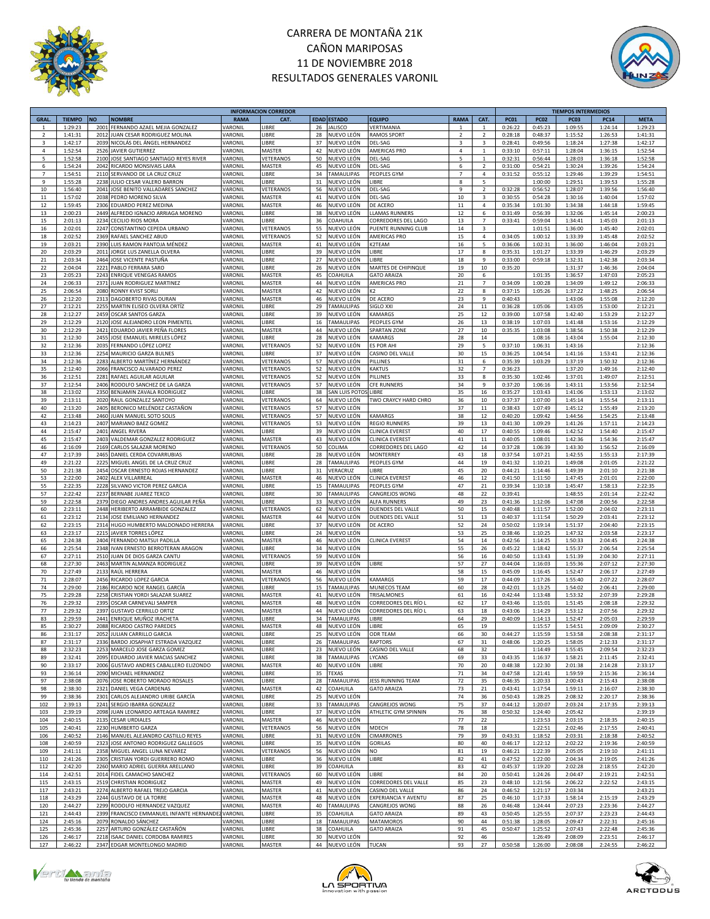# CARRERA DE MONTAÑA 21K
# CAÑON MARIPOSAS
# 11 DE NOVIEMBRE 2018
# RESULTADOS GENERALES VARONIL

| INFORMACION CORREDOR | | | | | | | | | | | TIEMPOS INTERMEDIOS | | | | |
|---|---|---|---|---|---|---|---|---|---|---|---|---|---|---|---|
| GRAL. | TIEMPO | NO | NOMBRE | RAMA | CAT. | EDAD | ESTADO | EQUIPO | RAMA | CAT. | PC01 | PC02 | PC03 | PC14 | META |
| 1 | 1:29:23 | 2001 | FERNANDO AZAEL MEJIA GONZALEZ | VARONIL | LIBRE | 26 | JALISCO | VERTIMANIA | 1 | 1 | 0:26:22 | 0:45:23 | 1:09:55 | 1:24:14 | 1:29:23 |
| 2 | 1:41:31 | 2012 | JUAN CESAR RODRIGUEZ MOLINA | VARONIL | LIBRE | 28 | NUEVO LEÓN | RAMOS SPORT | 2 | 2 | 0:28:18 | 0:48:37 | 1:15:52 | 1:26:53 | 1:41:31 |
| 3 | 1:42:17 | 2039 | NICOLÁS DEL ÁNGEL HERNANDEZ | VARONIL | LIBRE | 37 | NUEVO LEÓN | DEL-SAG | 3 | 3 | 0:28:41 | 0:49:56 | 1:18:24 | 1:27:38 | 1:42:17 |
| 4 | 1:52:54 | 2526 | JAVIER GUTIERREZ | VARONIL | MASTER | 42 | NUEVO LEÓN | AMERICAS PRO | 4 | 1 | 0:33:10 | 0:57:11 | 1:28:04 | 1:36:15 | 1:52:54 |
| 5 | 1:52:58 | 2100 | JOSE SANTIAGO SANTIAGO REYES RIVER | VARONIL | VETERANOS | 50 | NUEVO LEÓN | DEL-SAG | 5 | 1 | 0:32:31 | 0:56:44 | 1:28:03 | 1:36:18 | 1:52:58 |
| 6 | 1:54:24 | 2042 | RICARDO MONSIVAIS LARA | VARONIL | MASTER | 45 | NUEVO LEÓN | DEL-SAG | 6 | 2 | 0:31:00 | 0:54:21 | 1:30:24 | 1:39:26 | 1:54:24 |
| 7 | 1:54:51 | 2110 | SERVANDO DE LA CRUZ CRUZ | VARONIL | LIBRE | 34 | TAMAULIPAS | PEOPLES GYM | 7 | 4 | 0:31:52 | 0:55:12 | 1:29:46 | 1:39:29 | 1:54:51 |
| 9 | 1:55:28 | 2238 | JULIO CESAR VALERO BARRON | VARONIL | LIBRE | 31 | NUEVO LEÓN | LIBRE | 8 | 5 | | 1:00:00 | 1:29:51 | 1:39:53 | 1:55:28 |
| 10 | 1:56:40 | 2041 | JOSE BENITO VALLADARES SANCHEZ | VARONIL | VETERANOS | 56 | NUEVO LEÓN | DEL-SAG | 9 | 2 | 0:32:28 | 0:56:52 | 1:28:07 | 1:39:56 | 1:56:40 |
| 11 | 1:57:02 | 2038 | PEDRO MORENO SILVA | VARONIL | MASTER | 41 | NUEVO LEÓN | DEL-SAG | 10 | 3 | 0:30:55 | 0:54:28 | 1:30:16 | 1:40:04 | 1:57:02 |
| 12 | 1:59:45 | 2306 | EDUARDO PEREZ MEDINA | VARONIL | MASTER | 46 | NUEVO LEÓN | DE ACERO | 11 | 4 | 0:35:34 | 1:01:30 | 1:34:38 | 1:44:18 | 1:59:45 |
| 13 | 2:00:23 | 2449 | ALFREDO IGNACIO ARRIAGA MORENO | VARONIL | LIBRE | 38 | NUEVO LEÓN | LLAMAS RUNNERS | 12 | 6 | 0:31:49 | 0:56:39 | 1:32:06 | 1:45:14 | 2:00:23 |
| 15 | 2:01:13 | 2234 | CECILIO RIOS MORA | VARONIL | LIBRE | 36 | COAHUILA | CORREDORES DEL LAGO | 13 | 7 | 0:33:41 | 0:59:04 | 1:34:41 | 1:45:03 | 2:01:13 |
| 16 | 2:02:01 | 2247 | CONSTANTINO CEPEDA URBANO | VARONIL | VETERANOS | 55 | NUEVO LEÓN | PUENTE RUNNING CLUB | 14 | 3 | | 1:01:51 | 1:36:00 | 1:45:40 | 2:02:01 |
| 18 | 2:02:52 | 2369 | RAFAEL SANCHEZ ABUD | VARONIL | VETERANOS | 52 | NUEVO LEÓN | AMERICAS PRO | 15 | 4 | 0:34:05 | 1:00:12 | 1:33:39 | 1:45:48 | 2:02:52 |
| 19 | 2:03:21 | 2390 | LUIS RAMON PANTOJA MÉNDEZ | VARONIL | MASTER | 41 | NUEVO LEÓN | K2TEAM | 16 | 5 | 0:36:06 | 1:02:31 | 1:36:00 | 1:46:04 | 2:03:21 |
| 20 | 2:03:29 | 2011 | JORGE LUS ZANELLA OLVERA | VARONIL | LIBRE | 39 | NUEVO LEÓN | LIBRE | 17 | 8 | 0:35:31 | 1:01:27 | 1:33:39 | 1:46:29 | 2:03:29 |
| 21 | 2:03:34 | 2464 | JOSE VICENTE PASTUÑA | VARONIL | LIBRE | 27 | NUEVO LEÓN | LIBRE | 18 | 9 | 0:33:00 | 0:59:18 | 1:32:31 | 1:42:38 | 2:03:34 |
| 22 | 2:04:04 | 2221 | PABLO FERRARA SARO | VARONIL | LIBRE | 26 | NUEVO LEÓN | MARTES DE CHIPINQUE | 19 | 10 | 0:35:20 | | 1:31:37 | 1:46:36 | 2:04:04 |
| 23 | 2:05:23 | 2243 | ENRIQUE VENEGAS RAMOS | VARONIL | MASTER | 45 | COAHUILA | GATO ARAIZA | 20 | 6 | | 1:01:35 | 1:36:57 | 1:47:03 | 2:05:23 |
| 24 | 2:06:33 | 2371 | JUAN RODRIGUEZ MARTINEZ | VARONIL | MASTER | 44 | NUEVO LEÓN | AMERICAS PRO | 21 | 7 | 0:34:09 | 1:00:28 | 1:34:09 | 1:49:12 | 2:06:33 |
| 25 | 2:06:54 | 2080 | RONNY KVIST SORLI | VARONIL | MASTER | 42 | NUEVO LEON | K2 | 22 | 8 | 0:37:15 | 1:05:26 | 1:37:22 | 1:48:25 | 2:06:54 |
| 26 | 2:12:20 | 2313 | DAGOBERTO RIVAS DURAN | VARONIL | MASTER | 46 | NUEVO LEÓN | DE ACERO | 23 | 9 | 0:40:43 | | 1:43:06 | 1:55:08 | 2:12:20 |
| 27 | 2:12:21 | 2255 | MARTIN ELISEO OLVERA ORTÍZ | VARONIL | LIBRE | 29 | TAMAULIPAS | SIGLO XXI | 24 | 11 | 0:36:28 | 1:05:06 | 1:43:05 | 1:53:00 | 2:12:21 |
| 28 | 2:12:27 | 2459 | OSCAR SANTOS GARZA | VARONIL | LIBRE | 39 | NUEVO LEÓN | KAMARGS | 25 | 12 | 0:39:00 | 1:07:58 | 1:42:40 | 1:53:29 | 2:12:27 |
| 29 | 2:12:29 | 2120 | JOSE ALEJANDRO LEON PIMENTEL | VARONIL | LIBRE | 16 | TAMAULIPAS | PEOPLES GYM | 26 | 13 | 0:38:19 | 1:07:03 | 1:41:48 | 1:53:16 | 2:12:29 |
| 30 | 2:12:29 | 2421 | EDUARDO JAVIER PEÑA FLORES | VARONIL | MASTER | 44 | NUEVO LEÓN | SPARTAN ZONE | 27 | 10 | 0:35:35 | 1:03:08 | 1:38:56 | 1:50:38 | 2:12:29 |
| 31 | 2:12:30 | 2455 | JOSE EMANUEL MIRELES LÓPEZ | VARONIL | LIBRE | 28 | NUEVO LEÓN | KAMARGS | 28 | 14 | | 1:08:16 | 1:43:04 | 1:55:04 | 2:12:30 |
| 32 | 2:12:36 | 2035 | FERNANDO LÓPEZ LOPEZ | VARONIL | VETERANOS | 52 | NUEVO LEÓN | ES POR AHI | 29 | 5 | 0:37:10 | 1:06:31 | 1:43:16 | | 2:12:36 |
| 33 | 2:12:36 | 2254 | MAURICIO GARZA BULNES | VARONIL | LIBRE | 37 | NUEVO LEÓN | CASINO DEL VALLE | 30 | 15 | 0:36:25 | 1:04:54 | 1:41:16 | 1:53:41 | 2:12:36 |
| 34 | 2:12:36 | 2283 | ALBERTO MARTÍNEZ HERNÁNDEZ | VARONIL | VETERANOS | 57 | NUEVO LEÓN | PILLINES | 31 | 6 | 0:35:39 | 1:03:29 | 1:37:19 | 1:50:32 | 2:12:36 |
| 35 | 2:12:40 | 2066 | FRANCISCO ALVARADO PEREZ | VARONIL | VETERANOS | 52 | NUEVO LEÓN | KAKTUS | 32 | 7 | 0:36:23 | | 1:37:20 | 1:49:16 | 2:12:40 |
| 36 | 2:12:51 | 2281 | RAFAEL AGUILAR AGUILAR | VARONIL | VETERANOS | 52 | NUEVO LEÓN | PILLINES | 33 | 8 | 0:35:30 | 1:02:46 | 1:37:01 | 1:49:07 | 2:12:51 |
| 37 | 2:12:54 | 2406 | RODOLFO SANCHEZ DE LA GARZA | VARONIL | VETERANOS | 57 | NUEVO LEÓN | CFE RUNNERS | 34 | 9 | 0:37:20 | 1:06:16 | 1:43:11 | 1:53:56 | 2:12:54 |
| 38 | 2:13:02 | 2350 | BENJAMIN ZAVALA RODRIGUEZ | VARONIL | LIBRE | 38 | SAN LUIS POTOS | LIBRE | 35 | 16 | 0:35:27 | 1:03:43 | 1:41:06 | 1:53:13 | 2:13:02 |
| 39 | 2:13:11 | 2020 | RAUL GONZALEZ SANTOYO | VARONIL | VETERANOS | 64 | NUEVO LEÓN | TWO CRAYCY HARD CHRO | 36 | 10 | 0:37:37 | 1:07:00 | 1:45:14 | 1:55:54 | 2:13:11 |
| 40 | 2:13:20 | 2405 | BERONICO MELÉNDEZ CASTAÑON | VARONIL | VETERANOS | 57 | NUEVO LEÓN | | 37 | 11 | 0:38:43 | 1:07:49 | 1:45:12 | 1:55:49 | 2:13:20 |
| 42 | 2:13:48 | 2460 | JUAN MANUEL SOTO SOLIS | VARONIL | VETERANOS | 57 | NUEVO LEÓN | KAMARGS | 38 | 12 | 0:40:20 | 1:09:42 | 1:44:56 | 1:54:25 | 2:13:48 |
| 43 | 2:14:23 | 2407 | MARIANO BAEZ GOMEZ | VARONIL | VETERANOS | 53 | NUEVO LEÓN | REGIO RUNNERS | 39 | 13 | 0:41:30 | 1:09:29 | 1:41:26 | 1:57:11 | 2:14:23 |
| 44 | 2:15:47 | 2401 | ANGEL RIVERA | VARONIL | LIBRE | 39 | NUEVO LEÓN | CLINICA EVEREST | 40 | 17 | 0:40:55 | 1:09:46 | 1:42:52 | 1:54:40 | 2:15:47 |
| 45 | 2:15:47 | 2403 | VALDEMAR GONZALEZ RODRIGUEZ | VARONIL | MASTER | 43 | NUEVO LEÓN | CLINICA EVEREST | 41 | 11 | 0:40:05 | 1:08:01 | 1:42:36 | 1:54:36 | 2:15:47 |
| 46 | 2:16:09 | 2169 | CARLOS SALAZAR MORENO | VARONIL | VETERANOS | 50 | COLIMA | CORREDORES DEL LAGO | 42 | 14 | 0:37:28 | 1:06:39 | 1:43:30 | 1:56:52 | 2:16:09 |
| 47 | 2:17:39 | 2465 | DANIEL CERDA COVARRUBIAS | VARONIL | LIBRE | 28 | NUEVO LEÓN | MONTERREY | 43 | 18 | 0:37:54 | 1:07:21 | 1:42:55 | 1:55:13 | 2:17:39 |
| 49 | 2:21:22 | 2225 | MIGUEL ANGEL DE LA CRUZ CRUZ | VARONIL | LIBRE | 28 | TAMAULIPAS | PEOPLES GYM | 44 | 19 | 0:41:32 | 1:10:21 | 1:49:08 | 2:01:05 | 2:21:22 |
| 50 | 2:21:38 | 2454 | OSCAR ERNESTO ROJAS HERNANDEZ | VARONIL | LIBRE | 31 | VERACRUZ | LIBRE | 45 | 20 | 0:44:21 | 1:14:46 | 1:49:39 | 2:01:10 | 2:21:38 |
| 53 | 2:22:00 | 2402 | ALEX VILLARREAL | VARONIL | MASTER | 46 | NUEVO LEÓN | CLINICA EVEREST | 46 | 12 | 0:41:50 | 1:11:50 | 1:47:45 | 2:01:01 | 2:22:00 |
| 55 | 2:22:35 | 2228 | SILVANO VICTOR PEREZ GARCIA | VARONIL | LIBRE | 15 | TAMAULIPAS | PEOPLES GYM | 47 | 21 | 0:39:34 | 1:10:18 | 1:45:47 | 1:58:13 | 2:22:35 |
| 57 | 2:22:42 | 2237 | BERNABE JUAREZ TEXCO | VARONIL | LIBRE | 30 | TAMAULIPAS | CANGREJOS WONG | 48 | 22 | 0:39:41 | | 1:48:55 | 2:01:14 | 2:22:42 |
| 59 | 2:22:58 | 2379 | DIEGO ANDRES ANDRES AGUILAR PEÑA | VARONIL | LIBRE | 33 | NUEVO LEÓN | ALFA RUNNERS | 49 | 23 | 0:41:36 | 1:12:06 | 1:47:08 | 2:00:56 | 2:22:58 |
| 60 | 2:23:11 | 2448 | HERIBERTO ARRAMBIDE GONZALEZ | VARONIL | VETERANOS | 62 | NUEVO LEÓN | DUENDES DEL VALLE | 50 | 15 | 0:40:48 | 1:11:57 | 1:52:00 | 2:04:02 | 2:23:11 |
| 61 | 2:23:12 | 2134 | JOSE EMILIANO HERNANDEZ | VARONIL | MASTER | 44 | NUEVO LEÓN | DUENDES DEL VALLE | 51 | 13 | 0:40:37 | 1:11:54 | 1:50:29 | 2:03:41 | 2:23:12 |
| 62 | 2:23:15 | 2314 | HUGO HUMBERTO MALDONADO HERRERA | VARONIL | LIBRE | 37 | NUEVO LEÓN | DE ACERO | 52 | 24 | 0:50:02 | 1:19:14 | 1:51:37 | 2:04:40 | 2:23:15 |
| 63 | 2:23:17 | 2215 | JAVIER TORRES LÓPEZ | VARONIL | LIBRE | 24 | NUEVO LEÓN | | 53 | 25 | 0:38:46 | 1:10:25 | 1:47:32 | 2:03:58 | 2:23:17 |
| 65 | 2:24:38 | 2404 | FERNANDO MATSUI PADILLA | VARONIL | MASTER | 46 | NUEVO LEÓN | CLINICA EVEREST | 54 | 14 | 0:42:56 | 1:14:25 | 1:50:33 | 2:04:45 | 2:24:38 |
| 66 | 2:25:54 | 2348 | IVAN ERNESTO BERROTERAN ARAGON | VARONIL | LIBRE | 34 | NUEVO LEON | | 55 | 26 | 0:45:22 | 1:18:42 | 1:55:37 | 2:06:54 | 2:25:54 |
| 67 | 2:27:11 | 2510 | JUAN DE DIOS GARZA CANTU | VARONIL | VETERANOS | 59 | NUEVO LEÓN | | 56 | 16 | 0:40:50 | 1:13:43 | 1:51:39 | 2:04:30 | 2:27:11 |
| 68 | 2:27:30 | 2463 | MARTIN ALMANZA RODRIGUEZ | VARONIL | LIBRE | 39 | NUEVO LEÓN | LIBRE | 57 | 27 | 0:44:04 | 1:16:03 | 1:55:36 | 2:07:12 | 2:27:30 |
| 70 | 2:27:49 | 2133 | RAÚL HERRERA | VARONIL | MASTER | 46 | NUEVO LEÓN | | 58 | 15 | 0:45:09 | 1:16:45 | 1:52:47 | 2:06:17 | 2:27:49 |
| 71 | 2:28:07 | 2456 | RICARDO LOPEZ GARCIA | VARONIL | VETERANOS | 56 | NUEVO LEÓN | KAMARGS | 59 | 17 | 0:44:09 | 1:17:26 | 1:55:40 | 2:07:22 | 2:28:07 |
| 74 | 2:29:00 | 2186 | RICARDO NOE RANGEL GARCÍA | VARONIL | LIBRE | 15 | TAMAULIPAS | MUNECOS TEAM | 60 | 28 | 0:42:01 | 1:13:25 | 1:54:02 | 2:06:41 | 2:29:00 |
| 75 | 2:29:28 | 2258 | CRISTIAN YORDI SALAZAR SUAREZ | VARONIL | MASTER | 41 | NUEVO LEÓN | TRISALMONES | 61 | 16 | 0:42:44 | 1:13:48 | 1:53:32 | 2:07:39 | 2:29:28 |
| 76 | 2:29:32 | 2395 | OSCAR CARNEVALI SAMPER | VARONIL | MASTER | 48 | NUEVO LEÓN | CORREDORES DEL RÍO L | 62 | 17 | 0:43:46 | 1:15:01 | 1:51:45 | 2:08:18 | 2:29:32 |
| 77 | 2:29:32 | 2397 | GUSTAVO CERRILLO ORTIZ | VARONIL | MASTER | 44 | NUEVO LEÓN | CORREDORES DEL RÍO L | 63 | 18 | 0:43:06 | 1:14:29 | 1:53:12 | 2:07:56 | 2:29:32 |
| 83 | 2:29:59 | 2441 | ENRIQUE MUÑOZ IRACHETA | VARONIL | LIBRE | 34 | TAMAULIPAS | LIBRE | 64 | 29 | 0:40:09 | 1:14:13 | 1:52:47 | 2:05:03 | 2:29:59 |
| 85 | 2:30:27 | 2088 | RICARDO CASTRO PAREDES | VARONIL | MASTER | 48 | NUEVO LEÓN | LIBRE | 65 | 19 | | 1:15:57 | 1:54:51 | 2:09:09 | 2:30:27 |
| 86 | 2:31:17 | 2052 | JULIAN CARRILLO GARCIA | VARONIL | LIBRE | 25 | NUEVO LEÓN | CDR TEAM | 66 | 30 | 0:44:27 | 1:15:59 | 1:53:58 | 2:08:38 | 2:31:17 |
| 87 | 2:31:17 | 2336 | BARDO JOSAPHAT ESTRADA VAZQUEZ | VARONIL | LIBRE | 26 | TAMAULIPAS | RAPTORS | 67 | 31 | 0:48:06 | 1:20:25 | 1:58:05 | 2:12:33 | 2:31:17 |
| 88 | 2:32:23 | 2253 | MARCELO JOSE GARZA GOMEZ | VARONIL | LIBRE | 23 | NUEVO LEÓN | CASINO DEL VALLE | 68 | 32 | | 1:14:49 | 1:55:45 | 2:09:54 | 2:32:23 |
| 89 | 2:32:41 | 2095 | EDUARDO JAVIER MACIAS SANCHEZ | VARONIL | LIBRE | 38 | TAMAULIPAS | LYCANS | 69 | 33 | 0:43:35 | 1:16:37 | 1:58:21 | 2:11:45 | 2:32:41 |
| 90 | 2:33:17 | 2006 | GUSTAVO ANDRES CABALLERO ELIZONDO | VARONIL | MASTER | 40 | NUEVO LEÓN | LIBRE | 70 | 20 | 0:48:38 | 1:22:30 | 2:01:38 | 2:14:28 | 2:33:17 |
| 93 | 2:36:14 | 2090 | MICHAEL HERNANDEZ | VARONIL | LIBRE | 35 | TEXAS | | 71 | 34 | 0:47:58 | 1:21:41 | 1:59:59 | 2:15:36 | 2:36:14 |
| 97 | 2:38:08 | 2076 | JOSE ROBERTO MORADO ROSALES | VARONIL | LIBRE | 28 | TAMAULIPAS | JESS RUNNING TEAM | 72 | 35 | 0:46:35 | 1:20:33 | 2:00:43 | 2:15:43 | 2:38:08 |
| 98 | 2:38:30 | 2321 | DANIEL VEGA CARDENAS | VARONIL | MASTER | 42 | COAHUILA | GATO ARAIZA | 73 | 21 | 0:43:41 | 1:17:54 | 1:59:11 | 2:16:07 | 2:38:30 |
| 99 | 2:38:36 | 2301 | CARLOS ALEJANDRO URIBE GARCÍA | VARONIL | LIBRE | 25 | NUEVO LEÓN | | 74 | 36 | 0:50:43 | 1:28:25 | 2:08:32 | 2:20:17 | 2:38:36 |
| 102 | 2:39:13 | 2241 | SERGIO IBARRA GONZALEZ | VARONIL | LIBRE | 33 | TAMAULIPAS | CANGREJOS WONG | 75 | 37 | 0:44:12 | 1:20:07 | 2:03:24 | 2:17:35 | 2:39:13 |
| 103 | 2:39:19 | 2098 | JUAN LEONARDO ARTEAGA RAMIREZ | VARONIL | LIBRE | 37 | NUEVO LEÓN | ATHLETIC GYM SPINNIN | 76 | 38 | 0:50:32 | 1:24:40 | 2:05:42 | | 2:39:19 |
| 104 | 2:40:15 | 2135 | CESAR URDIALES | VARONIL | MASTER | 46 | NUEVO LEÓN | | 77 | 22 | | 1:23:53 | 2:03:15 | 2:18:35 | 2:40:15 |
| 105 | 2:40:41 | 2230 | HUMBERTO GARZA | VARONIL | VETERANOS | 56 | NUEVO LEÓN | MDECH | 78 | 18 | | 1:22:51 | 2:02:46 | 2:17:55 | 2:40:41 |
| 106 | 2:40:52 | 2146 | MANUEL ALEJANDRO CASTILLO REYES | VARONIL | LIBRE | 31 | NUEVO LEÓN | CIMARRONES | 79 | 39 | 0:43:31 | 1:18:52 | 2:03:31 | 2:18:38 | 2:40:52 |
| 108 | 2:40:59 | 2323 | JOSE ANTONIO RODRIGUEZ GALLEGOS | VARONIL | LIBRE | 35 | NUEVO LEÓN | GORILAS | 80 | 40 | 0:46:17 | 1:22:12 | 2:02:22 | 2:19:36 | 2:40:59 |
| 109 | 2:41:11 | 2358 | MIGUEL ANGEL LUNA NEVAREZ | VARONIL | VETERANOS | 56 | NUEVO LEÓN | NO | 81 | 19 | 0:46:21 | 1:22:39 | 2:05:05 | 2:19:10 | 2:41:11 |
| 110 | 2:41:26 | 2305 | CRISTIAN YORDI GUERRERO ROMO | VARONIL | LIBRE | 36 | NUEVO LEÓN | LIBRE | 82 | 41 | 0:47:52 | 1:22:00 | 2:04:34 | 2:19:05 | 2:41:26 |
| 112 | 2:42:20 | 2260 | MARIO ADRIEL GUERRA ARELLANO | VARONIL | LIBRE | 39 | COAHUILA | | 83 | 42 | 0:45:37 | 1:19:20 | 2:02:28 | 2:18:55 | 2:42:20 |
| 114 | 2:42:51 | 2014 | FIDEL CAMACHO SANCHEZ | VARONIL | VETERANOS | 60 | NUEVO LEÓN | LIBRE | 84 | 20 | 0:50:41 | 1:24:26 | 2:04:47 | 2:19:21 | 2:42:51 |
| 115 | 2:43:15 | 2519 | CHRISTIAN RODRIGUEZ | VARONIL | MASTER | 49 | NUEVO LEÓN | CORREDORES DEL VALLE | 85 | 23 | 0:48:10 | 1:21:56 | 2:06:22 | 2:22:52 | 2:43:15 |
| 117 | 2:43:21 | 2274 | ALBERTO RAFAEL TREJO GARCIA | VARONIL | MASTER | 41 | NUEVO LEÓN | CASINO DEL VALLE | 86 | 24 | 0:46:52 | 1:21:17 | 2:03:34 | | 2:43:21 |
| 118 | 2:43:29 | 2244 | GUSTAVO DE LA TORRE | VARONIL | MASTER | 48 | NUEVO LEÓN | EXPERIANCIA Y AVENTU | 87 | 25 | 0:46:10 | 1:17:33 | 1:58:14 | 2:15:19 | 2:43:29 |
| 120 | 2:44:27 | 2299 | RODOLFO HERNANDEZ VAZQUEZ | VARONIL | MASTER | 40 | TAMAULIPAS | CANGREJOS WONG | 88 | 26 | 0:46:48 | 1:24:44 | 2:07:23 | 2:23:36 | 2:44:27 |
| 121 | 2:44:43 | 2399 | FRANCISCO EMMANUEL INFANTE HERNANDEZ | VARONIL | LIBRE | 35 | COAHUILA | GATO ARAIZA | 89 | 43 | 0:50:45 | 1:25:55 | 2:07:37 | 2:23:23 | 2:44:43 |
| 124 | 2:45:16 | 2079 | RONALDO SÁNCHEZ | VARONIL | LIBRE | 18 | TAMAULIPAS | MATAMOROS | 90 | 44 | 0:51:38 | 1:28:05 | 2:09:47 | 2:22:31 | 2:45:16 |
| 125 | 2:45:36 | 2257 | ARTURO GONZÁLEZ CASTAÑÓN | VARONIL | LIBRE | 38 | COAHUILA | GATO ARAIZA | 91 | 45 | 0:50:47 | 1:25:52 | 2:07:43 | 2:22:48 | 2:45:36 |
| 126 | 2:46:17 | 2218 | ISAAC DANIEL CORDOBA RAMIRES | VARONIL | LIBRE | 30 | NUEVO LEÓN | | 92 | 46 | | 1:26:49 | 2:08:09 | 2:23:51 | 2:46:17 |
| 127 | 2:46:22 | 2347 | EDGAR MONTELONGO MADRID | VARONIL | MASTER | 44 | NUEVO LEÓN | TUCAN | 93 | 27 | 0:50:58 | 1:26:00 | 2:08:08 | 2:24:55 | 2:46:22 |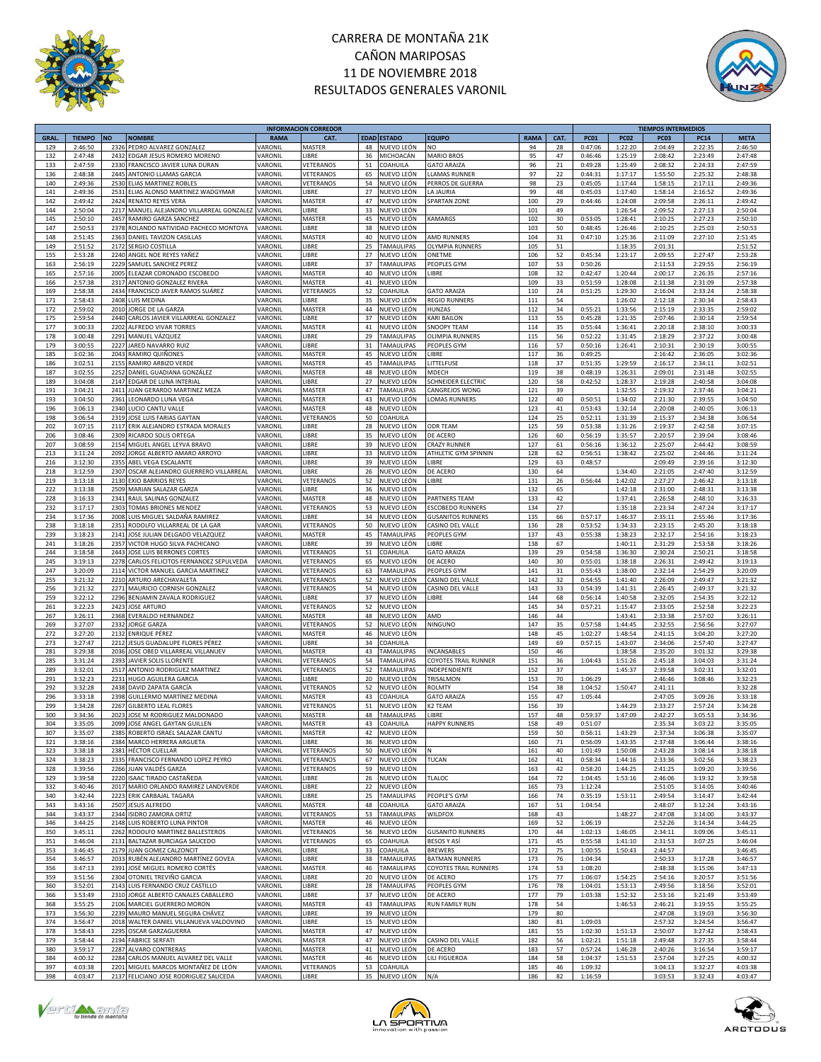# CARRERA DE MONTAÑA 21K
# CAÑON MARIPOSAS
# 11 DE NOVIEMBRE 2018
# RESULTADOS GENERALES VARONIL

| | | | INFORMACION CORREDOR | | | | | | | | TIEMPOS INTERMEDIOS | | | | |
|---|---|---|---|---|---|---|---|---|---|---|---|---|---|---|---|
| GRAL. | TIEMPO | NO | NOMBRE | RAMA | CAT. | EDAD | ESTADO | EQUIPO | RAMA | CAT. | PC01 | PC02 | PC03 | PC14 | META |
| 129 | 2:46:50 | 2326 | PEDRO ALVAREZ GONZALEZ | VARONIL | MASTER | 48 | NUEVO LEÓN | NO | 94 | 28 | 0:47:06 | 1:22:20 | 2:04:49 | 2:22:35 | 2:46:50 |
| 132 | 2:47:48 | 2432 | EDGAR JESUS ROMERO MORENO | VARONIL | LIBRE | 36 | MICHOACÁN | MARIO BROS | 95 | 47 | 0:46:46 | 1:25:19 | 2:08:42 | 2:23:49 | 2:47:48 |
| 133 | 2:47:59 | 2330 | FRANCISCO JAVIER LUNA DURAN | VARONIL | VETERANOS | 51 | COAHUILA | GATO ARAIZA | 96 | 21 | 0:49:28 | 1:25:49 | 2:08:32 | 2:24:33 | 2:47:59 |
| 136 | 2:48:38 | 2445 | ANTONIO LLAMAS GARCIA | VARONIL | VETERANOS | 65 | NUEVO LEÓN | LLAMAS RUNNER | 97 | 22 | 0:44:31 | 1:17:17 | 1:55:50 | 2:25:32 | 2:48:38 |
| 140 | 2:49:36 | 2530 | ELIAS MARTINEZ ROBLES | VARONIL | VETERANOS | 54 | NUEVO LEÓN | PERROS DE GUERRA | 98 | 23 | 0:45:05 | 1:17:44 | 1:58:15 | 2:17:11 | 2:49:36 |
| 141 | 2:49:36 | 2531 | ELIAS ALONSO MARTINEZ WADGYMAR | VARONIL | LIBRE | 27 | NUEVO LEÓN | LA JAURIA | 99 | 48 | 0:45:03 | 1:17:40 | 1:58:14 | 2:16:52 | 2:49:36 |
| 142 | 2:49:42 | 2424 | RENATO REYES VERA | VARONIL | MASTER | 47 | NUEVO LEÓN | SPARTAN ZONE | 100 | 29 | 0:44:46 | 1:24:08 | 2:09:58 | 2:26:11 | 2:49:42 |
| 144 | 2:50:04 | 2217 | MANUEL ALEJANDRO VILLARREAL GONZALEZ | VARONIL | LIBRE | 33 | NUEVO LEÓN | | 101 | 49 | | 1:26:54 | 2:09:52 | 2:27:13 | 2:50:04 |
| 145 | 2:50:10 | 2457 | RAMIRO GARZA SANCHEZ | VARONIL | MASTER | 45 | NUEVO LEÓN | KAMARGS | 102 | 30 | 0:53:05 | 1:28:41 | 2:10:25 | 2:27:23 | 2:50:10 |
| 147 | 2:50:53 | 2378 | ROLANDO NATIVIDAD PACHECO MONTOYA | VARONIL | LIBRE | 38 | NUEVO LEÓN | | 103 | 50 | 0:48:45 | 1:26:46 | 2:10:25 | 2:25:03 | 2:50:53 |
| 148 | 2:51:45 | 2363 | DANIEL TAVIZON CASILLAS | VARONIL | MASTER | 40 | NUEVO LEÓN | AMD RUNNERS | 104 | 31 | 0:47:10 | 1:25:36 | 2:11:09 | 2:27:10 | 2:51:45 |
| 149 | 2:51:52 | 2172 | SERGIO COSTILLA | VARONIL | LIBRE | 25 | TAMAULIPAS | OLYMPIA RUNNERS | 105 | 51 | | 1:18:35 | 2:01:31 | | 2:51:52 |
| 155 | 2:53:28 | 2240 | ANGEL NOE REYES YAÑEZ | VARONIL | LIBRE | 27 | NUEVO LEÓN | ONETME | 106 | 52 | 0:45:34 | 1:23:17 | 2:09:55 | 2:27:47 | 2:53:28 |
| 163 | 2:56:19 | 2229 | SAMUEL SANCHEZ PEREZ | VARONIL | LIBRE | 37 | TAMAULIPAS | PEOPLES GYM | 107 | 53 | 0:50:26 | | 2:11:53 | 2:29:55 | 2:56:19 |
| 165 | 2:57:16 | 2005 | ELEAZAR CORONADO ESCOBEDO | VARONIL | MASTER | 40 | NUEVO LEÓN | LIBRE | 108 | 32 | 0:42:47 | 1:20:44 | 2:00:17 | 2:26:35 | 2:57:16 |
| 166 | 2:57:38 | 2317 | ANTONIO GONZALEZ RIVERA | VARONIL | MASTER | 41 | NUEVO LEÓN | | 109 | 33 | 0:51:59 | 1:28:08 | 2:11:38 | 2:31:09 | 2:57:38 |
| 169 | 2:58:38 | 2434 | FRANCISCO JAVER RAMOS SUÁREZ | VARONIL | VETERANOS | 52 | COAHUILA | GATO ARAIZA | 110 | 24 | 0:51:25 | 1:29:30 | 2:16:04 | 2:33:24 | 2:58:38 |
| 171 | 2:58:43 | 2408 | LUIS MEDINA | VARONIL | LIBRE | 35 | NUEVO LEÓN | REGIO RUNNERS | 111 | 54 | | 1:26:02 | 2:12:18 | 2:30:34 | 2:58:43 |
| 172 | 2:59:02 | 2010 | JORGE DE LA GARZA | VARONIL | MASTER | 44 | NUEVO LEÓN | HUNZAS | 112 | 34 | 0:55:21 | 1:33:56 | 2:15:19 | 2:33:35 | 2:59:02 |
| 175 | 2:59:54 | 2440 | CARLOS JAVIER VILLARREAL GONZALEZ | VARONIL | LIBRE | 37 | NUEVO LEÓN | KARI BAILON | 113 | 55 | 0:45:28 | 1:21:35 | 2:07:46 | 2:30:14 | 2:59:54 |
| 177 | 3:00:33 | 2202 | ALFREDO VIVAR TORRES | VARONIL | MASTER | 41 | NUEVO LEÓN | SNOOPY TEAM | 114 | 35 | 0:55:44 | 1:36:41 | 2:20:18 | 2:38:10 | 3:00:33 |
| 178 | 3:00:48 | 2291 | MANUEL VÁZQUEZ | VARONIL | LIBRE | 29 | TAMAULIPAS | OLIMPIA RUNNERS | 115 | 56 | 0:52:22 | 1:31:45 | 2:18:29 | 2:37:22 | 3:00:48 |
| 179 | 3:00:55 | 2227 | JARED NAVARRO RUIZ | VARONIL | LIBRE | 31 | TAMAULIPAS | PEOPLES GYM | 116 | 57 | 0:50:16 | 1:26:41 | 2:10:31 | 2:30:19 | 3:00:55 |
| 185 | 3:02:36 | 2043 | RAMIRO QUIÑONES | VARONIL | MASTER | 45 | NUEVO LEÓN | LIBRE | 117 | 36 | 0:49:25 | | 2:16:42 | 2:36:05 | 3:02:36 |
| 186 | 3:02:51 | 2155 | RAMIRO ARBIZO VERDE | VARONIL | MASTER | 45 | TAMAULIPAS | LITTELFUSE | 118 | 37 | 0:51:35 | 1:29:59 | 2:16:17 | 2:34:11 | 3:02:51 |
| 187 | 3:02:55 | 2252 | DANIEL GUADIANA GONZÁLEZ | VARONIL | MASTER | 48 | NUEVO LEÓN | MDECH | 119 | 38 | 0:48:19 | 1:26:31 | 2:09:01 | 2:31:48 | 3:02:55 |
| 189 | 3:04:08 | 2147 | EDGAR DE LUNA INTERIAL | VARONIL | LIBRE | 27 | NUEVO LEÓN | SCHNEIDER ELECTRIC | 120 | 58 | 0:42:52 | 1:28:37 | 2:19:28 | 2:40:58 | 3:04:08 |
| 191 | 3:04:21 | 2411 | JUAN GERARDO MARTINEZ MEZA | VARONIL | MASTER | 47 | TAMAULIPAS | CANGREJOS WONG | 121 | 39 | | 1:32:55 | 2:19:32 | 2:37:46 | 3:04:21 |
| 193 | 3:04:50 | 2361 | LEONARDO LUNA VEGA | VARONIL | MASTER | 43 | NUEVO LEÓN | LOMAS RUNNERS | 122 | 40 | 0:50:51 | 1:34:02 | 2:21:30 | 2:39:55 | 3:04:50 |
| 196 | 3:06:13 | 2340 | LUCIO CANTU VALLE | VARONIL | MASTER | 48 | NUEVO LEÓN | | 123 | 41 | 0:53:43 | 1:32:14 | 2:20:08 | 2:40:05 | 3:06:13 |
| 198 | 3:06:54 | 2319 | JOSE LUIS FARIAS GAYTAN | VARONIL | VETERANOS | 50 | COAHUILA | | 124 | 25 | 0:52:11 | 1:31:39 | 2:15:37 | 2:34:38 | 3:06:54 |
| 202 | 3:07:15 | 2117 | ERIK ALEJANDRO ESTRADA MORALES | VARONIL | LIBRE | 28 | NUEVO LEÓN | ODR TEAM | 125 | 59 | 0:53:38 | 1:31:26 | 2:19:37 | 2:42:58 | 3:07:15 |
| 206 | 3:08:46 | 2309 | RICARDO SOLIS ORTEGA | VARONIL | LIBRE | 35 | NUEVO LEÓN | DE ACERO | 126 | 60 | 0:56:19 | 1:35:57 | 2:20:57 | 2:39:04 | 3:08:46 |
| 207 | 3:08:59 | 2154 | MIGUEL ANGEL LEYVA BRAVO | VARONIL | LIBRE | 39 | NUEVO LEÓN | CRAZY RUNNER | 127 | 61 | 0:56:16 | 1:36:12 | 2:25:07 | 2:44:42 | 3:08:59 |
| 213 | 3:11:24 | 2092 | JORGE ALBERTO AMARO ARROYO | VARONIL | LIBRE | 33 | NUEVO LEÓN | ATHLETIC GYM SPINNIN | 128 | 62 | 0:56:51 | 1:38:42 | 2:25:02 | 2:44:46 | 3:11:24 |
| 216 | 3:12:30 | 2355 | ABEL VEGA ESCALANTE | VARONIL | LIBRE | 39 | NUEVO LEÓN | LIBRE | 129 | 63 | 0:48:57 | | 2:09:49 | 2:39:16 | 3:12:30 |
| 218 | 3:12:59 | 2307 | OSCAR ALEJANDRO GUERRERO VILLARREAL | VARONIL | LIBRE | 26 | NUEVO LEÓN | DE ACERO | 130 | 64 | | 1:34:40 | 2:21:05 | 2:47:40 | 3:12:59 |
| 219 | 3:13:18 | 2130 | EXIO BARRIOS REYES | VARONIL | VETERANOS | 52 | NUEVO LEÓN | LIBRE | 131 | 26 | 0:56:44 | 1:42:02 | 2:27:27 | 2:46:42 | 3:13:18 |
| 222 | 3:13:38 | 2509 | MARIAN SALAZAR GARZA | VARONIL | LIBRE | 36 | NUEVO LEÓN | | 132 | 65 | | 1:42:18 | 2:31:00 | 2:48:31 | 3:13:38 |
| 228 | 3:16:33 | 2341 | RAUL SALINAS GONZALEZ | VARONIL | MASTER | 48 | NUEVO LEÓN | PARTNERS TEAM | 133 | 42 | | 1:37:41 | 2:26:58 | 2:48:10 | 3:16:33 |
| 232 | 3:17:17 | 2303 | TOMAS BRIONES MENDEZ | VARONIL | VETERANOS | 53 | NUEVO LEÓN | ESCOBEDO RUNNERS | 134 | 27 | | 1:35:18 | 2:23:34 | 2:47:24 | 3:17:17 |
| 234 | 3:17:36 | 2008 | LUIS MIGUEL SALDAÑA RAMIREZ | VARONIL | LIBRE | 34 | NUEVO LEÓN | GUSANITOS RUNNERS | 135 | 66 | 0:57:17 | 1:46:37 | 2:35:11 | 2:55:46 | 3:17:36 |
| 238 | 3:18:18 | 2351 | RODOLFO VILLARREAL DE LA GAR | VARONIL | VETERANOS | 50 | NUEVO LEÓN | CASINO DEL VALLE | 136 | 28 | 0:53:52 | 1:34:33 | 2:23:15 | 2:45:20 | 3:18:18 |
| 239 | 3:18:23 | 2141 | JOSE JULIAN DELGADO VELAZQUEZ | VARONIL | MASTER | 45 | TAMAULIPAS | PEOPLES GYM | 137 | 43 | 0:55:38 | 1:38:23 | 2:32:17 | 2:54:16 | 3:18:23 |
| 241 | 3:18:26 | 2357 | VICTOR HUGO SILVA PACHICANO | VARONIL | LIBRE | 39 | NUEVO LEÓN | LIBRE | 138 | 67 | | 1:40:11 | 2:31:29 | 2:53:58 | 3:18:26 |
| 244 | 3:18:58 | 2443 | JOSE LUIS BERRONES CORTES | VARONIL | VETERANOS | 51 | COAHUILA | GATO ARAIZA | 139 | 29 | 0:54:58 | 1:36:30 | 2:30:24 | 2:50:21 | 3:18:58 |
| 245 | 3:19:13 | 2278 | CARLOS FELICITOS FERNANDEZ SEPULVEDA | VARONIL | VETERANOS | 65 | NUEVO LEÓN | DE ACERO | 140 | 30 | 0:55:01 | 1:38:18 | 2:26:31 | 2:49:42 | 3:19:13 |
| 247 | 3:20:09 | 2114 | VICTOR MANUEL GARCIA MARTINEZ | VARONIL | VETERANOS | 63 | TAMAULIPAS | PEOPLES GYM | 141 | 31 | 0:55:43 | 1:38:00 | 2:32:14 | 2:54:29 | 3:20:09 |
| 255 | 3:21:32 | 2210 | ARTURO ARECHAVALETA | VARONIL | VETERANOS | 52 | NUEVO LEÓN | CASINO DEL VALLE | 142 | 32 | 0:54:55 | 1:41:40 | 2:26:09 | 2:49:47 | 3:21:32 |
| 256 | 3:21:32 | 2271 | MAURICIO CORNISH GONZALEZ | VARONIL | VETERANOS | 54 | NUEVO LEÓN | CASINO DEL VALLE | 143 | 33 | 0:54:39 | 1:41:31 | 2:26:45 | 2:49:37 | 3:21:32 |
| 259 | 3:22:12 | 2296 | BENJAMIN ZAVALA RODRIGUEZ | VARONIL | LIBRE | 37 | NUEVO LEÓN | LIBRE | 144 | 68 | 0:56:14 | 1:40:58 | 2:32:05 | 2:54:35 | 3:22:12 |
| 261 | 3:22:23 | 2423 | JOSE ARTURO | VARONIL | VETERANOS | 52 | NUEVO LEÓN | | 145 | 34 | 0:57:21 | 1:15:47 | 2:33:05 | 2:52:58 | 3:22:23 |
| 267 | 3:26:11 | 2368 | EVERALDO HERNANDEZ | VARONIL | MASTER | 48 | NUEVO LEÓN | AMD | 146 | 44 | | 1:43:41 | 2:33:38 | 2:57:02 | 3:26:11 |
| 269 | 3:27:07 | 2332 | JORGE GARZA | VARONIL | VETERANOS | 52 | NUEVO LEÓN | NINGUNO | 147 | 35 | 0:57:58 | 1:44:45 | 2:32:55 | 2:56:56 | 3:27:07 |
| 272 | 3:27:20 | 2132 | ENRIQUE PÉREZ | VARONIL | MASTER | 46 | NUEVO LEON | | 148 | 45 | 1:02:27 | 1:48:54 | 2:41:15 | 3:04:20 | 3:27:20 |
| 273 | 3:27:47 | 2212 | JESUS GUADALUPE FLORES PÉREZ | VARONIL | LIBRE | 34 | COAHUILA | | 149 | 69 | 0:57:15 | 1:43:07 | 2:34:06 | 2:57:40 | 3:27:47 |
| 281 | 3:29:38 | 2036 | JOSE OBED VILLARREAL VILLANUEV | VARONIL | MASTER | 43 | TAMAULIPAS | INCANSABLES | 150 | 46 | | 1:38:58 | 2:35:20 | 3:01:32 | 3:29:38 |
| 285 | 3:31:24 | 2393 | JAVIER SOLIS LLORENTE | VARONIL | VETERANOS | 54 | TAMAULIPAS | COYOTES TRAIL RUNNER | 151 | 36 | 1:04:43 | 1:51:26 | 2:45:18 | 3:04:03 | 3:31:24 |
| 289 | 3:32:01 | 2517 | ANTONIO RODRIGUEZ MARTINEZ | VARONIL | VETERANOS | 52 | TAMAULIPAS | INDEPENDIENTE | 152 | 37 | | 1:45:37 | 2:39:58 | 3:02:31 | 3:32:01 |
| 291 | 3:32:23 | 2231 | HUGO AGUILERA GARCIA | VARONIL | LIBRE | 20 | NUEVO LEÓN | TRISALMON | 153 | 70 | 1:06:29 | | 2:46:46 | 3:08:46 | 3:32:23 |
| 292 | 3:32:28 | 2438 | DAVID ZAPATA GARCÍA | VARONIL | VETERANOS | 52 | NUEVO LEÓN | ROLMTY | 154 | 38 | 1:04:52 | 1:50:47 | 2:41:11 | | 3:32:28 |
| 296 | 3:33:18 | 2398 | GUILLERMO MARTÍNEZ MEDINA | VARONIL | MASTER | 43 | COAHUILA | GATO ARAIZA | 155 | 47 | 1:05:44 | | 2:47:05 | 3:09:26 | 3:33:18 |
| 299 | 3:34:28 | 2267 | GILBERTO LEAL FLORES | VARONIL | VETERANOS | 51 | NUEVO LEÓN | K2 TEAM | 156 | 39 | | 1:44:29 | 2:33:27 | 2:57:24 | 3:34:28 |
| 300 | 3:34:36 | 2023 | JOSE M RODRIGUEZ MALDONADO | VARONIL | MASTER | 48 | TAMAULIPAS | LIBRE | 157 | 48 | 0:59:37 | 1:47:09 | 2:42:27 | 3:05:53 | 3:34:36 |
| 304 | 3:35:05 | 2099 | JOSE ANGEL GAYTAN GUILLEN | VARONIL | MASTER | 43 | COAHUILA | HAPPY RUNNERS | 158 | 49 | 0:51:07 | | 2:35:34 | 3:03:22 | 3:35:05 |
| 307 | 3:35:07 | 2385 | ROBERTO ISRAEL SALAZAR CANTU | VARONIL | MASTER | 42 | NUEVO LEON | | 159 | 50 | 0:56:11 | 1:43:29 | 2:37:34 | 3:06:38 | 3:35:07 |
| 321 | 3:38:16 | 2384 | MARCO HERRERA ARGUETA | VARONIL | LIBRE | 36 | NUEVO LEÓN | | 160 | 71 | 0:56:09 | 1:43:35 | 2:37:48 | 3:06:44 | 3:38:16 |
| 323 | 3:38:18 | 2381 | HÉCTOR CUELLAR | VARONIL | VETERANOS | 50 | NUEVO LEÓN | N | 161 | 40 | 1:01:49 | 1:50:08 | 2:43:28 | 3:08:14 | 3:38:18 |
| 324 | 3:38:23 | 2335 | FRANCISCO FERNANDO LOPEZ PEYRO | VARONIL | VETERANOS | 67 | NUEVO LEÓN | TUCAN | 162 | 41 | 0:58:34 | 1:44:16 | 2:33:36 | 3:02:56 | 3:38:23 |
| 328 | 3:39:56 | 2266 | JUAN VALDÉS GARZA | VARONIL | VETERANOS | 59 | NUEVO LEÓN | | 163 | 42 | 0:58:20 | 1:44:25 | 2:41:25 | 3:09:20 | 3:39:56 |
| 329 | 3:39:58 | 2220 | ISAAC TIRADO CASTAÑEDA | VARONIL | LIBRE | 26 | NUEVO LEÓN | TLALOC | 164 | 72 | 1:04:45 | 1:53:16 | 2:46:06 | 3:19:32 | 3:39:58 |
| 332 | 3:40:46 | 2017 | MARIO ORLANDO RAMIREZ LANDVERDE | VARONIL | LIBRE | 22 | NUEVO LEÓN | | 165 | 73 | 1:12:24 | | 2:51:05 | 3:14:05 | 3:40:46 |
| 340 | 3:42:44 | 2223 | ERIK CARBAJAL TAGARA | VARONIL | LIBRE | 25 | TAMAULIPAS | PEOPLE'S GYM | 166 | 74 | 0:35:19 | 1:53:11 | 2:49:54 | 3:14:47 | 3:42:44 |
| 343 | 3:43:16 | 2507 | JESUS ALFREDO | VARONIL | MASTER | 48 | COAHUILA | GATO ARAIZA | 167 | 51 | 1:04:54 | | 2:48:07 | 3:12:24 | 3:43:16 |
| 344 | 3:43:37 | 2344 | ISIDRO ZAMORA ORTIZ | VARONIL | VETERANOS | 53 | TAMAULIPAS | WILDFOX | 168 | 43 | | 1:48:27 | 2:47:08 | 3:14:00 | 3:43:37 |
| 346 | 3:44:25 | 2148 | LUIS ROBERTO LUNA PINTOR | VARONIL | MASTER | 46 | NUEVO LEÓN | | 169 | 52 | 1:06:19 | | 2:52:26 | 3:14:34 | 3:44:25 |
| 350 | 3:45:11 | 2262 | RODOLFO MARTINEZ BALLESTEROS | VARONIL | VETERANOS | 56 | NUEVO LEÓN | GUSANITO RUNNERS | 170 | 44 | 1:02:13 | 1:46:05 | 2:34:11 | 3:09:06 | 3:45:11 |
| 351 | 3:46:04 | 2131 | BALTAZAR BURCIAGA SAUCEDO | VARONIL | VETERANOS | 65 | COAHUILA | BESOS Y ASÍ | 171 | 45 | 0:55:58 | 1:41:10 | 2:31:53 | 3:07:25 | 3:46:04 |
| 353 | 3:46:45 | 2179 | JUAN GOMEZ CALZONCIT | VARONIL | LIBRE | 33 | COAHUILA | BREWERS | 172 | 75 | 1:00:55 | 1:50:43 | 2:44:57 | | 3:46:45 |
| 354 | 3:46:57 | 2033 | RUBÉN ALEJANDRO MARTÍNEZ GOVEA | VARONIL | LIBRE | 38 | TAMAULIPAS | BATMAN RUNNERS | 173 | 76 | 1:04:34 | | 2:50:33 | 3:17:28 | 3:46:57 |
| 356 | 3:47:13 | 2391 | JOSÉ MIGUEL ROMERO CORTÉS | VARONIL | MASTER | 46 | TAMAULIPAS | COYOTES TRAIL RUNNERS | 174 | 53 | 1:08:20 | | 2:48:38 | 3:15:06 | 3:47:13 |
| 359 | 3:51:56 | 2304 | OTONIEL TREVIÑO GARCIA | VARONIL | LIBRE | 20 | NUEVO LEÓN | DE ACERO | 175 | 77 | 1:06:07 | 1:54:25 | 2:54:16 | 3:20:57 | 3:51:56 |
| 360 | 3:52:01 | 2143 | LUIS FERNANDO CRUZ CASTILLO | VARONIL | LIBRE | 28 | TAMAULIPAS | PEOPLES GYM | 176 | 78 | 1:04:01 | 1:53:13 | 2:49:56 | 3:18:56 | 3:52:01 |
| 366 | 3:53:49 | 2310 | JORGE ALBERTO CANALES CABALLERO | VARONIL | LIBRE | 37 | NUEVO LEÓN | DE ACERO | 177 | 79 | 1:03:38 | 1:52:32 | 2:53:16 | 3:21:49 | 3:53:49 |
| 368 | 3:55:25 | 2106 | MARCIEL GUERRERO MORON | VARONIL | MASTER | 43 | TAMAULIPAS | RUN FAMILY RUN | 178 | 54 | | 1:46:53 | 2:46:21 | 3:19:55 | 3:55:25 |
| 373 | 3:56:30 | 2239 | MAURO MANUEL SEGURA CHÁVEZ | VARONIL | LIBRE | 39 | NUEVO LEÓN | | 179 | 80 | | | 2:47:08 | 3:19:03 | 3:56:30 |
| 374 | 3:56:47 | 2018 | WALTER DANIEL VILLANUEVA VALDOVINO | VARONIL | LIBRE | 15 | NUEVO LEÓN | | 180 | 81 | 1:09:03 | | 2:57:32 | 3:24:54 | 3:56:47 |
| 378 | 3:58:43 | 2295 | OSCAR GARZAGUERRA | VARONIL | MASTER | 47 | NUEVO LEÓN | | 181 | 55 | 1:02:30 | 1:51:13 | 2:50:07 | 3:27:42 | 3:58:43 |
| 379 | 3:58:44 | 2194 | FABRICE SERFATI | VARONIL | MASTER | 47 | NUEVO LEÓN | CASINO DEL VALLE | 182 | 56 | 1:02:21 | 1:51:18 | 2:49:48 | 3:27:35 | 3:58:44 |
| 380 | 3:59:17 | 2287 | ALVARO CONTRERAS | VARONIL | MASTER | 41 | NUEVO LEÓN | DE ACERO | 183 | 57 | 0:57:24 | 1:46:28 | 2:40:26 | 3:16:54 | 3:59:17 |
| 384 | 4:00:32 | 2284 | CARLOS MANUEL ALVAREZ DEL VALLE | VARONIL | MASTER | 46 | NUEVO LEÓN | LILI FIGUEROA | 184 | 58 | 1:04:37 | 1:51:53 | 2:57:04 | 3:27:25 | 4:00:32 |
| 397 | 4:03:38 | 2201 | MIGUEL MARCOS MONTAÑEZ DE LEÓN | VARONIL | VETERANOS | 53 | COAHUILA | | 185 | 46 | 1:09:32 | | 3:04:13 | 3:32:27 | 4:03:38 |
| 398 | 4:03:47 | 2137 | FELICIANO JOSE RODRIGUEZ SAUCEDA | VARONIL | LIBRE | 35 | NUEVO LEÓN | N/A | 186 | 82 | 1:16:59 | | 3:03:53 | 3:32:43 | 4:03:47 |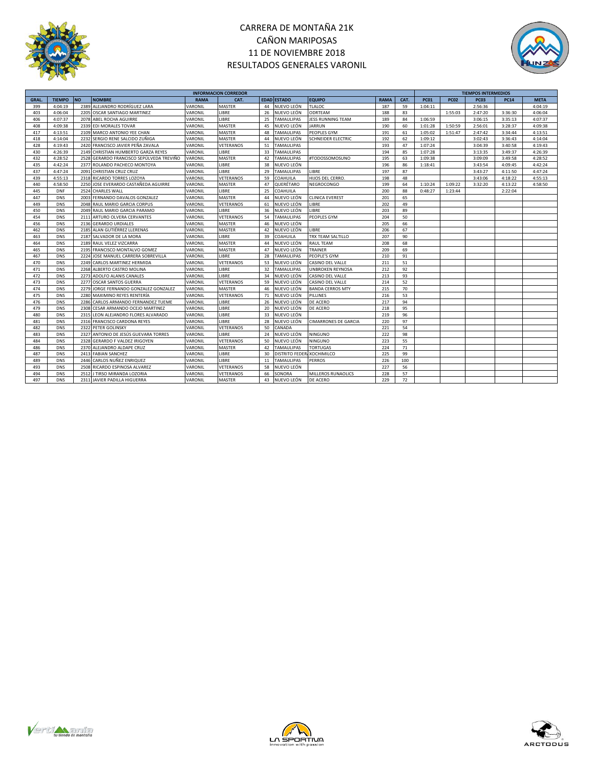# CARRERA DE MONTAÑA 21K
# CAÑON MARIPOSAS
# 11 DE NOVIEMBRE 2018
# RESULTADOS GENERALES VARONIL

| INFORMACION CORREDOR | | | | | | | | | | | | TIEMPOS INTERMEDIOS | | | | |
|---|---|---|---|---|---|---|---|---|---|---|---|---|---|---|---|---|
| GRAL. | TIEMPO | NO | NOMBRE | RAMA | CAT. | EDAD | ESTADO | EQUIPO | RAMA | CAT. | PC01 | PC02 | PC03 | PC14 | META |
| 399 | 4:04:19 | 2389 | ALEJANDRO RODRÍGUEZ LARA | VARONIL | MASTER | 44 | NUEVO LEÓN | TLALOC | 187 | 59 | 1:04:11 | | 2:56:36 | | 4:04:19 |
| 403 | 4:06:04 | 2205 | OSCAR SANTIAGO MARTINEZ | VARONIL | LIBRE | 26 | NUEVO LEÓN | ODRTEAM | 188 | 83 | | 1:55:03 | 2:47:20 | 3:36:30 | 4:06:04 |
| 406 | 4:07:37 | 2078 | ABEL ROCHA AGUIRRE | VARONIL | LIBRE | 25 | TAMAULIPAS | JESS RUNNING TEAM | 189 | 84 | 1:06:59 | | 3:06:15 | 3:35:13 | 4:07:37 |
| 408 | 4:09:38 | 2339 | EDI MORALES TOVAR | VARONIL | MASTER | 45 | NUEVO LEÓN | JARRUN | 190 | 60 | 1:01:28 | 1:50:59 | 2:56:01 | 3:28:37 | 4:09:38 |
| 417 | 4:13:51 | 2109 | MARCO ANTONIO YEE CHAN | VARONIL | MASTER | 48 | TAMAULIPAS | PEOPLES GYM | 191 | 61 | 1:05:02 | 1:51:47 | 2:47:42 | 3:34:44 | 4:13:51 |
| 418 | 4:14:04 | 2232 | SERGIO RENE SALCIDO ZUÑIGA | VARONIL | MASTER | 44 | NUEVO LEÓN | SCHNEIDER ELECTRIC | 192 | 62 | 1:09:12 | | 3:02:43 | 3:36:43 | 4:14:04 |
| 428 | 4:19:43 | 2420 | FRANCISCO JAVIER PEÑA ZAVALA | VARONIL | VETERANOS | 51 | TAMAULIPAS | | 193 | 47 | 1:07:24 | | 3:04:39 | 3:40:58 | 4:19:43 |
| 430 | 4:26:39 | 2149 | CHRISTIAN HUMBERTO GARZA REYES | VARONIL | LIBRE | 33 | TAMAULIPAS | | 194 | 85 | 1:07:28 | | 3:13:35 | 3:49:37 | 4:26:39 |
| 432 | 4:28:52 | 2528 | GERARDO FRANCISCO SEPÚLVEDA TREVIÑO | VARONIL | MASTER | 42 | TAMAULIPAS | #TODOSSOMOSUNO | 195 | 63 | 1:09:38 | | 3:09:09 | 3:49:58 | 4:28:52 |
| 435 | 4:42:24 | 2377 | ROLANDO PACHECO MONTOYA | VARONIL | LIBRE | 38 | NUEVO LEÓN | | 196 | 86 | 1:18:41 | | 3:43:54 | 4:09:45 | 4:42:24 |
| 437 | 4:47:24 | 2091 | CHRISTIAN CRUZ CRUZ | VARONIL | LIBRE | 29 | TAMAULIPAS | LIBRE | 197 | 87 | | | 3:43:27 | 4:11:50 | 4:47:24 |
| 439 | 4:55:13 | 2318 | RICARDO TORRES LOZOYA | VARONIL | VETERANOS | 59 | COAHUILA | HIJOS DEL CERRO. | 198 | 48 | | | 3:43:06 | 4:18:22 | 4:55:13 |
| 440 | 4:58:50 | 2250 | JOSE EVERARDO CASTAÑEDA AGUIRRE | VARONIL | MASTER | 47 | QUERÉTARO | NEGROCONGO | 199 | 64 | 1:10:24 | 1:09:22 | 3:32:20 | 4:13:22 | 4:58:50 |
| 445 | DNF | 2524 | CHARLES WALL | VARONIL | LIBRE | 25 | COAHUILA | | 200 | 88 | 0:48:27 | 1:23:44 | | 2:22:04 | |
| 447 | DNS | 2003 | FERNANDO DAVALOS GONZALEZ | VARONIL | MASTER | 44 | NUEVO LEÓN | CLINICA EVEREST | 201 | 65 | | | | | |
| 449 | DNS | 2048 | RAUL MARIO GARCIA CORPUS | VARONIL | VETERANOS | 61 | NUEVO LEÓN | LIBRE | 202 | 49 | | | | | |
| 450 | DNS | 2049 | RAUL MARIO GARCIA PARAMO | VARONIL | LIBRE | 36 | NUEVO LEÓN | LIBRE | 203 | 89 | | | | | |
| 454 | DNS | 2111 | ARTURO OLVERA CERVANTES | VARONIL | VETERANOS | 54 | TAMAULIPAS | PEOPLES GYM | 204 | 50 | | | | | |
| 456 | DNS | 2136 | GERARDO URDIALES | VARONIL | MASTER | 46 | NUEVO LEÓN | | 205 | 66 | | | | | |
| 462 | DNS | 2185 | ALAN GUTIÉRREZ LLERENAS | VARONIL | MASTER | 42 | NUEVO LEÓN | LIBRE | 206 | 67 | | | | | |
| 463 | DNS | 2187 | SALVADOR DE LA MORA | VARONIL | LIBRE | 39 | COAHUILA | TRX TEAM SALTILLO | 207 | 90 | | | | | |
| 464 | DNS | 2189 | RAUL VELEZ VIZCARRA | VARONIL | MASTER | 44 | NUEVO LEÓN | RAUL TEAM | 208 | 68 | | | | | |
| 465 | DNS | 2195 | FRANCISCO MONTALVO GOMEZ | VARONIL | MASTER | 47 | NUEVO LEÓN | TRAINER | 209 | 69 | | | | | |
| 467 | DNS | 2224 | JOSE MANUEL CARRERA SOBREVILLA | VARONIL | LIBRE | 28 | TAMAULIPAS | PEOPLE'S GYM | 210 | 91 | | | | | |
| 470 | DNS | 2249 | CARLOS MARTINEZ HERMIDA | VARONIL | VETERANOS | 53 | NUEVO LEÓN | CASINO DEL VALLE | 211 | 51 | | | | | |
| 471 | DNS | 2268 | ALBERTO CASTRO MOLINA | VARONIL | LIBRE | 32 | TAMAULIPAS | UNBROKEN REYNOSA | 212 | 92 | | | | | |
| 472 | DNS | 2273 | ADOLFO ALANIS CANALES | VARONIL | LIBRE | 34 | NUEVO LEÓN | CASINO DEL VALLE | 213 | 93 | | | | | |
| 473 | DNS | 2277 | OSCAR SANTOS GUERRA | VARONIL | VETERANOS | 59 | NUEVO LEÓN | CASINO DEL VALLE | 214 | 52 | | | | | |
| 474 | DNS | 2279 | JORGE FERNANDO GONZALEZ GONZALEZ | VARONIL | MASTER | 46 | NUEVO LEÓN | BANDA CERROS MTY | 215 | 70 | | | | | |
| 475 | DNS | 2280 | MAXIMINO REYES RENTERÍA | VARONIL | VETERANOS | 71 | NUEVO LEÓN | PILLINES | 216 | 53 | | | | | |
| 476 | DNS | 2286 | CARLOS ARMANDO FERNANDEZ TUEME | VARONIL | LIBRE | 26 | NUEVO LEÓN | DE ACERO | 217 | 94 | | | | | |
| 479 | DNS | 2308 | CESAR ARMANDO OCEJO MARTINEZ | VARONIL | LIBRE | 20 | NUEVO LEÓN | DE ACERO | 218 | 95 | | | | | |
| 480 | DNS | 2315 | LEON ALEJANDRO FLORES ALVARADO | VARONIL | LIBRE | 33 | NUEVO LEÓN | | 219 | 96 | | | | | |
| 481 | DNS | 2316 | FRANCISCO CARDONA REYES | VARONIL | LIBRE | 28 | NUEVO LEÓN | CIMARRONES DE GARCIA | 220 | 97 | | | | | |
| 482 | DNS | 2322 | PETER GOLINSKY | VARONIL | VETERANOS | 50 | CANADA | | 221 | 54 | | | | | |
| 483 | DNS | 2327 | ANTONIO DE JESÚS GUEVARA TORRES | VARONIL | LIBRE | 24 | NUEVO LEÓN | NINGUNO | 222 | 98 | | | | | |
| 484 | DNS | 2328 | GERARDO F VALDEZ IRIGOYEN | VARONIL | VETERANOS | 50 | NUEVO LEÓN | NINGUNO | 223 | 55 | | | | | |
| 486 | DNS | 2370 | ALEJANDRO ALDAPE CRUZ | VARONIL | MASTER | 42 | TAMAULIPAS | TORTUGAS | 224 | 71 | | | | | |
| 487 | DNS | 2413 | FABIAN SANCHEZ | VARONIL | LIBRE | 30 | DISTRITO FEDERA | XOCHIMILCO | 225 | 99 | | | | | |
| 489 | DNS | 2446 | CARLOS NUÑEZ ENRIQUEZ | VARONIL | LIBRE | 11 | TAMAULIPAS | PERROS | 226 | 100 | | | | | |
| 493 | DNS | 2508 | RICARDO ESPINOSA ALVAREZ | VARONIL | VETERANOS | 58 | NUEVO LEÓN | | 227 | 56 | | | | | |
| 494 | DNS | 2512 | J TIRSO MIRANDA LOZORIA | VARONIL | VETERANOS | 66 | SONORA | MILLEROS RUNAOLICS | 228 | 57 | | | | | |
| 497 | DNS | 2311 | JAVIER PADILLA HIGUERRA | VARONIL | MASTER | 43 | NUEVO LEÓN | DE ACERO | 229 | 72 | | | | | |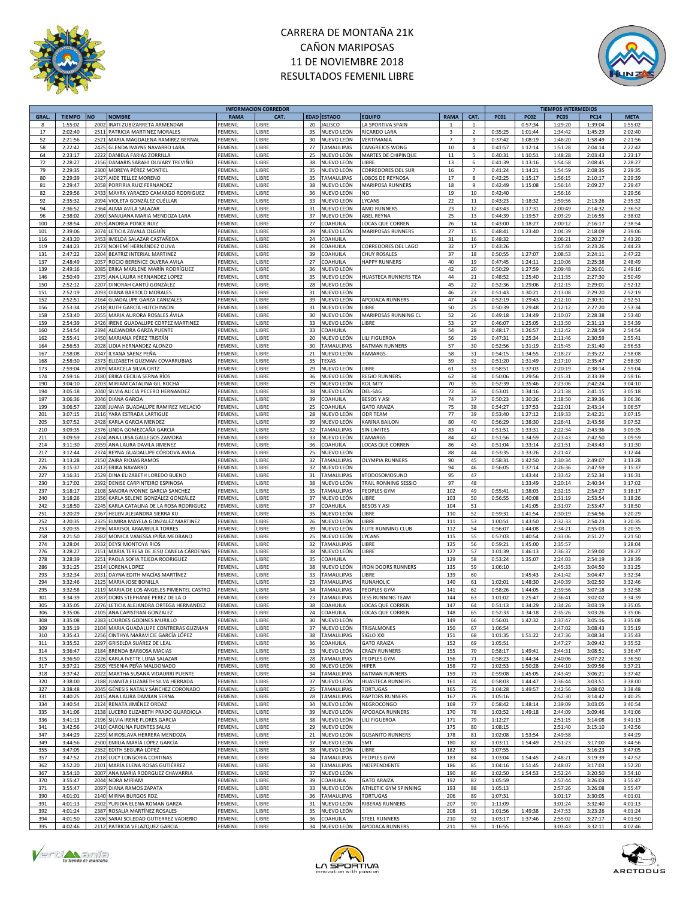# CARRERA DE MONTAÑA 21K
# CAÑON MARIPOSAS
# 11 DE NOVIEMBRE 2018
# RESULTADOS FEMENIL LIBRE

| INFORMACION CORREDOR | | | | | | | | | | | TIEMPOS INTERMEDIOS | | | | |
|---|---|---|---|---|---|---|---|---|---|---|---|---|---|---|---|
| GRAL. | TIEMPO | NO | NOMBRE | RAMA | CAT. | EDAD | ESTADO | EQUIPO | RAMA | CAT. | PC01 | PC02 | PC03 | PC14 | META |
| 8 | 1:55:02 | 2002 | IRATI ZUBIZARRETA ARMENDAR | FEMENIL | LIBRE | 20 | JALISCO | LA SPORTIVA SPAIN | 1 | 1 | | 0:57:34 | 1:29:20 | 1:39:04 | 1:55:02 |
| 17 | 2:02:40 | 2511 | PATRICIA MARTINEZ MORALES | FEMENIL | LIBRE | 35 | NUEVO LEÓN | RICARDO LARA | 3 | 2 | 0:35:25 | 1:01:44 | 1:34:42 | 1:45:29 | 2:02:40 |
| 52 | 2:21:56 | 2521 | MARIA MAGDALENA RAMIREZ BERNAL | FEMENIL | LIBRE | 30 | NUEVO LEÓN | VERTIMANIA | 7 | 3 | 0:37:42 | 1:08:19 | 1:46:20 | 1:58:49 | 2:21:56 |
| 58 | 2:22:42 | 2425 | GLENDA IVAYNS NAVARRO LARA | FEMENIL | LIBRE | 27 | TAMAULIPAS | CANGREJOS WONG | 10 | 4 | 0:41:57 | 1:12:14 | 1:51:28 | 2:04:14 | 2:22:42 |
| 64 | 2:23:17 | 2222 | DANIELA FARIAS ZORRILLA | FEMENIL | LIBRE | 25 | NUEVO LEÓN | MARTES DE CHIPINQUE | 11 | 5 | 0:40:31 | 1:10:51 | 1:48:28 | 2:03:43 | 2:23:17 |
| 72 | 2:28:27 | 2156 | DAMARIS SARAHI OLIVARY TREVIÑO | FEMENIL | LIBRE | 38 | NUEVO LEÓN | LIBRE | 13 | 6 | 0:41:39 | 1:13:16 | 1:54:58 | 2:08:45 | 2:28:27 |
| 79 | 2:29:35 | 2300 | MOREYA PÉREZ MONTIEL | FEMENIL | LIBRE | 35 | NUEVO LEÓN | CORREDORES DEL SUR | 16 | 7 | 0:41:24 | 1:14:21 | 1:54:59 | 2:08:35 | 2:29:35 |
| 80 | 2:29:39 | 2427 | AIDE TELLEZ MORENO | FEMENIL | LIBRE | 35 | TAMAULIPAS | LOBOS DE REYNOSA | 17 | 8 | 0:42:25 | 1:15:17 | 1:56:15 | 2:10:17 | 2:29:39 |
| 81 | 2:29:47 | 2058 | PORFIRIA RUIZ FERNANDEZ | FEMENIL | LIBRE | 38 | NUEVO LEÓN | MARIPOSA RUNNERS | 18 | 9 | 0:42:49 | 1:15:08 | 1:56:14 | 2:09:27 | 2:29:47 |
| 82 | 2:29:56 | 2433 | MAYRA YARACED CAMARGO RODRIGUEZ | FEMENIL | LIBRE | 36 | NUEVO LEÓN | NO | 19 | 10 | 0:42:40 | | 1:56:16 | | 2:29:56 |
| 92 | 2:35:32 | 2094 | VIOLETA GONZÁLEZ CUÉLLAR | FEMENIL | LIBRE | 33 | NUEVO LEÓN | LYCANS | 22 | 11 | 0:43:23 | 1:18:32 | 1:59:56 | 2:13:26 | 2:35:32 |
| 94 | 2:36:52 | 2364 | ALMA AVILA SALAZAR | FEMENIL | LIBRE | 31 | NUEVO LEÓN | AMD RUNNERS | 23 | 12 | 0:43:43 | 1:17:31 | 2:00:49 | 2:14:32 | 2:36:52 |
| 96 | 2:38:02 | 2060 | SANJUANA MARIA MENDOZA LARA | FEMENIL | LIBRE | 37 | NUEVO LEÓN | ABEL REYNA | 25 | 13 | 0:44:39 | 1:19:57 | 2:03:29 | 2:16:55 | 2:38:02 |
| 100 | 2:38:54 | 2053 | ANDREA PONCE RUIZ | FEMENIL | LIBRE | 27 | COAHUILA | LOCAS QUE CORREN | 26 | 14 | 0:43:00 | 1:18:27 | 2:00:12 | 2:16:17 | 2:38:54 |
| 101 | 2:39:06 | 2074 | LETICIA ZAVALA OLGUÍN | FEMENIL | LIBRE | 39 | NUEVO LEÓN | MARIPOSAS RUNNERS | 27 | 15 | 0:48:41 | 1:23:40 | 2:04:39 | 2:18:09 | 2:39:06 |
| 116 | 2:43:20 | 2453 | IMELDA SALAZAR CASTAÑEDA | FEMENIL | LIBRE | 24 | COAHUILA | | 31 | 16 | 0:48:32 | | 2:06:21 | 2:20:27 | 2:43:20 |
| 119 | 2:44:23 | 2173 | NOHEMÍ HERNÁNDEZ OLIVA | FEMENIL | LIBRE | 39 | COAHUILA | CORREDORES DEL LAGO | 32 | 17 | 0:43:26 | | 1:57:40 | 2:23:26 | 2:44:23 |
| 131 | 2:47:22 | 2204 | BEATRIZ INTERIAL MARTINEZ | FEMENIL | LIBRE | 39 | COAHUILA | CHUY ROSALES | 37 | 18 | 0:50:55 | 1:27:07 | 2:08:53 | 2:24:11 | 2:47:22 |
| 137 | 2:48:49 | 2057 | ROCIO BERENICE OLVERA AVILA | FEMENIL | LIBRE | 27 | COAHUILA | HAPPY RUNNERS | 40 | 19 | 0:47:45 | 1:24:11 | 2:10:06 | 2:25:38 | 2:48:49 |
| 139 | 2:49:16 | 2085 | ERIKA MARLENE MARÍN RODRÍGUEZ | FEMENIL | LIBRE | 36 | NUEVO LEÓN | | 42 | 20 | 0:50:29 | 1:27:59 | 2:09:48 | 2:26:01 | 2:49:16 |
| 146 | 2:50:49 | 2375 | ANA LAURA HERNANDEZ LOPEZ | FEMENIL | LIBRE | 35 | NUEVO LEÓN | HUASTECA RUNNERS TEA | 44 | 21 | 0:48:52 | 1:25:40 | 2:11:35 | 2:27:30 | 2:50:49 |
| 150 | 2:52:12 | 2207 | DINORAH CANTÚ GONZÁLEZ | FEMENIL | LIBRE | 28 | NUEVO LEÓN | | 45 | 22 | 0:52:36 | 1:29:06 | 2:12:15 | 2:29:01 | 2:52:12 |
| 151 | 2:52:19 | 2093 | DIANA BARTOLO MORALES | FEMENIL | LIBRE | 31 | NUEVO LEÓN | | 46 | 23 | 0:51:43 | 1:30:21 | 2:13:08 | 2:29:20 | 2:52:19 |
| 152 | 2:52:51 | 2164 | GUADALUPE GARZA CANIZALES | FEMENIL | LIBRE | 39 | NUEVO LEÓN | APODACA RUNNERS | 47 | 24 | 0:52:19 | 1:29:43 | 2:12:10 | 2:30:31 | 2:52:51 |
| 156 | 2:53:34 | 2518 | RUTH GARCÍA HUTCHINSON | FEMENIL | LIBRE | 31 | NUEVO LEÓN | LIBRE | 50 | 25 | 0:50:39 | 1:29:48 | 2:12:12 | 2:27:20 | 2:53:34 |
| 158 | 2:53:40 | 2055 | MARIA AURORA ROSALES ÁVILA | FEMENIL | LIBRE | 30 | NUEVO LEÓN | MARIPOSAS RUNNING CL | 52 | 26 | 0:49:18 | 1:24:49 | 2:10:07 | 2:28:38 | 2:53:40 |
| 159 | 2:54:39 | 2426 | IRENE GUADALUPE CORTEZ MARTINEZ | FEMENIL | LIBRE | 33 | NUEVO LEÓN | LIBRE | 53 | 27 | 0:46:07 | 1:25:05 | 2:13:50 | 2:31:13 | 2:54:39 |
| 160 | 2:54:54 | 2394 | ALEJANDRA GARZA PUENTE | FEMENIL | LIBRE | 33 | COAHUILA | | 54 | 28 | 0:48:17 | 1:26:57 | 2:12:42 | 2:28:59 | 2:54:54 |
| 162 | 2:55:41 | 2450 | MARIANA PÉREZ TRISTÁN | FEMENIL | LIBRE | 20 | NUEVO LEÓN | LILI FIGUEROA | 56 | 29 | 0:47:31 | 1:25:34 | 2:11:46 | 2:30:59 | 2:55:41 |
| 164 | 2:56:53 | 2028 | LIDIA HERNANDEZ ALONZO | FEMENIL | LIBRE | 30 | TAMAULIPAS | BATMAN RUNNERS | 57 | 30 | 0:52:56 | 1:31:19 | 2:15:45 | 2:31:40 | 2:56:53 |
| 167 | 2:58:08 | 2047 | ILYANA SAENZ PEÑA | FEMENIL | LIBRE | 21 | NUEVO LEÓN | KAMARGS | 58 | 31 | 0:54:15 | 1:34:55 | 2:18:27 | 2:35:22 | 2:58:08 |
| 168 | 2:58:30 | 2373 | ELIZABETH GUZMAN COVARRUBIAS | FEMENIL | LIBRE | 35 | TEXAS | | 59 | 32 | 0:51:20 | 1:31:49 | 2:17:10 | 2:35:47 | 2:58:30 |
| 173 | 2:59:04 | 2009 | MARCELA SILVA ORTZ | FEMENIL | LIBRE | 29 | NUEVO LEÓN | LIBRE | 61 | 33 | 0:58:51 | 1:37:03 | 2:20:19 | 2:38:14 | 2:59:04 |
| 174 | 2:59:16 | 2180 | ERIKA CECILIA SERNA RÍOS | FEMENIL | LIBRE | 36 | NUEVO LEÓN | REGIO RUNNERS | 62 | 34 | 0:50:06 | 1:29:56 | 2:15:31 | 2:33:39 | 2:59:16 |
| 190 | 3:04:10 | 2203 | MIRIAM CATALINA GIL ROCHA | FEMENIL | LIBRE | 29 | NUEVO LEÓN | ROL MTY | 70 | 35 | 0:52:39 | 1:35:46 | 2:23:06 | 2:42:24 | 3:04:10 |
| 194 | 3:05:18 | 2040 | SILVIA ALICIA PECERO HERNANDEZ | FEMENIL | LIBRE | 38 | NUEVO LEÓN | DEL-SAG | 72 | 36 | 0:53:01 | 1:34:16 | 2:21:38 | 2:41:15 | 3:05:18 |
| 197 | 3:06:36 | 2046 | DIANA GARCIA | FEMENIL | LIBRE | 39 | COAHUILA | BESOS Y ASI | 74 | 37 | 0:50:23 | 1:30:26 | 2:18:50 | 2:39:36 | 3:06:36 |
| 199 | 3:06:57 | 2208 | JUANA GUADALUPE RAMIREZ MELACIO | FEMENIL | LIBRE | 25 | COAHUILA | GATO ARAIZA | 75 | 38 | 0:54:27 | 1:37:53 | 2:22:01 | 2:43:14 | 3:06:57 |
| 201 | 3:07:15 | 2116 | YARA ESTRADA LARTIGUE | FEMENIL | LIBRE | 28 | NUEVO LEÓN | ODR TEAM | 77 | 39 | 0:53:40 | 1:27:12 | 2:19:33 | 2:42:21 | 3:07:15 |
| 205 | 3:07:52 | 2428 | KARLA GARCIA MENDEZ | FEMENIL | LIBRE | 39 | NUEVO LEÓN | KARINA BAILON | 80 | 40 | 0:56:29 | 1:38:30 | 2:26:41 | 2:43:56 | 3:07:52 |
| 210 | 3:09:35 | 2376 | LINDA GOMEZCAÑA GARCIA | FEMENIL | LIBRE | 32 | TAMAULIPAS | SIN LIMITES | 83 | 41 | 0:51:51 | 1:33:31 | 2:22:34 | 2:43:36 | 3:09:35 |
| 211 | 3:09:59 | 2324 | ANA LUISA GALLEGOS ZAMORA | FEMENIL | LIBRE | 33 | NUEVO LEÓN | CAMARGS | 84 | 42 | 0:51:56 | 1:34:59 | 2:23:43 | 2:42:50 | 3:09:59 |
| 214 | 3:11:30 | 2059 | ANA LAURA DAVILA JIMENEZ | FEMENIL | LIBRE | 36 | COAHUILA | LOCAS QUE CORREN | 86 | 43 | 0:51:04 | 1:33:14 | 2:21:51 | 2:43:43 | 3:11:30 |
| 217 | 3:12:44 | 2374 | REYNA GUADALUPE CÓRDOVA AVILA | FEMENIL | LIBRE | 25 | NUEVO LEÓN | | 88 | 44 | 0:53:35 | 1:33:26 | 2:21:47 | | 3:12:44 |
| 221 | 3:13:28 | 2150 | ZAIRA RIOJAS RAMOS | FEMENIL | LIBRE | 32 | TAMAULIPAS | OLYMPIA RUNNERS | 90 | 45 | 0:58:31 | 1:42:50 | 2:30:34 | 2:49:07 | 3:13:28 |
| 226 | 3:15:37 | 2412 | ERIKA NAVARRO | FEMENIL | LIBRE | 32 | NUEVO LEÓN | | 94 | 46 | 0:56:05 | 1:37:14 | 2:26:36 | 2:47:59 | 3:15:37 |
| 227 | 3:16:31 | 2529 | DINA ELIZABETH LOREDO BUENO | FEMENIL | LIBRE | 31 | TAMAULIPAS | #TODOSOMOSUNO | 95 | 47 | | 1:43:44 | 2:33:42 | 2:52:34 | 3:16:31 |
| 230 | 3:17:02 | 2392 | DENISE CARPINTEIRO ESPINOSA | FEMENIL | LIBRE | 38 | NUEVO LEÓN | TRAIL RONNING SESSIO | 97 | 48 | | 1:33:49 | 2:20:14 | 2:40:34 | 3:17:02 |
| 237 | 3:18:17 | 2108 | SANDRA IVONNE GARCIA SANCHEZ | FEMENIL | LIBRE | 35 | TAMAULIPAS | PEOPLES GYM | 102 | 49 | 0:55:41 | 1:38:03 | 2:32:15 | 2:54:27 | 3:18:17 |
| 240 | 3:18:26 | 2356 | KARLA SELENE GONZÁLEZ GONZÁLEZ | FEMENIL | LIBRE | 37 | NUEVO LEÓN | LIBRE | 103 | 50 | 0:56:55 | 1:40:08 | 2:31:19 | 2:53:54 | 3:18:26 |
| 242 | 3:18:50 | 2245 | KARLA CATALINA DE LA ROSA RODRIGUEZ | FEMENIL | LIBRE | 37 | COAHUILA | BESOS Y ASI | 104 | 51 | | 1:41:05 | 2:31:07 | 2:53:47 | 3:18:50 |
| 251 | 3:20:29 | 2367 | HELEN ALEJANDRA SIERRA KU | FEMENIL | LIBRE | 35 | NUEVO LEÓN | LIBRE | 110 | 52 | 0:59:31 | 1:41:54 | 2:30:19 | 2:54:56 | 3:20:29 |
| 252 | 3:20:35 | 2325 | ELMIRA MAYELA GONZALEZ MARTINEZ | FEMENIL | LIBRE | 26 | NUEVO LEÓN | LIBRE | 111 | 53 | 1:00:51 | 1:43:50 | 2:32:33 | 2:54:23 | 3:20:35 |
| 253 | 3:20:35 | 2396 | MARISOL ARAMBULA TORRES | FEMENIL | LIBRE | 39 | NUEVO LEÓN | ELITE RUNNING CLUB | 112 | 54 | 0:56:07 | 1:44:08 | 2:34:21 | 2:55:03 | 3:20:35 |
| 258 | 3:21:50 | 2382 | MONICA VANESSA IPIÑA MEDRANO | FEMENIL | LIBRE | 25 | NUEVO LEÓN | LYCANS | 115 | 55 | 0:57:03 | 1:40:54 | 2:33:06 | 2:51:27 | 3:21:50 |
| 274 | 3:28:04 | 2032 | DEYSI MONTOYA RIOS | FEMENIL | LIBRE | 32 | TAMAULIPAS | LIBRE | 125 | 56 | 0:59:21 | 1:45:00 | 2:35:57 | | 3:28:04 |
| 276 | 3:28:27 | 2151 | MARIA TERESA DE JESU CANELA CÁRDENAS | FEMENIL | LIBRE | 38 | NUEVO LEÓN | LIBRE | 127 | 57 | 1:01:39 | 1:46:13 | 2:36:37 | 2:59:00 | 3:28:27 |
| 278 | 3:28:39 | 2251 | PAOLA SOFIA TEJEDA RODRIGUEZ | FEMENIL | LIBRE | 35 | COAHUILA | | 129 | 58 | 0:53:24 | 1:35:07 | 2:24:03 | 2:54:19 | 3:28:39 |
| 286 | 3:31:25 | 2514 | LORENA LOPEZ | FEMENIL | LIBRE | 38 | NUEVO LEÓN | IRON DOORS RUNNERS | 135 | 59 | 1:06:10 | | 2:45:33 | 3:04:50 | 3:31:25 |
| 293 | 3:32:34 | 2031 | DAYNA EDITH MACÍAS MARTÍNEZ | FEMENIL | LIBRE | 33 | TAMAULIPAS | LIBRE | 139 | 60 | | 1:45:43 | 2:41:42 | 3:04:47 | 3:32:34 |
| 294 | 3:32:46 | 2125 | MARIA JOSE BONILLA | FEMENIL | LIBRE | 23 | TAMAULIPAS | RUNAHOLIC | 140 | 61 | 1:02:01 | 1:48:30 | 2:40:39 | 3:02:50 | 3:32:46 |
| 295 | 3:32:58 | 2119 | MARIA DE LOS ANGELES PIMENTEL CASTRO | FEMENIL | LIBRE | 34 | TAMAULIPAS | PEOPLES GYM | 141 | 62 | 0:58:26 | 1:44:05 | 2:39:56 | 3:07:18 | 3:32:58 |
| 301 | 3:34:39 | 2087 | DORIS STEPHANIE PEREZ DE LA O | FEMENIL | LIBRE | 23 | TAMAULIPAS | JESS RUNNING TEAM | 144 | 63 | 1:01:02 | 1:25:47 | 2:36:41 | 3:02:02 | 3:34:39 |
| 305 | 3:35:05 | 2276 | LETICIA ALEJANDRA ORTEGA HERNANDEZ | FEMENIL | LIBRE | 38 | COAHUILA | LOCAS QUE CORREN | 147 | 64 | 0:51:13 | 1:34:29 | 2:34:26 | 3:03:19 | 3:35:05 |
| 306 | 3:35:06 | 2105 | ANA CAPISTRAN GONZALEZ | FEMENIL | LIBRE | 24 | COAHUILA | LOCAS QUE CORREN | 148 | 65 | 0:52:33 | 1:34:18 | 2:35:26 | 3:03:26 | 3:35:06 |
| 308 | 3:35:08 | 2383 | LOURDES GODINES MURILLO | FEMENIL | LIBRE | 30 | NUEVO LEÓN | | 149 | 66 | 0:56:01 | 1:42:32 | 2:37:47 | 3:05:16 | 3:35:08 |
| 309 | 3:35:19 | 2104 | MARIA GUADALUPE CONTRERAS GUZMAN | FEMENIL | LIBRE | 37 | NUEVO LEÓN | TRISALMONES | 150 | 67 | 1:06:54 | | 2:47:02 | 3:08:43 | 3:35:19 |
| 310 | 3:35:43 | 2256 | CINTHYA MARAVICIE GARCÍA LÓPEZ | FEMENIL | LIBRE | 38 | TAMAULIPAS | SIGLO XXI | 151 | 68 | 1:01:35 | 1:51:22 | 2:47:36 | 3:08:34 | 3:35:43 |
| 311 | 3:35:52 | 2297 | GRISELDA SUÁREZ DE LEAL | FEMENIL | LIBRE | 36 | COAHUILA | GATO ARAIZA | 152 | 69 | 1:05:51 | | 2:47:27 | 3:09:42 | 3:35:52 |
| 314 | 3:36:47 | 2184 | BRENDA BARBOSA MACIAS | FEMENIL | LIBRE | 33 | NUEVO LEÓN | CRAZY RUNNERS | 155 | 70 | 0:58:17 | 1:49:41 | 2:44:31 | 3:08:51 | 3:36:47 |
| 315 | 3:36:50 | 2226 | KARLA IVETTE LUNA SALAZAR | FEMENIL | LIBRE | 28 | TAMAULIPAS | PEOPLES GYM | 156 | 71 | 0:58:23 | 1:44:34 | 2:40:06 | 3:07:22 | 3:36:50 |
| 317 | 3:37:21 | 2505 | YESENIA PEÑA MALDONADO | FEMENIL | LIBRE | 30 | NUEVO LEÓN | HIPER | 158 | 72 | 1:02:53 | 1:50:28 | 2:44:10 | 3:09:56 | 3:37:21 |
| 318 | 3:37:42 | 2022 | MARTHA SUSANA VIDAURRI PUENTE | FEMENIL | LIBRE | 34 | TAMAULIPAS | BATMAN RUNNERS | 159 | 73 | 0:59:08 | 1:45:05 | 2:43:49 | 3:06:21 | 3:37:42 |
| 320 | 3:38:00 | 2188 | JUANITA ELIZABETH SILVA HERRADA | FEMENIL | LIBRE | 37 | NUEVO LEÓN | HUASTECA RUNNERS | 161 | 74 | 0:58:03 | 1:44:47 | 2:36:44 | 3:03:51 | 3:38:00 |
| 327 | 3:38:48 | 2045 | GÉNESIS NATALY SÁNCHEZ CORONADO | FEMENIL | LIBRE | 25 | TAMAULIPAS | TORTUGAS | 165 | 75 | 1:04:28 | 1:49:57 | 2:42:56 | 3:08:02 | 3:38:48 |
| 331 | 3:40:25 | 2415 | ANA LAURA DAMIAN SERNA | FEMENIL | LIBRE | 28 | TAMAULIPAS | RAPTORS RUNNERS | 167 | 76 | 1:05:16 | | 2:52:30 | 3:14:42 | 3:40:25 |
| 334 | 3:40:54 | 2124 | RENATA JIMÉNEZ ORDAZ | FEMENIL | LIBRE | 34 | NUEVO LEÓN | NEGROCONGO | 169 | 77 | 0:58:42 | 1:48:14 | 2:39:09 | 3:03:05 | 3:40:54 |
| 335 | 3:41:06 | 2138 | LUCERO ELIZABETH PRADO GUARDIOLA | FEMENIL | LIBRE | 39 | NUEVO LEÓN | APODACA RUNNERS | 170 | 78 | 1:03:52 | 1:49:18 | 2:44:09 | 3:09:46 | 3:41:06 |
| 336 | 3:41:13 | 2196 | SILVIA IRENE FLORES GARCIA | FEMENIL | LIBRE | 38 | NUEVO LEÓN | LILI FIGUEROA | 171 | 79 | 1:12:27 | | 2:51:15 | 3:14:08 | 3:41:13 |
| 341 | 3:42:56 | 2410 | CAROLINA FUENTES SALAS | FEMENIL | LIBRE | 29 | NUEVO LEÓN | | 175 | 80 | 1:08:15 | | 2:51:40 | 3:15:10 | 3:42:56 |
| 347 | 3:44:29 | 2259 | MIROSLAVA HERRERA MENDOZA | FEMENIL | LIBRE | 21 | NUEVO LEÓN | GUSANITO RUNNERS | 178 | 81 | 1:02:08 | 1:53:54 | 2:49:58 | | 3:44:29 |
| 349 | 3:44:56 | 2500 | EMILIA MARÍA LÓPEZ GARCÍA | FEMENIL | LIBRE | 37 | NUEVO LEÓN | SMT | 180 | 82 | 1:03:11 | 1:54:49 | 2:51:23 | 3:17:00 | 3:44:56 |
| 355 | 3:47:05 | 2352 | EDITH SEGURA LÓPEZ | FEMENIL | LIBRE | 38 | NUEVO LEÓN | LIBRE | 182 | 83 | 1:07:55 | | | 3:16:23 | 3:47:05 |
| 357 | 3:47:52 | 2118 | LUCY LONGORIA CORTINAS | FEMENIL | LIBRE | 34 | TAMAULIPAS | PEOPLES GYM | 183 | 84 | 1:03:04 | 1:54:45 | 2:48:21 | 3:19:39 | 3:47:52 |
| 362 | 3:52:20 | 2101 | MARÍA ELENA ROSAS GUTIÉRREZ | FEMENIL | LIBRE | 34 | TAMAULIPAS | INDEPENDIENTE | 186 | 85 | 1:04:16 | 1:51:45 | 2:48:07 | 3:17:03 | 3:52:20 |
| 367 | 3:54:10 | 2007 | ANA MARIA RODRGUEZ CHAVARRIA | FEMENIL | LIBRE | 37 | NUEVO LEÓN | | 190 | 86 | 1:02:50 | 1:54:53 | 2:52:24 | 3:20:50 | 3:54:10 |
| 370 | 3:55:47 | 2044 | NORA MIRIAM | FEMENIL | LIBRE | 39 | COAHUILA | GATO ARAIZA | 192 | 87 | 1:05:59 | | 2:57:44 | 3:26:03 | 3:55:47 |
| 371 | 3:55:47 | 2097 | DIANA RAMOS ZAPATA | FEMENIL | LIBRE | 33 | NUEVO LEÓN | ATHLETIC GYM SPINNING | 193 | 88 | 1:05:13 | | 2:57:26 | 3:26:08 | 3:55:47 |
| 390 | 4:01:01 | 2140 | MIRNA BURGOS RDZ. | FEMENIL | LIBRE | 36 | TAMAULIPAS | TORTUGAS | 206 | 89 | 1:07:31 | | 3:01:17 | 3:30:05 | 4:01:01 |
| 391 | 4:01:13 | 2502 | YURIDIA ELENA ROMAN GARZA | FEMENIL | LIBRE | 31 | NUEVO LEÓN | RIBERAS RUNNERS | 207 | 90 | 1:11:09 | | 3:01:24 | 3:32:40 | 4:01:13 |
| 392 | 4:01:24 | 2387 | ROSALIA MARTÍNEZ ROSALES | FEMENIL | LIBRE | 35 | NUEVO LEÓN | | 208 | 91 | 1:01:56 | 1:49:38 | 2:47:53 | 3:23:26 | 4:01:24 |
| 394 | 4:01:50 | 2206 | SARAI SOLEDAD GUTIERREZ VADIERIO | FEMENIL | LIBRE | 36 | COAHUILA | STEEL RUNNERS | 210 | 92 | 1:03:17 | 1:37:46 | 2:55:02 | 3:27:17 | 4:01:50 |
| 395 | 4:02:46 | 2112 | PATRICIA VELAZQUEZ GARCIA | FEMENIL | LIBRE | 34 | NUEVO LEÓN | APODACA RUNNERS | 211 | 93 | 1:16:55 | | 3:03:43 | 3:32:11 | 4:02:46 |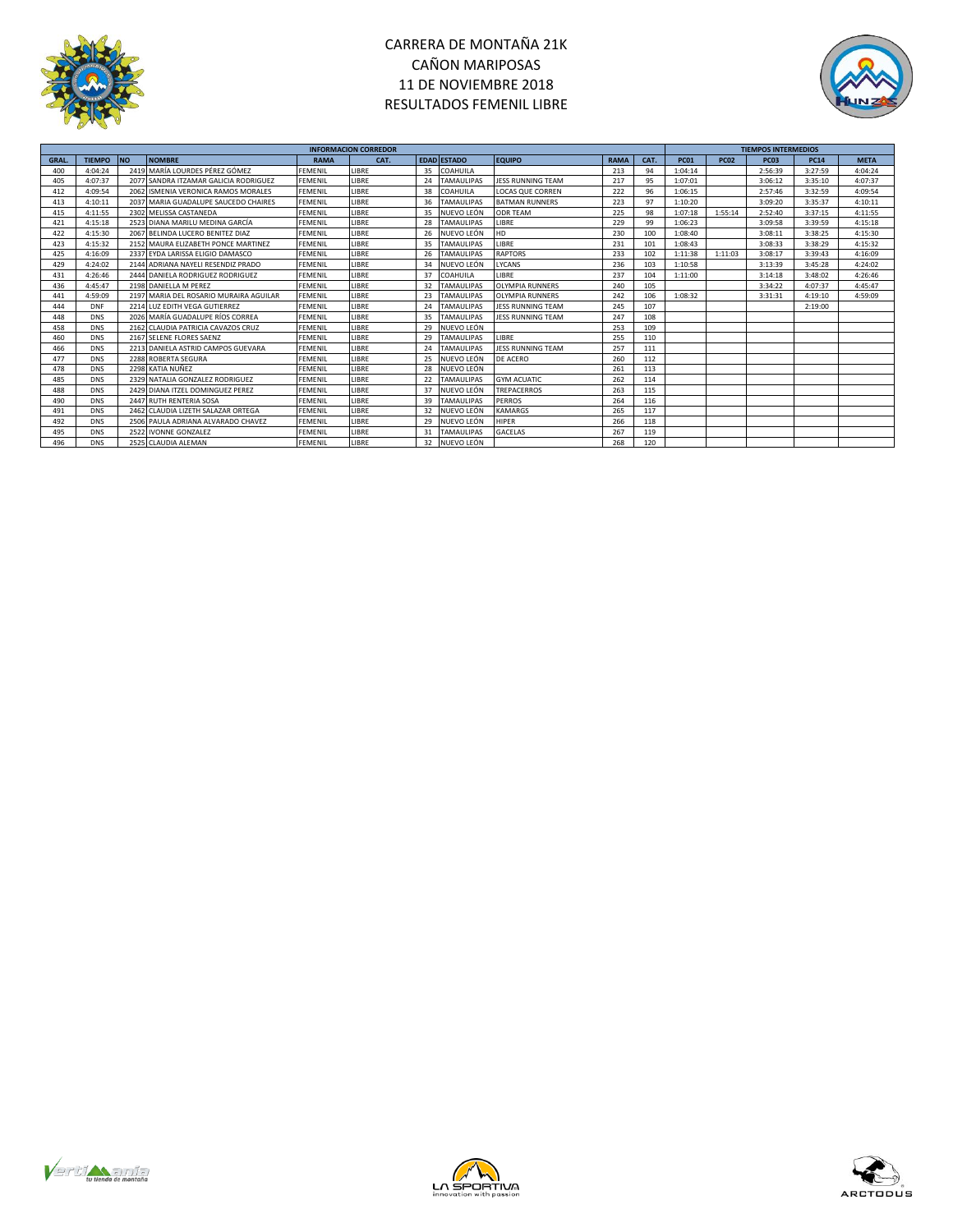# CARRERA DE MONTAÑA 21K
# CAÑON MARIPOSAS
# 11 DE NOVIEMBRE 2018
# RESULTADOS FEMENIL LIBRE

| INFORMACION CORREDOR | | | | | | | | | | | TIEMPOS INTERMEDIOS | | | | |
|---|---|---|---|---|---|---|---|---|---|---|---|---|---|---|---|
| GRAL. | TIEMPO | NO | NOMBRE | RAMA | CAT. | EDAD | ESTADO | EQUIPO | RAMA | CAT. | PC01 | PC02 | PC03 | PC14 | META |
| 400 | 4:04:24 | 2419 | MARÍA LOURDES PÉREZ GÓMEZ | FEMENIL | LIBRE | 35 | COAHUILA | | 213 | 94 | 1:04:14 | | 2:56:39 | 3:27:59 | 4:04:24 |
| 405 | 4:07:37 | 2077 | SANDRA ITZAMAR GALICIA RODRIGUEZ | FEMENIL | LIBRE | 24 | TAMAULIPAS | JESS RUNNING TEAM | 217 | 95 | 1:07:01 | | 3:06:12 | 3:35:10 | 4:07:37 |
| 412 | 4:09:54 | 2062 | ISMENIA VERONICA RAMOS MORALES | FEMENIL | LIBRE | 38 | COAHUILA | LOCAS QUE CORREN | 222 | 96 | 1:06:15 | | 2:57:46 | 3:32:59 | 4:09:54 |
| 413 | 4:10:11 | 2037 | MARIA GUADALUPE SAUCEDO CHAIRES | FEMENIL | LIBRE | 36 | TAMAULIPAS | BATMAN RUNNERS | 223 | 97 | 1:10:20 | | 3:09:20 | 3:35:37 | 4:10:11 |
| 415 | 4:11:55 | 2302 | MELISSA CASTANEDA | FEMENIL | LIBRE | 35 | NUEVO LEÓN | ODR TEAM | 225 | 98 | 1:07:18 | 1:55:14 | 2:52:40 | 3:37:15 | 4:11:55 |
| 421 | 4:15:18 | 2523 | DIANA MARILU MEDINA GARCÍA | FEMENIL | LIBRE | 28 | TAMAULIPAS | LIBRE | 229 | 99 | 1:06:23 | | 3:09:58 | 3:39:59 | 4:15:18 |
| 422 | 4:15:30 | 2067 | BELINDA LUCERO BENITEZ DIAZ | FEMENIL | LIBRE | 26 | NUEVO LEÓN | HD | 230 | 100 | 1:08:40 | | 3:08:11 | 3:38:25 | 4:15:30 |
| 423 | 4:15:32 | 2152 | MAURA ELIZABETH PONCE MARTINEZ | FEMENIL | LIBRE | 35 | TAMAULIPAS | LIBRE | 231 | 101 | 1:08:43 | | 3:08:33 | 3:38:29 | 4:15:32 |
| 425 | 4:16:09 | 2337 | EYDA LARISSA ELIGIO DAMASCO | FEMENIL | LIBRE | 26 | TAMAULIPAS | RAPTORS | 233 | 102 | 1:11:38 | 1:11:03 | 3:08:17 | 3:39:43 | 4:16:09 |
| 429 | 4:24:02 | 2144 | ADRIANA NAYELI RESENDIZ PRADO | FEMENIL | LIBRE | 34 | NUEVO LEÓN | LYCANS | 236 | 103 | 1:10:58 | | 3:13:39 | 3:45:28 | 4:24:02 |
| 431 | 4:26:46 | 2444 | DANIELA RODRIGUEZ RODRIGUEZ | FEMENIL | LIBRE | 37 | COAHUILA | LIBRE | 237 | 104 | 1:11:00 | | 3:14:18 | 3:48:02 | 4:26:46 |
| 436 | 4:45:47 | 2198 | DANIELLA M PEREZ | FEMENIL | LIBRE | 32 | TAMAULIPAS | OLYMPIA RUNNERS | 240 | 105 | | | 3:34:22 | 4:07:37 | 4:45:47 |
| 441 | 4:59:09 | 2197 | MARIA DEL ROSARIO MURAIRA AGUILAR | FEMENIL | LIBRE | 23 | TAMAULIPAS | OLYMPIA RUNNERS | 242 | 106 | 1:08:32 | | 3:31:31 | 4:19:10 | 4:59:09 |
| 444 | DNF | 2214 | LUZ EDITH VEGA GUTIERREZ | FEMENIL | LIBRE | 24 | TAMAULIPAS | JESS RUNNING TEAM | 245 | 107 | | | | 2:19:00 | |
| 448 | DNS | 2026 | MARÍA GUADALUPE RÍOS CORREA | FEMENIL | LIBRE | 35 | TAMAULIPAS | JESS RUNNING TEAM | 247 | 108 | | | | | |
| 458 | DNS | 2162 | CLAUDIA PATRICIA CAVAZOS CRUZ | FEMENIL | LIBRE | 29 | NUEVO LEÓN | | 253 | 109 | | | | | |
| 460 | DNS | 2167 | SELENE FLORES SAENZ | FEMENIL | LIBRE | 29 | TAMAULIPAS | LIBRE | 255 | 110 | | | | | |
| 466 | DNS | 2213 | DANIELA ASTRID CAMPOS GUEVARA | FEMENIL | LIBRE | 24 | TAMAULIPAS | JESS RUNNING TEAM | 257 | 111 | | | | | |
| 477 | DNS | 2288 | ROBERTA SEGURA | FEMENIL | LIBRE | 25 | NUEVO LEÓN | DE ACERO | 260 | 112 | | | | | |
| 478 | DNS | 2298 | KATIA NUÑEZ | FEMENIL | LIBRE | 28 | NUEVO LEÓN | | 261 | 113 | | | | | |
| 485 | DNS | 2329 | NATALIA GONZALEZ RODRIGUEZ | FEMENIL | LIBRE | 22 | TAMAULIPAS | GYM ACUATIC | 262 | 114 | | | | | |
| 488 | DNS | 2429 | DIANA ITZEL DOMINGUEZ PEREZ | FEMENIL | LIBRE | 37 | NUEVO LEÓN | TREPACERROS | 263 | 115 | | | | | |
| 490 | DNS | 2447 | RUTH RENTERIA SOSA | FEMENIL | LIBRE | 39 | TAMAULIPAS | PERROS | 264 | 116 | | | | | |
| 491 | DNS | 2462 | CLAUDIA LIZETH SALAZAR ORTEGA | FEMENIL | LIBRE | 32 | NUEVO LEÓN | KAMARGS | 265 | 117 | | | | | |
| 492 | DNS | 2506 | PAULA ADRIANA ALVARADO CHAVEZ | FEMENIL | LIBRE | 29 | NUEVO LEÓN | HIPER | 266 | 118 | | | | | |
| 495 | DNS | 2522 | IVONNE GONZALEZ | FEMENIL | LIBRE | 31 | TAMAULIPAS | GACELAS | 267 | 119 | | | | | |
| 496 | DNS | 2525 | CLAUDIA ALEMAN | FEMENIL | LIBRE | 32 | NUEVO LEÓN | | 268 | 120 | | | | | |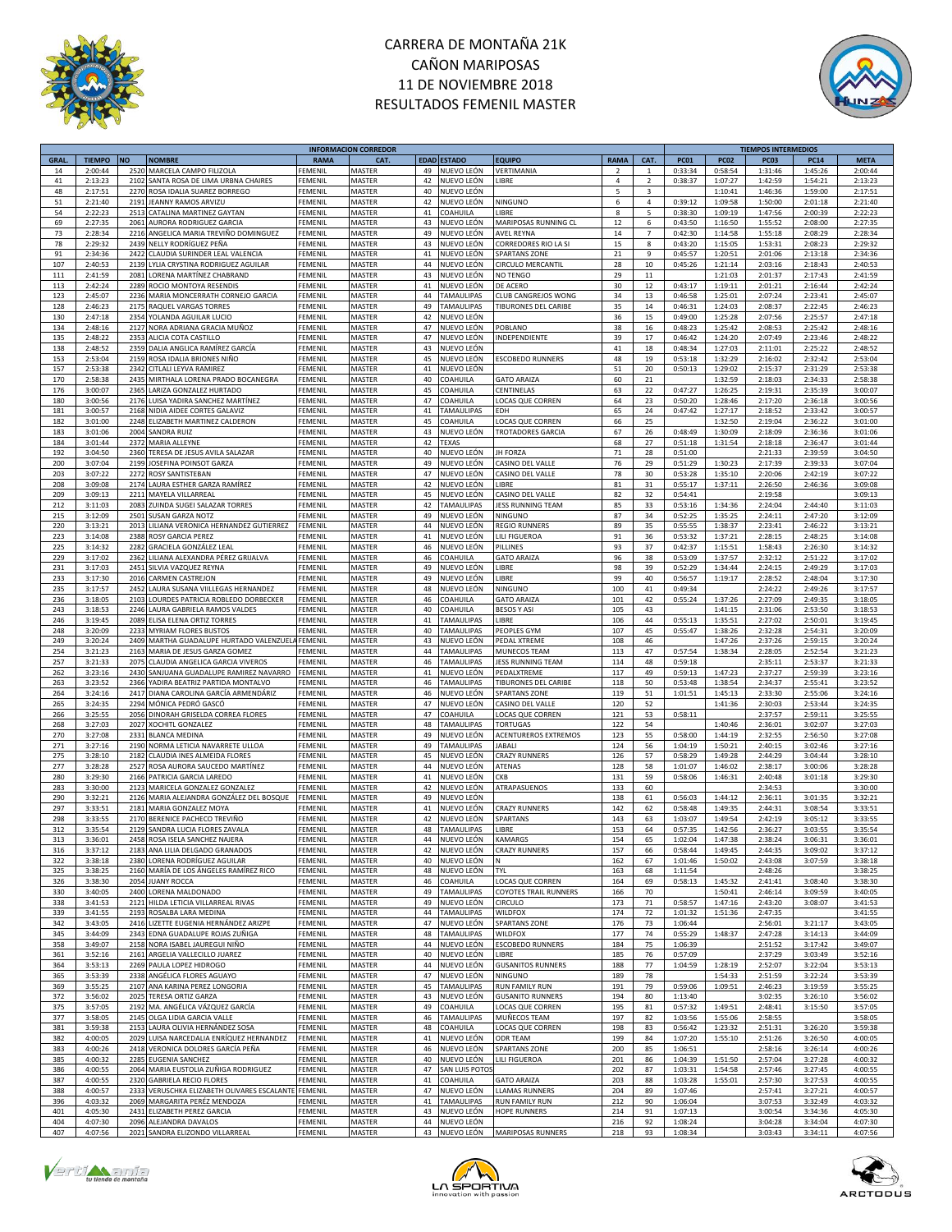# CARRERA DE MONTAÑA 21K
# CAÑON MARIPOSAS
# 11 DE NOVIEMBRE 2018
# RESULTADOS FEMENIL MASTER

| INFORMACION CORREDOR | | | | | | | | | | | TIEMPOS INTERMEDIOS | | | | | |
|---|---|---|---|---|---|---|---|---|---|---|---|---|---|---|---|---|
| GRAL. | TIEMPO | NO | NOMBRE | RAMA | CAT. | EDAD | ESTADO | EQUIPO | RAMA | CAT. | PC01 | PC02 | PC03 | PC14 | META |
| 14 | 2:00:44 | 2520 | MARCELA CAMPO FILIZOLA | FEMENIL | MASTER | 49 | NUEVO LEÓN | VERTIMANIA | 2 | 1 | 0:33:34 | 0:58:54 | 1:31:46 | 1:45:26 | 2:00:44 |
| 41 | 2:13:23 | 2102 | SANTA ROSA DE LIMA URBNA CHAIRES | FEMENIL | MASTER | 42 | NUEVO LEÓN | LIBRE | 4 | 2 | 0:38:37 | 1:07:27 | 1:42:59 | 1:54:21 | 2:13:23 |
| 48 | 2:17:51 | 2270 | ROSA IDALIA SUAREZ BORREGO | FEMENIL | MASTER | 40 | NUEVO LEÓN | | 5 | 3 | | 1:10:41 | 1:46:36 | 1:59:00 | 2:17:51 |
| 51 | 2:21:40 | 2191 | JEANNY RAMOS ARVIZU | FEMENIL | MASTER | 42 | NUEVO LEÓN | NINGUNO | 6 | 4 | 0:39:12 | 1:09:58 | 1:50:00 | 2:01:18 | 2:21:40 |
| 54 | 2:22:23 | 2513 | CATALINA MARTINEZ GAYTAN | FEMENIL | MASTER | 41 | COAHUILA | LIBRE | 8 | 5 | 0:38:30 | 1:09:19 | 1:47:56 | 2:00:39 | 2:22:23 |
| 69 | 2:27:35 | 2061 | AURORA RODRIGUEZ GARCIA | FEMENIL | MASTER | 43 | NUEVO LEÓN | MARIPOSAS RUNNING CL | 12 | 6 | 0:43:50 | 1:16:50 | 1:55:52 | 2:08:00 | 2:27:35 |
| 73 | 2:28:34 | 2216 | ANGELICA MARIA TREVIÑO DOMINGUEZ | FEMENIL | MASTER | 49 | NUEVO LEÓN | AVEL REYNA | 14 | 7 | 0:42:30 | 1:14:58 | 1:55:18 | 2:08:29 | 2:28:34 |
| 78 | 2:29:32 | 2439 | NELLY RODRÍGUEZ PEÑA | FEMENIL | MASTER | 43 | NUEVO LEÓN | CORREDORES RIO LA SI | 15 | 8 | 0:43:20 | 1:15:05 | 1:53:31 | 2:08:23 | 2:29:32 |
| 91 | 2:34:36 | 2422 | CLAUDIA SURINDER LEAL VALENCIA | FEMENIL | MASTER | 41 | NUEVO LEÓN | SPARTANS ZONE | 21 | 9 | 0:45:57 | 1:20:51 | 2:01:06 | 2:13:18 | 2:34:36 |
| 107 | 2:40:53 | 2139 | LYLIA CRYSTINA RODRIGUEZ AGUILAR | FEMENIL | MASTER | 44 | NUEVO LEÓN | CIRCULO MERCANTIL | 28 | 10 | 0:45:26 | 1:21:14 | 2:03:16 | 2:18:43 | 2:40:53 |
| 111 | 2:41:59 | 2081 | LORENA MARTÍNEZ CHABRAND | FEMENIL | MASTER | 43 | NUEVO LEÓN | NO TENGO | 29 | 11 | | 1:21:03 | 2:01:37 | 2:17:43 | 2:41:59 |
| 113 | 2:42:24 | 2289 | ROCIO MONTOYA RESENDIS | FEMENIL | MASTER | 41 | NUEVO LEÓN | DE ACERO | 30 | 12 | 0:43:17 | 1:19:11 | 2:01:21 | 2:16:44 | 2:42:24 |
| 123 | 2:45:07 | 2236 | MARIA MONCERRATH CORNEJO GARCIA | FEMENIL | MASTER | 44 | TAMAULIPAS | CLUB CANGREJOS WONG | 34 | 13 | 0:46:58 | 1:25:01 | 2:07:24 | 2:23:41 | 2:45:07 |
| 128 | 2:46:23 | 2175 | RAQUEL VARGAS TORRES | FEMENIL | MASTER | 49 | TAMAULIPAS | TIBURONES DEL CARIBE | 35 | 14 | 0:46:31 | 1:24:03 | 2:08:37 | 2:22:45 | 2:46:23 |
| 130 | 2:47:18 | 2354 | YOLANDA AGUILAR LUCIO | FEMENIL | MASTER | 42 | NUEVO LEÓN | | 36 | 15 | 0:49:00 | 1:25:28 | 2:07:56 | 2:25:57 | 2:47:18 |
| 134 | 2:48:16 | 2127 | NORA ADRIANA GRACIA MUÑOZ | FEMENIL | MASTER | 47 | NUEVO LEÓN | POBLANO | 38 | 16 | 0:48:23 | 1:25:42 | 2:08:53 | 2:25:42 | 2:48:16 |
| 135 | 2:48:22 | 2353 | ALICIA COTA CASTILLO | FEMENIL | MASTER | 47 | NUEVO LEÓN | INDEPENDIENTE | 39 | 17 | 0:46:42 | 1:24:20 | 2:07:49 | 2:23:46 | 2:48:22 |
| 138 | 2:48:52 | 2359 | DALIA ANGLICA RAMÍREZ GARCÍA | FEMENIL | MASTER | 43 | NUEVO LEÓN | | 41 | 18 | 0:48:34 | 1:27:03 | 2:11:01 | 2:25:22 | 2:48:52 |
| 153 | 2:53:04 | 2159 | ROSA IDALIA BRIONES NIÑO | FEMENIL | MASTER | 45 | NUEVO LEÓN | ESCOBEDO RUNNERS | 48 | 19 | 0:53:18 | 1:32:29 | 2:16:02 | 2:32:42 | 2:53:04 |
| 157 | 2:53:38 | 2342 | CITLALI LEYVA RAMIREZ | FEMENIL | MASTER | 41 | NUEVO LEÓN | | 51 | 20 | 0:50:13 | 1:29:02 | 2:15:37 | 2:31:29 | 2:53:38 |
| 170 | 2:58:38 | 2435 | MIRTHALA LORENA PRADO BOCANEGRA | FEMENIL | MASTER | 40 | COAHUILA | GATO ARAIZA | 60 | 21 | | 1:32:59 | 2:18:03 | 2:34:33 | 2:58:38 |
| 176 | 3:00:07 | 2365 | LARIZA GONZALEZ HURTADO | FEMENIL | MASTER | 45 | COAHUILA | CENTINELAS | 63 | 22 | 0:47:27 | 1:26:25 | 2:19:31 | 2:35:39 | 3:00:07 |
| 180 | 3:00:56 | 2176 | LUISA YADIRA SANCHEZ MARTÍNEZ | FEMENIL | MASTER | 47 | COAHUILA | LOCAS QUE CORREN | 64 | 23 | 0:50:20 | 1:28:46 | 2:17:20 | 2:36:18 | 3:00:56 |
| 181 | 3:00:57 | 2168 | NIDIA AIDEE CORTES GALAVIZ | FEMENIL | MASTER | 41 | TAMAULIPAS | EDH | 65 | 24 | 0:47:42 | 1:27:17 | 2:18:52 | 2:33:42 | 3:00:57 |
| 182 | 3:01:00 | 2248 | ELIZABETH MARTINEZ CALDERON | FEMENIL | MASTER | 45 | COAHUILA | LOCAS QUE CORREN | 66 | 25 | | 1:32:50 | 2:19:04 | 2:36:22 | 3:01:00 |
| 183 | 3:01:06 | 2004 | SANDRA RUIZ | FEMENIL | MASTER | 43 | NUEVO LEÓN | TROTADORES GARCIA | 67 | 26 | 0:48:49 | 1:30:09 | 2:18:09 | 2:36:36 | 3:01:06 |
| 184 | 3:01:44 | 2372 | MARIA ALLEYNE | FEMENIL | MASTER | 42 | TEXAS | | 68 | 27 | 0:51:18 | 1:31:54 | 2:18:18 | 2:36:47 | 3:01:44 |
| 192 | 3:04:50 | 2360 | TERESA DE JESUS AVILA SALAZAR | FEMENIL | MASTER | 40 | NUEVO LEÓN | JH FORZA | 71 | 28 | 0:51:00 | | 2:21:33 | 2:39:59 | 3:04:50 |
| 200 | 3:07:04 | 2199 | JOSEFINA POINSOT GARZA | FEMENIL | MASTER | 49 | NUEVO LEÓN | CASINO DEL VALLE | 76 | 29 | 0:51:29 | 1:30:23 | 2:17:39 | 2:39:33 | 3:07:04 |
| 203 | 3:07:22 | 2272 | ROSY SANTISTEBAN | FEMENIL | MASTER | 47 | NUEVO LEÓN | CASINO DEL VALLE | 78 | 30 | 0:53:28 | 1:35:10 | 2:20:06 | 2:42:19 | 3:07:22 |
| 208 | 3:09:08 | 2174 | LAURA ESTHER GARZA RAMÍREZ | FEMENIL | MASTER | 42 | NUEVO LEÓN | LIBRE | 81 | 31 | 0:55:17 | 1:37:11 | 2:26:50 | 2:46:36 | 3:09:08 |
| 209 | 3:09:13 | 2211 | MAYELA VILLARREAL | FEMENIL | MASTER | 45 | NUEVO LEÓN | CASINO DEL VALLE | 82 | 32 | 0:54:41 | | 2:19:58 | | 3:09:13 |
| 212 | 3:11:03 | 2083 | ZUINDA SUGEI SALAZAR TORRES | FEMENIL | MASTER | 42 | TAMAULIPAS | JESS RUNNING TEAM | 85 | 33 | 0:53:16 | 1:34:36 | 2:24:04 | 2:44:40 | 3:11:03 |
| 215 | 3:12:09 | 2501 | SUSAN GARZA NOTZ | FEMENIL | MASTER | 49 | NUEVO LEÓN | NINGUNO | 87 | 34 | 0:52:25 | 1:35:25 | 2:24:11 | 2:47:20 | 3:12:09 |
| 220 | 3:13:21 | 2013 | LILIANA VERONICA HERNANDEZ GUTIERREZ | FEMENIL | MASTER | 44 | NUEVO LEÓN | REGIO RUNNERS | 89 | 35 | 0:55:55 | 1:38:37 | 2:23:41 | 2:46:22 | 3:13:21 |
| 223 | 3:14:08 | 2388 | ROSY GARCIA PEREZ | FEMENIL | MASTER | 41 | NUEVO LEÓN | LILI FIGUEROA | 91 | 36 | 0:53:32 | 1:37:21 | 2:28:15 | 2:48:25 | 3:14:08 |
| 225 | 3:14:32 | 2282 | GRACIELA GONZÁLEZ LEAL | FEMENIL | MASTER | 46 | NUEVO LEÓN | PILLINES | 93 | 37 | 0:42:37 | 1:15:51 | 1:58:43 | 2:26:30 | 3:14:32 |
| 229 | 3:17:02 | 2362 | LILIANA ALEXANDRA PÉREZ GRIJALVA | FEMENIL | MASTER | 46 | COAHUILA | GATO ARAIZA | 96 | 38 | 0:53:09 | 1:37:57 | 2:32:12 | 2:51:22 | 3:17:02 |
| 231 | 3:17:03 | 2451 | SILVIA VAZQUEZ REYNA | FEMENIL | MASTER | 49 | NUEVO LEÓN | LIBRE | 98 | 39 | 0:52:29 | 1:34:44 | 2:24:15 | 2:49:29 | 3:17:03 |
| 233 | 3:17:30 | 2016 | CARMEN CASTREJON | FEMENIL | MASTER | 49 | NUEVO LEÓN | LIBRE | 99 | 40 | 0:56:57 | 1:19:17 | 2:28:52 | 2:48:04 | 3:17:30 |
| 235 | 3:17:57 | 2452 | LAURA SUSANA VILLEGAS HERNANDEZ | FEMENIL | MASTER | 48 | NUEVO LEÓN | NINGUNO | 100 | 41 | 0:49:34 | | 2:24:22 | 2:49:26 | 3:17:57 |
| 236 | 3:18:05 | 2103 | LOURDES PATRICIA ROBLEDO DORBECKER | FEMENIL | MASTER | 46 | COAHUILA | GATO ARAIZA | 101 | 42 | 0:55:24 | 1:37:26 | 2:27:09 | 2:49:35 | 3:18:05 |
| 243 | 3:18:53 | 2246 | LAURA GABRIELA RAMOS VALDES | FEMENIL | MASTER | 40 | COAHUILA | BESOS Y ASI | 105 | 43 | | 1:41:15 | 2:31:06 | 2:53:50 | 3:18:53 |
| 246 | 3:19:45 | 2089 | ELISA ELENA ORTIZ TORRES | FEMENIL | MASTER | 41 | TAMAULIPAS | LIBRE | 106 | 44 | 0:55:13 | 1:35:51 | 2:27:02 | 2:50:01 | 3:19:45 |
| 248 | 3:20:09 | 2233 | MYRIAM FLORES BUSTOS | FEMENIL | MASTER | 40 | TAMAULIPAS | PEOPLES GYM | 107 | 45 | 0:55:47 | 1:38:26 | 2:32:28 | 2:54:31 | 3:20:09 |
| 249 | 3:20:24 | 2409 | MARTHA GUADALUPE HURTADO VALENZUELA | FEMENIL | MASTER | 43 | NUEVO LEÓN | PEDAL XTREME | 108 | 46 | | 1:47:26 | 2:37:26 | 2:59:15 | 3:20:24 |
| 254 | 3:21:23 | 2163 | MARIA DE JESUS GARZA GOMEZ | FEMENIL | MASTER | 44 | TAMAULIPAS | MUNECOS TEAM | 113 | 47 | 0:57:54 | 1:38:34 | 2:28:05 | 2:52:54 | 3:21:23 |
| 257 | 3:21:33 | 2075 | CLAUDIA ANGELICA GARCIA VIVEROS | FEMENIL | MASTER | 46 | TAMAULIPAS | JESS RUNNING TEAM | 114 | 48 | 0:59:18 | | 2:35:11 | 2:53:37 | 3:21:33 |
| 262 | 3:23:16 | 2430 | SANJUANA GUADALUPE RAMIREZ NAVARRO | FEMENIL | MASTER | 41 | NUEVO LEÓN | PEDALXTREME | 117 | 49 | 0:59:13 | 1:47:23 | 2:37:27 | 2:59:39 | 3:23:16 |
| 263 | 3:23:52 | 2366 | YADIRA BEATRIZ PARTIDA MONTALVO | FEMENIL | MASTER | 46 | TAMAULIPAS | TIBURONES DEL CARIBE | 118 | 50 | 0:53:48 | 1:38:54 | 2:34:37 | 2:55:41 | 3:23:52 |
| 264 | 3:24:16 | 2417 | DIANA CAROLINA GARCÍA ARMENDÁRIZ | FEMENIL | MASTER | 46 | NUEVO LEÓN | SPARTANS ZONE | 119 | 51 | 1:01:51 | 1:45:13 | 2:33:30 | 2:55:06 | 3:24:16 |
| 265 | 3:24:35 | 2294 | MÓNICA PEDRÓ GASCÓ | FEMENIL | MASTER | 47 | NUEVO LEÓN | CASINO DEL VALLE | 120 | 52 | | 1:41:36 | 2:30:03 | 2:53:44 | 3:24:35 |
| 266 | 3:25:55 | 2056 | DINORAH GRISELDA CORREA FLORES | FEMENIL | MASTER | 47 | COAHUILA | LOCAS QUE CORREN | 121 | 53 | 0:58:11 | | 2:37:57 | 2:59:11 | 3:25:55 |
| 268 | 3:27:03 | 2027 | XOCHITL GONZALEZ | FEMENIL | MASTER | 48 | TAMAULIPAS | TORTUGAS | 122 | 54 | | 1:40:46 | 2:36:01 | 3:02:07 | 3:27:03 |
| 270 | 3:27:08 | 2331 | BLANCA MEDINA | FEMENIL | MASTER | 49 | NUEVO LEÓN | ACENTUREROS EXTREMOS | 123 | 55 | 0:58:00 | 1:44:19 | 2:32:55 | 2:56:50 | 3:27:08 |
| 271 | 3:27:16 | 2190 | NORMA LETICIA NAVARRETE ULLOA | FEMENIL | MASTER | 49 | TAMAULIPAS | JABALI | 124 | 56 | 1:04:19 | 1:50:21 | 2:40:15 | 3:02:46 | 3:27:16 |
| 275 | 3:28:10 | 2182 | CLAUDIA INES ALMEIDA FLORES | FEMENIL | MASTER | 45 | NUEVO LEÓN | CRAZY RUNNERS | 126 | 57 | 0:58:29 | 1:49:28 | 2:44:29 | 3:04:44 | 3:28:10 |
| 277 | 3:28:28 | 2527 | ROSA AURORA SAUCEDO MARTÍNEZ | FEMENIL | MASTER | 44 | NUEVO LEÓN | ATENAS | 128 | 58 | 1:01:07 | 1:46:02 | 2:38:17 | 3:00:06 | 3:28:28 |
| 280 | 3:29:30 | 2166 | PATRICIA GARCIA LAREDO | FEMENIL | MASTER | 41 | NUEVO LEÓN | CKB | 131 | 59 | 0:58:06 | 1:46:31 | 2:40:48 | 3:01:18 | 3:29:30 |
| 283 | 3:30:00 | 2123 | MARICELA GONZALEZ GONZALEZ | FEMENIL | MASTER | 42 | NUEVO LEÓN | ATRAPASUENOS | 133 | 60 | | | 2:34:53 | | 3:30:00 |
| 290 | 3:32:21 | 2126 | MARIA ALEJANDRA GONZÁLEZ DEL BOSQUE | FEMENIL | MASTER | 49 | NUEVO LEÓN | | 138 | 61 | 0:56:03 | 1:44:12 | 2:36:11 | 3:01:35 | 3:32:21 |
| 297 | 3:33:51 | 2181 | MARIA GONZALEZ MOYA | FEMENIL | MASTER | 41 | NUEVO LEÓN | CRAZY RUNNERS | 142 | 62 | 0:58:48 | 1:49:35 | 2:44:31 | 3:08:54 | 3:33:51 |
| 298 | 3:33:55 | 2170 | BERENICE PACHECO TREVIÑO | FEMENIL | MASTER | 42 | NUEVO LEÓN | SPARTANS | 143 | 63 | 1:03:07 | 1:49:54 | 2:42:19 | 3:05:12 | 3:33:55 |
| 312 | 3:35:54 | 2129 | SANDRA LUCIA FLORES ZAVALA | FEMENIL | MASTER | 48 | TAMAULIPAS | LIBRE | 153 | 64 | 0:57:35 | 1:42:56 | 2:36:27 | 3:03:55 | 3:35:54 |
| 313 | 3:36:01 | 2458 | ROSA ISELA SANCHEZ NAJERA | FEMENIL | MASTER | 44 | NUEVO LEÓN | KAMARGS | 154 | 65 | 1:02:04 | 1:47:38 | 2:38:24 | 3:06:31 | 3:36:01 |
| 316 | 3:37:12 | 2183 | ANA LILIA DELGADO GRANADOS | FEMENIL | MASTER | 42 | NUEVO LEÓN | CRAZY RUNNERS | 157 | 66 | 0:58:44 | 1:49:45 | 2:44:35 | 3:09:02 | 3:37:12 |
| 322 | 3:38:18 | 2380 | LORENA RODRÍGUEZ AGUILAR | FEMENIL | MASTER | 40 | NUEVO LEÓN | N | 162 | 67 | 1:01:46 | 1:50:02 | 2:43:08 | 3:07:59 | 3:38:18 |
| 325 | 3:38:25 | 2160 | MARÍA DE LOS ÁNGELES RAMÍREZ RICO | FEMENIL | MASTER | 48 | NUEVO LEÓN | TYL | 163 | 68 | 1:11:54 | | 2:48:26 | | 3:38:25 |
| 326 | 3:38:30 | 2054 | JUANY ROCCA | FEMENIL | MASTER | 46 | COAHUILA | LOCAS QUE CORREN | 164 | 69 | 0:58:13 | 1:45:32 | 2:41:41 | 3:08:40 | 3:38:30 |
| 330 | 3:40:05 | 2400 | LORENA MALDONADO | FEMENIL | MASTER | 49 | TAMAULIPAS | COYOTES TRAIL RUNNERS | 166 | 70 | | 1:50:41 | 2:46:14 | 3:09:59 | 3:40:05 |
| 338 | 3:41:53 | 2121 | HILDA LETICIA VILLARREAL RIVAS | FEMENIL | MASTER | 49 | NUEVO LEÓN | CIRCULO | 173 | 71 | 0:58:57 | 1:47:16 | 2:43:20 | 3:08:07 | 3:41:53 |
| 339 | 3:41:55 | 2193 | ROSALBA LARA MEDINA | FEMENIL | MASTER | 44 | TAMAULIPAS | WILDFOX | 174 | 72 | 1:01:32 | 1:51:36 | 2:47:35 | | 3:41:55 |
| 342 | 3:43:05 | 2416 | LIZETTE EUGENIA HERNÁNDEZ ARIZPE | FEMENIL | MASTER | 47 | NUEVO LEÓN | SPARTANS ZONE | 176 | 73 | 1:06:44 | | 2:56:01 | 3:21:17 | 3:43:05 |
| 345 | 3:44:09 | 2343 | EDNA GUADALUPE ROJAS ZUÑIGA | FEMENIL | MASTER | 48 | TAMAULIPAS | WILDFOX | 177 | 74 | 0:55:29 | 1:48:37 | 2:47:28 | 3:14:13 | 3:44:09 |
| 358 | 3:49:07 | 2158 | NORA ISABEL JAUREGUI NIÑO | FEMENIL | MASTER | 44 | NUEVO LEÓN | ESCOBEDO RUNNERS | 184 | 75 | 1:06:39 | | 2:51:52 | 3:17:42 | 3:49:07 |
| 361 | 3:52:16 | 2161 | ARGELIA VALLECILLO JUAREZ | FEMENIL | MASTER | 40 | NUEVO LEÓN | LIBRE | 185 | 76 | 0:57:09 | | 2:37:29 | 3:03:49 | 3:52:16 |
| 364 | 3:53:13 | 2269 | PAULA LOPEZ HIDROGO | FEMENIL | MASTER | 44 | NUEVO LEÓN | GUSANITOS RUNNERS | 188 | 77 | 1:04:59 | 1:28:19 | 2:52:07 | 3:22:04 | 3:53:13 |
| 365 | 3:53:39 | 2338 | ANGÉLICA FLORES AGUAYO | FEMENIL | MASTER | 47 | NUEVO LEÓN | NINGUNO | 189 | 78 | | 1:54:33 | 2:51:59 | 3:22:24 | 3:53:39 |
| 369 | 3:55:25 | 2107 | ANA KARINA PEREZ LONGORIA | FEMENIL | MASTER | 45 | TAMAULIPAS | RUN FAMILY RUN | 191 | 79 | 0:59:06 | 1:09:51 | 2:46:23 | 3:19:59 | 3:55:25 |
| 372 | 3:56:02 | 2025 | TERESA ORTIZ GARZA | FEMENIL | MASTER | 43 | NUEVO LEÓN | GUSANITO RUNNERS | 194 | 80 | 1:13:40 | | 3:02:35 | 3:26:10 | 3:56:02 |
| 375 | 3:57:05 | 2192 | MA. ANGÉLICA VÁZQUEZ GARCÍA | FEMENIL | MASTER | 49 | COAHUILA | LOCAS QUE CORREN | 195 | 81 | 0:57:32 | 1:49:51 | 2:48:41 | 3:15:50 | 3:57:05 |
| 377 | 3:58:05 | 2145 | OLGA LIDIA GARCIA VALLE | FEMENIL | MASTER | 46 | TAMAULIPAS | MUÑECOS TEAM | 197 | 82 | 1:03:56 | 1:55:06 | 2:58:55 | | 3:58:05 |
| 381 | 3:59:38 | 2153 | LAURA OLIVIA HERNÁNDEZ SOSA | FEMENIL | MASTER | 48 | COAHUILA | LOCAS QUE CORREN | 198 | 83 | 0:56:42 | 1:23:32 | 2:51:31 | 3:26:20 | 3:59:38 |
| 382 | 4:00:05 | 2029 | LUISA NARCEDALIA ENRÍQUEZ HERNANDEZ | FEMENIL | MASTER | 41 | NUEVO LEÓN | ODR TEAM | 199 | 84 | 1:07:20 | 1:55:10 | 2:51:26 | 3:26:50 | 4:00:05 |
| 383 | 4:00:26 | 2418 | VERONICA DOLORES GARCÍA PEÑA | FEMENIL | MASTER | 46 | NUEVO LEÓN | SPARTANS ZONE | 200 | 85 | 1:06:51 | | 2:58:16 | 3:26:14 | 4:00:26 |
| 385 | 4:00:32 | 2285 | EUGENIA SANCHEZ | FEMENIL | MASTER | 40 | NUEVO LEÓN | LILI FIGUEROA | 201 | 86 | 1:04:39 | 1:51:50 | 2:57:04 | 3:27:28 | 4:00:32 |
| 386 | 4:00:55 | 2064 | MARIA EUSTOLIA ZUÑIGA RODRIGUEZ | FEMENIL | MASTER | 47 | SAN LUIS POTOS | | 202 | 87 | 1:03:31 | 1:54:58 | 2:57:46 | 3:27:45 | 4:00:55 |
| 387 | 4:00:55 | 2320 | GABRIELA RECIO FLORES | FEMENIL | MASTER | 41 | COAHUILA | GATO ARAIZA | 203 | 88 | 1:03:28 | 1:55:01 | 2:57:30 | 3:27:53 | 4:00:55 |
| 388 | 4:00:57 | 2333 | VERUSCHKA ELIZABETH OLIVARES ESCALANTE | FEMENIL | MASTER | 47 | NUEVO LEÓN | LLAMAS RUNNERS | 204 | 89 | 1:07:46 | | 2:57:41 | 3:27:21 | 4:00:57 |
| 396 | 4:03:32 | 2069 | MARGARITA PERÉZ MENDOZA | FEMENIL | MASTER | 41 | TAMAULIPAS | RUN FAMILY RUN | 212 | 90 | 1:06:04 | | 3:07:53 | 3:32:49 | 4:03:32 |
| 401 | 4:05:30 | 2431 | ELIZABETH PEREZ GARCIA | FEMENIL | MASTER | 43 | NUEVO LEÓN | HOPE RUNNERS | 214 | 91 | 1:07:13 | | 3:00:54 | 3:34:36 | 4:05:30 |
| 404 | 4:07:30 | 2096 | ALEJANDRA DAVALOS | FEMENIL | MASTER | 44 | NUEVO LEÓN | | 216 | 92 | 1:08:24 | | 3:04:28 | 3:34:04 | 4:07:30 |
| 407 | 4:07:56 | 2021 | SANDRA ELIZONDO VILLARREAL | FEMENIL | MASTER | 43 | NUEVO LEÓN | MARIPOSAS RUNNERS | 218 | 93 | 1:08:34 | | 3:03:43 | 3:34:11 | 4:07:56 |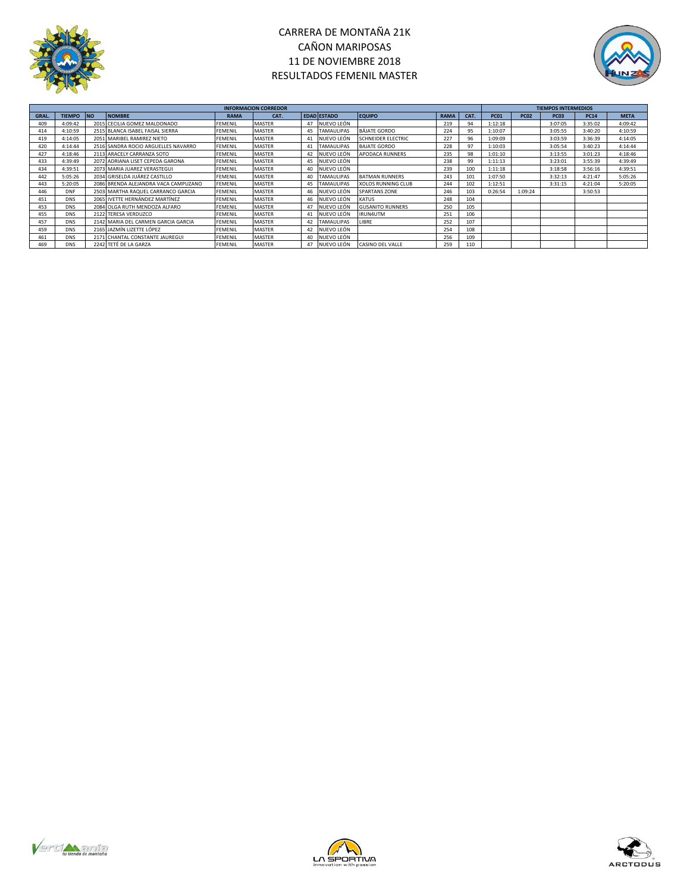# CARRERA DE MONTAÑA 21K
# CAÑON MARIPOSAS
# 11 DE NOVIEMBRE 2018
# RESULTADOS FEMENIL MASTER

| INFORMACION CORREDOR | | | | | | | | | | | TIEMPOS INTERMEDIOS | | | | |
|---|---|---|---|---|---|---|---|---|---|---|---|---|---|---|---|
| GRAL. | TIEMPO | NO | NOMBRE | RAMA | CAT. | EDAD | ESTADO | EQUIPO | RAMA | CAT. | PC01 | PC02 | PC03 | PC14 | META |
| 409 | 4:09:42 | 2015 | CECILIA GOMEZ MALDONADO | FEMENIL | MASTER | 47 | NUEVO LEÓN | | 219 | 94 | 1:12:18 | | 3:07:05 | 3:35:02 | 4:09:42 |
| 414 | 4:10:59 | 2515 | BLANCA ISABEL FAISAL SIERRA | FEMENIL | MASTER | 45 | TAMAULIPAS | BÁJATE GORDO | 224 | 95 | 1:10:07 | | 3:05:55 | 3:40:20 | 4:10:59 |
| 419 | 4:14:05 | 2051 | MARIBEL RAMIREZ NIETO | FEMENIL | MASTER | 41 | NUEVO LEÓN | SCHNEIDER ELECTRIC | 227 | 96 | 1:09:09 | | 3:03:59 | 3:36:39 | 4:14:05 |
| 420 | 4:14:44 | 2516 | SANDRA ROCIO ARGUELLES NAVARRO | FEMENIL | MASTER | 41 | TAMAULIPAS | BAJATE GORDO | 228 | 97 | 1:10:03 | | 3:05:54 | 3:40:23 | 4:14:44 |
| 427 | 4:18:46 | 2113 | ARACELY CARRANZA SOTO | FEMENIL | MASTER | 42 | NUEVO LEÓN | APODACA RUNNERS | 235 | 98 | 1:01:10 | | 3:13:55 | 3:01:23 | 4:18:46 |
| 433 | 4:39:49 | 2072 | ADRIANA LISET CEPEDA GARONA | FEMENIL | MASTER | 45 | NUEVO LEÓN | | 238 | 99 | 1:11:13 | | 3:23:01 | 3:55:39 | 4:39:49 |
| 434 | 4:39:51 | 2073 | MARIA JUAREZ VERASTEGUI | FEMENIL | MASTER | 40 | NUEVO LEÓN | | 239 | 100 | 1:11:18 | | 3:18:58 | 3:56:16 | 4:39:51 |
| 442 | 5:05:26 | 2034 | GRISELDA JUÁREZ CASTILLO | FEMENIL | MASTER | 40 | TAMAULIPAS | BATMAN RUNNERS | 243 | 101 | 1:07:50 | | 3:32:13 | 4:21:47 | 5:05:26 |
| 443 | 5:20:05 | 2086 | BRENDA ALEJANDRA VACA CAMPUZANO | FEMENIL | MASTER | 45 | TAMAULIPAS | XOLOS RUNNING CLUB | 244 | 102 | 1:12:51 | | 3:31:15 | 4:21:04 | 5:20:05 |
| 446 | DNF | 2503 | MARTHA RAQUEL CARRANCO GARCIA | FEMENIL | MASTER | 46 | NUEVO LEÓN | SPARTANS ZONE | 246 | 103 | 0:26:54 | 1:09:24 | | 3:50:53 | |
| 451 | DNS | 2065 | IVETTE HERNÁNDEZ MARTÍNEZ | FEMENIL | MASTER | 46 | NUEVO LEÓN | KATUS | 248 | 104 | | | | | |
| 453 | DNS | 2084 | OLGA RUTH MENDOZA ALFARO | FEMENIL | MASTER | 47 | NUEVO LEÓN | GUSANITO RUNNERS | 250 | 105 | | | | | |
| 455 | DNS | 2122 | TERESA VERDUZCO | FEMENIL | MASTER | 41 | NUEVO LEÓN | IRUN4UTM | 251 | 106 | | | | | |
| 457 | DNS | 2142 | MARIA DEL CARMEN GARCIA GARCIA | FEMENIL | MASTER | 42 | TAMAULIPAS | LIBRE | 252 | 107 | | | | | |
| 459 | DNS | 2165 | JAZMÍN LIZETTE LÓPEZ | FEMENIL | MASTER | 42 | NUEVO LEÓN | | 254 | 108 | | | | | |
| 461 | DNS | 2171 | CHANTAL CONSTANTE JAUREGUI | FEMENIL | MASTER | 40 | NUEVO LEÓN | | 256 | 109 | | | | | |
| 469 | DNS | 2242 | TETÉ DE LA GARZA | FEMENIL | MASTER | 47 | NUEVO LEÓN | CASINO DEL VALLE | 259 | 110 | | | | | |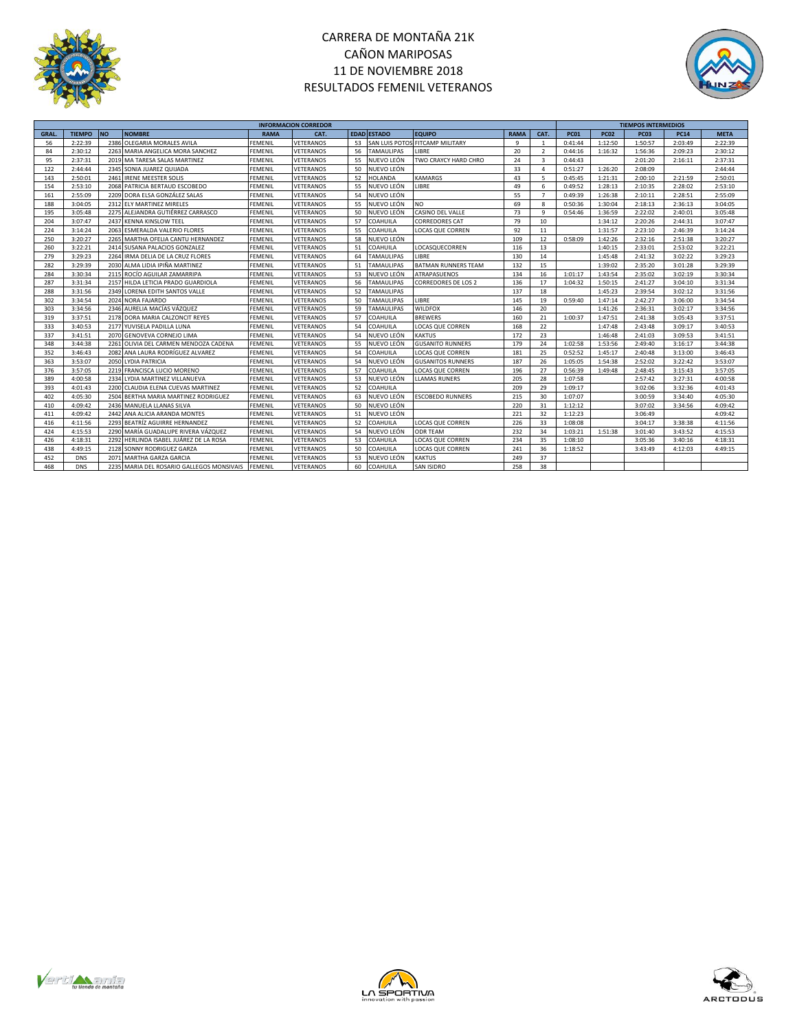# CARRERA DE MONTAÑA 21K
# CAÑON MARIPOSAS
# 11 DE NOVIEMBRE 2018
# RESULTADOS FEMENIL VETERANOS

| INFORMACION CORREDOR | | | | | | | | | | | TIEMPOS INTERMEDIOS | | | | |
|---|---|---|---|---|---|---|---|---|---|---|---|---|---|---|---|
| GRAL. | TIEMPO | NO | NOMBRE | RAMA | CAT. | EDAD | ESTADO | EQUIPO | RAMA | CAT. | PC01 | PC02 | PC03 | PC14 | META |
| 56 | 2:22:39 | 2386 | OLEGARIA MORALES AVILA | FEMENIL | VETERANOS | 53 | SAN LUIS POTOS | FITCAMP MILITARY | 9 | 1 | 0:41:44 | 1:12:50 | 1:50:57 | 2:03:49 | 2:22:39 |
| 84 | 2:30:12 | 2263 | MARIA ANGELICA MORA SANCHEZ | FEMENIL | VETERANOS | 56 | TAMAULIPAS | LIBRE | 20 | 2 | 0:44:16 | 1:16:32 | 1:56:36 | 2:09:23 | 2:30:12 |
| 95 | 2:37:31 | 2019 | MA TARESA SALAS MARTINEZ | FEMENIL | VETERANOS | 55 | NUEVO LEÓN | TWO CRAYCY HARD CHRO | 24 | 3 | 0:44:43 | | 2:01:20 | 2:16:11 | 2:37:31 |
| 122 | 2:44:44 | 2345 | SONIA JUAREZ QUIJADA | FEMENIL | VETERANOS | 50 | NUEVO LEÓN | | 33 | 4 | 0:51:27 | 1:26:20 | 2:08:09 | | 2:44:44 |
| 143 | 2:50:01 | 2461 | IRENE MEESTER SOLIS | FEMENIL | VETERANOS | 52 | HOLANDA | KAMARGS | 43 | 5 | 0:45:45 | 1:21:31 | 2:00:10 | 2:21:59 | 2:50:01 |
| 154 | 2:53:10 | 2068 | PATRICIA BERTAUD ESCOBEDO | FEMENIL | VETERANOS | 55 | NUEVO LEÓN | LIBRE | 49 | 6 | 0:49:52 | 1:28:13 | 2:10:35 | 2:28:02 | 2:53:10 |
| 161 | 2:55:09 | 2209 | DORA ELSA GONZÁLEZ SALAS | FEMENIL | VETERANOS | 54 | NUEVO LEÓN | | 55 | 7 | 0:49:39 | 1:26:38 | 2:10:11 | 2:28:51 | 2:55:09 |
| 188 | 3:04:05 | 2312 | ELY MARTINEZ MIRELES | FEMENIL | VETERANOS | 55 | NUEVO LEÓN | NO | 69 | 8 | 0:50:36 | 1:30:04 | 2:18:13 | 2:36:13 | 3:04:05 |
| 195 | 3:05:48 | 2275 | ALEJANDRA GUTIÉRREZ CARRASCO | FEMENIL | VETERANOS | 50 | NUEVO LEÓN | CASINO DEL VALLE | 73 | 9 | 0:54:46 | 1:36:59 | 2:22:02 | 2:40:01 | 3:05:48 |
| 204 | 3:07:47 | 2437 | KENNA KINSLOW TEEL | FEMENIL | VETERANOS | 57 | COAHUILA | CORREDORES CAT | 79 | 10 | | 1:34:12 | 2:20:26 | 2:44:31 | 3:07:47 |
| 224 | 3:14:24 | 2063 | ESMERALDA VALERIO FLORES | FEMENIL | VETERANOS | 55 | COAHUILA | LOCAS QUE CORREN | 92 | 11 | | 1:31:57 | 2:23:10 | 2:46:39 | 3:14:24 |
| 250 | 3:20:27 | 2265 | MARTHA OFELIA CANTU HERNANDEZ | FEMENIL | VETERANOS | 58 | NUEVO LEÓN | | 109 | 12 | 0:58:09 | 1:42:26 | 2:32:16 | 2:51:38 | 3:20:27 |
| 260 | 3:22:21 | 2414 | SUSANA PALACIOS GONZALEZ | FEMENIL | VETERANOS | 51 | COAHUILA | LOCASQUECORREN | 116 | 13 | | 1:40:15 | 2:33:01 | 2:53:02 | 3:22:21 |
| 279 | 3:29:23 | 2264 | IRMA DELIA DE LA CRUZ FLORES | FEMENIL | VETERANOS | 64 | TAMAULIPAS | LIBRE | 130 | 14 | | 1:45:48 | 2:41:32 | 3:02:22 | 3:29:23 |
| 282 | 3:29:39 | 2030 | ALMA LIDIA IPIÑA MARTINEZ | FEMENIL | VETERANOS | 51 | TAMAULIPAS | BATMAN RUNNERS TEAM | 132 | 15 | | 1:39:02 | 2:35:20 | 3:01:28 | 3:29:39 |
| 284 | 3:30:34 | 2115 | ROCÍO AGUILAR ZAMARRIPA | FEMENIL | VETERANOS | 53 | NUEVO LEÓN | ATRAPASUENOS | 134 | 16 | 1:01:17 | 1:43:54 | 2:35:02 | 3:02:19 | 3:30:34 |
| 287 | 3:31:34 | 2157 | HILDA LETICIA PRADO GUARDIOLA | FEMENIL | VETERANOS | 56 | TAMAULIPAS | CORREDORES DE LOS 2 | 136 | 17 | 1:04:32 | 1:50:15 | 2:41:27 | 3:04:10 | 3:31:34 |
| 288 | 3:31:56 | 2349 | LORENA EDITH SANTOS VALLE | FEMENIL | VETERANOS | 52 | TAMAULIPAS | | 137 | 18 | | 1:45:23 | 2:39:54 | 3:02:12 | 3:31:56 |
| 302 | 3:34:54 | 2024 | NORA FAJARDO | FEMENIL | VETERANOS | 50 | TAMAULIPAS | LIBRE | 145 | 19 | 0:59:40 | 1:47:14 | 2:42:27 | 3:06:00 | 3:34:54 |
| 303 | 3:34:56 | 2346 | AURELIA MACÍAS VÁZQUEZ | FEMENIL | VETERANOS | 59 | TAMAULIPAS | WILDFOX | 146 | 20 | | 1:41:26 | 2:36:31 | 3:02:17 | 3:34:56 |
| 319 | 3:37:51 | 2178 | DORA MARIA CALZONCIT REYES | FEMENIL | VETERANOS | 57 | COAHUILA | BREWERS | 160 | 21 | 1:00:37 | 1:47:51 | 2:41:38 | 3:05:43 | 3:37:51 |
| 333 | 3:40:53 | 2177 | YUVISELA PADILLA LUNA | FEMENIL | VETERANOS | 54 | COAHUILA | LOCAS QUE CORREN | 168 | 22 | | 1:47:48 | 2:43:48 | 3:09:17 | 3:40:53 |
| 337 | 3:41:51 | 2070 | GENOVEVA CORNEJO LIMA | FEMENIL | VETERANOS | 54 | NUEVO LEÓN | KAKTUS | 172 | 23 | | 1:46:48 | 2:41:03 | 3:09:53 | 3:41:51 |
| 348 | 3:44:38 | 2261 | OLIVIA DEL CARMEN MENDOZA CADENA | FEMENIL | VETERANOS | 55 | NUEVO LEÓN | GUSANITO RUNNERS | 179 | 24 | 1:02:58 | 1:53:56 | 2:49:40 | 3:16:17 | 3:44:38 |
| 352 | 3:46:43 | 2082 | ANA LAURA RODRÍGUEZ ALVAREZ | FEMENIL | VETERANOS | 54 | COAHUILA | LOCAS QUE CORREN | 181 | 25 | 0:52:52 | 1:45:17 | 2:40:48 | 3:13:00 | 3:46:43 |
| 363 | 3:53:07 | 2050 | LYDIA PATRICIA | FEMENIL | VETERANOS | 54 | NUEVO LEÓN | GUSANITOS RUNNERS | 187 | 26 | 1:05:05 | 1:54:38 | 2:52:02 | 3:22:42 | 3:53:07 |
| 376 | 3:57:05 | 2219 | FRANCISCA LUCIO MORENO | FEMENIL | VETERANOS | 57 | COAHUILA | LOCAS QUE CORREN | 196 | 27 | 0:56:39 | 1:49:48 | 2:48:45 | 3:15:43 | 3:57:05 |
| 389 | 4:00:58 | 2334 | LYDIA MARTINEZ VILLANUEVA | FEMENIL | VETERANOS | 53 | NUEVO LEÓN | LLAMAS RUNERS | 205 | 28 | 1:07:58 | | 2:57:42 | 3:27:31 | 4:00:58 |
| 393 | 4:01:43 | 2200 | CLAUDIA ELENA CUEVAS MARTINEZ | FEMENIL | VETERANOS | 52 | COAHUILA | | 209 | 29 | 1:09:17 | | 3:02:06 | 3:32:36 | 4:01:43 |
| 402 | 4:05:30 | 2504 | BERTHA MARIA MARTINEZ RODRIGUEZ | FEMENIL | VETERANOS | 63 | NUEVO LEÓN | ESCOBEDO RUNNERS | 215 | 30 | 1:07:07 | | 3:00:59 | 3:34:40 | 4:05:30 |
| 410 | 4:09:42 | 2436 | MANUELA LLANAS SILVA | FEMENIL | VETERANOS | 50 | NUEVO LEÓN | | 220 | 31 | 1:12:12 | | 3:07:02 | 3:34:56 | 4:09:42 |
| 411 | 4:09:42 | 2442 | ANA ALICIA ARANDA MONTES | FEMENIL | VETERANOS | 51 | NUEVO LEON | | 221 | 32 | 1:12:23 | | 3:06:49 | | 4:09:42 |
| 416 | 4:11:56 | 2293 | BEATRÍZ AGUIRRE HERNANDEZ | FEMENIL | VETERANOS | 52 | COAHUILA | LOCAS QUE CORREN | 226 | 33 | 1:08:08 | | 3:04:17 | 3:38:38 | 4:11:56 |
| 424 | 4:15:53 | 2290 | MARÍA GUADALUPE RIVERA VÁZQUEZ | FEMENIL | VETERANOS | 54 | NUEVO LEÓN | ODR TEAM | 232 | 34 | 1:03:21 | 1:51:38 | 3:01:40 | 3:43:52 | 4:15:53 |
| 426 | 4:18:31 | 2292 | HERLINDA ISABEL JUÁREZ DE LA ROSA | FEMENIL | VETERANOS | 53 | COAHUILA | LOCAS QUE CORREN | 234 | 35 | 1:08:10 | | 3:05:36 | 3:40:16 | 4:18:31 |
| 438 | 4:49:15 | 2128 | SONNY RODRIGUEZ GARZA | FEMENIL | VETERANOS | 50 | COAHUILA | LOCAS QUE CORREN | 241 | 36 | 1:18:52 | | 3:43:49 | 4:12:03 | 4:49:15 |
| 452 | DNS | 2071 | MARTHA GARZA GARCIA | FEMENIL | VETERANOS | 53 | NUEVO LEÓN | KAKTUS | 249 | 37 | | | | | |
| 468 | DNS | 2235 | MARIA DEL ROSARIO GALLEGOS MONSIVAIS | FEMENIL | VETERANOS | 60 | COAHUILA | SAN ISIDRO | 258 | 38 | | | | | |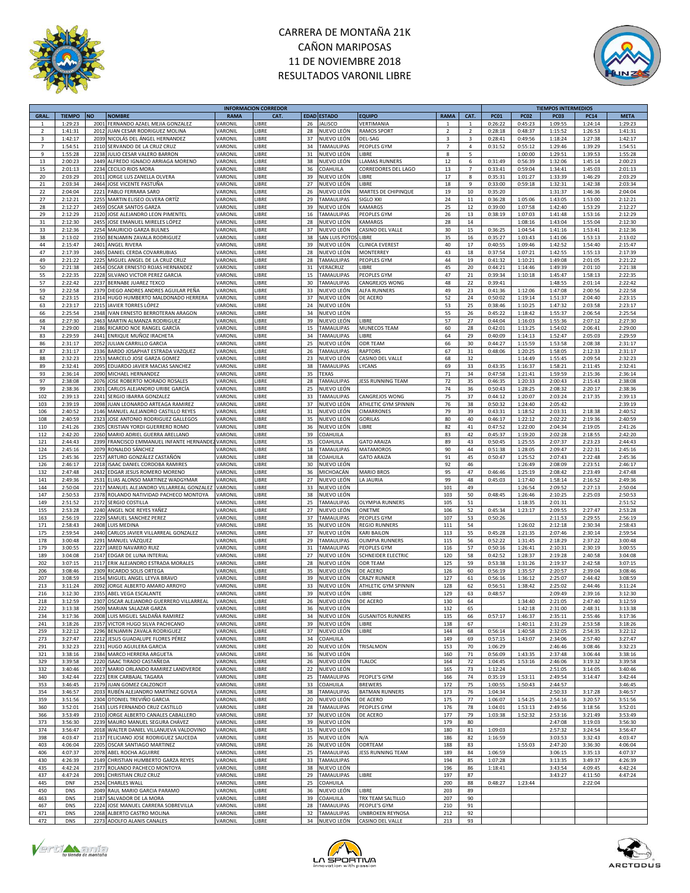# CARRERA DE MONTAÑA 21K
## CAÑON MARIPOSAS
## 11 DE NOVIEMBRE 2018
## RESULTADOS VARONIL LIBRE

| INFORMACION CORREDOR | | | | | | | | | | | TIEMPOS INTERMEDIOS | | | | |
|---|---|---|---|---|---|---|---|---|---|---|---|---|---|---|---|
| GRAL. | TIEMPO | NO | NOMBRE | RAMA | CAT. | EDAD | ESTADO | EQUIPO | RAMA | CAT. | PC01 | PC02 | PC03 | PC14 | META |
| 1 | 1:29:23 | 2001 | FERNANDO AZAEL MEJIA GONZALEZ | VARONIL | LIBRE | 26 | JALISCO | VERTIMANIA | 1 | 1 | 0:26:22 | 0:45:23 | 1:09:55 | 1:24:14 | 1:29:23 |
| 2 | 1:41:31 | 2012 | JUAN CESAR RODRIGUEZ MOLINA | VARONIL | LIBRE | 28 | NUEVO LEÓN | RAMOS SPORT | 2 | 2 | 0:28:18 | 0:48:37 | 1:15:52 | 1:26:53 | 1:41:31 |
| 3 | 1:42:17 | 2039 | NICOLÁS DEL ÁNGEL HERNANDEZ | VARONIL | LIBRE | 37 | NUEVO LEÓN | DEL-SAG | 3 | 3 | 0:28:41 | 0:49:56 | 1:18:24 | 1:27:38 | 1:42:17 |
| 7 | 1:54:51 | 2110 | SERVANDO DE LA CRUZ CRUZ | VARONIL | LIBRE | 34 | TAMAULIPAS | PEOPLES GYM | 7 | 4 | 0:31:52 | 0:55:12 | 1:29:46 | 1:39:29 | 1:54:51 |
| 9 | 1:55:28 | 2238 | JULIO CESAR VALERO BARRON | VARONIL | LIBRE | 31 | NUEVO LEÓN | LIBRE | 8 | 5 | | 1:00:00 | 1:29:51 | 1:39:53 | 1:55:28 |
| 13 | 2:00:23 | 2449 | ALFREDO IGNACIO ARRIAGA MORENO | VARONIL | LIBRE | 38 | NUEVO LEÓN | LLAMAS RUNNERS | 12 | 6 | 0:31:49 | 0:56:39 | 1:32:06 | 1:45:14 | 2:00:23 |
| 15 | 2:01:13 | 2234 | CECILIO RIOS MORA | VARONIL | LIBRE | 36 | COAHUILA | CORREDORES DEL LAGO | 13 | 7 | 0:33:41 | 0:59:04 | 1:34:41 | 1:45:03 | 2:01:13 |
| 20 | 2:03:29 | 2011 | JORGE LUS ZANELLA OLVERA | VARONIL | LIBRE | 39 | NUEVO LEÓN | LIBRE | 17 | 8 | 0:35:31 | 1:01:27 | 1:33:39 | 1:46:29 | 2:03:29 |
| 21 | 2:03:34 | 2464 | JOSE VICENTE PASTUÑA | VARONIL | LIBRE | 27 | NUEVO LEÓN | LIBRE | 18 | 9 | 0:33:00 | 0:59:18 | 1:32:31 | 1:42:38 | 2:03:34 |
| 22 | 2:04:04 | 2221 | PABLO FERRARA SARO | VARONIL | LIBRE | 26 | NUEVO LEÓN | MARTES DE CHIPINQUE | 19 | 10 | 0:35:20 | | 1:31:37 | 1:46:36 | 2:04:04 |
| 27 | 2:12:21 | 2255 | MARTIN ELISEO OLVERA ORTÍZ | VARONIL | LIBRE | 29 | TAMAULIPAS | SIGLO XXI | 24 | 11 | 0:36:28 | 1:05:06 | 1:43:05 | 1:53:00 | 2:12:21 |
| 28 | 2:12:27 | 2459 | OSCAR SANTOS GARZA | VARONIL | LIBRE | 39 | NUEVO LEÓN | KAMARGS | 25 | 12 | 0:39:00 | 1:07:58 | 1:42:40 | 1:53:29 | 2:12:27 |
| 29 | 2:12:29 | 2120 | JOSE ALEJANDRO LEON PIMENTEL | VARONIL | LIBRE | 16 | TAMAULIPAS | PEOPLES GYM | 26 | 13 | 0:38:19 | 1:07:03 | 1:41:48 | 1:53:16 | 2:12:29 |
| 31 | 2:12:30 | 2455 | JOSE EMANUEL MIRELES LÓPEZ | VARONIL | LIBRE | 28 | NUEVO LEÓN | KAMARGS | 28 | 14 | | 1:08:16 | 1:43:04 | 1:55:04 | 2:12:30 |
| 33 | 2:12:36 | 2254 | MAURICIO GARZA BULNES | VARONIL | LIBRE | 37 | NUEVO LEÓN | CASINO DEL VALLE | 30 | 15 | 0:36:25 | 1:04:54 | 1:41:16 | 1:53:41 | 2:12:36 |
| 38 | 2:13:02 | 2350 | BENJAMIN ZAVALA RODRIGUEZ | VARONIL | LIBRE | 38 | SAN LUIS POTOS | LIBRE | 35 | 16 | 0:35:27 | 1:03:43 | 1:41:06 | 1:53:13 | 2:13:02 |
| 44 | 2:15:47 | 2401 | ANGEL RIVERA | VARONIL | LIBRE | 39 | NUEVO LEÓN | CLINICA EVEREST | 40 | 17 | 0:40:55 | 1:09:46 | 1:42:52 | 1:54:40 | 2:15:47 |
| 47 | 2:17:39 | 2465 | DANIEL CERDA COVARRUBIAS | VARONIL | LIBRE | 28 | NUEVO LEÓN | MONTERREY | 43 | 18 | 0:37:54 | 1:07:21 | 1:42:55 | 1:55:13 | 2:17:39 |
| 49 | 2:21:22 | 2225 | MIGUEL ANGEL DE LA CRUZ CRUZ | VARONIL | LIBRE | 28 | TAMAULIPAS | PEOPLES GYM | 44 | 19 | 0:41:32 | 1:10:21 | 1:49:08 | 2:01:05 | 2:21:22 |
| 50 | 2:21:38 | 2454 | OSCAR ERNESTO ROJAS HERNANDEZ | VARONIL | LIBRE | 31 | VERACRUZ | LIBRE | 45 | 20 | 0:44:21 | 1:14:46 | 1:49:39 | 2:01:10 | 2:21:38 |
| 55 | 2:22:35 | 2228 | SILVANO VICTOR PEREZ GARCIA | VARONIL | LIBRE | 15 | TAMAULIPAS | PEOPLES GYM | 47 | 21 | 0:39:34 | 1:10:18 | 1:45:47 | 1:58:13 | 2:22:35 |
| 57 | 2:22:42 | 2237 | BERNABE JUAREZ TEXCO | VARONIL | LIBRE | 30 | TAMAULIPAS | CANGREJOS WONG | 48 | 22 | 0:39:41 | | 1:48:55 | 2:01:14 | 2:22:42 |
| 59 | 2:22:58 | 2379 | DIEGO ANDRES ANDRES AGUILAR PEÑA | VARONIL | LIBRE | 33 | NUEVO LEÓN | ALFA RUNNERS | 49 | 23 | 0:41:36 | 1:12:06 | 1:47:08 | 2:00:56 | 2:22:58 |
| 62 | 2:23:15 | 2314 | HUGO HUMBERTO MALDONADO HERRERA | VARONIL | LIBRE | 37 | NUEVO LEÓN | DE ACERO | 52 | 24 | 0:50:02 | 1:19:14 | 1:51:37 | 2:04:40 | 2:23:15 |
| 63 | 2:23:17 | 2215 | JAVIER TORRES LÓPEZ | VARONIL | LIBRE | 24 | NUEVO LEÓN | | 53 | 25 | 0:38:46 | 1:10:25 | 1:47:32 | 2:03:58 | 2:23:17 |
| 66 | 2:25:54 | 2348 | IVAN ERNESTO BERROTERAN ARAGON | VARONIL | LIBRE | 34 | NUEVO LEÓN | | 55 | 26 | 0:45:22 | 1:18:42 | 1:55:37 | 2:06:54 | 2:25:54 |
| 68 | 2:27:30 | 2463 | MARTIN ALMANZA RODRIGUEZ | VARONIL | LIBRE | 39 | NUEVO LEÓN | LIBRE | 57 | 27 | 0:44:04 | 1:16:03 | 1:55:36 | 2:07:12 | 2:27:30 |
| 74 | 2:29:00 | 2186 | RICARDO NOE RANGEL GARCÍA | VARONIL | LIBRE | 15 | TAMAULIPAS | MUNECOS TEAM | 60 | 28 | 0:42:01 | 1:13:25 | 1:54:02 | 2:06:41 | 2:29:00 |
| 83 | 2:29:59 | 2441 | ENRIQUE MUÑOZ IRACHETA | VARONIL | LIBRE | 34 | TAMAULIPAS | LIBRE | 64 | 29 | 0:40:09 | 1:14:13 | 1:52:47 | 2:05:03 | 2:29:59 |
| 86 | 2:31:17 | 2052 | JULIAN CARRILLO GARCIA | VARONIL | LIBRE | 25 | NUEVO LEÓN | ODR TEAM | 66 | 30 | 0:44:27 | 1:15:59 | 1:53:58 | 2:08:38 | 2:31:17 |
| 87 | 2:31:17 | 2336 | BARDO JOSAPHAT ESTRADA VAZQUEZ | VARONIL | LIBRE | 26 | TAMAULIPAS | RAPTORS | 67 | 31 | 0:48:06 | 1:20:25 | 1:58:05 | 2:12:33 | 2:31:17 |
| 88 | 2:32:23 | 2253 | MARCELO JOSE GARZA GOMEZ | VARONIL | LIBRE | 23 | NUEVO LEÓN | CASINO DEL VALLE | 68 | 32 | | 1:14:49 | 1:55:45 | 2:09:54 | 2:32:23 |
| 89 | 2:32:41 | 2095 | EDUARDO JAVIER MACIAS SANCHEZ | VARONIL | LIBRE | 38 | TAMAULIPAS | LYCANS | 69 | 33 | 0:43:35 | 1:16:37 | 1:58:21 | 2:11:45 | 2:32:41 |
| 93 | 2:36:14 | 2090 | MICHAEL HERNANDEZ | VARONIL | LIBRE | 35 | TEXAS | | 71 | 34 | 0:47:58 | 1:21:41 | 1:59:59 | 2:15:36 | 2:36:14 |
| 97 | 2:38:08 | 2076 | JOSE ROBERTO MORADO ROSALES | VARONIL | LIBRE | 28 | TAMAULIPAS | JESS RUNNING TEAM | 72 | 35 | 0:46:35 | 1:20:33 | 2:00:43 | 2:15:43 | 2:38:08 |
| 99 | 2:38:36 | 2301 | CARLOS ALEJANDRO URIBE GARCÍA | VARONIL | LIBRE | 25 | NUEVO LEÓN | | 74 | 36 | 0:50:43 | 1:28:25 | 2:08:32 | 2:20:17 | 2:38:36 |
| 102 | 2:39:13 | 2241 | SERGIO IBARRA GONZALEZ | VARONIL | LIBRE | 33 | TAMAULIPAS | CANGREJOS WONG | 75 | 37 | 0:44:12 | 1:20:07 | 2:03:24 | 2:17:35 | 2:39:13 |
| 103 | 2:39:19 | 2098 | JUAN LEONARDO ARTEAGA RAMIREZ | VARONIL | LIBRE | 37 | NUEVO LEÓN | ATHLETIC GYM SPINNIN | 76 | 38 | 0:50:32 | 1:24:40 | 2:05:42 | | 2:39:19 |
| 106 | 2:40:52 | 2146 | MANUEL ALEJANDRO CASTILLO REYES | VARONIL | LIBRE | 31 | NUEVO LEÓN | CIMARRONES | 79 | 39 | 0:43:31 | 1:18:52 | 2:03:31 | 2:18:38 | 2:40:52 |
| 108 | 2:40:59 | 2323 | JOSE ANTONIO RODRIGUEZ GALLEGOS | VARONIL | LIBRE | 35 | NUEVO LEÓN | GORILAS | 80 | 40 | 0:46:17 | 1:22:12 | 2:02:22 | 2:19:36 | 2:40:59 |
| 110 | 2:41:26 | 2305 | CRISTIAN YORDI GUERRERO ROMO | VARONIL | LIBRE | 36 | NUEVO LEÓN | LIBRE | 82 | 41 | 0:47:52 | 1:22:00 | 2:04:34 | 2:19:05 | 2:41:26 |
| 112 | 2:42:20 | 2260 | MARIO ADRIEL GUERRA ARELLANO | VARONIL | LIBRE | 39 | COAHUILA | | 83 | 42 | 0:45:37 | 1:19:20 | 2:02:28 | 2:18:55 | 2:42:20 |
| 121 | 2:44:43 | 2399 | FRANCISCO EMMANUEL INFANTE HERNANDEZ | VARONIL | LIBRE | 35 | COAHUILA | GATO ARAIZA | 89 | 43 | 0:50:45 | 1:25:55 | 2:07:37 | 2:23:23 | 2:44:43 |
| 124 | 2:45:16 | 2079 | RONALDO SÁNCHEZ | VARONIL | LIBRE | 18 | TAMAULIPAS | MATAMOROS | 90 | 44 | 0:51:38 | 1:28:05 | 2:09:47 | 2:22:31 | 2:45:16 |
| 125 | 2:45:36 | 2257 | ARTURO GONZÁLEZ CASTAÑÓN | VARONIL | LIBRE | 38 | COAHUILA | GATO ARAIZA | 91 | 45 | 0:50:47 | 1:25:52 | 2:07:43 | 2:22:48 | 2:45:36 |
| 126 | 2:46:17 | 2218 | ISAAC DANIEL CORDOBA RAMIRES | VARONIL | LIBRE | 30 | NUEVO LEÓN | | 92 | 46 | | 1:26:49 | 2:08:09 | 2:23:51 | 2:46:17 |
| 132 | 2:47:48 | 2432 | EDGAR JESUS ROMERO MORENO | VARONIL | LIBRE | 36 | MICHOACÁN | MARIO BROS | 95 | 47 | 0:46:46 | 1:25:19 | 2:08:42 | 2:23:49 | 2:47:48 |
| 141 | 2:49:36 | 2531 | ELIAS ALONSO MARTINEZ WADGYMAR | VARONIL | LIBRE | 27 | NUEVO LEÓN | LA JAURIA | 99 | 48 | 0:45:03 | 1:17:40 | 1:58:14 | 2:16:52 | 2:49:36 |
| 144 | 2:50:04 | 2217 | MANUEL ALEJANDRO VILLARREAL GONZALEZ | VARONIL | LIBRE | 33 | NUEVO LEÓN | | 101 | 49 | | 1:26:54 | 2:09:52 | 2:27:13 | 2:50:04 |
| 147 | 2:50:53 | 2378 | ROLANDO NATIVIDAD PACHECO MONTOYA | VARONIL | LIBRE | 38 | NUEVO LEÓN | | 103 | 50 | 0:48:45 | 1:26:46 | 2:10:25 | 2:25:03 | 2:50:53 |
| 149 | 2:51:52 | 2172 | SERGIO COSTILLA | VARONIL | LIBRE | 25 | TAMAULIPAS | OLYMPIA RUNNERS | 105 | 51 | | 1:18:35 | 2:01:31 | | 2:51:52 |
| 155 | 2:53:28 | 2240 | ANGEL NOE REYES YAÑEZ | VARONIL | LIBRE | 27 | NUEVO LEÓN | ONETME | 106 | 52 | 0:45:34 | 1:23:17 | 2:09:55 | 2:27:47 | 2:53:28 |
| 163 | 2:56:19 | 2229 | SAMUEL SANCHEZ PEREZ | VARONIL | LIBRE | 37 | TAMAULIPAS | PEOPLES GYM | 107 | 53 | 0:50:26 | | 2:11:53 | 2:29:55 | 2:56:19 |
| 171 | 2:58:43 | 2408 | LUIS MEDINA | VARONIL | LIBRE | 35 | NUEVO LEÓN | REGIO RUNNERS | 111 | 54 | | 1:26:02 | 2:12:18 | 2:30:34 | 2:58:43 |
| 175 | 2:59:54 | 2440 | CARLOS JAVIER VILLARREAL GONZALEZ | VARONIL | LIBRE | 37 | NUEVO LEÓN | KARI BAILON | 113 | 55 | 0:45:28 | 1:21:35 | 2:07:46 | 2:30:14 | 2:59:54 |
| 178 | 3:00:48 | 2291 | MANUEL VÁZQUEZ | VARONIL | LIBRE | 29 | TAMAULIPAS | OLIMPIA RUNNERS | 115 | 56 | 0:52:22 | 1:31:45 | 2:18:29 | 2:37:22 | 3:00:48 |
| 179 | 3:00:55 | 2227 | JARED NAVARRO RUIZ | VARONIL | LIBRE | 31 | TAMAULIPAS | PEOPLES GYM | 116 | 57 | 0:50:16 | 1:26:41 | 2:10:31 | 2:30:19 | 3:00:55 |
| 189 | 3:04:08 | 2147 | EDGAR DE LUNA INTERIAL | VARONIL | LIBRE | 27 | NUEVO LEÓN | SCHNEIDER ELECTRIC | 120 | 58 | 0:42:52 | 1:28:37 | 2:19:28 | 2:40:58 | 3:04:08 |
| 202 | 3:07:15 | 2117 | ERIK ALEJANDRO ESTRADA MORALES | VARONIL | LIBRE | 28 | NUEVO LEÓN | ODR TEAM | 125 | 59 | 0:53:38 | 1:31:26 | 2:19:37 | 2:42:58 | 3:07:15 |
| 206 | 3:08:46 | 2309 | RICARDO SOLÍS ORTEGA | VARONIL | LIBRE | 35 | NUEVO LEÓN | DE ACERO | 126 | 60 | 0:56:19 | 1:35:57 | 2:20:57 | 2:39:04 | 3:08:46 |
| 207 | 3:08:59 | 2154 | MIGUEL ANGEL LEYVA BRAVO | VARONIL | LIBRE | 39 | NUEVO LEÓN | CRAZY RUNNER | 127 | 61 | 0:56:16 | 1:36:12 | 2:25:07 | 2:44:42 | 3:08:59 |
| 213 | 3:11:24 | 2092 | JORGE ALBERTO AMARO ARROYO | VARONIL | LIBRE | 33 | NUEVO LEÓN | ATHLETIC GYM SPINNIN | 128 | 62 | 0:56:51 | 1:38:42 | 2:25:02 | 2:44:46 | 3:11:24 |
| 216 | 3:12:30 | 2355 | ABEL VEGA ESCALANTE | VARONIL | LIBRE | 39 | NUEVO LEÓN | LIBRE | 129 | 63 | 0:48:57 | | 2:09:49 | 2:39:16 | 3:12:30 |
| 218 | 3:12:59 | 2307 | OSCAR ALEJANDRO GUERRERO VILLARREAL | VARONIL | LIBRE | 26 | NUEVO LEÓN | DE ACERO | 130 | 64 | | 1:34:40 | 2:21:05 | 2:47:40 | 3:12:59 |
| 222 | 3:13:38 | 2509 | MARIAN SALAZAR GARZA | VARONIL | LIBRE | 36 | NUEVO LEÓN | | 132 | 65 | | 1:42:18 | 2:31:00 | 2:48:31 | 3:13:38 |
| 234 | 3:17:36 | 2008 | LUIS MIGUEL SALDAÑA RAMIREZ | VARONIL | LIBRE | 34 | NUEVO LEÓN | GUSANITOS RUNNERS | 135 | 66 | 0:57:17 | 1:46:37 | 2:35:11 | 2:55:46 | 3:17:36 |
| 241 | 3:18:26 | 2357 | VICTOR HUGO SILVA PACHICANO | VARONIL | LIBRE | 39 | NUEVO LEÓN | LIBRE | 138 | 67 | | 1:40:11 | 2:31:29 | 2:53:58 | 3:18:26 |
| 259 | 3:22:12 | 2296 | BENJAMIN ZAVALA RODRIGUEZ | VARONIL | LIBRE | 37 | NUEVO LEÓN | LIBRE | 144 | 68 | 0:56:14 | 1:40:58 | 2:32:05 | 2:54:35 | 3:22:12 |
| 273 | 3:27:47 | 2212 | JESUS GUADALUPE FLORES PÉREZ | VARONIL | LIBRE | 34 | COAHUILA | | 149 | 69 | 0:57:15 | 1:43:07 | 2:34:06 | 2:57:40 | 3:27:47 |
| 291 | 3:32:23 | 2231 | HUGO AGUILERA GARCIA | VARONIL | LIBRE | 20 | NUEVO LEÓN | TRISALMON | 153 | 70 | 1:06:29 | | 2:46:46 | 3:08:46 | 3:32:23 |
| 321 | 3:38:16 | 2384 | MARCO HERRERA ARGUETA | VARONIL | LIBRE | 36 | NUEVO LEÓN | | 160 | 71 | 0:56:09 | 1:43:35 | 2:37:48 | 3:06:44 | 3:38:16 |
| 329 | 3:39:58 | 2220 | ISAAC TIRADO CASTAÑEDA | VARONIL | LIBRE | 26 | NUEVO LEÓN | TLALOC | 164 | 72 | 1:04:45 | 1:53:16 | 2:46:06 | 3:19:32 | 3:39:58 |
| 332 | 3:40:46 | 2017 | MARIO ORLANDO RAMIREZ LANDVERDE | VARONIL | LIBRE | 22 | NUEVO LEÓN | | 165 | 73 | 1:12:24 | | 2:51:05 | 3:14:05 | 3:40:46 |
| 340 | 3:42:44 | 2223 | ERIK CARBAJAL TAGARA | VARONIL | LIBRE | 25 | TAMAULIPAS | PEOPLE'S GYM | 166 | 74 | 0:35:19 | 1:53:11 | 2:49:54 | 3:14:47 | 3:42:44 |
| 353 | 3:46:45 | 2179 | JUAN GOMEZ CALZONCIT | VARONIL | LIBRE | 33 | COAHUILA | BREWERS | 172 | 75 | 1:00:55 | 1:50:43 | 2:44:57 | | 3:46:45 |
| 354 | 3:46:57 | 2033 | RUBÉN ALEJANDRO MARTÍNEZ GOVEA | VARONIL | LIBRE | 38 | TAMAULIPAS | BATMAN RUNNERS | 173 | 76 | 1:04:34 | | 2:50:33 | 3:17:28 | 3:46:57 |
| 359 | 3:51:56 | 2304 | OTONIEL TREVIÑO GARCIA | VARONIL | LIBRE | 20 | NUEVO LEÓN | DE ACERO | 175 | 77 | 1:06:07 | 1:54:25 | 2:54:16 | 3:20:57 | 3:51:56 |
| 360 | 3:52:01 | 2143 | LUIS FERNANDO CRUZ CASTILLO | VARONIL | LIBRE | 28 | TAMAULIPAS | PEOPLES GYM | 176 | 78 | 1:04:01 | 1:53:13 | 2:49:56 | 3:18:56 | 3:52:01 |
| 366 | 3:53:49 | 2310 | JORGE ALBERTO CANALES CABALLERO | VARONIL | LIBRE | 37 | NUEVO LEÓN | DE ACERO | 177 | 79 | 1:03:38 | 1:52:32 | 2:53:16 | 3:21:49 | 3:53:49 |
| 373 | 3:56:30 | 2239 | MAURO MANUEL SEGURA CHÁVEZ | VARONIL | LIBRE | 39 | NUEVO LEÓN | | 179 | 80 | | | 2:47:08 | 3:19:03 | 3:56:30 |
| 374 | 3:56:47 | 2018 | WALTER DANIEL VILLANUEVA VALDOVINO | VARONIL | LIBRE | 15 | NUEVO LEÓN | | 180 | 81 | 1:09:03 | | 2:57:32 | 3:24:54 | 3:56:47 |
| 398 | 4:03:47 | 2137 | FELICIANO JOSE RODRIGUEZ SAUCEDA | VARONIL | LIBRE | 35 | NUEVO LEÓN | N/A | 186 | 82 | 1:16:59 | | 3:03:53 | 3:32:43 | 4:03:47 |
| 403 | 4:06:04 | 2205 | OSCAR SANTIAGO MARTINEZ | VARONIL | LIBRE | 26 | NUEVO LEÓN | ODRTEAM | 188 | 83 | | 1:55:03 | 2:47:20 | 3:36:30 | 4:06:04 |
| 406 | 4:07:37 | 2078 | ABEL ROCHA AGUIRRE | VARONIL | LIBRE | 25 | TAMAULIPAS | JESS RUNNING TEAM | 189 | 84 | 1:06:59 | | 3:06:15 | 3:35:13 | 4:07:37 |
| 430 | 4:26:39 | 2149 | CHRISTIAN HUMBERTO GARZA REYES | VARONIL | LIBRE | 33 | TAMAULIPAS | | 194 | 85 | 1:07:28 | | 3:13:35 | 3:49:37 | 4:26:39 |
| 435 | 4:42:24 | 2377 | ROLANDO PACHECO MONTOYA | VARONIL | LIBRE | 38 | NUEVO LEÓN | | 196 | 86 | 1:18:41 | | 3:43:54 | 4:09:45 | 4:42:24 |
| 437 | 4:47:24 | 2091 | CHRISTIAN CRUZ CRUZ | VARONIL | LIBRE | 29 | TAMAULIPAS | LIBRE | 197 | 87 | | | 3:43:27 | 4:11:50 | 4:47:24 |
| 445 | DNF | 2524 | CHARLES WALL | VARONIL | LIBRE | 25 | COAHUILA | | 200 | 88 | 0:48:27 | 1:23:44 | | 2:22:04 | |
| 450 | DNS | 2049 | RAUL MARIO GARCIA PARAMO | VARONIL | LIBRE | 36 | NUEVO LEÓN | LIBRE | 203 | 89 | | | | | |
| 463 | DNS | 2187 | SALVADOR DE LA MORA | VARONIL | LIBRE | 39 | COAHUILA | TRX TEAM SALTILLO | 207 | 90 | | | | | |
| 467 | DNS | 2224 | JOSE MANUEL CARRERA SOBREVILLA | VARONIL | LIBRE | 28 | TAMAULIPAS | PEOPLE'S GYM | 210 | 91 | | | | | |
| 471 | DNS | 2268 | ALBERTO CASTRO MOLINA | VARONIL | LIBRE | 32 | TAMAULIPAS | UNBROKEN REYNOSA | 212 | 92 | | | | | |
| 472 | DNS | 2273 | ADOLFO ALANIS CANALES | VARONIL | LIBRE | 34 | NUEVO LEÓN | CASINO DEL VALLE | 213 | 93 | | | | | |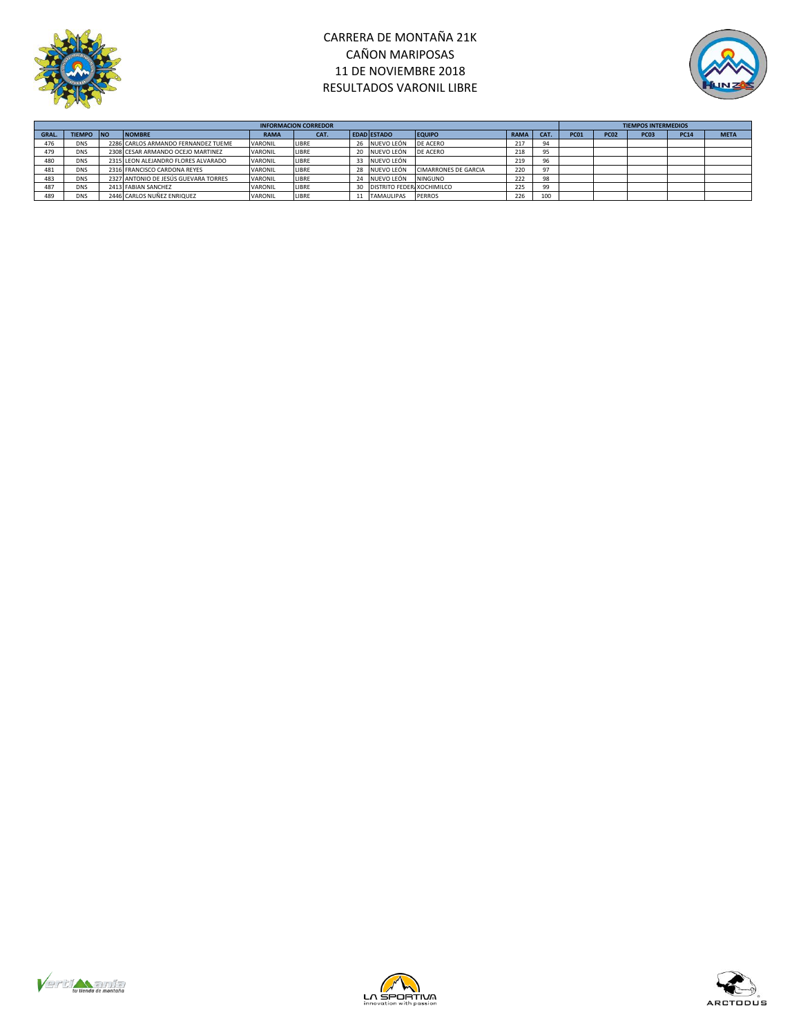# CARRERA DE MONTAÑA 21K
# CAÑON MARIPOSAS
# 11 DE NOVIEMBRE 2018
# RESULTADOS VARONIL LIBRE

| INFORMACION CORREDOR | | | | | | | | | | | TIEMPOS INTERMEDIOS | | | | |
|---|---|---|---|---|---|---|---|---|---|---|---|---|---|---|---|
| GRAL. | TIEMPO | NO | NOMBRE | RAMA | CAT. | EDAD | ESTADO | EQUIPO | RAMA | CAT. | PC01 | PC02 | PC03 | PC14 | META |
| 476 | DNS | 2286 | CARLOS ARMANDO FERNANDEZ TUEME | VARONIL | LIBRE | 26 | NUEVO LEÓN | DE ACERO | 217 | 94 | | | | | |
| 479 | DNS | 2308 | CESAR ARMANDO OCEJO MARTINEZ | VARONIL | LIBRE | 20 | NUEVO LEÓN | DE ACERO | 218 | 95 | | | | | |
| 480 | DNS | 2315 | LEON ALEJANDRO FLORES ALVARADO | VARONIL | LIBRE | 33 | NUEVO LEÓN | | 219 | 96 | | | | | |
| 481 | DNS | 2316 | FRANCISCO CARDONA REYES | VARONIL | LIBRE | 28 | NUEVO LEÓN | CIMARRONES DE GARCIA | 220 | 97 | | | | | |
| 483 | DNS | 2327 | ANTONIO DE JESÚS GUEVARA TORRES | VARONIL | LIBRE | 24 | NUEVO LEÓN | NINGUNO | 222 | 98 | | | | | |
| 487 | DNS | 2413 | FABIAN SANCHEZ | VARONIL | LIBRE | 30 | DISTRITO FEDERA | XOCHIMILCO | 225 | 99 | | | | | |
| 489 | DNS | 2446 | CARLOS NUÑEZ ENRIQUEZ | VARONIL | LIBRE | 11 | TAMAULIPAS | PERROS | 226 | 100 | | | | | |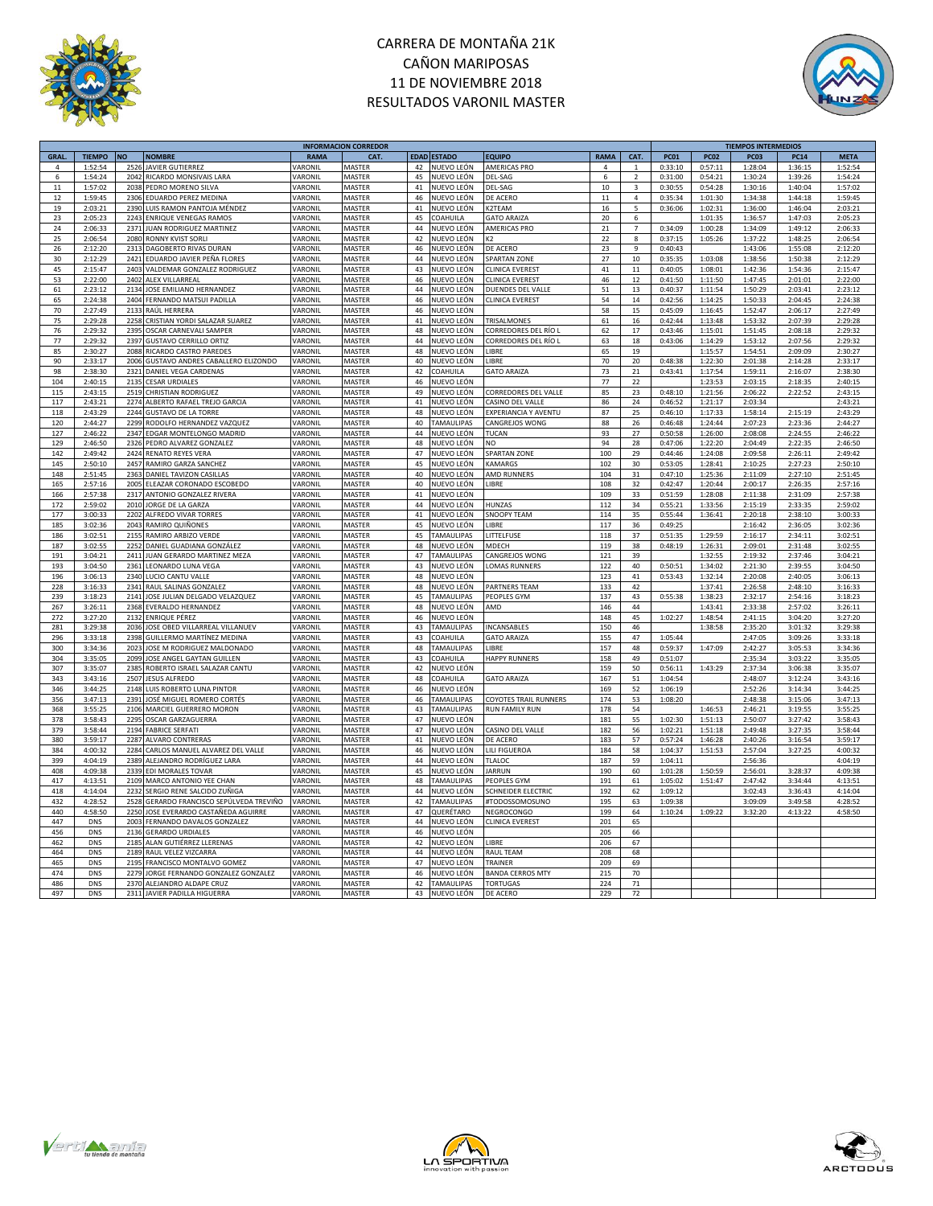# CARRERA DE MONTAÑA 21K
# CAÑON MARIPOSAS
# 11 DE NOVIEMBRE 2018
# RESULTADOS VARONIL MASTER

| | | | INFORMACION CORREDOR | | | | | | | | | TIEMPOS INTERMEDIOS | | | | |
|---|---|---|---|---|---|---|---|---|---|---|---|---|---|---|---|---|
| GRAL. | TIEMPO | NO | NOMBRE | RAMA | CAT. | EDAD | ESTADO | EQUIPO | RAMA | CAT. | PC01 | PC02 | PC03 | PC14 | META |
| 4 | 1:52:54 | 2526 | JAVIER GUTIERREZ | VARONIL | MASTER | 42 | NUEVO LEÓN | AMERICAS PRO | 4 | 1 | 0:33:10 | 0:57:11 | 1:28:04 | 1:36:15 | 1:52:54 |
| 6 | 1:54:24 | 2042 | RICARDO MONSIVAIS LARA | VARONIL | MASTER | 45 | NUEVO LEÓN | DEL-SAG | 6 | 2 | 0:31:00 | 0:54:21 | 1:30:24 | 1:39:26 | 1:54:24 |
| 11 | 1:57:02 | 2038 | PEDRO MORENO SILVA | VARONIL | MASTER | 41 | NUEVO LEÓN | DEL-SAG | 10 | 3 | 0:30:55 | 0:54:28 | 1:30:16 | 1:40:04 | 1:57:02 |
| 12 | 1:59:45 | 2306 | EDUARDO PEREZ MEDINA | VARONIL | MASTER | 46 | NUEVO LEÓN | DE ACERO | 11 | 4 | 0:35:34 | 1:01:30 | 1:34:38 | 1:44:18 | 1:59:45 |
| 19 | 2:03:21 | 2390 | LUIS RAMON PANTOJA MÉNDEZ | VARONIL | MASTER | 41 | NUEVO LEÓN | K2TEAM | 16 | 5 | 0:36:06 | 1:02:31 | 1:36:00 | 1:46:04 | 2:03:21 |
| 23 | 2:05:23 | 2243 | ENRIQUE VENEGAS RAMOS | VARONIL | MASTER | 45 | COAHUILA | GATO ARAIZA | 20 | 6 | | 1:01:35 | 1:36:57 | 1:47:03 | 2:05:23 |
| 24 | 2:06:33 | 2371 | JUAN RODRIGUEZ MARTINEZ | VARONIL | MASTER | 44 | NUEVO LEÓN | AMERICAS PRO | 21 | 7 | 0:34:09 | 1:00:28 | 1:34:09 | 1:49:12 | 2:06:33 |
| 25 | 2:06:54 | 2080 | RONNY KVIST SORLI | VARONIL | MASTER | 42 | NUEVO LEÓN | K2 | 22 | 8 | 0:37:15 | 1:05:26 | 1:37:22 | 1:48:25 | 2:06:54 |
| 26 | 2:12:20 | 2313 | DAGOBERTO RIVAS DURAN | VARONIL | MASTER | 46 | NUEVO LEÓN | DE ACERO | 23 | 9 | 0:40:43 | | 1:43:06 | 1:55:08 | 2:12:20 |
| 30 | 2:12:29 | 2421 | EDUARDO JAVIER PEÑA FLORES | VARONIL | MASTER | 44 | NUEVO LEÓN | SPARTAN ZONE | 27 | 10 | 0:35:35 | 1:03:08 | 1:38:56 | 1:50:38 | 2:12:29 |
| 45 | 2:15:47 | 2403 | VALDEMAR GONZALEZ RODRIGUEZ | VARONIL | MASTER | 43 | NUEVO LEÓN | CLINICA EVEREST | 41 | 11 | 0:40:05 | 1:08:01 | 1:42:36 | 1:54:36 | 2:15:47 |
| 53 | 2:22:00 | 2402 | ALEX VILLARREAL | VARONIL | MASTER | 46 | NUEVO LEÓN | CLINICA EVEREST | 46 | 12 | 0:41:50 | 1:11:50 | 1:47:45 | 2:01:01 | 2:22:00 |
| 61 | 2:23:12 | 2134 | JOSE EMILIANO HERNANDEZ | VARONIL | MASTER | 44 | NUEVO LEÓN | DUENDES DEL VALLE | 51 | 13 | 0:40:37 | 1:11:54 | 1:50:29 | 2:03:41 | 2:23:12 |
| 65 | 2:24:38 | 2404 | FERNANDO MATSUI PADILLA | VARONIL | MASTER | 46 | NUEVO LEÓN | CLINICA EVEREST | 54 | 14 | 0:42:56 | 1:14:25 | 1:50:33 | 2:04:45 | 2:24:38 |
| 70 | 2:27:49 | 2133 | RAÚL HERRERA | VARONIL | MASTER | 46 | NUEVO LEÓN | | 58 | 15 | 0:45:09 | 1:16:45 | 1:52:47 | 2:06:17 | 2:27:49 |
| 75 | 2:29:28 | 2258 | CRISTIAN YORDI SALAZAR SUAREZ | VARONIL | MASTER | 41 | NUEVO LEÓN | TRISALMONES | 61 | 16 | 0:42:44 | 1:13:48 | 1:53:32 | 2:07:39 | 2:29:28 |
| 76 | 2:29:32 | 2395 | OSCAR CARNEVALI SAMPER | VARONIL | MASTER | 48 | NUEVO LEÓN | CORREDORES DEL RÍO L | 62 | 17 | 0:43:46 | 1:15:01 | 1:51:45 | 2:08:18 | 2:29:32 |
| 77 | 2:29:32 | 2397 | GUSTAVO CERRILLO ORTIZ | VARONIL | MASTER | 44 | NUEVO LEÓN | CORREDORES DEL RÍO L | 63 | 18 | 0:43:06 | 1:14:29 | 1:53:12 | 2:07:56 | 2:29:32 |
| 85 | 2:30:27 | 2088 | RICARDO CASTRO PAREDES | VARONIL | MASTER | 48 | NUEVO LEÓN | LIBRE | 65 | 19 | | 1:15:57 | 1:54:51 | 2:09:09 | 2:30:27 |
| 90 | 2:33:17 | 2006 | GUSTAVO ANDRES CABALLERO ELIZONDO | VARONIL | MASTER | 40 | NUEVO LEÓN | LIBRE | 70 | 20 | 0:48:38 | 1:22:30 | 2:01:38 | 2:14:28 | 2:33:17 |
| 98 | 2:38:30 | 2321 | DANIEL VEGA CARDENAS | VARONIL | MASTER | 42 | COAHUILA | GATO ARAIZA | 73 | 21 | 0:43:41 | 1:17:54 | 1:59:11 | 2:16:07 | 2:38:30 |
| 104 | 2:40:15 | 2135 | CESAR URDIALES | VARONIL | MASTER | 46 | NUEVO LEÓN | | 77 | 22 | | 1:23:53 | 2:03:15 | 2:18:35 | 2:40:15 |
| 115 | 2:43:15 | 2519 | CHRISTIAN RODRIGUEZ | VARONIL | MASTER | 49 | NUEVO LEÓN | CORREDORES DEL VALLE | 85 | 23 | 0:48:10 | 1:21:56 | 2:06:22 | 2:22:52 | 2:43:15 |
| 117 | 2:43:21 | 2274 | ALBERTO RAFAEL TREJO GARCIA | VARONIL | MASTER | 41 | NUEVO LEÓN | CASINO DEL VALLE | 86 | 24 | 0:46:52 | 1:21:17 | 2:03:34 | | 2:43:21 |
| 118 | 2:43:29 | 2244 | GUSTAVO DE LA TORRE | VARONIL | MASTER | 48 | NUEVO LEÓN | EXPERIANCIA Y AVENTU | 87 | 25 | 0:46:10 | 1:17:33 | 1:58:14 | 2:15:19 | 2:43:29 |
| 120 | 2:44:27 | 2299 | RODOLFO HERNANDEZ VAZQUEZ | VARONIL | MASTER | 40 | TAMAULIPAS | CANGREJOS WONG | 88 | 26 | 0:46:48 | 1:24:44 | 2:07:23 | 2:23:36 | 2:44:27 |
| 127 | 2:46:22 | 2347 | EDGAR MONTELONGO MADRID | VARONIL | MASTER | 44 | NUEVO LEÓN | TUCAN | 93 | 27 | 0:50:58 | 1:26:00 | 2:08:08 | 2:24:55 | 2:46:22 |
| 129 | 2:46:50 | 2326 | PEDRO ALVAREZ GONZALEZ | VARONIL | MASTER | 48 | NUEVO LEÓN | NO | 94 | 28 | 0:47:06 | 1:22:20 | 2:04:49 | 2:22:35 | 2:46:50 |
| 142 | 2:49:42 | 2424 | RENATO REYES VERA | VARONIL | MASTER | 47 | NUEVO LEÓN | SPARTAN ZONE | 100 | 29 | 0:44:46 | 1:24:08 | 2:09:58 | 2:26:11 | 2:49:42 |
| 145 | 2:50:10 | 2457 | RAMIRO GARZA SANCHEZ | VARONIL | MASTER | 45 | NUEVO LEÓN | KAMARGS | 102 | 30 | 0:53:05 | 1:28:41 | 2:10:25 | 2:27:23 | 2:50:10 |
| 148 | 2:51:45 | 2363 | DANIEL TAVIZON CASILLAS | VARONIL | MASTER | 40 | NUEVO LEÓN | AMD RUNNERS | 104 | 31 | 0:47:10 | 1:25:36 | 2:11:09 | 2:27:10 | 2:51:45 |
| 165 | 2:57:16 | 2005 | ELEAZAR CORONADO ESCOBEDO | VARONIL | MASTER | 40 | NUEVO LEÓN | LIBRE | 108 | 32 | 0:42:47 | 1:20:44 | 2:00:17 | 2:26:35 | 2:57:16 |
| 166 | 2:57:38 | 2317 | ANTONIO GONZALEZ RIVERA | VARONIL | MASTER | 41 | NUEVO LEÓN | | 109 | 33 | 0:51:59 | 1:28:08 | 2:11:38 | 2:31:09 | 2:57:38 |
| 172 | 2:59:02 | 2010 | JORGE DE LA GARZA | VARONIL | MASTER | 44 | NUEVO LEÓN | HUNZAS | 112 | 34 | 0:55:21 | 1:33:56 | 2:15:19 | 2:33:35 | 2:59:02 |
| 177 | 3:00:33 | 2202 | ALFREDO VIVAR TORRES | VARONIL | MASTER | 41 | NUEVO LEÓN | SNOOPY TEAM | 114 | 35 | 0:55:44 | 1:36:41 | 2:20:18 | 2:38:10 | 3:00:33 |
| 185 | 3:02:36 | 2043 | RAMIRO QUIÑONES | VARONIL | MASTER | 45 | NUEVO LEÓN | LIBRE | 117 | 36 | 0:49:25 | | 2:16:42 | 2:36:05 | 3:02:36 |
| 186 | 3:02:51 | 2155 | RAMIRO ARBIZO VERDE | VARONIL | MASTER | 45 | TAMAULIPAS | LITTELFUSE | 118 | 37 | 0:51:35 | 1:29:59 | 2:16:17 | 2:34:11 | 3:02:51 |
| 187 | 3:02:55 | 2252 | DANIEL GUADIANA GONZÁLEZ | VARONIL | MASTER | 48 | NUEVO LEÓN | MDECH | 119 | 38 | 0:48:19 | 1:26:31 | 2:09:01 | 2:31:48 | 3:02:55 |
| 191 | 3:04:21 | 2411 | JUAN GERARDO MARTINEZ MEZA | VARONIL | MASTER | 47 | TAMAULIPAS | CANGREJOS WONG | 121 | 39 | | 1:32:55 | 2:19:32 | 2:37:46 | 3:04:21 |
| 193 | 3:04:50 | 2361 | LEONARDO LUNA VEGA | VARONIL | MASTER | 43 | NUEVO LEÓN | LOMAS RUNNERS | 122 | 40 | 0:50:51 | 1:34:02 | 2:21:30 | 2:39:55 | 3:04:50 |
| 196 | 3:06:13 | 2340 | LUCIO CANTU VALLE | VARONIL | MASTER | 48 | NUEVO LEÓN | | 123 | 41 | 0:53:43 | 1:32:14 | 2:20:08 | 2:40:05 | 3:06:13 |
| 228 | 3:16:33 | 2341 | RAUL SALINAS GONZALEZ | VARONIL | MASTER | 48 | NUEVO LEÓN | PARTNERS TEAM | 133 | 42 | | 1:37:41 | 2:26:58 | 2:48:10 | 3:16:33 |
| 239 | 3:18:23 | 2141 | JOSE JULIAN DELGADO VELAZQUEZ | VARONIL | MASTER | 45 | TAMAULIPAS | PEOPLES GYM | 137 | 43 | 0:55:38 | 1:38:23 | 2:32:17 | 2:54:16 | 3:18:23 |
| 267 | 3:26:11 | 2368 | EVERALDO HERNANDEZ | VARONIL | MASTER | 48 | NUEVO LEÓN | AMD | 146 | 44 | | 1:43:41 | 2:33:38 | 2:57:02 | 3:26:11 |
| 272 | 3:27:20 | 2132 | ENRIQUE PÉREZ | VARONIL | MASTER | 46 | NUEVO LEÓN | | 148 | 45 | 1:02:27 | 1:48:54 | 2:41:15 | 3:04:20 | 3:27:20 |
| 281 | 3:29:38 | 2036 | JOSE OBED VILLARREAL VILLANUEV | VARONIL | MASTER | 43 | TAMAULIPAS | INCANSABLES | 150 | 46 | | 1:38:58 | 2:35:20 | 3:01:32 | 3:29:38 |
| 296 | 3:33:18 | 2398 | GUILLERMO MARTÍNEZ MEDINA | VARONIL | MASTER | 43 | COAHUILA | GATO ARAIZA | 155 | 47 | 1:05:44 | | 2:47:05 | 3:09:26 | 3:33:18 |
| 300 | 3:34:36 | 2023 | JOSE M RODRIGUEZ MALDONADO | VARONIL | MASTER | 48 | TAMAULIPAS | LIBRE | 157 | 48 | 0:59:37 | 1:47:09 | 2:42:27 | 3:05:53 | 3:34:36 |
| 304 | 3:35:05 | 2099 | JOSE ANGEL GAYTAN GUILLEN | VARONIL | MASTER | 43 | COAHUILA | HAPPY RUNNERS | 158 | 49 | 0:51:07 | | 2:35:34 | 3:03:22 | 3:35:05 |
| 307 | 3:35:07 | 2385 | ROBERTO ISRAEL SALAZAR CANTU | VARONIL | MASTER | 42 | NUEVO LEÓN | | 159 | 50 | 0:56:11 | 1:43:29 | 2:37:34 | 3:06:38 | 3:35:07 |
| 343 | 3:43:16 | 2507 | JESUS ALFREDO | VARONIL | MASTER | 48 | COAHUILA | GATO ARAIZA | 167 | 51 | 1:04:54 | | 2:48:07 | 3:12:24 | 3:43:16 |
| 346 | 3:44:25 | 2148 | LUIS ROBERTO LUNA PINTOR | VARONIL | MASTER | 46 | NUEVO LEÓN | | 169 | 52 | 1:06:19 | | 2:52:26 | 3:14:34 | 3:44:25 |
| 356 | 3:47:13 | 2391 | JOSÉ MIGUEL ROMERO CORTÉS | VARONIL | MASTER | 46 | TAMAULIPAS | COYOTES TRAIL RUNNERS | 174 | 53 | 1:08:20 | | 2:48:38 | 3:15:06 | 3:47:13 |
| 368 | 3:55:25 | 2106 | MARCIEL GUERRERO MORON | VARONIL | MASTER | 43 | TAMAULIPAS | RUN FAMILY RUN | 178 | 54 | | 1:46:53 | 2:46:21 | 3:19:55 | 3:55:25 |
| 378 | 3:58:43 | 2295 | OSCAR GARZAGUERRA | VARONIL | MASTER | 47 | NUEVO LEÓN | | 181 | 55 | 1:02:30 | 1:51:13 | 2:50:07 | 3:27:42 | 3:58:43 |
| 379 | 3:58:44 | 2194 | FABRICE SERFATI | VARONIL | MASTER | 47 | NUEVO LEÓN | CASINO DEL VALLE | 182 | 56 | 1:02:21 | 1:51:18 | 2:49:48 | 3:27:35 | 3:58:44 |
| 380 | 3:59:17 | 2287 | ALVARO CONTRERAS | VARONIL | MASTER | 41 | NUEVO LEÓN | DE ACERO | 183 | 57 | 0:57:24 | 1:46:28 | 2:40:26 | 3:16:54 | 3:59:17 |
| 384 | 4:00:32 | 2284 | CARLOS MANUEL ALVAREZ DEL VALLE | VARONIL | MASTER | 46 | NUEVO LEÓN | LILI FIGUEROA | 184 | 58 | 1:04:37 | 1:51:53 | 2:57:04 | 3:27:25 | 4:00:32 |
| 399 | 4:04:19 | 2389 | ALEJANDRO RODRÍGUEZ LARA | VARONIL | MASTER | 44 | NUEVO LEÓN | TLALOC | 187 | 59 | 1:04:11 | | 2:56:36 | | 4:04:19 |
| 408 | 4:09:38 | 2339 | EDI MORALES TOVAR | VARONIL | MASTER | 45 | NUEVO LEÓN | JARRUN | 190 | 60 | 1:01:28 | 1:50:59 | 2:56:01 | 3:28:37 | 4:09:38 |
| 417 | 4:13:51 | 2109 | MARCO ANTONIO YEE CHAN | VARONIL | MASTER | 48 | TAMAULIPAS | PEOPLES GYM | 191 | 61 | 1:05:02 | 1:51:47 | 2:47:42 | 3:34:44 | 4:13:51 |
| 418 | 4:14:04 | 2232 | SERGIO RENE SALCIDO ZUÑIGA | VARONIL | MASTER | 44 | NUEVO LEÓN | SCHNEIDER ELECTRIC | 192 | 62 | 1:09:12 | | 3:02:43 | 3:36:43 | 4:14:04 |
| 432 | 4:28:52 | 2528 | GERARDO FRANCISCO SEPÚLVEDA TREVIÑO | VARONIL | MASTER | 42 | TAMAULIPAS | #TODOSSOMOSUNO | 195 | 63 | 1:09:38 | | 3:09:09 | 3:49:58 | 4:28:52 |
| 440 | 4:58:50 | 2250 | JOSE EVERARDO CASTAÑEDA AGUIRRE | VARONIL | MASTER | 47 | QUERÉTARO | NEGROCONGO | 199 | 64 | 1:10:24 | 1:09:22 | 3:32:20 | 4:13:22 | 4:58:50 |
| 447 | DNS | 2003 | FERNANDO DAVALOS GONZALEZ | VARONIL | MASTER | 44 | NUEVO LEÓN | CLINICA EVEREST | 201 | 65 | | | | | |
| 456 | DNS | 2136 | GERARDO URDIALES | VARONIL | MASTER | 46 | NUEVO LEÓN | | 205 | 66 | | | | | |
| 462 | DNS | 2185 | ALAN GUTIÉRREZ LLERENAS | VARONIL | MASTER | 42 | NUEVO LEÓN | LIBRE | 206 | 67 | | | | | |
| 464 | DNS | 2189 | RAUL VELEZ VIZCARRA | VARONIL | MASTER | 44 | NUEVO LEÓN | RAUL TEAM | 208 | 68 | | | | | |
| 465 | DNS | 2195 | FRANCISCO MONTALVO GOMEZ | VARONIL | MASTER | 47 | NUEVO LEÓN | TRAINER | 209 | 69 | | | | | |
| 474 | DNS | 2279 | JORGE FERNANDO GONZALEZ GONZALEZ | VARONIL | MASTER | 46 | NUEVO LEÓN | BANDA CERROS MTY | 215 | 70 | | | | | |
| 486 | DNS | 2370 | ALEJANDRO ALDAPE CRUZ | VARONIL | MASTER | 42 | TAMAULIPAS | TORTUGAS | 224 | 71 | | | | | |
| 497 | DNS | 2311 | JAVIER PADILLA HIGUERRA | VARONIL | MASTER | 43 | NUEVO LEÓN | DE ACERO | 229 | 72 | | | | | |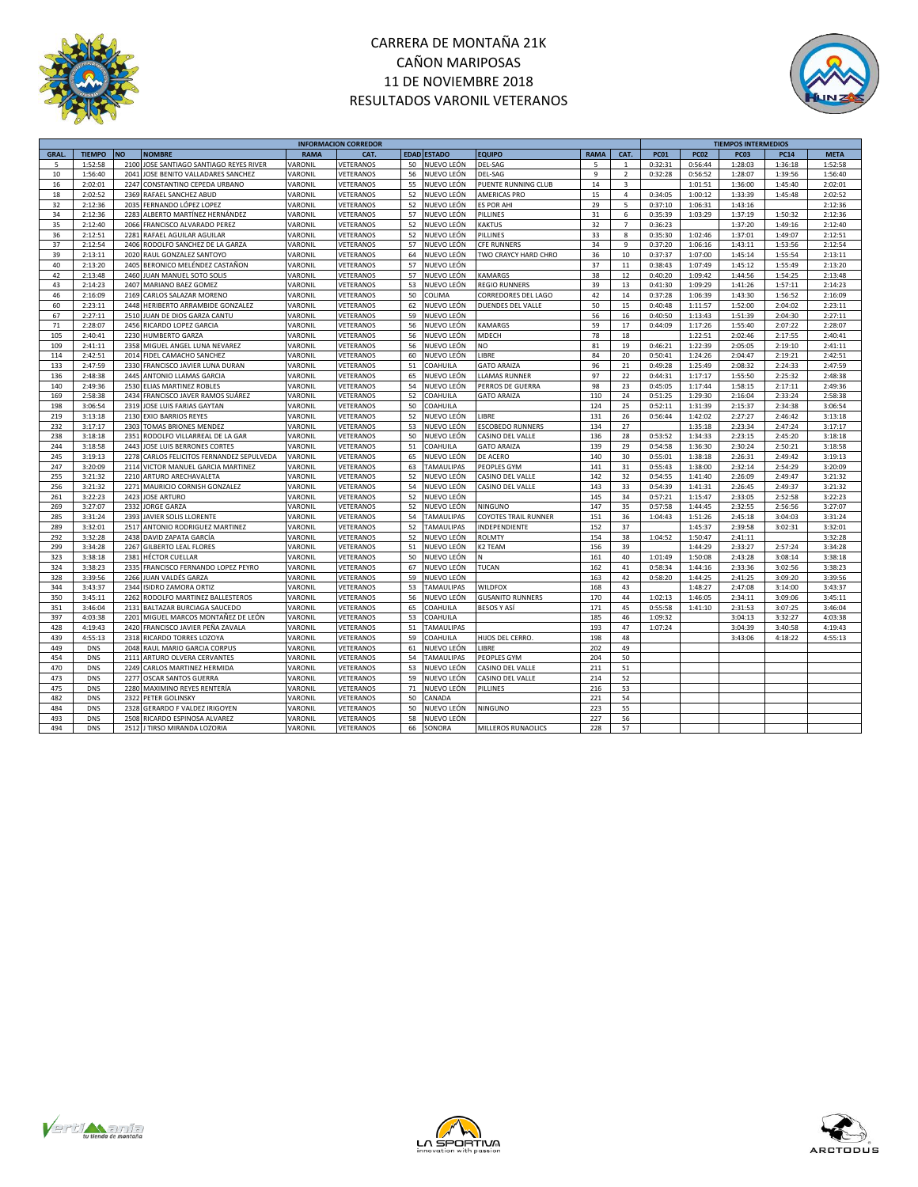# CARRERA DE MONTAÑA 21K
# CAÑON MARIPOSAS
# 11 DE NOVIEMBRE 2018
# RESULTADOS VARONIL VETERANOS

| INFORMACION CORREDOR | | | | | | | | | | | TIEMPOS INTERMEDIOS | | | | |
|---|---|---|---|---|---|---|---|---|---|---|---|---|---|---|---|
| GRAL. | TIEMPO | NO | NOMBRE | RAMA | CAT. | EDAD | ESTADO | EQUIPO | RAMA | CAT. | PC01 | PC02 | PC03 | PC14 | META |
| 5 | 1:52:58 | 2100 | JOSE SANTIAGO SANTIAGO REYES RIVER | VARONIL | VETERANOS | 50 | NUEVO LEÓN | DEL-SAG | 5 | 1 | 0:32:31 | 0:56:44 | 1:28:03 | 1:36:18 | 1:52:58 |
| 10 | 1:56:40 | 2041 | JOSE BENITO VALLADARES SANCHEZ | VARONIL | VETERANOS | 56 | NUEVO LEÓN | DEL-SAG | 9 | 2 | 0:32:28 | 0:56:52 | 1:28:07 | 1:39:56 | 1:56:40 |
| 16 | 2:02:01 | 2247 | CONSTANTINO CEPEDA URBANO | VARONIL | VETERANOS | 55 | NUEVO LEÓN | PUENTE RUNNING CLUB | 14 | 3 | | 1:01:51 | 1:36:00 | 1:45:40 | 2:02:01 |
| 18 | 2:02:52 | 2369 | RAFAEL SANCHEZ ABUD | VARONIL | VETERANOS | 52 | NUEVO LEÓN | AMERICAS PRO | 15 | 4 | 0:34:05 | 1:00:12 | 1:33:39 | 1:45:48 | 2:02:52 |
| 32 | 2:12:36 | 2035 | FERNANDO LÓPEZ LOPEZ | VARONIL | VETERANOS | 52 | NUEVO LEÓN | ES POR AHI | 29 | 5 | 0:37:10 | 1:06:31 | 1:43:16 | | 2:12:36 |
| 34 | 2:12:36 | 2283 | ALBERTO MARTÍNEZ HERNÁNDEZ | VARONIL | VETERANOS | 57 | NUEVO LEÓN | PILLINES | 31 | 6 | 0:35:39 | 1:03:29 | 1:37:19 | 1:50:32 | 2:12:36 |
| 35 | 2:12:40 | 2066 | FRANCISCO ALVARADO PEREZ | VARONIL | VETERANOS | 52 | NUEVO LEÓN | KAKTUS | 32 | 7 | 0:36:23 | | 1:37:20 | 1:49:16 | 2:12:40 |
| 36 | 2:12:51 | 2281 | RAFAEL AGUILAR AGUILAR | VARONIL | VETERANOS | 52 | NUEVO LEÓN | PILLINES | 33 | 8 | 0:35:30 | 1:02:46 | 1:37:01 | 1:49:07 | 2:12:51 |
| 37 | 2:12:54 | 2406 | RODOLFO SANCHEZ DE LA GARZA | VARONIL | VETERANOS | 57 | NUEVO LEÓN | CFE RUNNERS | 34 | 9 | 0:37:20 | 1:06:16 | 1:43:11 | 1:53:56 | 2:12:54 |
| 39 | 2:13:11 | 2020 | RAUL GONZALEZ SANTOYO | VARONIL | VETERANOS | 64 | NUEVO LEÓN | TWO CRAYCY HARD CHRO | 36 | 10 | 0:37:37 | 1:07:00 | 1:45:14 | 1:55:54 | 2:13:11 |
| 40 | 2:13:20 | 2405 | BERONICO MELÉNDEZ CASTAÑON | VARONIL | VETERANOS | 57 | NUEVO LEÓN | | 37 | 11 | 0:38:43 | 1:07:49 | 1:45:12 | 1:55:49 | 2:13:20 |
| 42 | 2:13:48 | 2460 | JUAN MANUEL SOTO SOLIS | VARONIL | VETERANOS | 57 | NUEVO LEÓN | KAMARGS | 38 | 12 | 0:40:20 | 1:09:42 | 1:44:56 | 1:54:25 | 2:13:48 |
| 43 | 2:14:23 | 2407 | MARIANO BAEZ GOMEZ | VARONIL | VETERANOS | 53 | NUEVO LEÓN | REGIO RUNNERS | 39 | 13 | 0:41:30 | 1:09:29 | 1:41:26 | 1:57:11 | 2:14:23 |
| 46 | 2:16:09 | 2169 | CARLOS SALAZAR MORENO | VARONIL | VETERANOS | 50 | COLIMA | CORREDORES DEL LAGO | 42 | 14 | 0:37:28 | 1:06:39 | 1:43:30 | 1:56:52 | 2:16:09 |
| 60 | 2:23:11 | 2448 | HERIBERTO ARRAMBIDE GONZALEZ | VARONIL | VETERANOS | 62 | NUEVO LEÓN | DUENDES DEL VALLE | 50 | 15 | 0:40:48 | 1:11:57 | 1:52:00 | 2:04:02 | 2:23:11 |
| 67 | 2:27:11 | 2510 | JUAN DE DIOS GARZA CANTU | VARONIL | VETERANOS | 59 | NUEVO LEÓN | | 56 | 16 | 0:40:50 | 1:13:43 | 1:51:39 | 2:04:30 | 2:27:11 |
| 71 | 2:28:07 | 2456 | RICARDO LOPEZ GARCIA | VARONIL | VETERANOS | 56 | NUEVO LEÓN | KAMARGS | 59 | 17 | 0:44:09 | 1:17:26 | 1:55:40 | 2:07:22 | 2:28:07 |
| 105 | 2:40:41 | 2230 | HUMBERTO GARZA | VARONIL | VETERANOS | 56 | NUEVO LEÓN | MDECH | 78 | 18 | | 1:22:51 | 2:02:46 | 2:17:55 | 2:40:41 |
| 109 | 2:41:11 | 2358 | MIGUEL ANGEL LUNA NEVAREZ | VARONIL | VETERANOS | 56 | NUEVO LEÓN | NO | 81 | 19 | 0:46:21 | 1:22:39 | 2:05:05 | 2:19:10 | 2:41:11 |
| 114 | 2:42:51 | 2014 | FIDEL CAMACHO SANCHEZ | VARONIL | VETERANOS | 60 | NUEVO LEÓN | LIBRE | 84 | 20 | 0:50:41 | 1:24:26 | 2:04:47 | 2:19:21 | 2:42:51 |
| 133 | 2:47:59 | 2330 | FRANCISCO JAVIER LUNA DURAN | VARONIL | VETERANOS | 51 | COAHUILA | GATO ARAIZA | 96 | 21 | 0:49:28 | 1:25:49 | 2:08:32 | 2:24:33 | 2:47:59 |
| 136 | 2:48:38 | 2445 | ANTONIO LLAMAS GARCIA | VARONIL | VETERANOS | 65 | NUEVO LEÓN | LLAMAS RUNNER | 97 | 22 | 0:44:31 | 1:17:17 | 1:55:50 | 2:25:32 | 2:48:38 |
| 140 | 2:49:36 | 2530 | ELIAS MARTINEZ ROBLES | VARONIL | VETERANOS | 54 | NUEVO LEÓN | PERROS DE GUERRA | 98 | 23 | 0:45:05 | 1:17:44 | 1:58:15 | 2:17:11 | 2:49:36 |
| 169 | 2:58:38 | 2434 | FRANCISCO JAVER RAMOS SUÁREZ | VARONIL | VETERANOS | 52 | COAHUILA | GATO ARAIZA | 110 | 24 | 0:51:25 | 1:29:30 | 2:16:04 | 2:33:24 | 2:58:38 |
| 198 | 3:06:54 | 2319 | JOSE LUIS FARIAS GAYTAN | VARONIL | VETERANOS | 50 | COAHUILA | | 124 | 25 | 0:52:11 | 1:31:39 | 2:15:37 | 2:34:38 | 3:06:54 |
| 219 | 3:13:18 | 2130 | EXIO BARRIOS REYES | VARONIL | VETERANOS | 52 | NUEVO LEÓN | LIBRE | 131 | 26 | 0:56:44 | 1:42:02 | 2:27:27 | 2:46:42 | 3:13:18 |
| 232 | 3:17:17 | 2303 | TOMAS BRIONES MENDEZ | VARONIL | VETERANOS | 53 | NUEVO LEÓN | ESCOBEDO RUNNERS | 134 | 27 | | 1:35:18 | 2:23:34 | 2:47:24 | 3:17:17 |
| 238 | 3:18:18 | 2351 | RODOLFO VILLARREAL DE LA GAR | VARONIL | VETERANOS | 50 | NUEVO LEÓN | CASINO DEL VALLE | 136 | 28 | 0:53:52 | 1:34:33 | 2:23:15 | 2:45:20 | 3:18:18 |
| 244 | 3:18:58 | 2443 | JOSE LUIS BERRONES CORTES | VARONIL | VETERANOS | 51 | COAHUILA | GATO ARAIZA | 139 | 29 | 0:54:58 | 1:36:30 | 2:30:24 | 2:50:21 | 3:18:58 |
| 245 | 3:19:13 | 2278 | CARLOS FELICITOS FERNANDEZ SEPULVEDA | VARONIL | VETERANOS | 65 | NUEVO LEÓN | DE ACERO | 140 | 30 | 0:55:01 | 1:38:18 | 2:26:31 | 2:49:42 | 3:19:13 |
| 247 | 3:20:09 | 2114 | VICTOR MANUEL GARCIA MARTINEZ | VARONIL | VETERANOS | 63 | TAMAULIPAS | PEOPLES GYM | 141 | 31 | 0:55:43 | 1:38:00 | 2:32:14 | 2:54:29 | 3:20:09 |
| 255 | 3:21:32 | 2210 | ARTURO ARECHAVALETA | VARONIL | VETERANOS | 52 | NUEVO LEÓN | CASINO DEL VALLE | 142 | 32 | 0:54:55 | 1:41:40 | 2:26:09 | 2:49:47 | 3:21:32 |
| 256 | 3:21:32 | 2271 | MAURICIO CORNISH GONZALEZ | VARONIL | VETERANOS | 54 | NUEVO LEÓN | CASINO DEL VALLE | 143 | 33 | 0:54:39 | 1:41:31 | 2:26:45 | 2:49:37 | 3:21:32 |
| 261 | 3:22:23 | 2423 | JOSE ARTURO | VARONIL | VETERANOS | 52 | NUEVO LEÓN | | 145 | 34 | 0:57:21 | 1:15:47 | 2:33:05 | 2:52:58 | 3:22:23 |
| 269 | 3:27:07 | 2332 | JORGE GARZA | VARONIL | VETERANOS | 52 | NUEVO LEÓN | NINGUNO | 147 | 35 | 0:57:58 | 1:44:45 | 2:32:55 | 2:56:56 | 3:27:07 |
| 285 | 3:31:24 | 2393 | JAVIER SOLIS LLORENTE | VARONIL | VETERANOS | 54 | TAMAULIPAS | COYOTES TRAIL RUNNER | 151 | 36 | 1:04:43 | 1:51:26 | 2:45:18 | 3:04:03 | 3:31:24 |
| 289 | 3:32:01 | 2517 | ANTONIO RODRIGUEZ MARTINEZ | VARONIL | VETERANOS | 52 | TAMAULIPAS | INDEPENDIENTE | 152 | 37 | | 1:45:37 | 2:39:58 | 3:02:31 | 3:32:01 |
| 292 | 3:32:28 | 2438 | DAVID ZAPATA GARCÍA | VARONIL | VETERANOS | 52 | NUEVO LEÓN | ROLMTY | 154 | 38 | 1:04:52 | 1:50:47 | 2:41:11 | | 3:32:28 |
| 299 | 3:34:28 | 2267 | GILBERTO LEAL FLORES | VARONIL | VETERANOS | 51 | NUEVO LEÓN | K2 TEAM | 156 | 39 | | 1:44:29 | 2:33:27 | 2:57:24 | 3:34:28 |
| 323 | 3:38:18 | 2381 | HÉCTOR CUELLAR | VARONIL | VETERANOS | 50 | NUEVO LEÓN | N | 161 | 40 | 1:01:49 | 1:50:08 | 2:43:28 | 3:08:14 | 3:38:18 |
| 324 | 3:38:23 | 2335 | FRANCISCO FERNANDO LOPEZ PEYRO | VARONIL | VETERANOS | 67 | NUEVO LEÓN | TUCAN | 162 | 41 | 0:58:34 | 1:44:16 | 2:33:36 | 3:02:56 | 3:38:23 |
| 328 | 3:39:56 | 2266 | JUAN VALDÉS GARZA | VARONIL | VETERANOS | 59 | NUEVO LEÓN | | 163 | 42 | 0:58:20 | 1:44:25 | 2:41:25 | 3:09:20 | 3:39:56 |
| 344 | 3:43:37 | 2344 | ISIDRO ZAMORA ORTIZ | VARONIL | VETERANOS | 53 | TAMAULIPAS | WILDFOX | 168 | 43 | | 1:48:27 | 2:47:08 | 3:14:00 | 3:43:37 |
| 350 | 3:45:11 | 2262 | RODOLFO MARTINEZ BALLESTEROS | VARONIL | VETERANOS | 56 | NUEVO LEÓN | GUSANITO RUNNERS | 170 | 44 | 1:02:13 | 1:46:05 | 2:34:11 | 3:09:06 | 3:45:11 |
| 351 | 3:46:04 | 2131 | BALTAZAR BURCIAGA SAUCEDO | VARONIL | VETERANOS | 65 | COAHUILA | BESOS Y ASÍ | 171 | 45 | 0:55:58 | 1:41:10 | 2:31:53 | 3:07:25 | 3:46:04 |
| 397 | 4:03:38 | 2201 | MIGUEL MARCOS MONTAÑEZ DE LEÓN | VARONIL | VETERANOS | 53 | COAHUILA | | 185 | 46 | 1:09:32 | | 3:04:13 | 3:32:27 | 4:03:38 |
| 428 | 4:19:43 | 2420 | FRANCISCO JAVIER PEÑA ZAVALA | VARONIL | VETERANOS | 51 | TAMAULIPAS | | 193 | 47 | 1:07:24 | | 3:04:39 | 3:40:58 | 4:19:43 |
| 439 | 4:55:13 | 2318 | RICARDO TORRES LOZOYA | VARONIL | VETERANOS | 59 | COAHUILA | HIJOS DEL CERRO. | 198 | 48 | | | 3:43:06 | 4:18:22 | 4:55:13 |
| 449 | DNS | 2048 | RAUL MARIO GARCIA CORPUS | VARONIL | VETERANOS | 61 | NUEVO LEÓN | LIBRE | 202 | 49 | | | | | |
| 454 | DNS | 2111 | ARTURO OLVERA CERVANTES | VARONIL | VETERANOS | 54 | TAMAULIPAS | PEOPLES GYM | 204 | 50 | | | | | |
| 470 | DNS | 2249 | CARLOS MARTINEZ HERMIDA | VARONIL | VETERANOS | 53 | NUEVO LEÓN | CASINO DEL VALLE | 211 | 51 | | | | | |
| 473 | DNS | 2277 | OSCAR SANTOS GUERRA | VARONIL | VETERANOS | 59 | NUEVO LEÓN | CASINO DEL VALLE | 214 | 52 | | | | | |
| 475 | DNS | 2280 | MAXIMINO REYES RENTERÍA | VARONIL | VETERANOS | 71 | NUEVO LEÓN | PILLINES | 216 | 53 | | | | | |
| 482 | DNS | 2322 | PETER GOLINSKY | VARONIL | VETERANOS | 50 | CANADA | | 221 | 54 | | | | | |
| 484 | DNS | 2328 | GERARDO F VALDEZ IRIGOYEN | VARONIL | VETERANOS | 50 | NUEVO LEÓN | NINGUNO | 223 | 55 | | | | | |
| 493 | DNS | 2508 | RICARDO ESPINOSA ALVAREZ | VARONIL | VETERANOS | 58 | NUEVO LEÓN | | 227 | 56 | | | | | |
| 494 | DNS | 2512 | J TIRSO MIRANDA LOZORIA | VARONIL | VETERANOS | 66 | SONORA | MILLEROS RUNAOLICS | 228 | 57 | | | | | |